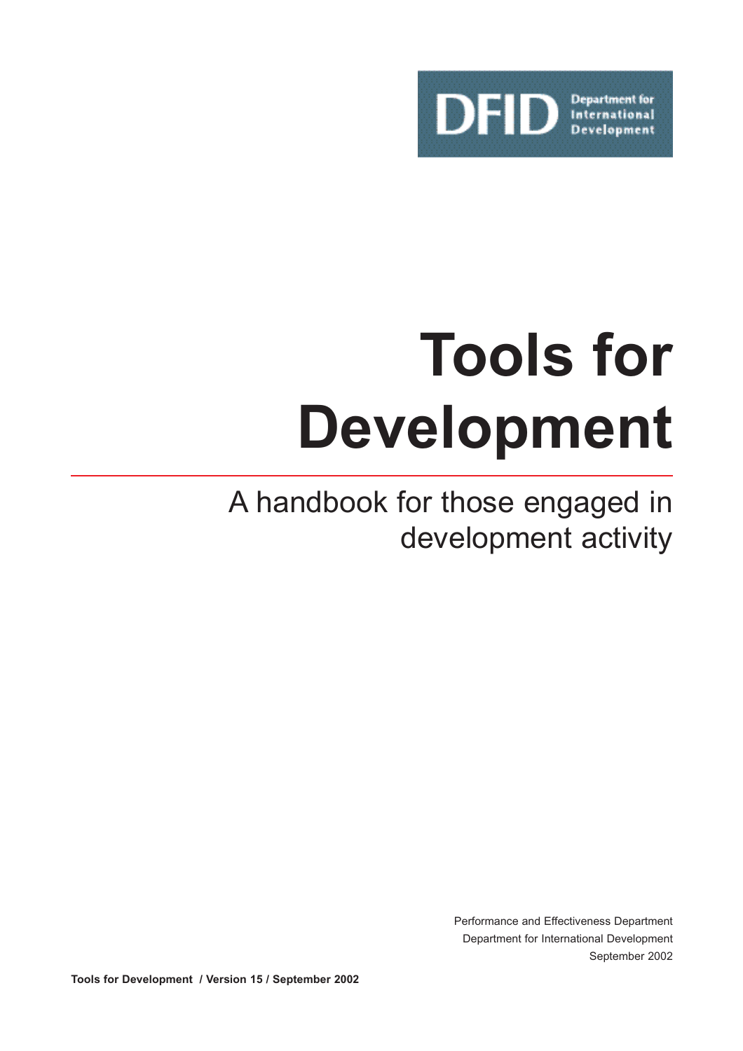DFID Department for International Development

# Tools for Development

## A handbook for those engaged in development activity

Performance and Effectiveness Department
Department for International Development
September 2002

**Tools for Development / Version 15 / September 2002**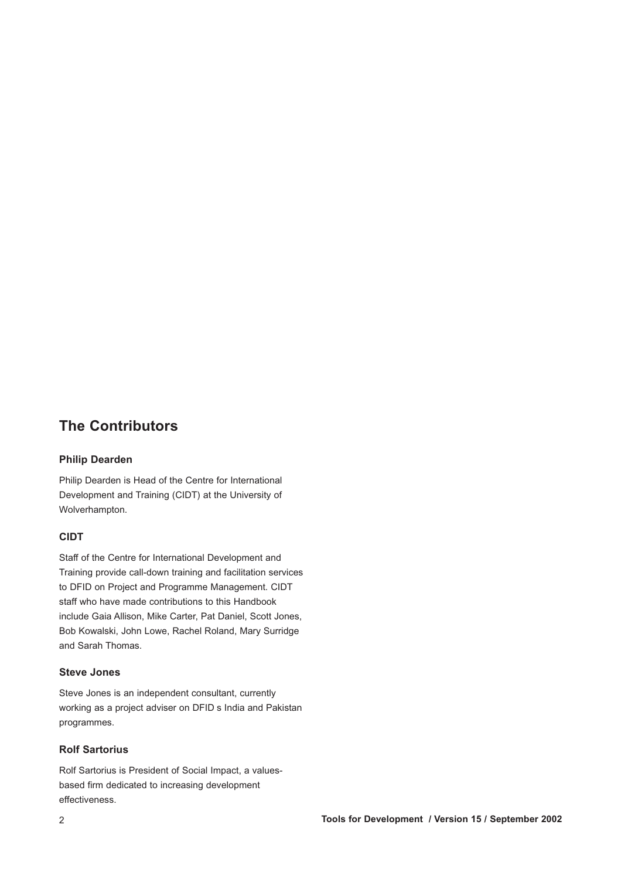## The Contributors

### Philip Dearden

Philip Dearden is Head of the Centre for International Development and Training (CIDT) at the University of Wolverhampton.

### CIDT

Staff of the Centre for International Development and Training provide call-down training and facilitation services to DFID on Project and Programme Management. CIDT staff who have made contributions to this Handbook include Gaia Allison, Mike Carter, Pat Daniel, Scott Jones, Bob Kowalski, John Lowe, Rachel Roland, Mary Surridge and Sarah Thomas.

### Steve Jones

Steve Jones is an independent consultant, currently working as a project adviser on DFID s India and Pakistan programmes.

### Rolf Sartorius

Rolf Sartorius is President of Social Impact, a values-based firm dedicated to increasing development effectiveness.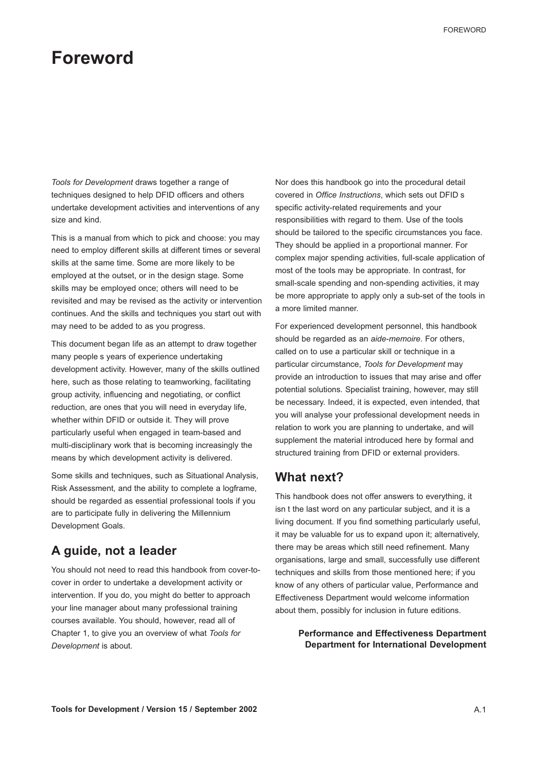# Foreword

*Tools for Development* draws together a range of techniques designed to help DFID officers and others undertake development activities and interventions of any size and kind.

This is a manual from which to pick and choose: you may need to employ different skills at different times or several skills at the same time. Some are more likely to be employed at the outset, or in the design stage. Some skills may be employed once; others will need to be revisited and may be revised as the activity or intervention continues. And the skills and techniques you start out with may need to be added to as you progress.

This document began life as an attempt to draw together many people s years of experience undertaking development activity. However, many of the skills outlined here, such as those relating to teamworking, facilitating group activity, influencing and negotiating, or conflict reduction, are ones that you will need in everyday life, whether within DFID or outside it. They will prove particularly useful when engaged in team-based and multi-disciplinary work that is becoming increasingly the means by which development activity is delivered.

Some skills and techniques, such as Situational Analysis, Risk Assessment, and the ability to complete a logframe, should be regarded as essential professional tools if you are to participate fully in delivering the Millennium Development Goals.

## A guide, not a leader

You should not need to read this handbook from cover-to-cover in order to undertake a development activity or intervention. If you do, you might do better to approach your line manager about many professional training courses available. You should, however, read all of Chapter 1, to give you an overview of what *Tools for Development* is about.

Nor does this handbook go into the procedural detail covered in *Office Instructions*, which sets out DFID s specific activity-related requirements and your responsibilities with regard to them. Use of the tools should be tailored to the specific circumstances you face. They should be applied in a proportional manner. For complex major spending activities, full-scale application of most of the tools may be appropriate. In contrast, for small-scale spending and non-spending activities, it may be more appropriate to apply only a sub-set of the tools in a more limited manner.

For experienced development personnel, this handbook should be regarded as an *aide-memoire*. For others, called on to use a particular skill or technique in a particular circumstance, *Tools for Development* may provide an introduction to issues that may arise and offer potential solutions. Specialist training, however, may still be necessary. Indeed, it is expected, even intended, that you will analyse your professional development needs in relation to work you are planning to undertake, and will supplement the material introduced here by formal and structured training from DFID or external providers.

## What next?

This handbook does not offer answers to everything, it isn t the last word on any particular subject, and it is a living document. If you find something particularly useful, it may be valuable for us to expand upon it; alternatively, there may be areas which still need refinement. Many organisations, large and small, successfully use different techniques and skills from those mentioned here; if you know of any others of particular value, Performance and Effectiveness Department would welcome information about them, possibly for inclusion in future editions.

**Performance and Effectiveness Department**
**Department for International Development**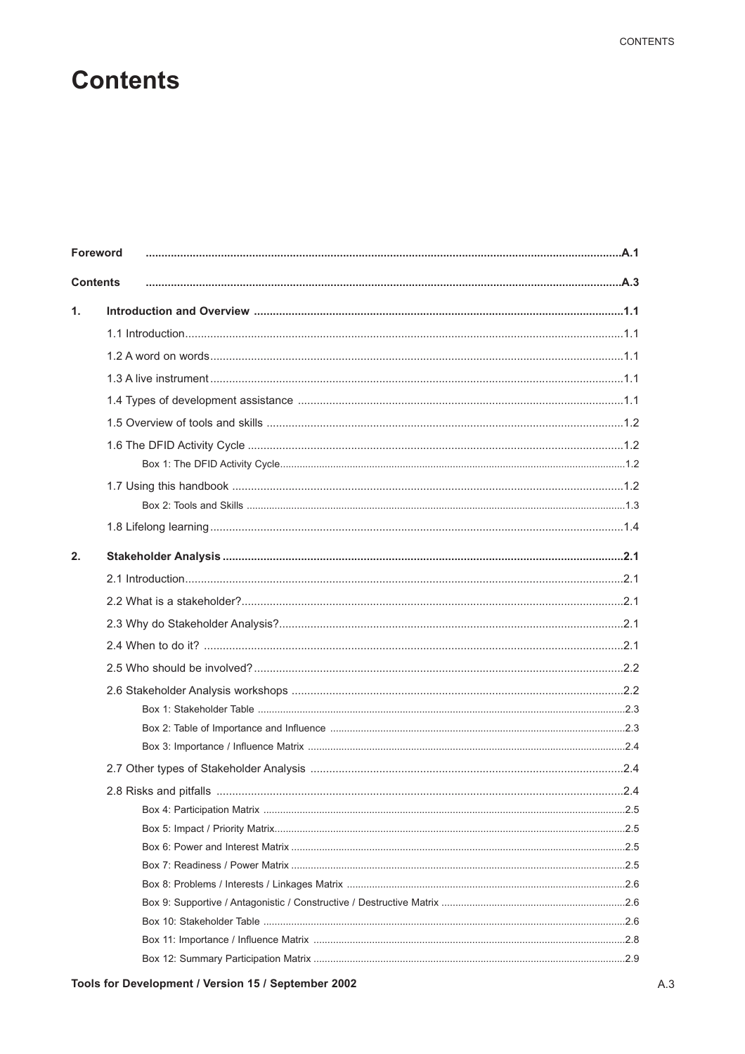# Contents

| | | |
|---|---|---|
| **Foreword** | | **A.1** |
| **Contents** | | **A.3** |
| **1.** | **Introduction and Overview** | **1.1** |
| | 1.1 Introduction | 1.1 |
| | 1.2 A word on words | 1.1 |
| | 1.3 A live instrument | 1.1 |
| | 1.4 Types of development assistance | 1.1 |
| | 1.5 Overview of tools and skills | 1.2 |
| | 1.6 The DFID Activity Cycle | 1.2 |
| | Box 1: The DFID Activity Cycle | 1.2 |
| | 1.7 Using this handbook | 1.2 |
| | Box 2: Tools and Skills | 1.3 |
| | 1.8 Lifelong learning | 1.4 |
| **2.** | **Stakeholder Analysis** | **2.1** |
| | 2.1 Introduction | 2.1 |
| | 2.2 What is a stakeholder? | 2.1 |
| | 2.3 Why do Stakeholder Analysis? | 2.1 |
| | 2.4 When to do it? | 2.1 |
| | 2.5 Who should be involved? | 2.2 |
| | 2.6 Stakeholder Analysis workshops | 2.2 |
| | Box 1: Stakeholder Table | 2.3 |
| | Box 2: Table of Importance and Influence | 2.3 |
| | Box 3: Importance / Influence Matrix | 2.4 |
| | 2.7 Other types of Stakeholder Analysis | 2.4 |
| | 2.8 Risks and pitfalls | 2.4 |
| | Box 4: Participation Matrix | 2.5 |
| | Box 5: Impact / Priority Matrix | 2.5 |
| | Box 6: Power and Interest Matrix | 2.5 |
| | Box 7: Readiness / Power Matrix | 2.5 |
| | Box 8: Problems / Interests / Linkages Matrix | 2.6 |
| | Box 9: Supportive / Antagonistic / Constructive / Destructive Matrix | 2.6 |
| | Box 10: Stakeholder Table | 2.6 |
| | Box 11: Importance / Influence Matrix | 2.8 |
| | Box 12: Summary Participation Matrix | 2.9 |

**Tools for Development / Version 15 / September 2002**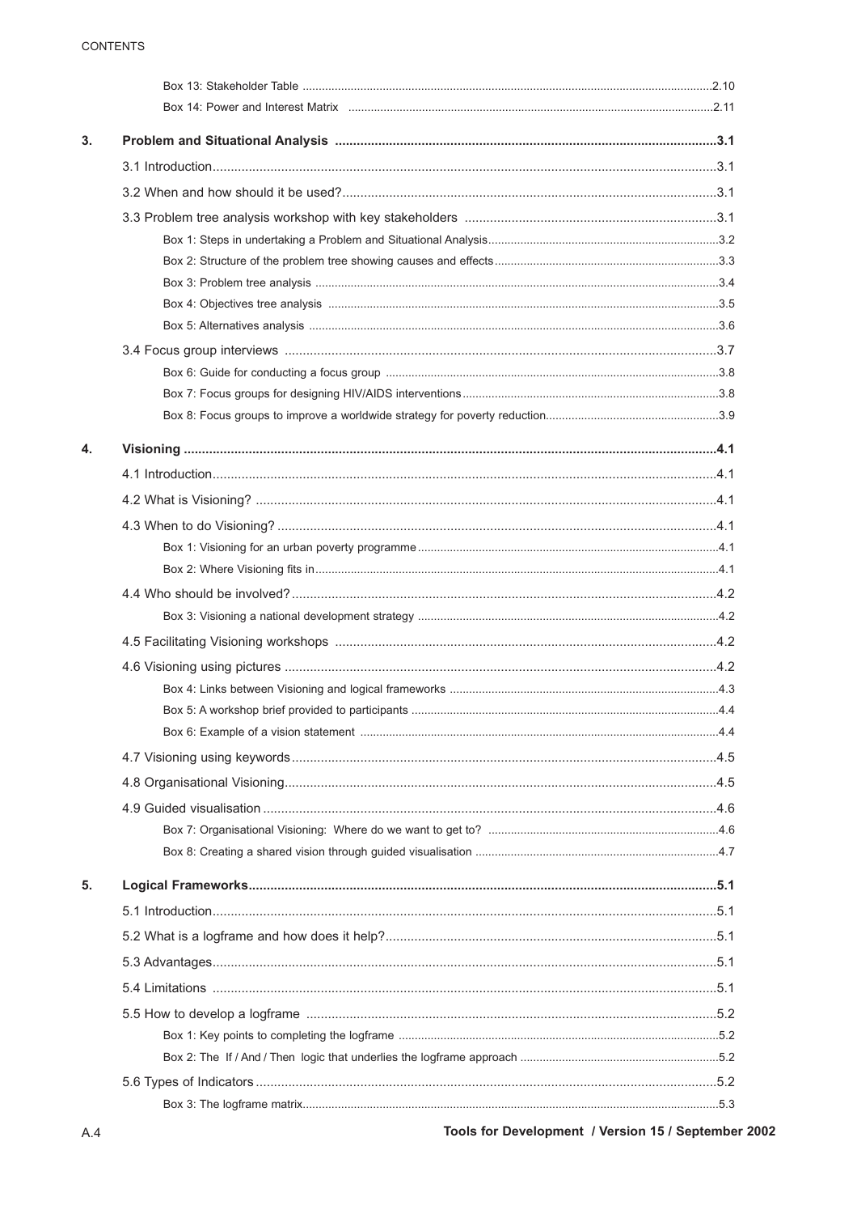Box 13: Stakeholder Table ....2.10

Box 14: Power and Interest Matrix ....2.11

**3. Problem and Situational Analysis ....3.1**

3.1 Introduction....3.1

3.2 When and how should it be used?....3.1

3.3 Problem tree analysis workshop with key stakeholders ....3.1

Box 1: Steps in undertaking a Problem and Situational Analysis....3.2

Box 2: Structure of the problem tree showing causes and effects....3.3

Box 3: Problem tree analysis ....3.4

Box 4: Objectives tree analysis ....3.5

Box 5: Alternatives analysis ....3.6

3.4 Focus group interviews ....3.7

Box 6: Guide for conducting a focus group ....3.8

Box 7: Focus groups for designing HIV/AIDS interventions....3.8

Box 8: Focus groups to improve a worldwide strategy for poverty reduction....3.9

**4. Visioning ....4.1**

4.1 Introduction....4.1

4.2 What is Visioning? ....4.1

4.3 When to do Visioning? ....4.1

Box 1: Visioning for an urban poverty programme....4.1

Box 2: Where Visioning fits in....4.1

4.4 Who should be involved?....4.2

Box 3: Visioning a national development strategy ....4.2

4.5 Facilitating Visioning workshops ....4.2

4.6 Visioning using pictures ....4.2

Box 4: Links between Visioning and logical frameworks ....4.3

Box 5: A workshop brief provided to participants ....4.4

Box 6: Example of a vision statement ....4.4

4.7 Visioning using keywords....4.5

4.8 Organisational Visioning....4.5

4.9 Guided visualisation ....4.6

Box 7: Organisational Visioning: Where do we want to get to? ....4.6

Box 8: Creating a shared vision through guided visualisation ....4.7

**5. Logical Frameworks....5.1**

5.1 Introduction....5.1

5.2 What is a logframe and how does it help?....5.1

5.3 Advantages....5.1

5.4 Limitations ....5.1

5.5 How to develop a logframe ....5.2

Box 1: Key points to completing the logframe ....5.2

Box 2: The If / And / Then logic that underlies the logframe approach ....5.2

5.6 Types of Indicators ....5.2

Box 3: The logframe matrix....5.3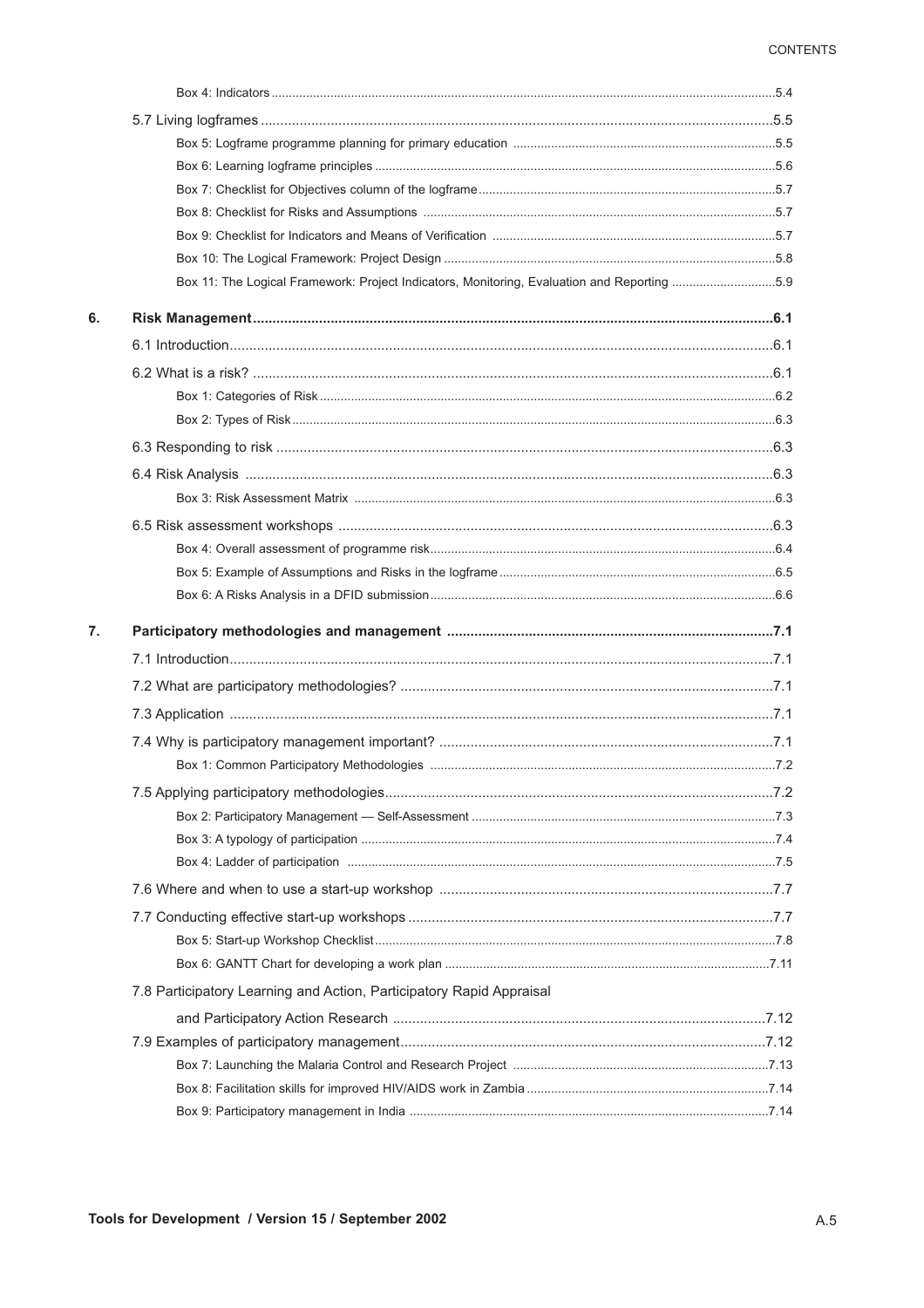Box 4: Indicators ........................................................................................................................................5.4

5.7 Living logframes .......................................................................................................................................5.5

Box 5: Logframe programme planning for primary education .............................................................................5.5

Box 6: Learning logframe principles .....................................................................................................................5.6

Box 7: Checklist for Objectives column of the logframe........................................................................................5.7

Box 8: Checklist for Risks and Assumptions ........................................................................................................5.7

Box 9: Checklist for Indicators and Means of Verification ....................................................................................5.7

Box 10: The Logical Framework: Project Design ..................................................................................................5.8

Box 11: The Logical Framework: Project Indicators, Monitoring, Evaluation and Reporting ...............................5.9

**6. Risk Management........................................................................................................................................6.1**

6.1 Introduction...............................................................................................................................................6.1

6.2 What is a risk? ..........................................................................................................................................6.1

Box 1: Categories of Risk .....................................................................................................................................6.2

Box 2: Types of Risk.............................................................................................................................................6.3

6.3 Responding to risk ....................................................................................................................................6.3

6.4 Risk Analysis ............................................................................................................................................6.3

Box 3: Risk Assessment Matrix ............................................................................................................................6.3

6.5 Risk assessment workshops .....................................................................................................................6.3

Box 4: Overall assessment of programme risk......................................................................................................6.4

Box 5: Example of Assumptions and Risks in the logframe..................................................................................6.5

Box 6: A Risks Analysis in a DFID submission.....................................................................................................6.6

**7. Participatory methodologies and management ........................................................................................7.1**

7.1 Introduction...............................................................................................................................................7.1

7.2 What are participatory methodologies? ....................................................................................................7.1

7.3 Application ................................................................................................................................................7.1

7.4 Why is participatory management important? ..........................................................................................7.1

Box 1: Common Participatory Methodologies ......................................................................................................7.2

7.5 Applying participatory methodologies........................................................................................................7.2

Box 2: Participatory Management — Self-Assessment ........................................................................................7.3

Box 3: A typology of participation .........................................................................................................................7.4

Box 4: Ladder of participation ..............................................................................................................................7.5

7.6 Where and when to use a start-up workshop ...........................................................................................7.7

7.7 Conducting effective start-up workshops..................................................................................................7.7

Box 5: Start-up Workshop Checklist......................................................................................................................7.8

Box 6: GANTT Chart for developing a work plan ................................................................................................7.11

7.8 Participatory Learning and Action, Participatory Rapid Appraisal and Participatory Action Research .....................................................................................7.12

7.9 Examples of participatory management...................................................................................................7.12

Box 7: Launching the Malaria Control and Research Project .............................................................................7.13

Box 8: Facilitation skills for improved HIV/AIDS work in Zambia........................................................................7.14

Box 9: Participatory management in India ..........................................................................................................7.14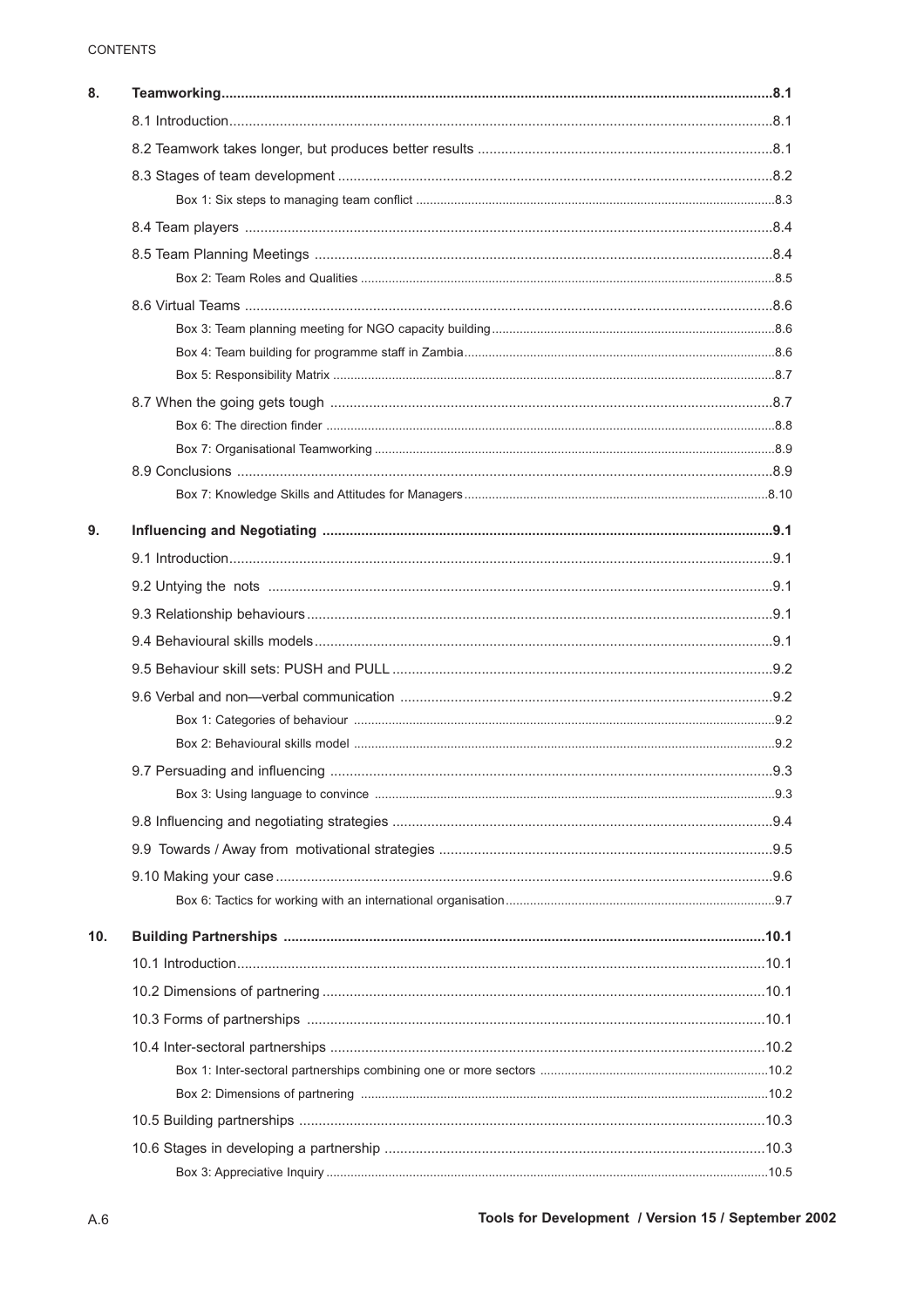| | | |
|---|---|---|
| **8.** | **Teamworking** | **8.1** |
| | 8.1 Introduction | 8.1 |
| | 8.2 Teamwork takes longer, but produces better results | 8.1 |
| | 8.3 Stages of team development | 8.2 |
| | Box 1: Six steps to managing team conflict | 8.3 |
| | 8.4 Team players | 8.4 |
| | 8.5 Team Planning Meetings | 8.4 |
| | Box 2: Team Roles and Qualities | 8.5 |
| | 8.6 Virtual Teams | 8.6 |
| | Box 3: Team planning meeting for NGO capacity building | 8.6 |
| | Box 4: Team building for programme staff in Zambia | 8.6 |
| | Box 5: Responsibility Matrix | 8.7 |
| | 8.7 When the going gets tough | 8.7 |
| | Box 6: The direction finder | 8.8 |
| | Box 7: Organisational Teamworking | 8.9 |
| | 8.9 Conclusions | 8.9 |
| | Box 7: Knowledge Skills and Attitudes for Managers | 8.10 |
| **9.** | **Influencing and Negotiating** | **9.1** |
| | 9.1 Introduction | 9.1 |
| | 9.2 Untying the nots | 9.1 |
| | 9.3 Relationship behaviours | 9.1 |
| | 9.4 Behavioural skills models | 9.1 |
| | 9.5 Behaviour skill sets: PUSH and PULL | 9.2 |
| | 9.6 Verbal and non—verbal communication | 9.2 |
| | Box 1: Categories of behaviour | 9.2 |
| | Box 2: Behavioural skills model | 9.2 |
| | 9.7 Persuading and influencing | 9.3 |
| | Box 3: Using language to convince | 9.3 |
| | 9.8 Influencing and negotiating strategies | 9.4 |
| | 9.9 Towards / Away from motivational strategies | 9.5 |
| | 9.10 Making your case | 9.6 |
| | Box 6: Tactics for working with an international organisation | 9.7 |
| **10.** | **Building Partnerships** | **10.1** |
| | 10.1 Introduction | 10.1 |
| | 10.2 Dimensions of partnering | 10.1 |
| | 10.3 Forms of partnerships | 10.1 |
| | 10.4 Inter-sectoral partnerships | 10.2 |
| | Box 1: Inter-sectoral partnerships combining one or more sectors | 10.2 |
| | Box 2: Dimensions of partnering | 10.2 |
| | 10.5 Building partnerships | 10.3 |
| | 10.6 Stages in developing a partnership | 10.3 |
| | Box 3: Appreciative Inquiry | 10.5 |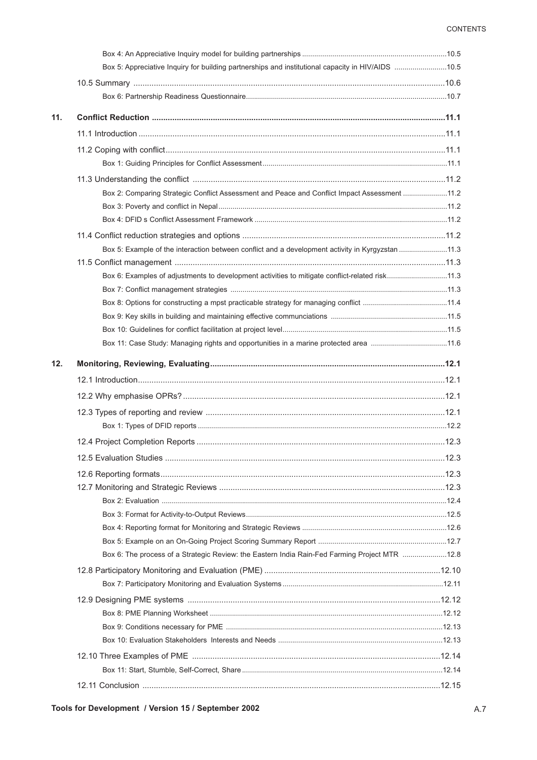Box 4: An Appreciative Inquiry model for building partnerships ..........10.5
Box 5: Appreciative Inquiry for building partnerships and institutional capacity in HIV/AIDS ..........10.5

10.5 Summary ..........10.6

Box 6: Partnership Readiness Questionnaire..........10.7

**11. Conflict Reduction ..........11.1**

11.1 Introduction ..........11.1

11.2 Coping with conflict..........11.1

Box 1: Guiding Principles for Conflict Assessment..........11.1

11.3 Understanding the conflict ..........11.2

Box 2: Comparing Strategic Conflict Assessment and Peace and Conflict Impact Assessment ..........11.2
Box 3: Poverty and conflict in Nepal..........11.2
Box 4: DFID s Conflict Assessment Framework ..........11.2

11.4 Conflict reduction strategies and options ..........11.2

Box 5: Example of the interaction between conflict and a development activity in Kyrgyzstan ..........11.3

11.5 Conflict management ..........11.3

Box 6: Examples of adjustments to development activities to mitigate conflict-related risk..........11.3
Box 7: Conflict management strategies ..........11.3
Box 8: Options for constructing a mpst practicable strategy for managing conflict ..........11.4
Box 9: Key skills in building and maintaining effective communciations ..........11.5
Box 10: Guidelines for conflict facilitation at project level..........11.5
Box 11: Case Study: Managing rights and opportunities in a marine protected area ..........11.6

**12. Monitoring, Reviewing, Evaluating..........12.1**

12.1 Introduction..........12.1

12.2 Why emphasise OPRs? ..........12.1

12.3 Types of reporting and review ..........12.1

Box 1: Types of DFID reports ..........12.2

12.4 Project Completion Reports ..........12.3

12.5 Evaluation Studies ..........12.3

12.6 Reporting formats..........12.3

12.7 Monitoring and Strategic Reviews ..........12.3

Box 2: Evaluation ..........12.4
Box 3: Format for Activity-to-Output Reviews..........12.5
Box 4: Reporting format for Monitoring and Strategic Reviews ..........12.6
Box 5: Example on an On-Going Project Scoring Summary Report ..........12.7
Box 6: The process of a Strategic Review: the Eastern India Rain-Fed Farming Project MTR ..........12.8

12.8 Participatory Monitoring and Evaluation (PME) ..........12.10

Box 7: Participatory Monitoring and Evaluation Systems..........12.11

12.9 Designing PME systems ..........12.12

Box 8: PME Planning Worksheet ..........12.12
Box 9: Conditions necessary for PME ..........12.13
Box 10: Evaluation Stakeholders Interests and Needs ..........12.13

12.10 Three Examples of PME ..........12.14

Box 11: Start, Stumble, Self-Correct, Share..........12.14

12.11 Conclusion ..........12.15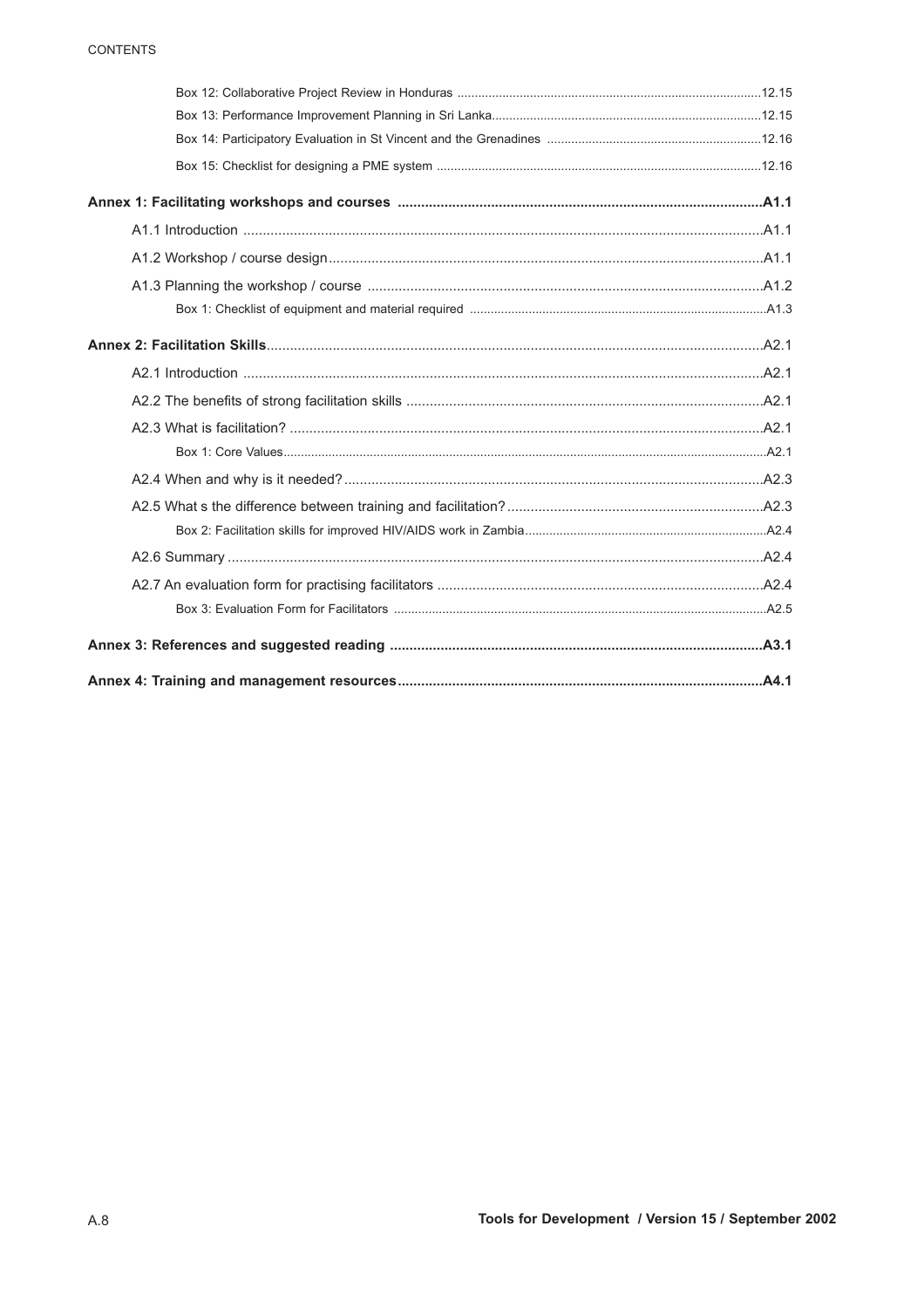Box 12: Collaborative Project Review in Honduras ........................................................................................12.15

Box 13: Performance Improvement Planning in Sri Lanka..............................................................................12.15

Box 14: Participatory Evaluation in St Vincent and the Grenadines ..............................................................12.16

Box 15: Checklist for designing a PME system ..............................................................................................12.16

**Annex 1: Facilitating workshops and courses ............................................................................................A1.1**

A1.1 Introduction ....................................................................................................................................A1.1

A1.2 Workshop / course design..............................................................................................................A1.1

A1.3 Planning the workshop / course .....................................................................................................A1.2

Box 1: Checklist of equipment and material required ......................................................................................A1.3

**Annex 2: Facilitation Skills..............................................................................................................................A2.1**

A2.1 Introduction ....................................................................................................................................A2.1

A2.2 The benefits of strong facilitation skills ..........................................................................................A2.1

A2.3 What is facilitation? ........................................................................................................................A2.1

Box 1: Core Values..............................................................................................................................................A2.1

A2.4 When and why is it needed?..........................................................................................................A2.3

A2.5 What s the difference between training and facilitation?.................................................................A2.3

Box 2: Facilitation skills for improved HIV/AIDS work in Zambia......................................................................A2.4

A2.6 Summary ........................................................................................................................................A2.4

A2.7 An evaluation form for practising facilitators ..................................................................................A2.4

Box 3: Evaluation Form for Facilitators ..............................................................................................................A2.5

**Annex 3: References and suggested reading ..............................................................................................A3.1**

**Annex 4: Training and management resources............................................................................................A4.1**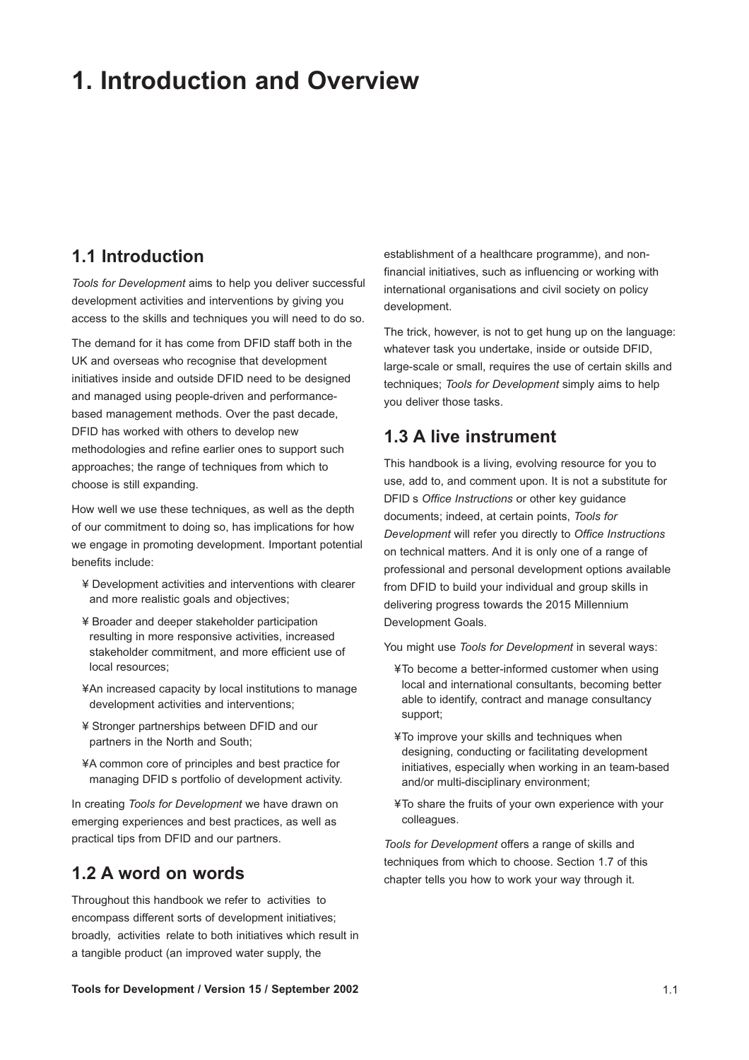# 1. Introduction and Overview

## 1.1 Introduction

*Tools for Development* aims to help you deliver successful development activities and interventions by giving you access to the skills and techniques you will need to do so.

The demand for it has come from DFID staff both in the UK and overseas who recognise that development initiatives inside and outside DFID need to be designed and managed using people-driven and performance-based management methods. Over the past decade, DFID has worked with others to develop new methodologies and refine earlier ones to support such approaches; the range of techniques from which to choose is still expanding.

How well we use these techniques, as well as the depth of our commitment to doing so, has implications for how we engage in promoting development. Important potential benefits include:

- Development activities and interventions with clearer and more realistic goals and objectives;
- Broader and deeper stakeholder participation resulting in more responsive activities, increased stakeholder commitment, and more efficient use of local resources;
- An increased capacity by local institutions to manage development activities and interventions;
- Stronger partnerships between DFID and our partners in the North and South;
- A common core of principles and best practice for managing DFID s portfolio of development activity.

In creating *Tools for Development* we have drawn on emerging experiences and best practices, as well as practical tips from DFID and our partners.

## 1.2 A word on words

Throughout this handbook we refer to activities to encompass different sorts of development initiatives; broadly, activities relate to both initiatives which result in a tangible product (an improved water supply, the establishment of a healthcare programme), and non-financial initiatives, such as influencing or working with international organisations and civil society on policy development.

The trick, however, is not to get hung up on the language: whatever task you undertake, inside or outside DFID, large-scale or small, requires the use of certain skills and techniques; *Tools for Development* simply aims to help you deliver those tasks.

## 1.3 A live instrument

This handbook is a living, evolving resource for you to use, add to, and comment upon. It is not a substitute for DFID s *Office Instructions* or other key guidance documents; indeed, at certain points, *Tools for Development* will refer you directly to *Office Instructions* on technical matters. And it is only one of a range of professional and personal development options available from DFID to build your individual and group skills in delivering progress towards the 2015 Millennium Development Goals.

You might use *Tools for Development* in several ways:

- To become a better-informed customer when using local and international consultants, becoming better able to identify, contract and manage consultancy support;
- To improve your skills and techniques when designing, conducting or facilitating development initiatives, especially when working in an team-based and/or multi-disciplinary environment;
- To share the fruits of your own experience with your colleagues.

*Tools for Development* offers a range of skills and techniques from which to choose. Section 1.7 of this chapter tells you how to work your way through it.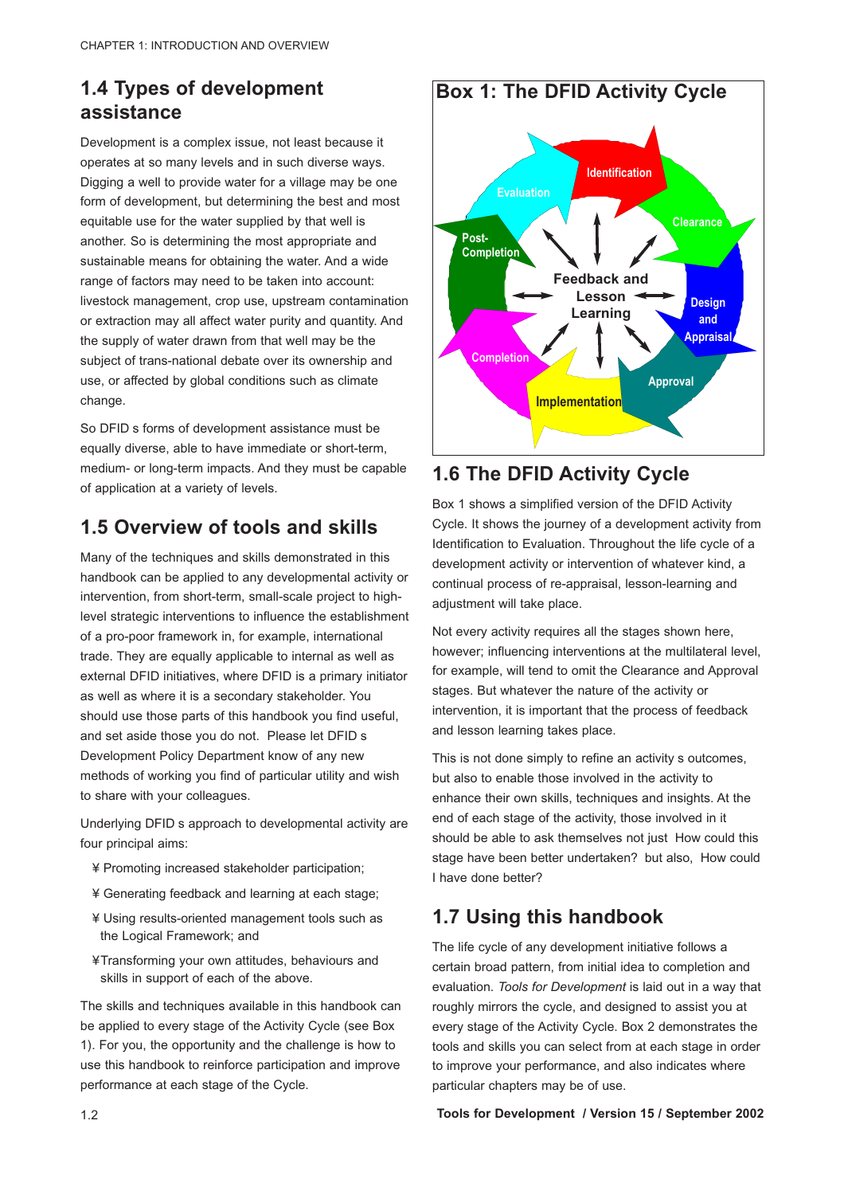## 1.4 Types of development assistance

Development is a complex issue, not least because it operates at so many levels and in such diverse ways. Digging a well to provide water for a village may be one form of development, but determining the best and most equitable use for the water supplied by that well is another. So is determining the most appropriate and sustainable means for obtaining the water. And a wide range of factors may need to be taken into account: livestock management, crop use, upstream contamination or extraction may all affect water purity and quantity. And the supply of water drawn from that well may be the subject of trans-national debate over its ownership and use, or affected by global conditions such as climate change.

So DFID s forms of development assistance must be equally diverse, able to have immediate or short-term, medium- or long-term impacts. And they must be capable of application at a variety of levels.

## 1.5 Overview of tools and skills

Many of the techniques and skills demonstrated in this handbook can be applied to any developmental activity or intervention, from short-term, small-scale project to high-level strategic interventions to influence the establishment of a pro-poor framework in, for example, international trade. They are equally applicable to internal as well as external DFID initiatives, where DFID is a primary initiator as well as where it is a secondary stakeholder. You should use those parts of this handbook you find useful, and set aside those you do not. Please let DFID s Development Policy Department know of any new methods of working you find of particular utility and wish to share with your colleagues.

Underlying DFID s approach to developmental activity are four principal aims:

- Promoting increased stakeholder participation;
- Generating feedback and learning at each stage;
- Using results-oriented management tools such as the Logical Framework; and
- Transforming your own attitudes, behaviours and skills in support of each of the above.

The skills and techniques available in this handbook can be applied to every stage of the Activity Cycle (see Box 1). For you, the opportunity and the challenge is how to use this handbook to reinforce participation and improve performance at each stage of the Cycle.

### Box 1: The DFID Activity Cycle

Identification → Clearance → Design and Appraisal → Approval → Implementation → Completion → Post-Completion → Evaluation

(Centre: Feedback and Lesson Learning)

## 1.6 The DFID Activity Cycle

Box 1 shows a simplified version of the DFID Activity Cycle. It shows the journey of a development activity from Identification to Evaluation. Throughout the life cycle of a development activity or intervention of whatever kind, a continual process of re-appraisal, lesson-learning and adjustment will take place.

Not every activity requires all the stages shown here, however; influencing interventions at the multilateral level, for example, will tend to omit the Clearance and Approval stages. But whatever the nature of the activity or intervention, it is important that the process of feedback and lesson learning takes place.

This is not done simply to refine an activity s outcomes, but also to enable those involved in the activity to enhance their own skills, techniques and insights. At the end of each stage of the activity, those involved in it should be able to ask themselves not just How could this stage have been better undertaken? but also, How could I have done better?

## 1.7 Using this handbook

The life cycle of any development initiative follows a certain broad pattern, from initial idea to completion and evaluation. *Tools for Development* is laid out in a way that roughly mirrors the cycle, and designed to assist you at every stage of the Activity Cycle. Box 2 demonstrates the tools and skills you can select from at each stage in order to improve your performance, and also indicates where particular chapters may be of use.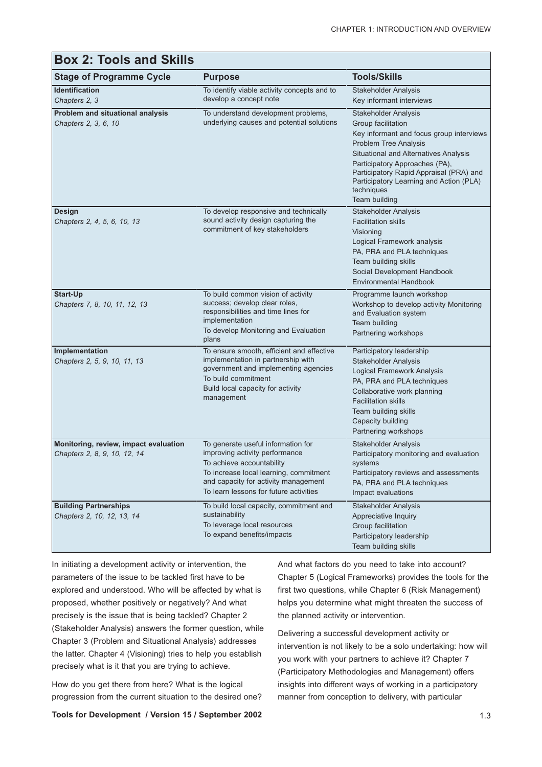## Box 2: Tools and Skills

| Stage of Programme Cycle | Purpose | Tools/Skills |
|---|---|---|
| **Identification**<br>*Chapters 2, 3* | To identify viable activity concepts and to develop a concept note | Stakeholder Analysis<br>Key informant interviews |
| **Problem and situational analysis**<br>*Chapters 2, 3, 6, 10* | To understand development problems, underlying causes and potential solutions | Stakeholder Analysis<br>Group facilitation<br>Key informant and focus group interviews<br>Problem Tree Analysis<br>Situational and Alternatives Analysis<br>Participatory Approaches (PA), Participatory Rapid Appraisal (PRA) and Participatory Learning and Action (PLA) techniques<br>Team building |
| **Design**<br>*Chapters 2, 4, 5, 6, 10, 13* | To develop responsive and technically sound activity design capturing the commitment of key stakeholders | Stakeholder Analysis<br>Facilitation skills<br>Visioning<br>Logical Framework analysis<br>PA, PRA and PLA techniques<br>Team building skills<br>Social Development Handbook<br>Environmental Handbook |
| **Start-Up**<br>*Chapters 7, 8, 10, 11, 12, 13* | To build common vision of activity success; develop clear roles, responsibilities and time lines for implementation<br>To develop Monitoring and Evaluation plans | Programme launch workshop<br>Workshop to develop activity Monitoring and Evaluation system<br>Team building<br>Partnering workshops |
| **Implementation**<br>*Chapters 2, 5, 9, 10, 11, 13* | To ensure smooth, efficient and effective implementation in partnership with government and implementing agencies<br>To build commitment<br>Build local capacity for activity management | Participatory leadership<br>Stakeholder Analysis<br>Logical Framework Analysis<br>PA, PRA and PLA techniques<br>Collaborative work planning<br>Facilitation skills<br>Team building skills<br>Capacity building<br>Partnering workshops |
| **Monitoring, review, impact evaluation**<br>*Chapters 2, 8, 9, 10, 12, 14* | To generate useful information for improving activity performance<br>To achieve accountability<br>To increase local learning, commitment and capacity for activity management<br>To learn lessons for future activities | Stakeholder Analysis<br>Participatory monitoring and evaluation systems<br>Participatory reviews and assessments<br>PA, PRA and PLA techniques<br>Impact evaluations |
| **Building Partnerships**<br>*Chapters 2, 10, 12, 13, 14* | To build local capacity, commitment and sustainability<br>To leverage local resources<br>To expand benefits/impacts | Stakeholder Analysis<br>Appreciative Inquiry<br>Group facilitation<br>Participatory leadership<br>Team building skills |

In initiating a development activity or intervention, the parameters of the issue to be tackled first have to be explored and understood. Who will be affected by what is proposed, whether positively or negatively? And what precisely is the issue that is being tackled? Chapter 2 (Stakeholder Analysis) answers the former question, while Chapter 3 (Problem and Situational Analysis) addresses the latter. Chapter 4 (Visioning) tries to help you establish precisely what is it that you are trying to achieve.

How do you get there from here? What is the logical progression from the current situation to the desired one? And what factors do you need to take into account? Chapter 5 (Logical Frameworks) provides the tools for the first two questions, while Chapter 6 (Risk Management) helps you determine what might threaten the success of the planned activity or intervention.

Delivering a successful development activity or intervention is not likely to be a solo undertaking: how will you work with your partners to achieve it? Chapter 7 (Participatory Methodologies and Management) offers insights into different ways of working in a participatory manner from conception to delivery, with particular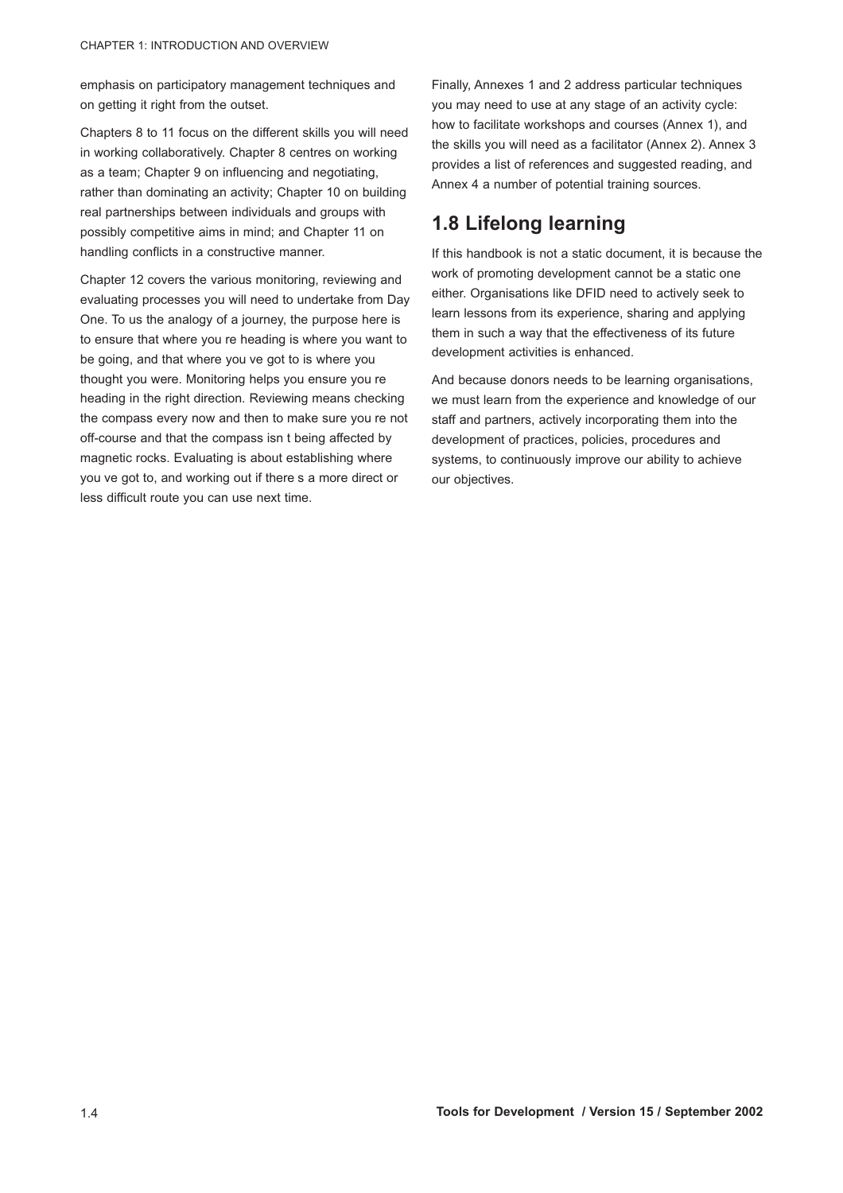emphasis on participatory management techniques and on getting it right from the outset.

Chapters 8 to 11 focus on the different skills you will need in working collaboratively. Chapter 8 centres on working as a team; Chapter 9 on influencing and negotiating, rather than dominating an activity; Chapter 10 on building real partnerships between individuals and groups with possibly competitive aims in mind; and Chapter 11 on handling conflicts in a constructive manner.

Chapter 12 covers the various monitoring, reviewing and evaluating processes you will need to undertake from Day One. To us the analogy of a journey, the purpose here is to ensure that where you re heading is where you want to be going, and that where you ve got to is where you thought you were. Monitoring helps you ensure you re heading in the right direction. Reviewing means checking the compass every now and then to make sure you re not off-course and that the compass isn t being affected by magnetic rocks. Evaluating is about establishing where you ve got to, and working out if there s a more direct or less difficult route you can use next time.

Finally, Annexes 1 and 2 address particular techniques you may need to use at any stage of an activity cycle: how to facilitate workshops and courses (Annex 1), and the skills you will need as a facilitator (Annex 2). Annex 3 provides a list of references and suggested reading, and Annex 4 a number of potential training sources.

## 1.8 Lifelong learning

If this handbook is not a static document, it is because the work of promoting development cannot be a static one either. Organisations like DFID need to actively seek to learn lessons from its experience, sharing and applying them in such a way that the effectiveness of its future development activities is enhanced.

And because donors needs to be learning organisations, we must learn from the experience and knowledge of our staff and partners, actively incorporating them into the development of practices, policies, procedures and systems, to continuously improve our ability to achieve our objectives.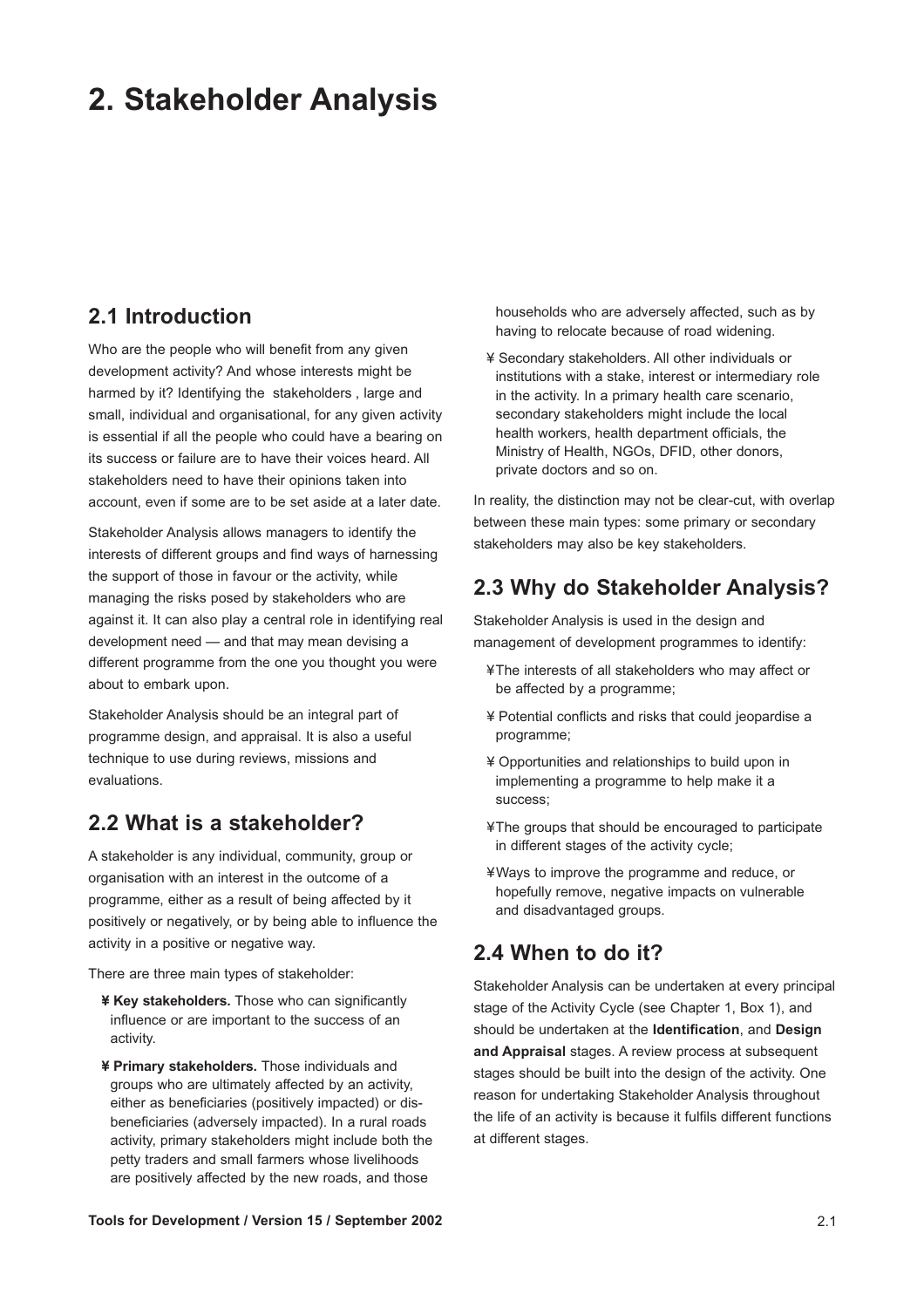# 2. Stakeholder Analysis

## 2.1 Introduction

Who are the people who will benefit from any given development activity? And whose interests might be harmed by it? Identifying the stakeholders , large and small, individual and organisational, for any given activity is essential if all the people who could have a bearing on its success or failure are to have their voices heard. All stakeholders need to have their opinions taken into account, even if some are to be set aside at a later date.

Stakeholder Analysis allows managers to identify the interests of different groups and find ways of harnessing the support of those in favour or the activity, while managing the risks posed by stakeholders who are against it. It can also play a central role in identifying real development need — and that may mean devising a different programme from the one you thought you were about to embark upon.

Stakeholder Analysis should be an integral part of programme design, and appraisal. It is also a useful technique to use during reviews, missions and evaluations.

## 2.2 What is a stakeholder?

A stakeholder is any individual, community, group or organisation with an interest in the outcome of a programme, either as a result of being affected by it positively or negatively, or by being able to influence the activity in a positive or negative way.

There are three main types of stakeholder:

- **Key stakeholders.** Those who can significantly influence or are important to the success of an activity.
- **Primary stakeholders.** Those individuals and groups who are ultimately affected by an activity, either as beneficiaries (positively impacted) or dis-beneficiaries (adversely impacted). In a rural roads activity, primary stakeholders might include both the petty traders and small farmers whose livelihoods are positively affected by the new roads, and those households who are adversely affected, such as by having to relocate because of road widening.
- Secondary stakeholders. All other individuals or institutions with a stake, interest or intermediary role in the activity. In a primary health care scenario, secondary stakeholders might include the local health workers, health department officials, the Ministry of Health, NGOs, DFID, other donors, private doctors and so on.

In reality, the distinction may not be clear-cut, with overlap between these main types: some primary or secondary stakeholders may also be key stakeholders.

## 2.3 Why do Stakeholder Analysis?

Stakeholder Analysis is used in the design and management of development programmes to identify:

- The interests of all stakeholders who may affect or be affected by a programme;
- Potential conflicts and risks that could jeopardise a programme;
- Opportunities and relationships to build upon in implementing a programme to help make it a success;
- The groups that should be encouraged to participate in different stages of the activity cycle;
- Ways to improve the programme and reduce, or hopefully remove, negative impacts on vulnerable and disadvantaged groups.

## 2.4 When to do it?

Stakeholder Analysis can be undertaken at every principal stage of the Activity Cycle (see Chapter 1, Box 1), and should be undertaken at the **Identification**, and **Design and Appraisal** stages. A review process at subsequent stages should be built into the design of the activity. One reason for undertaking Stakeholder Analysis throughout the life of an activity is because it fulfils different functions at different stages.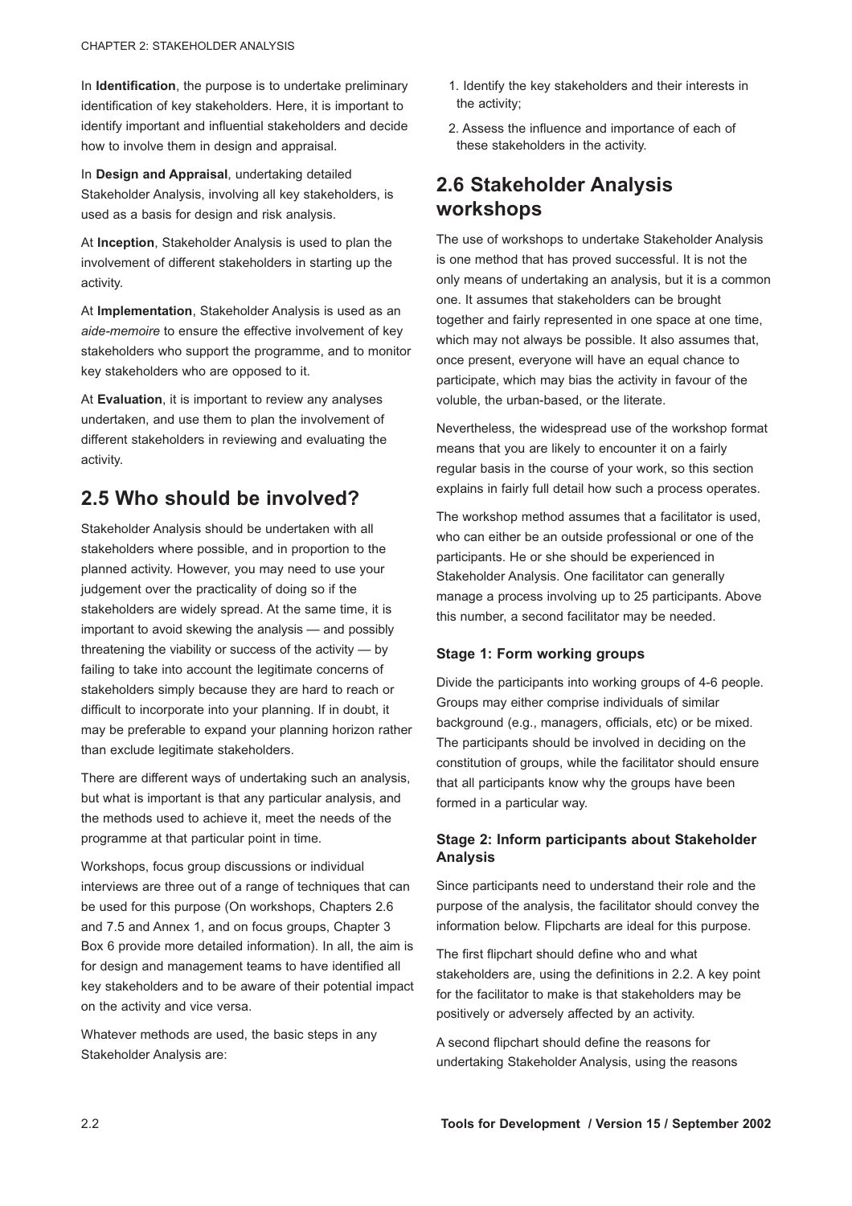In **Identification**, the purpose is to undertake preliminary identification of key stakeholders. Here, it is important to identify important and influential stakeholders and decide how to involve them in design and appraisal.

In **Design and Appraisal**, undertaking detailed Stakeholder Analysis, involving all key stakeholders, is used as a basis for design and risk analysis.

At **Inception**, Stakeholder Analysis is used to plan the involvement of different stakeholders in starting up the activity.

At **Implementation**, Stakeholder Analysis is used as an *aide-memoire* to ensure the effective involvement of key stakeholders who support the programme, and to monitor key stakeholders who are opposed to it.

At **Evaluation**, it is important to review any analyses undertaken, and use them to plan the involvement of different stakeholders in reviewing and evaluating the activity.

## 2.5 Who should be involved?

Stakeholder Analysis should be undertaken with all stakeholders where possible, and in proportion to the planned activity. However, you may need to use your judgement over the practicality of doing so if the stakeholders are widely spread. At the same time, it is important to avoid skewing the analysis — and possibly threatening the viability or success of the activity — by failing to take into account the legitimate concerns of stakeholders simply because they are hard to reach or difficult to incorporate into your planning. If in doubt, it may be preferable to expand your planning horizon rather than exclude legitimate stakeholders.

There are different ways of undertaking such an analysis, but what is important is that any particular analysis, and the methods used to achieve it, meet the needs of the programme at that particular point in time.

Workshops, focus group discussions or individual interviews are three out of a range of techniques that can be used for this purpose (On workshops, Chapters 2.6 and 7.5 and Annex 1, and on focus groups, Chapter 3 Box 6 provide more detailed information). In all, the aim is for design and management teams to have identified all key stakeholders and to be aware of their potential impact on the activity and vice versa.

Whatever methods are used, the basic steps in any Stakeholder Analysis are:

1. Identify the key stakeholders and their interests in the activity;
2. Assess the influence and importance of each of these stakeholders in the activity.

## 2.6 Stakeholder Analysis workshops

The use of workshops to undertake Stakeholder Analysis is one method that has proved successful. It is not the only means of undertaking an analysis, but it is a common one. It assumes that stakeholders can be brought together and fairly represented in one space at one time, which may not always be possible. It also assumes that, once present, everyone will have an equal chance to participate, which may bias the activity in favour of the voluble, the urban-based, or the literate.

Nevertheless, the widespread use of the workshop format means that you are likely to encounter it on a fairly regular basis in the course of your work, so this section explains in fairly full detail how such a process operates.

The workshop method assumes that a facilitator is used, who can either be an outside professional or one of the participants. He or she should be experienced in Stakeholder Analysis. One facilitator can generally manage a process involving up to 25 participants. Above this number, a second facilitator may be needed.

### Stage 1: Form working groups

Divide the participants into working groups of 4-6 people. Groups may either comprise individuals of similar background (e.g., managers, officials, etc) or be mixed. The participants should be involved in deciding on the constitution of groups, while the facilitator should ensure that all participants know why the groups have been formed in a particular way.

### Stage 2: Inform participants about Stakeholder Analysis

Since participants need to understand their role and the purpose of the analysis, the facilitator should convey the information below. Flipcharts are ideal for this purpose.

The first flipchart should define who and what stakeholders are, using the definitions in 2.2. A key point for the facilitator to make is that stakeholders may be positively or adversely affected by an activity.

A second flipchart should define the reasons for undertaking Stakeholder Analysis, using the reasons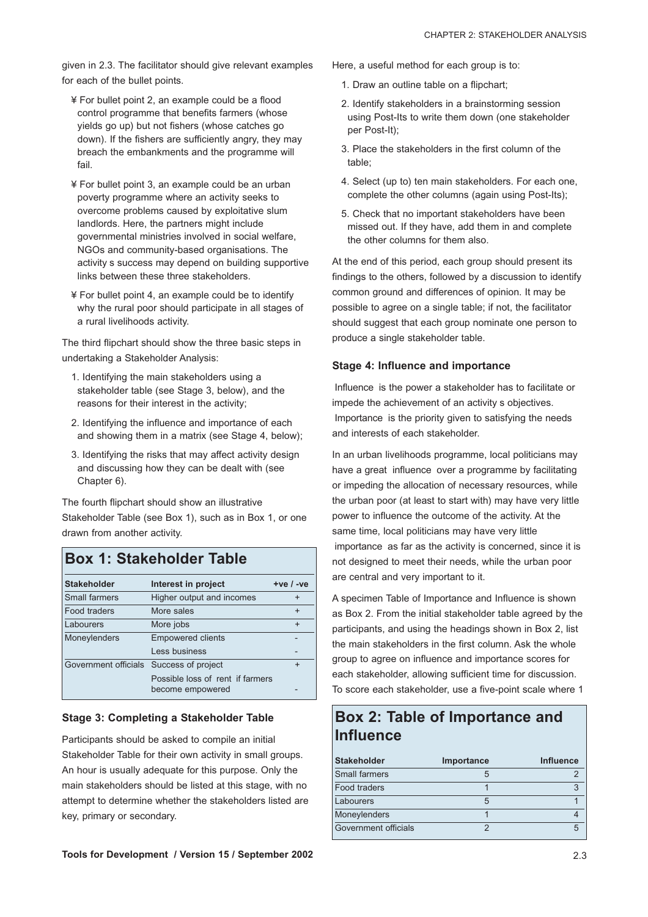given in 2.3. The facilitator should give relevant examples for each of the bullet points.

- ¥ For bullet point 2, an example could be a flood control programme that benefits farmers (whose yields go up) but not fishers (whose catches go down). If the fishers are sufficiently angry, they may breach the embankments and the programme will fail.
- ¥ For bullet point 3, an example could be an urban poverty programme where an activity seeks to overcome problems caused by exploitative slum landlords. Here, the partners might include governmental ministries involved in social welfare, NGOs and community-based organisations. The activity s success may depend on building supportive links between these three stakeholders.
- ¥ For bullet point 4, an example could be to identify why the rural poor should participate in all stages of a rural livelihoods activity.

The third flipchart should show the three basic steps in undertaking a Stakeholder Analysis:

1. Identifying the main stakeholders using a stakeholder table (see Stage 3, below), and the reasons for their interest in the activity;
2. Identifying the influence and importance of each and showing them in a matrix (see Stage 4, below);
3. Identifying the risks that may affect activity design and discussing how they can be dealt with (see Chapter 6).

The fourth flipchart should show an illustrative Stakeholder Table (see Box 1), such as in Box 1, or one drawn from another activity.

## Box 1: Stakeholder Table

| Stakeholder | Interest in project | +ve / -ve |
|---|---|---|
| Small farmers | Higher output and incomes | + |
| Food traders | More sales | + |
| Labourers | More jobs | + |
| Moneylenders | Empowered clients | - |
| | Less business | - |
| Government officials | Success of project | + |
| | Possible loss of rent if farmers become empowered | - |

### Stage 3: Completing a Stakeholder Table

Participants should be asked to compile an initial Stakeholder Table for their own activity in small groups. An hour is usually adequate for this purpose. Only the main stakeholders should be listed at this stage, with no attempt to determine whether the stakeholders listed are key, primary or secondary.

Here, a useful method for each group is to:

1. Draw an outline table on a flipchart;
2. Identify stakeholders in a brainstorming session using Post-Its to write them down (one stakeholder per Post-It);
3. Place the stakeholders in the first column of the table;
4. Select (up to) ten main stakeholders. For each one, complete the other columns (again using Post-Its);
5. Check that no important stakeholders have been missed out. If they have, add them in and complete the other columns for them also.

At the end of this period, each group should present its findings to the others, followed by a discussion to identify common ground and differences of opinion. It may be possible to agree on a single table; if not, the facilitator should suggest that each group nominate one person to produce a single stakeholder table.

### Stage 4: Influence and importance

Influence is the power a stakeholder has to facilitate or impede the achievement of an activity s objectives. Importance is the priority given to satisfying the needs and interests of each stakeholder.

In an urban livelihoods programme, local politicians may have a great influence over a programme by facilitating or impeding the allocation of necessary resources, while the urban poor (at least to start with) may have very little power to influence the outcome of the activity. At the same time, local politicians may have very little importance as far as the activity is concerned, since it is not designed to meet their needs, while the urban poor are central and very important to it.

A specimen Table of Importance and Influence is shown as Box 2. From the initial stakeholder table agreed by the participants, and using the headings shown in Box 2, list the main stakeholders in the first column. Ask the whole group to agree on influence and importance scores for each stakeholder, allowing sufficient time for discussion. To score each stakeholder, use a five-point scale where 1

## Box 2: Table of Importance and Influence

| Stakeholder | Importance | Influence |
|---|---|---|
| Small farmers | 5 | 2 |
| Food traders | 1 | 3 |
| Labourers | 5 | 1 |
| Moneylenders | 1 | 4 |
| Government officials | 2 | 5 |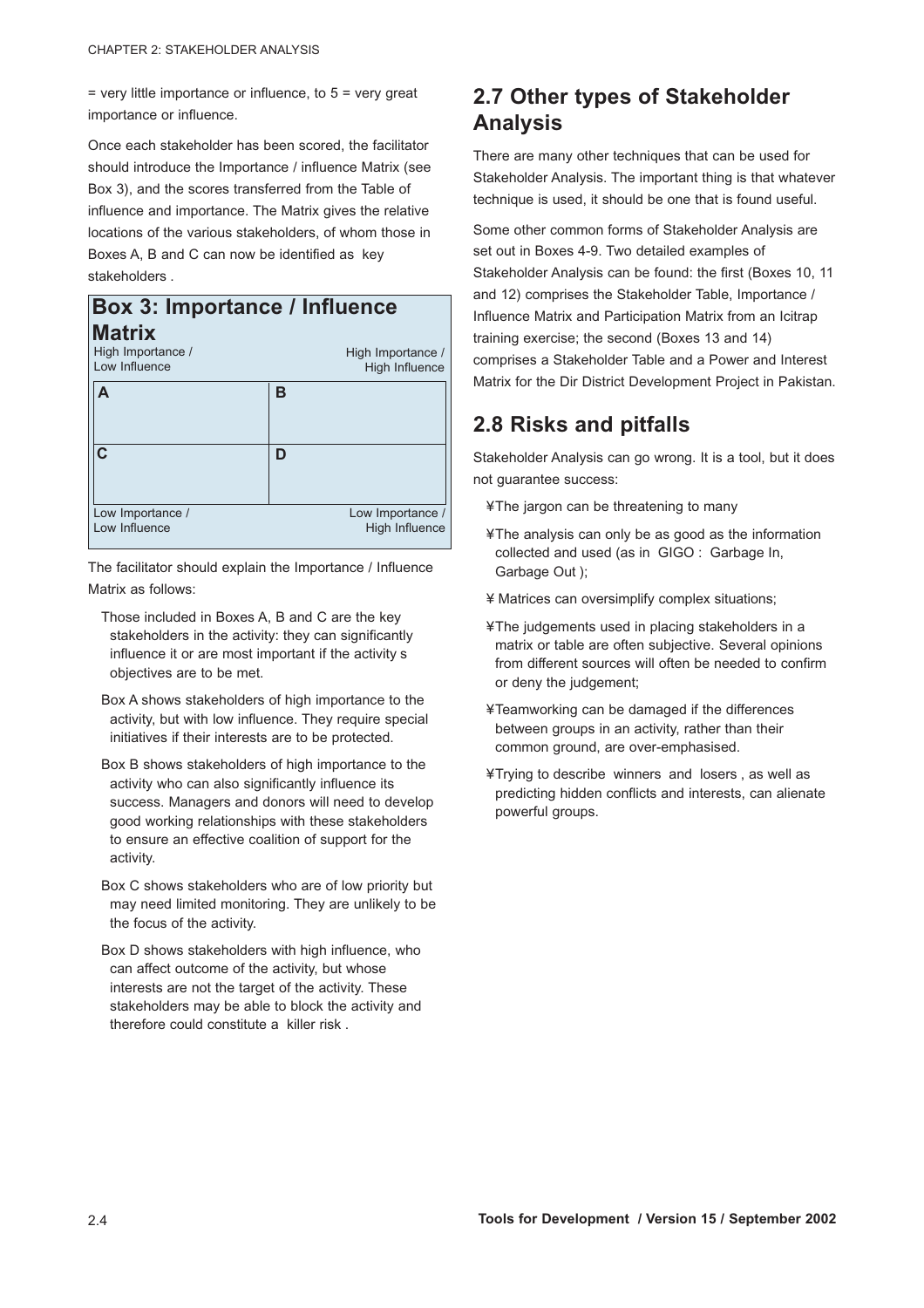= very little importance or influence, to 5 = very great importance or influence.

Once each stakeholder has been scored, the facilitator should introduce the Importance / influence Matrix (see Box 3), and the scores transferred from the Table of influence and importance. The Matrix gives the relative locations of the various stakeholders, of whom those in Boxes A, B and C can now be identified as key stakeholders .

**Box 3: Importance / Influence Matrix**

| High Importance / Low Influence | High Importance / High Influence |
|---|---|
| **A** | **B** |
| **C** | **D** |
| Low Importance / Low Influence | Low Importance / High Influence |

The facilitator should explain the Importance / Influence Matrix as follows:

Those included in Boxes A, B and C are the key stakeholders in the activity: they can significantly influence it or are most important if the activity s objectives are to be met.

Box A shows stakeholders of high importance to the activity, but with low influence. They require special initiatives if their interests are to be protected.

Box B shows stakeholders of high importance to the activity who can also significantly influence its success. Managers and donors will need to develop good working relationships with these stakeholders to ensure an effective coalition of support for the activity.

Box C shows stakeholders who are of low priority but may need limited monitoring. They are unlikely to be the focus of the activity.

Box D shows stakeholders with high influence, who can affect outcome of the activity, but whose interests are not the target of the activity. These stakeholders may be able to block the activity and therefore could constitute a killer risk .

## 2.7 Other types of Stakeholder Analysis

There are many other techniques that can be used for Stakeholder Analysis. The important thing is that whatever technique is used, it should be one that is found useful.

Some other common forms of Stakeholder Analysis are set out in Boxes 4-9. Two detailed examples of Stakeholder Analysis can be found: the first (Boxes 10, 11 and 12) comprises the Stakeholder Table, Importance / Influence Matrix and Participation Matrix from an Icitrap training exercise; the second (Boxes 13 and 14) comprises a Stakeholder Table and a Power and Interest Matrix for the Dir District Development Project in Pakistan.

## 2.8 Risks and pitfalls

Stakeholder Analysis can go wrong. It is a tool, but it does not guarantee success:

- The jargon can be threatening to many
- The analysis can only be as good as the information collected and used (as in GIGO : Garbage In, Garbage Out );
- Matrices can oversimplify complex situations;
- The judgements used in placing stakeholders in a matrix or table are often subjective. Several opinions from different sources will often be needed to confirm or deny the judgement;
- Teamworking can be damaged if the differences between groups in an activity, rather than their common ground, are over-emphasised.
- Trying to describe winners and losers , as well as predicting hidden conflicts and interests, can alienate powerful groups.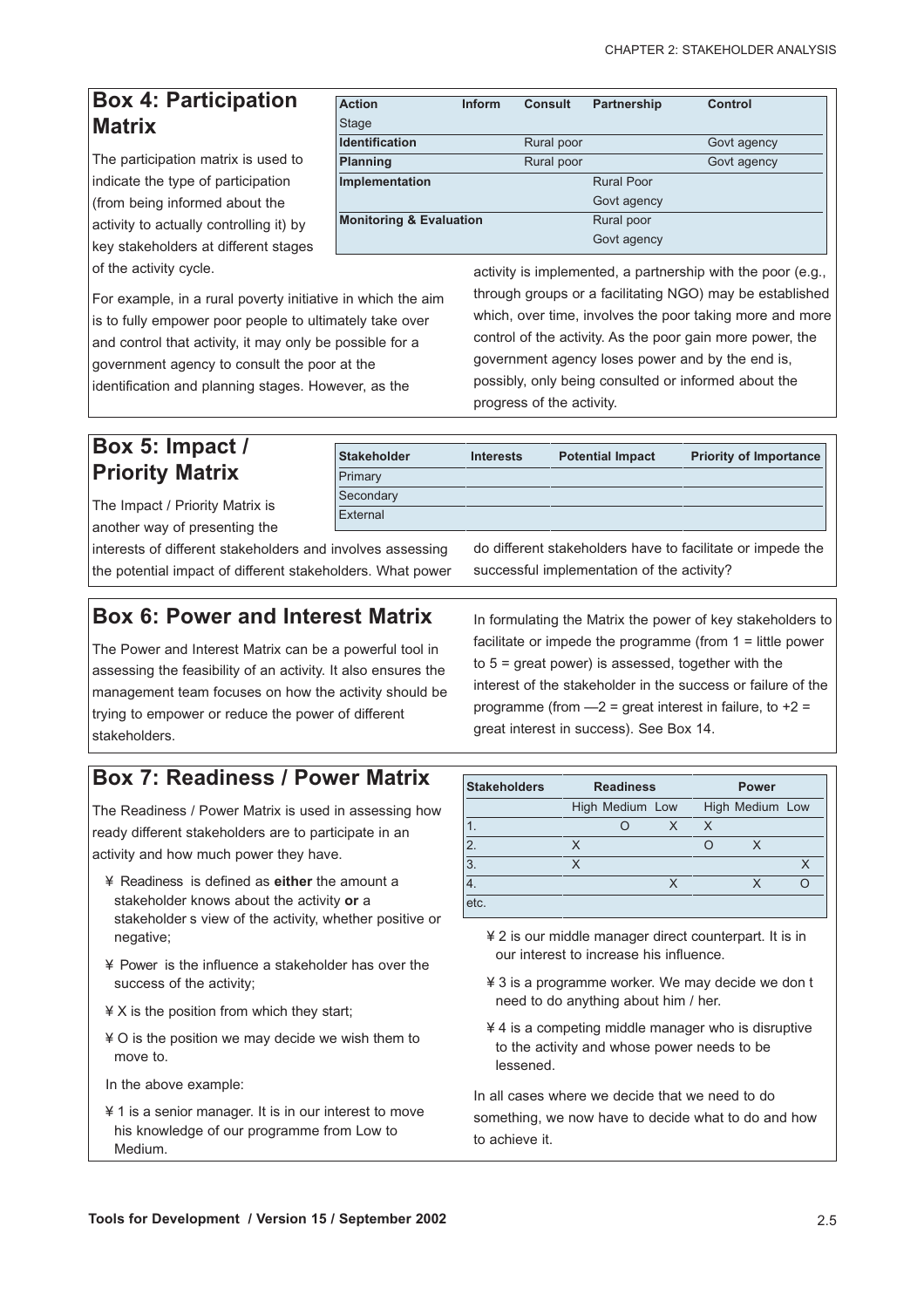## Box 4: Participation Matrix

The participation matrix is used to indicate the type of participation (from being informed about the activity to actually controlling it) by key stakeholders at different stages of the activity cycle.

| Action Stage | Inform | Consult | Partnership | Control |
|---|---|---|---|---|
| Identification | | Rural poor | | Govt agency |
| Planning | | Rural poor | | Govt agency |
| Implementation | | | Rural Poor Govt agency | |
| Monitoring & Evaluation | | | Rural poor Govt agency | |

For example, in a rural poverty initiative in which the aim is to fully empower poor people to ultimately take over and control that activity, it may only be possible for a government agency to consult the poor at the identification and planning stages. However, as the activity is implemented, a partnership with the poor (e.g., through groups or a facilitating NGO) may be established which, over time, involves the poor taking more and more control of the activity. As the poor gain more power, the government agency loses power and by the end is, possibly, only being consulted or informed about the progress of the activity.

## Box 5: Impact / Priority Matrix

The Impact / Priority Matrix is another way of presenting the interests of different stakeholders and involves assessing the potential impact of different stakeholders. What power do different stakeholders have to facilitate or impede the successful implementation of the activity?

| Stakeholder | Interests | Potential Impact | Priority of Importance |
|---|---|---|---|
| Primary | | | |
| Secondary | | | |
| External | | | |

## Box 6: Power and Interest Matrix

The Power and Interest Matrix can be a powerful tool in assessing the feasibility of an activity. It also ensures the management team focuses on how the activity should be trying to empower or reduce the power of different stakeholders.

In formulating the Matrix the power of key stakeholders to facilitate or impede the programme (from 1 = little power to 5 = great power) is assessed, together with the interest of the stakeholder in the success or failure of the programme (from —2 = great interest in failure, to +2 = great interest in success). See Box 14.

## Box 7: Readiness / Power Matrix

The Readiness / Power Matrix is used in assessing how ready different stakeholders are to participate in an activity and how much power they have.

- ¥ Readiness is defined as **either** the amount a stakeholder knows about the activity **or** a stakeholder s view of the activity, whether positive or negative;
- ¥ Power is the influence a stakeholder has over the success of the activity;
- ¥ X is the position from which they start;
- ¥ O is the position we may decide we wish them to move to.

In the above example:

- ¥ 1 is a senior manager. It is in our interest to move his knowledge of our programme from Low to Medium.

| Stakeholders | Readiness | | | Power | | |
|---|---|---|---|---|---|---|
| | High | Medium | Low | High | Medium | Low |
| 1. | | O | X | X | | |
| 2. | X | | | O | X | |
| 3. | X | | | | | X |
| 4. | | | X | | X | O |
| etc. | | | | | | |

- ¥ 2 is our middle manager direct counterpart. It is in our interest to increase his influence.
- ¥ 3 is a programme worker. We may decide we don t need to do anything about him / her.
- ¥ 4 is a competing middle manager who is disruptive to the activity and whose power needs to be lessened.

In all cases where we decide that we need to do something, we now have to decide what to do and how to achieve it.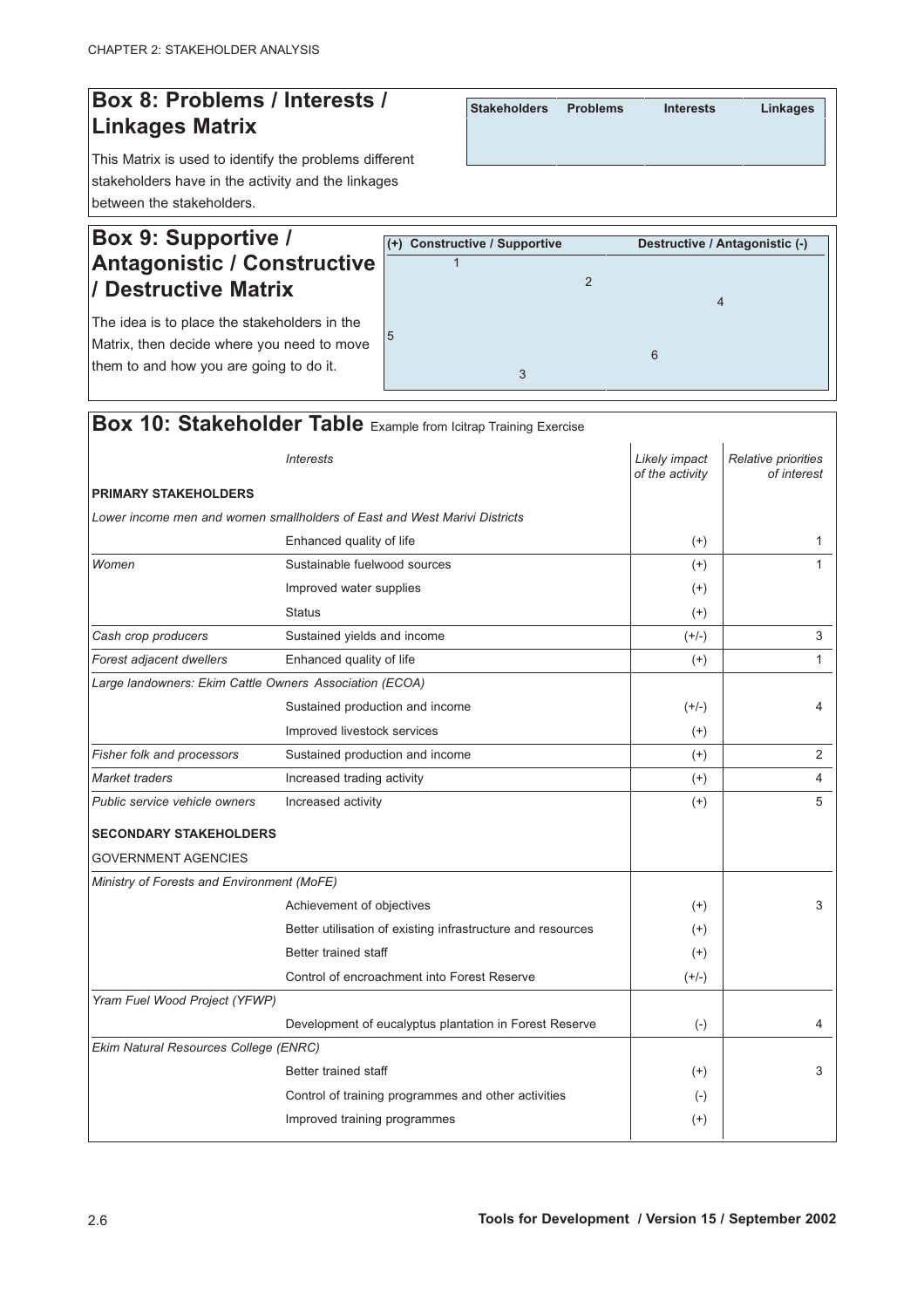## Box 8: Problems / Interests / Linkages Matrix

This Matrix is used to identify the problems different stakeholders have in the activity and the linkages between the stakeholders.

| Stakeholders | Problems | Interests | Linkages |
|---|---|---|---|
| | | | |

## Box 9: Supportive / Antagonistic / Constructive / Destructive Matrix

The idea is to place the stakeholders in the Matrix, then decide where you need to move them to and how you are going to do it.

| (+) Constructive / Supportive | Destructive / Antagonistic (-) |
|---|---|
| 1, 2, 5, 3 | 4, 6 |

## Box 10: Stakeholder Table Example from Icitrap Training Exercise

| | *Interests* | *Likely impact of the activity* | *Relative priorities of interest* |
|---|---|---|---|
| **PRIMARY STAKEHOLDERS** | | | |
| *Lower income men and women smallholders of East and West Marivi Districts* | | | |
| | Enhanced quality of life | (+) | 1 |
| *Women* | Sustainable fuelwood sources | (+) | 1 |
| | Improved water supplies | (+) | |
| | Status | (+) | |
| *Cash crop producers* | Sustained yields and income | (+/-) | 3 |
| *Forest adjacent dwellers* | Enhanced quality of life | (+) | 1 |
| *Large landowners: Ekim Cattle Owners Association (ECOA)* | | | |
| | Sustained production and income | (+/-) | 4 |
| | Improved livestock services | (+) | |
| *Fisher folk and processors* | Sustained production and income | (+) | 2 |
| *Market traders* | Increased trading activity | (+) | 4 |
| *Public service vehicle owners* | Increased activity | (+) | 5 |
| **SECONDARY STAKEHOLDERS** | | | |
| GOVERNMENT AGENCIES | | | |
| *Ministry of Forests and Environment (MoFE)* | | | |
| | Achievement of objectives | (+) | 3 |
| | Better utilisation of existing infrastructure and resources | (+) | |
| | Better trained staff | (+) | |
| | Control of encroachment into Forest Reserve | (+/-) | |
| *Yram Fuel Wood Project (YFWP)* | | | |
| | Development of eucalyptus plantation in Forest Reserve | (-) | 4 |
| *Ekim Natural Resources College (ENRC)* | | | |
| | Better trained staff | (+) | 3 |
| | Control of training programmes and other activities | (-) | |
| | Improved training programmes | (+) | |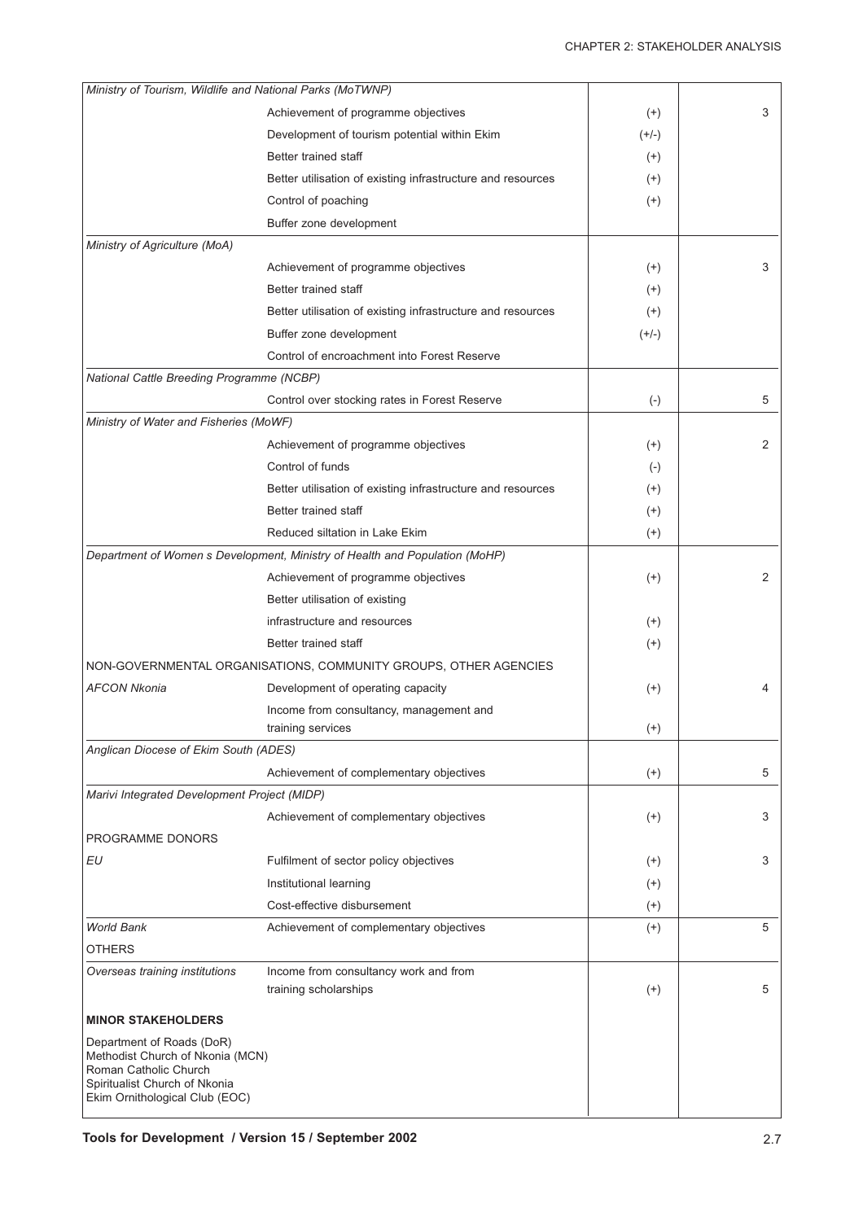| | | | |
|---|---|---|---|
| *Ministry of Tourism, Wildlife and National Parks (MoTWNP)* | | | |
| | Achievement of programme objectives | (+) | 3 |
| | Development of tourism potential within Ekim | (+/-) | |
| | Better trained staff | (+) | |
| | Better utilisation of existing infrastructure and resources | (+) | |
| | Control of poaching | (+) | |
| | Buffer zone development | | |
| *Ministry of Agriculture (MoA)* | | | |
| | Achievement of programme objectives | (+) | 3 |
| | Better trained staff | (+) | |
| | Better utilisation of existing infrastructure and resources | (+) | |
| | Buffer zone development | (+/-) | |
| | Control of encroachment into Forest Reserve | | |
| *National Cattle Breeding Programme (NCBP)* | | | |
| | Control over stocking rates in Forest Reserve | (-) | 5 |
| *Ministry of Water and Fisheries (MoWF)* | | | |
| | Achievement of programme objectives | (+) | 2 |
| | Control of funds | (-) | |
| | Better utilisation of existing infrastructure and resources | (+) | |
| | Better trained staff | (+) | |
| | Reduced siltation in Lake Ekim | (+) | |
| *Department of Women s Development, Ministry of Health and Population (MoHP)* | | | |
| | Achievement of programme objectives | (+) | 2 |
| | Better utilisation of existing infrastructure and resources | (+) | |
| | Better trained staff | (+) | |
| NON-GOVERNMENTAL ORGANISATIONS, COMMUNITY GROUPS, OTHER AGENCIES | | | |
| *AFCON Nkonia* | Development of operating capacity | (+) | 4 |
| | Income from consultancy, management and training services | (+) | |
| *Anglican Diocese of Ekim South (ADES)* | | | |
| | Achievement of complementary objectives | (+) | 5 |
| *Marivi Integrated Development Project (MIDP)* | | | |
| | Achievement of complementary objectives | (+) | 3 |
| PROGRAMME DONORS | | | |
| *EU* | Fulfilment of sector policy objectives | (+) | 3 |
| | Institutional learning | (+) | |
| | Cost-effective disbursement | (+) | |
| *World Bank* | Achievement of complementary objectives | (+) | 5 |
| OTHERS | | | |
| *Overseas training institutions* | Income from consultancy work and from training scholarships | (+) | 5 |
| **MINOR STAKEHOLDERS** | | | |
| Department of Roads (DoR)<br>Methodist Church of Nkonia (MCN)<br>Roman Catholic Church<br>Spiritualist Church of Nkonia<br>Ekim Ornithological Club (EOC) | | | |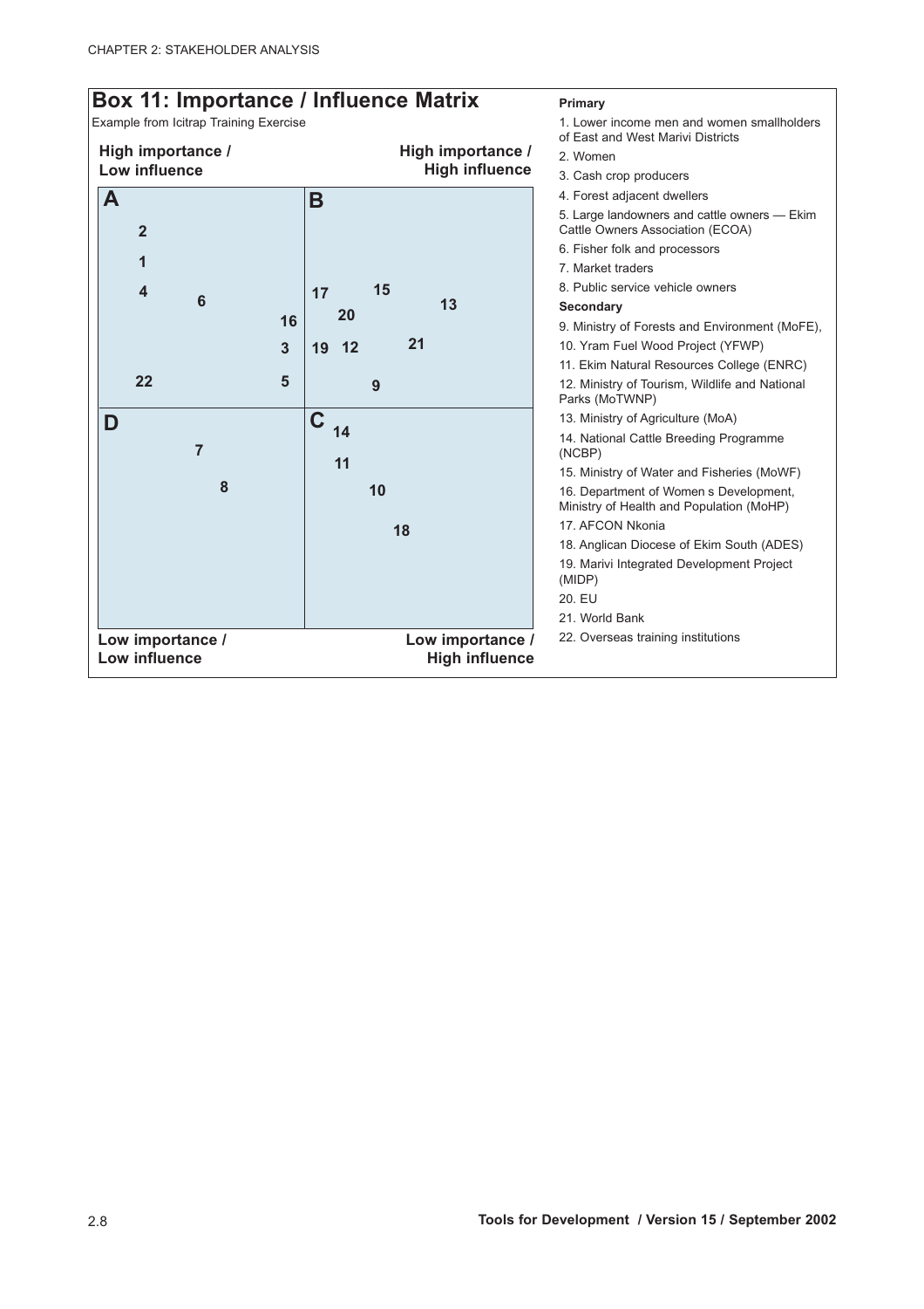## Box 11: Importance / Influence Matrix

Example from Icitrap Training Exercise

| High importance / Low influence | High importance / High influence |
|---|---|
| **A**: 2, 1, 4, 6, 16, 3, 22, 5 | **B**: 17, 15, 13, 20, 19, 12, 21, 9 |
| **D**: 7, 8 | **C**: 14, 11, 10, 18 |
| **Low importance / Low influence** | **Low importance / High influence** |

**Primary**

1. Lower income men and women smallholders of East and West Marivi Districts
2. Women
3. Cash crop producers
4. Forest adjacent dwellers
5. Large landowners and cattle owners — Ekim Cattle Owners Association (ECOA)
6. Fisher folk and processors
7. Market traders
8. Public service vehicle owners

**Secondary**

9. Ministry of Forests and Environment (MoFE),
10. Yram Fuel Wood Project (YFWP)
11. Ekim Natural Resources College (ENRC)
12. Ministry of Tourism, Wildlife and National Parks (MoTWNP)
13. Ministry of Agriculture (MoA)
14. National Cattle Breeding Programme (NCBP)
15. Ministry of Water and Fisheries (MoWF)
16. Department of Women s Development, Ministry of Health and Population (MoHP)
17. AFCON Nkonia
18. Anglican Diocese of Ekim South (ADES)
19. Marivi Integrated Development Project (MIDP)
20. EU
21. World Bank
22. Overseas training institutions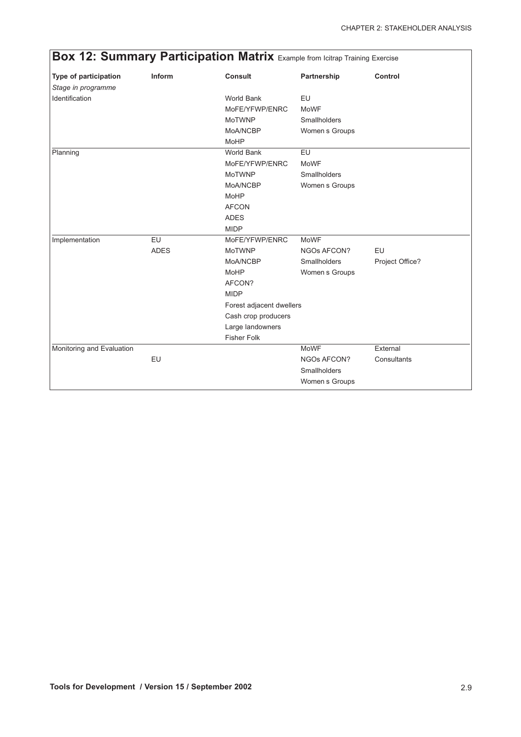## Box 12: Summary Participation Matrix Example from Icitrap Training Exercise

| Type of participation<br>*Stage in programme* | Inform | Consult | Partnership | Control |
|---|---|---|---|---|
| Identification | | World Bank<br>MoFE/YFWP/ENRC<br>MoTWNP<br>MoA/NCBP<br>MoHP | EU<br>MoWF<br>Smallholders<br>Women s Groups | |
| Planning | | World Bank<br>MoFE/YFWP/ENRC<br>MoTWNP<br>MoA/NCBP<br>MoHP<br>AFCON<br>ADES<br>MIDP | EU<br>MoWF<br>Smallholders<br>Women s Groups | |
| Implementation | EU<br>ADES | MoFE/YFWP/ENRC<br>MoTWNP<br>MoA/NCBP<br>MoHP<br>AFCON?<br>MIDP<br>Forest adjacent dwellers<br>Cash crop producers<br>Large landowners<br>Fisher Folk | MoWF<br>NGOs AFCON?<br>Smallholders<br>Women s Groups | EU<br>Project Office? |
| Monitoring and Evaluation | EU | | MoWF<br>NGOs AFCON?<br>Smallholders<br>Women s Groups | External<br>Consultants |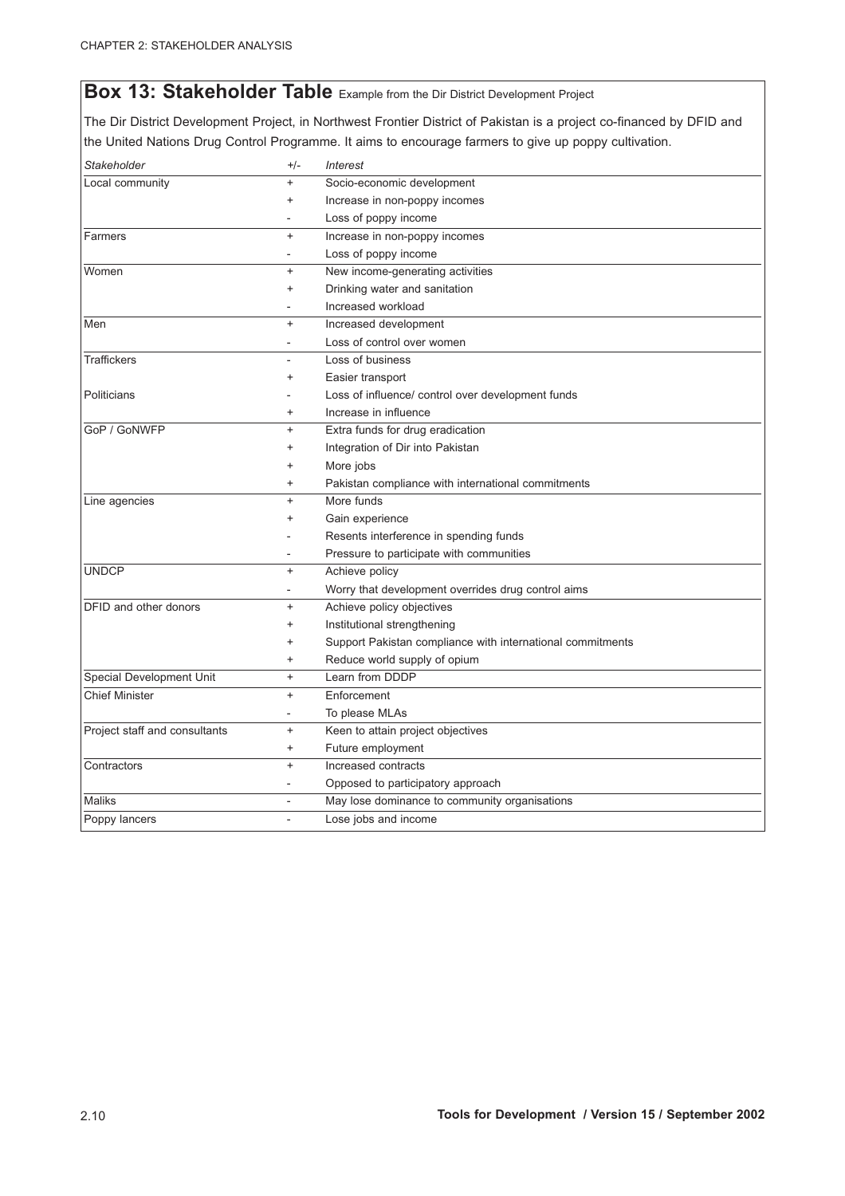## Box 13: Stakeholder Table Example from the Dir District Development Project

The Dir District Development Project, in Northwest Frontier District of Pakistan is a project co-financed by DFID and the United Nations Drug Control Programme. It aims to encourage farmers to give up poppy cultivation.

| *Stakeholder* | *+/-* | *Interest* |
|---|---|---|
| Local community | + | Socio-economic development |
| | + | Increase in non-poppy incomes |
| | - | Loss of poppy income |
| Farmers | + | Increase in non-poppy incomes |
| | - | Loss of poppy income |
| Women | + | New income-generating activities |
| | + | Drinking water and sanitation |
| | - | Increased workload |
| Men | + | Increased development |
| | - | Loss of control over women |
| Traffickers | - | Loss of business |
| | + | Easier transport |
| Politicians | - | Loss of influence/ control over development funds |
| | + | Increase in influence |
| GoP / GoNWFP | + | Extra funds for drug eradication |
| | + | Integration of Dir into Pakistan |
| | + | More jobs |
| | + | Pakistan compliance with international commitments |
| Line agencies | + | More funds |
| | + | Gain experience |
| | - | Resents interference in spending funds |
| | - | Pressure to participate with communities |
| UNDCP | + | Achieve policy |
| | - | Worry that development overrides drug control aims |
| DFID and other donors | + | Achieve policy objectives |
| | + | Institutional strengthening |
| | + | Support Pakistan compliance with international commitments |
| | + | Reduce world supply of opium |
| Special Development Unit | + | Learn from DDDP |
| Chief Minister | + | Enforcement |
| | - | To please MLAs |
| Project staff and consultants | + | Keen to attain project objectives |
| | + | Future employment |
| Contractors | + | Increased contracts |
| | - | Opposed to participatory approach |
| Maliks | - | May lose dominance to community organisations |
| Poppy lancers | - | Lose jobs and income |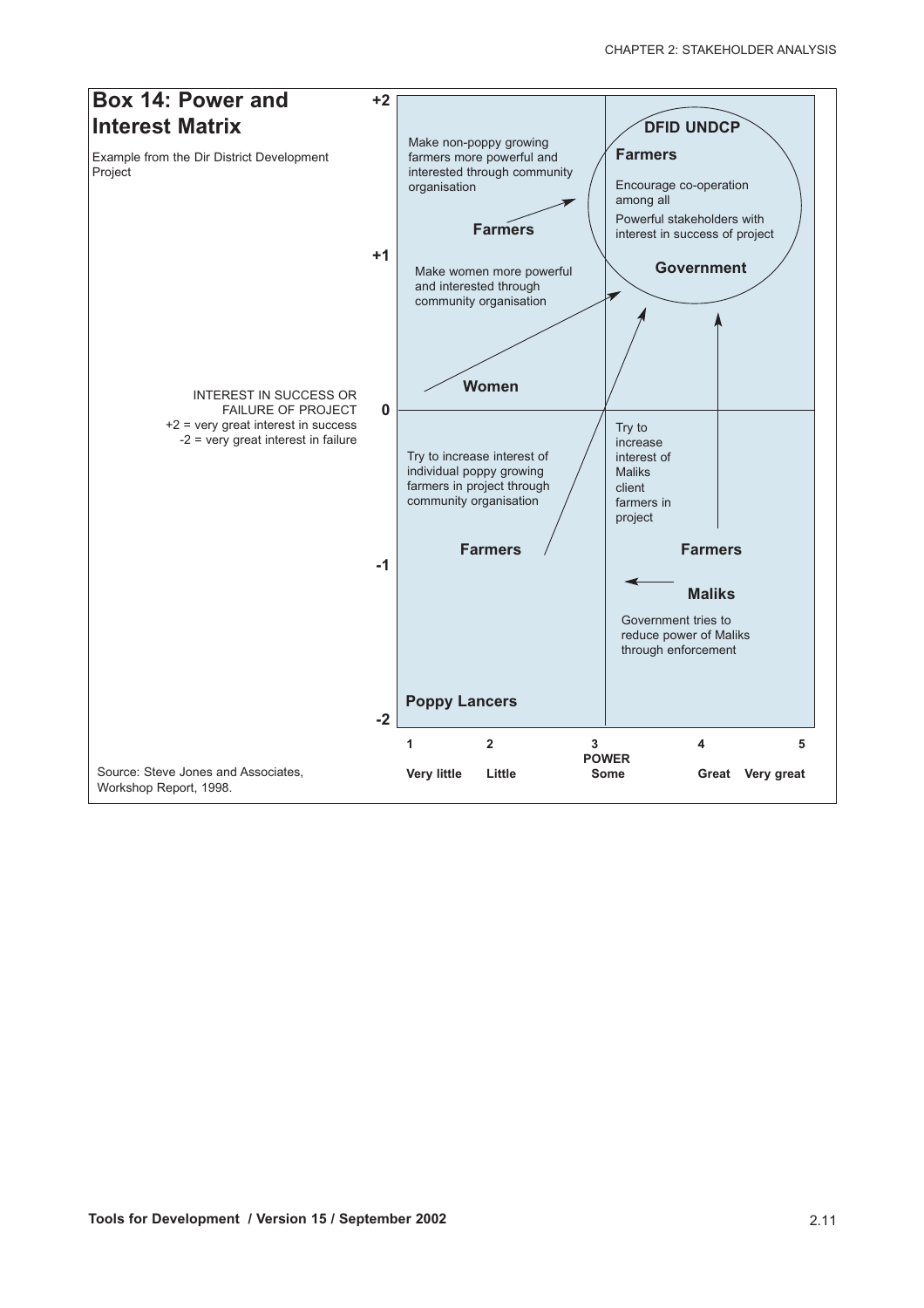## Box 14: Power and Interest Matrix

Example from the Dir District Development Project

INTEREST IN SUCCESS OR FAILURE OF PROJECT
+2 = very great interest in success
-2 = very great interest in failure

+2

**DFID UNDCP**

**Farmers**

Encourage co-operation among all

Powerful stakeholders with interest in success of project

**Government**

Make non-poppy growing farmers more powerful and interested through community organisation

**Farmers**

+1

Make women more powerful and interested through community organisation

**Women**

0

Try to increase interest of individual poppy growing farmers in project through community organisation

Try to increase interest of Maliks client farmers in project

**Farmers**

**Farmers**

-1

**Maliks**

Government tries to reduce power of Maliks through enforcement

**Poppy Lancers**

-2

| 1 | 2 | 3 | 4 | 5 |
|---|---|---|---|---|
| Very little | Little | Some | Great | Very great |

POWER

Source: Steve Jones and Associates, Workshop Report, 1998.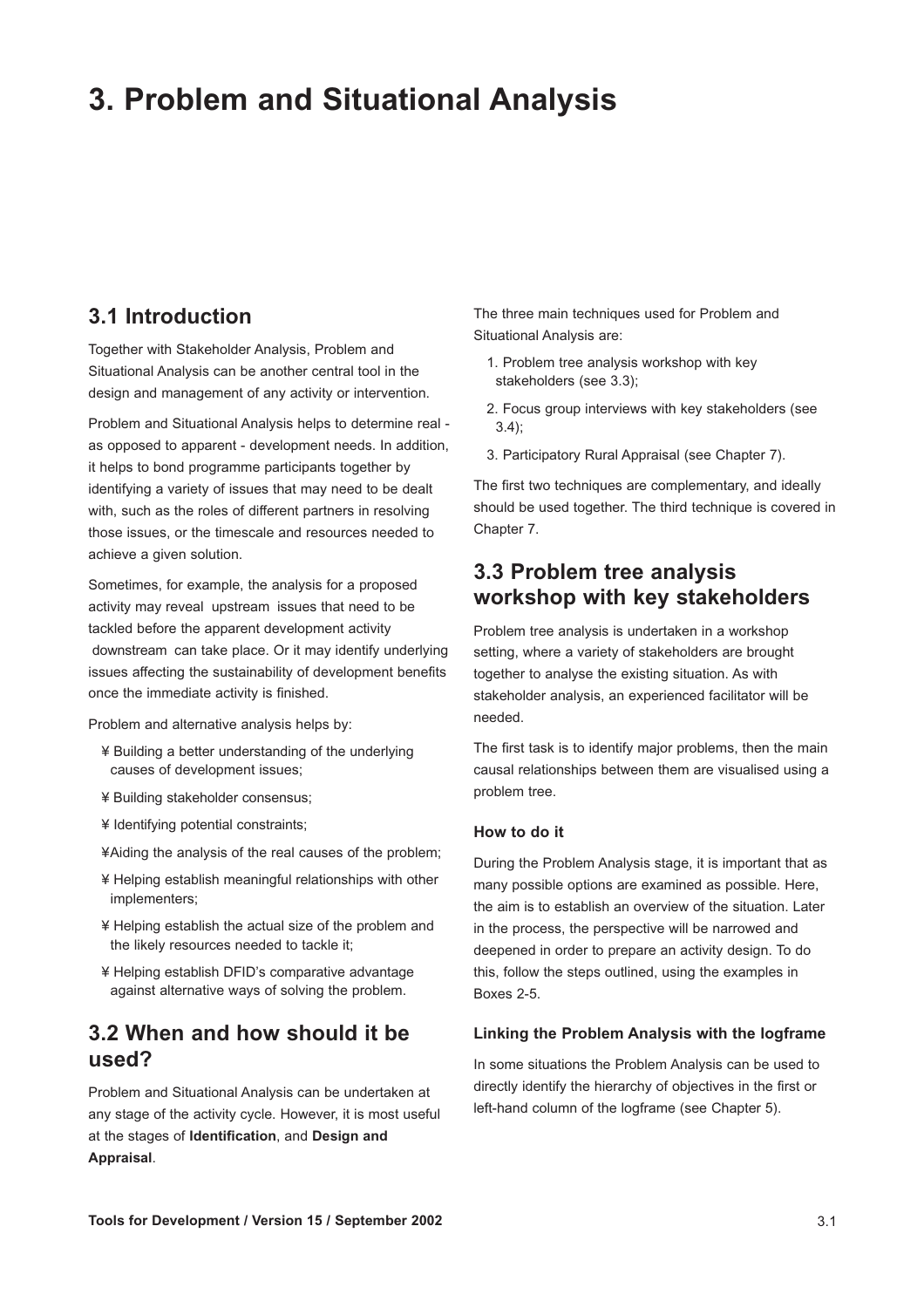# 3. Problem and Situational Analysis

## 3.1 Introduction

Together with Stakeholder Analysis, Problem and Situational Analysis can be another central tool in the design and management of any activity or intervention.

Problem and Situational Analysis helps to determine real - as opposed to apparent - development needs. In addition, it helps to bond programme participants together by identifying a variety of issues that may need to be dealt with, such as the roles of different partners in resolving those issues, or the timescale and resources needed to achieve a given solution.

Sometimes, for example, the analysis for a proposed activity may reveal upstream issues that need to be tackled before the apparent development activity downstream can take place. Or it may identify underlying issues affecting the sustainability of development benefits once the immediate activity is finished.

Problem and alternative analysis helps by:

- Building a better understanding of the underlying causes of development issues;
- Building stakeholder consensus;
- Identifying potential constraints;
- Aiding the analysis of the real causes of the problem;
- Helping establish meaningful relationships with other implementers;
- Helping establish the actual size of the problem and the likely resources needed to tackle it;
- Helping establish DFID's comparative advantage against alternative ways of solving the problem.

## 3.2 When and how should it be used?

Problem and Situational Analysis can be undertaken at any stage of the activity cycle. However, it is most useful at the stages of **Identification**, and **Design and Appraisal**.

The three main techniques used for Problem and Situational Analysis are:

1. Problem tree analysis workshop with key stakeholders (see 3.3);
2. Focus group interviews with key stakeholders (see 3.4);
3. Participatory Rural Appraisal (see Chapter 7).

The first two techniques are complementary, and ideally should be used together. The third technique is covered in Chapter 7.

## 3.3 Problem tree analysis workshop with key stakeholders

Problem tree analysis is undertaken in a workshop setting, where a variety of stakeholders are brought together to analyse the existing situation. As with stakeholder analysis, an experienced facilitator will be needed.

The first task is to identify major problems, then the main causal relationships between them are visualised using a problem tree.

#### How to do it

During the Problem Analysis stage, it is important that as many possible options are examined as possible. Here, the aim is to establish an overview of the situation. Later in the process, the perspective will be narrowed and deepened in order to prepare an activity design. To do this, follow the steps outlined, using the examples in Boxes 2-5.

#### Linking the Problem Analysis with the logframe

In some situations the Problem Analysis can be used to directly identify the hierarchy of objectives in the first or left-hand column of the logframe (see Chapter 5).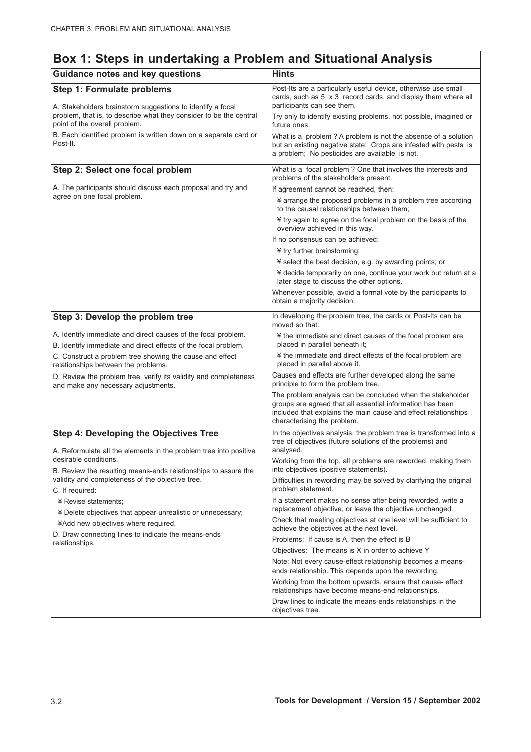## Box 1: Steps in undertaking a Problem and Situational Analysis

| Guidance notes and key questions | Hints |
|---|---|
| **Step 1: Formulate problems**<br><br>A. Stakeholders brainstorm suggestions to identify a focal problem, that is, to describe what they consider to be the central point of the overall problem.<br><br>B. Each identified problem is written down on a separate card or Post-It. | Post-Its are a particularly useful device, otherwise use small cards, such as 5 x 3 record cards, and display them where all participants can see them.<br><br>Try only to identify existing problems, not possible, imagined or future ones.<br><br>What is a problem ? A problem is not the absence of a solution but an existing negative state: Crops are infested with pests is a problem; No pesticides are available is not. |
| **Step 2: Select one focal problem**<br><br>A. The participants should discuss each proposal and try and agree on one focal problem. | What is a focal problem ? One that involves the interests and problems of the stakeholders present.<br><br>If agreement cannot be reached, then:<br><br>¥ arrange the proposed problems in a problem tree according to the causal relationships between them;<br><br>¥ try again to agree on the focal problem on the basis of the overview achieved in this way.<br><br>If no consensus can be achieved:<br><br>¥ try further brainstorming;<br><br>¥ select the best decision, e.g. by awarding points; or<br><br>¥ decide temporarily on one, continue your work but return at a later stage to discuss the other options.<br><br>Whenever possible, avoid a formal vote by the participants to obtain a majority decision. |
| **Step 3: Develop the problem tree**<br><br>A. Identify immediate and direct causes of the focal problem.<br><br>B. Identify immediate and direct effects of the focal problem.<br><br>C. Construct a problem tree showing the cause and effect relationships between the problems.<br><br>D. Review the problem tree, verify its validity and completeness and make any necessary adjustments. | In developing the problem tree, the cards or Post-Its can be moved so that:<br><br>¥ the immediate and direct causes of the focal problem are placed in parallel beneath it;<br><br>¥ the immediate and direct effects of the focal problem are placed in parallel above it.<br><br>Causes and effects are further developed along the same principle to form the problem tree.<br><br>The problem analysis can be concluded when the stakeholder groups are agreed that all essential information has been included that explains the main cause and effect relationships characterising the problem. |
| **Step 4: Developing the Objectives Tree**<br><br>A. Reformulate all the elements in the problem tree into positive desirable conditions.<br><br>B. Review the resulting means-ends relationships to assure the validity and completeness of the objective tree.<br><br>C. If required:<br><br>¥ Revise statements;<br><br>¥ Delete objectives that appear unrealistic or unnecessary;<br><br>¥Add new objectives where required.<br><br>D. Draw connecting lines to indicate the means-ends relationships. | In the objectives analysis, the problem tree is transformed into a tree of objectives (future solutions of the problems) and analysed.<br><br>Working from the top, all problems are reworded, making them into objectives (positive statements).<br><br>Difficulties in rewording may be solved by clarifying the original problem statement.<br><br>If a statement makes no sense after being reworded, write a replacement objective, or leave the objective unchanged.<br><br>Check that meeting objectives at one level will be sufficient to achieve the objectives at the next level.<br><br>Problems: If cause is A, then the effect is B<br><br>Objectives: The means is X in order to achieve Y<br><br>Note: Not every cause-effect relationship becomes a means-ends relationship. This depends upon the rewording.<br><br>Working from the bottom upwards, ensure that cause- effect relationships have become means-end relationships.<br><br>Draw lines to indicate the means-ends relationships in the objectives tree. |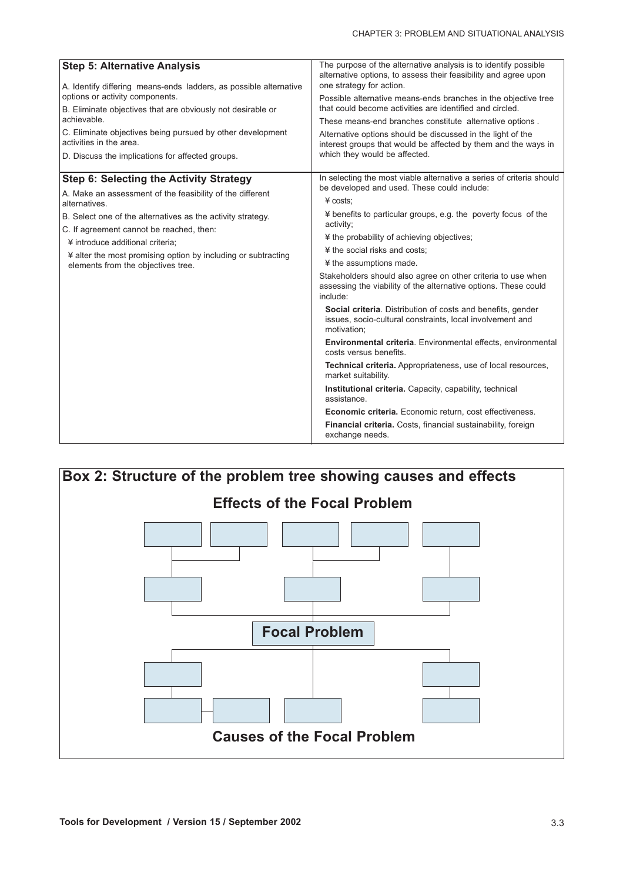| Step 5: Alternative Analysis | The purpose of the alternative analysis is to identify possible alternative options, to assess their feasibility and agree upon one strategy for action. |
|---|---|
| A. Identify differing means-ends ladders, as possible alternative options or activity components.<br>B. Eliminate objectives that are obviously not desirable or achievable.<br>C. Eliminate objectives being pursued by other development activities in the area.<br>D. Discuss the implications for affected groups. | Possible alternative means-ends branches in the objective tree that could become activities are identified and circled.<br>These means-end branches constitute alternative options .<br>Alternative options should be discussed in the light of the interest groups that would be affected by them and the ways in which they would be affected. |
| **Step 6: Selecting the Activity Strategy** | In selecting the most viable alternative a series of criteria should be developed and used. These could include: |
| A. Make an assessment of the feasibility of the different alternatives.<br>B. Select one of the alternatives as the activity strategy.<br>C. If agreement cannot be reached, then:<br>¥ introduce additional criteria;<br>¥ alter the most promising option by including or subtracting elements from the objectives tree. | ¥ costs;<br>¥ benefits to particular groups, e.g. the poverty focus of the activity;<br>¥ the probability of achieving objectives;<br>¥ the social risks and costs;<br>¥ the assumptions made.<br>Stakeholders should also agree on other criteria to use when assessing the viability of the alternative options. These could include:<br>**Social criteria**. Distribution of costs and benefits, gender issues, socio-cultural constraints, local involvement and motivation;<br>**Environmental criteria**. Environmental effects, environmental costs versus benefits.<br>**Technical criteria.** Appropriateness, use of local resources, market suitability.<br>**Institutional criteria.** Capacity, capability, technical assistance.<br>**Economic criteria.** Economic return, cost effectiveness.<br>**Financial criteria.** Costs, financial sustainability, foreign exchange needs. |

## Box 2: Structure of the problem tree showing causes and effects

**Effects of the Focal Problem**

**Focal Problem**

**Causes of the Focal Problem**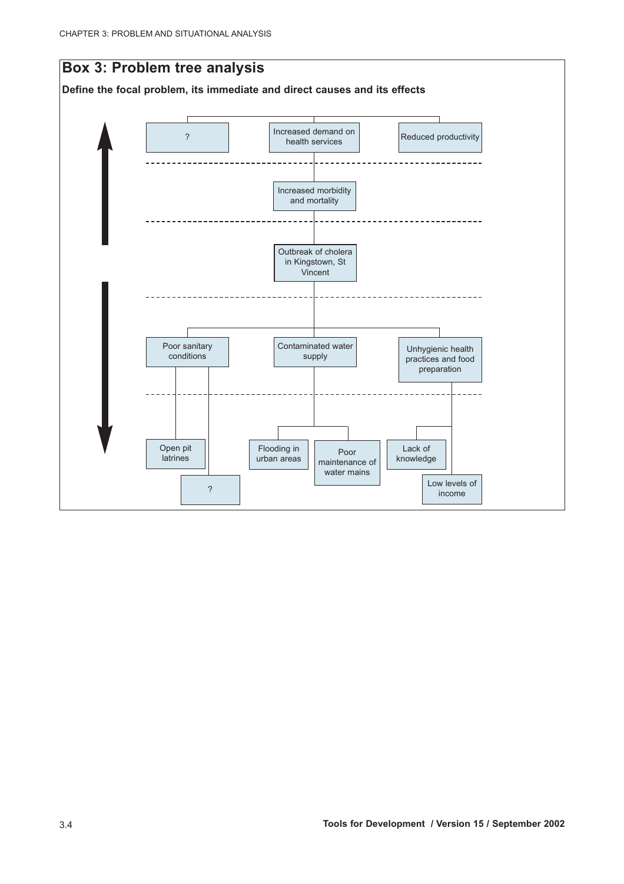## Box 3: Problem tree analysis

**Define the focal problem, its immediate and direct causes and its effects**

**Effects:**

- ?
- Increased demand on health services
- Reduced productivity

Increased morbidity and mortality

**Focal problem:**

Outbreak of cholera in Kingstown, St Vincent

**Causes:**

- Poor sanitary conditions
  - Open pit latrines
  - ?
- Contaminated water supply
  - Flooding in urban areas
  - Poor maintenance of water mains
- Unhygienic health practices and food preparation
  - Lack of knowledge
  - Low levels of income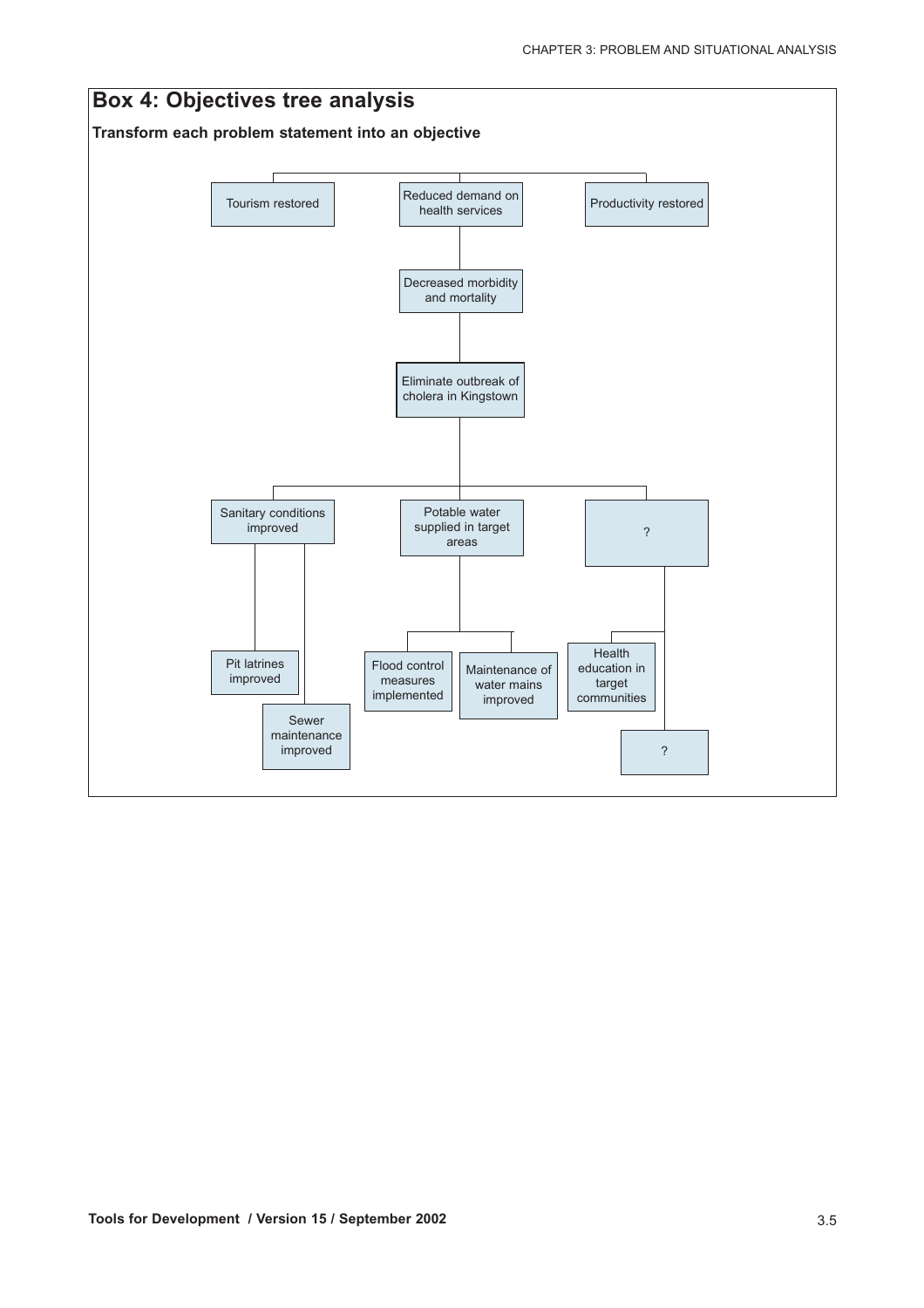## Box 4: Objectives tree analysis

**Transform each problem statement into an objective**

- Tourism restored
- Reduced demand on health services
  - Decreased morbidity and mortality
    - Eliminate outbreak of cholera in Kingstown
      - Sanitary conditions improved
        - Pit latrines improved
        - Sewer maintenance improved
      - Potable water supplied in target areas
        - Flood control measures implemented
        - Maintenance of water mains improved
      - ?
        - Health education in target communities
        - ?
- Productivity restored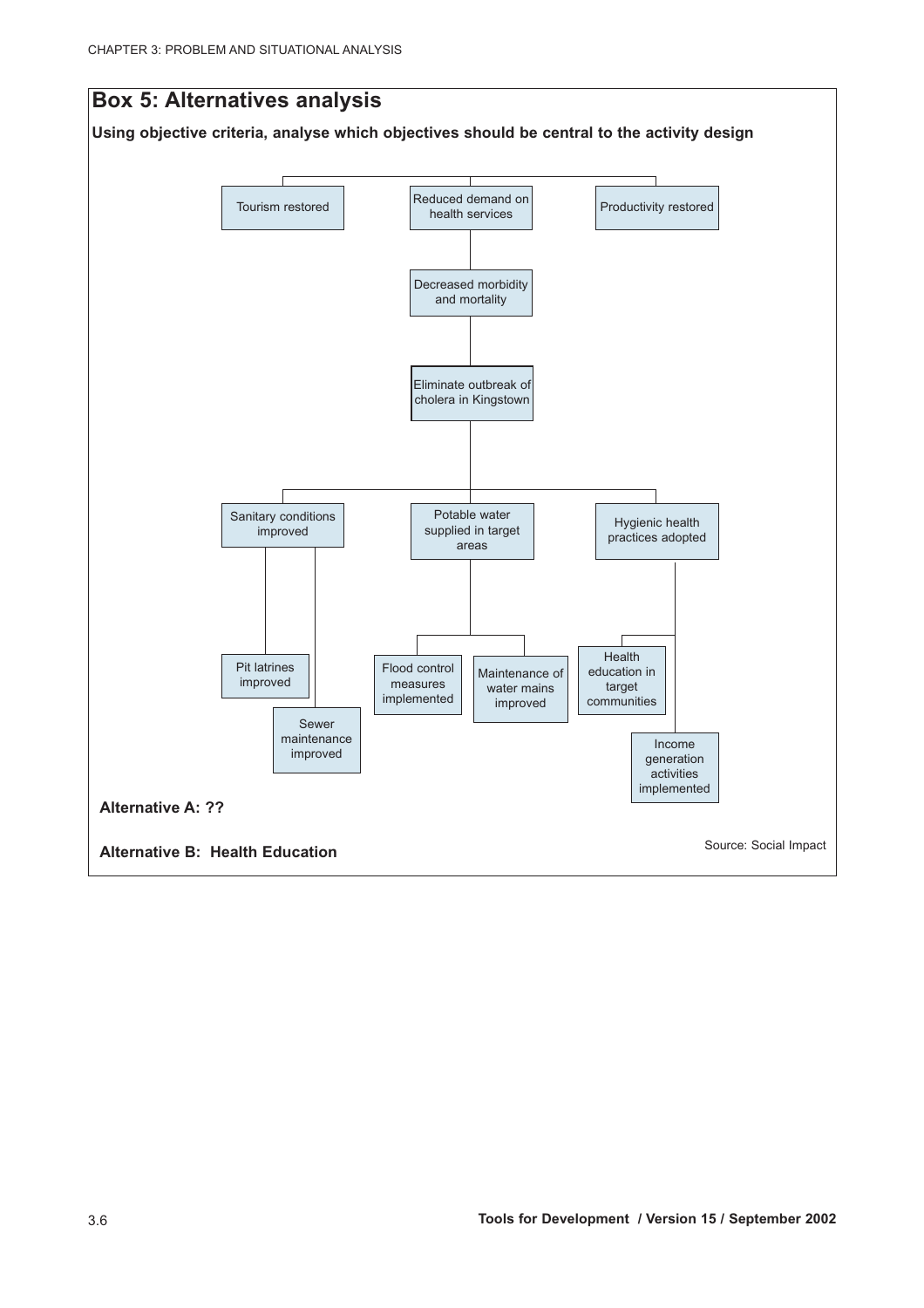## Box 5: Alternatives analysis

**Using objective criteria, analyse which objectives should be central to the activity design**

- Tourism restored
- Reduced demand on health services
- Productivity restored
  - Decreased morbidity and mortality
    - Eliminate outbreak of cholera in Kingstown
      - Sanitary conditions improved
        - Pit latrines improved
        - Sewer maintenance improved
      - Potable water supplied in target areas
        - Flood control measures implemented
        - Maintenance of water mains improved
      - Hygienic health practices adopted
        - Health education in target communities
        - Income generation activities implemented

**Alternative A: ??**

**Alternative B: Health Education**

Source: Social Impact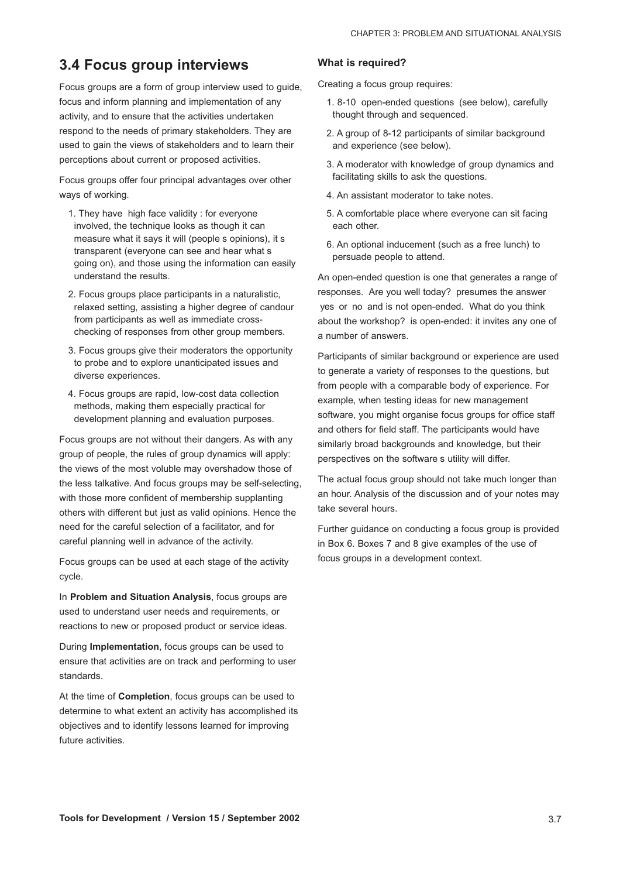## 3.4 Focus group interviews

Focus groups are a form of group interview used to guide, focus and inform planning and implementation of any activity, and to ensure that the activities undertaken respond to the needs of primary stakeholders. They are used to gain the views of stakeholders and to learn their perceptions about current or proposed activities.

Focus groups offer four principal advantages over other ways of working.

1. They have high face validity : for everyone involved, the technique looks as though it can measure what it says it will (people s opinions), it s transparent (everyone can see and hear what s going on), and those using the information can easily understand the results.
2. Focus groups place participants in a naturalistic, relaxed setting, assisting a higher degree of candour from participants as well as immediate cross-checking of responses from other group members.
3. Focus groups give their moderators the opportunity to probe and to explore unanticipated issues and diverse experiences.
4. Focus groups are rapid, low-cost data collection methods, making them especially practical for development planning and evaluation purposes.

Focus groups are not without their dangers. As with any group of people, the rules of group dynamics will apply: the views of the most voluble may overshadow those of the less talkative. And focus groups may be self-selecting, with those more confident of membership supplanting others with different but just as valid opinions. Hence the need for the careful selection of a facilitator, and for careful planning well in advance of the activity.

Focus groups can be used at each stage of the activity cycle.

In **Problem and Situation Analysis**, focus groups are used to understand user needs and requirements, or reactions to new or proposed product or service ideas.

During **Implementation**, focus groups can be used to ensure that activities are on track and performing to user standards.

At the time of **Completion**, focus groups can be used to determine to what extent an activity has accomplished its objectives and to identify lessons learned for improving future activities.

### What is required?

Creating a focus group requires:

1. 8-10 open-ended questions (see below), carefully thought through and sequenced.
2. A group of 8-12 participants of similar background and experience (see below).
3. A moderator with knowledge of group dynamics and facilitating skills to ask the questions.
4. An assistant moderator to take notes.
5. A comfortable place where everyone can sit facing each other.
6. An optional inducement (such as a free lunch) to persuade people to attend.

An open-ended question is one that generates a range of responses. Are you well today? presumes the answer yes or no and is not open-ended. What do you think about the workshop? is open-ended: it invites any one of a number of answers.

Participants of similar background or experience are used to generate a variety of responses to the questions, but from people with a comparable body of experience. For example, when testing ideas for new management software, you might organise focus groups for office staff and others for field staff. The participants would have similarly broad backgrounds and knowledge, but their perspectives on the software s utility will differ.

The actual focus group should not take much longer than an hour. Analysis of the discussion and of your notes may take several hours.

Further guidance on conducting a focus group is provided in Box 6. Boxes 7 and 8 give examples of the use of focus groups in a development context.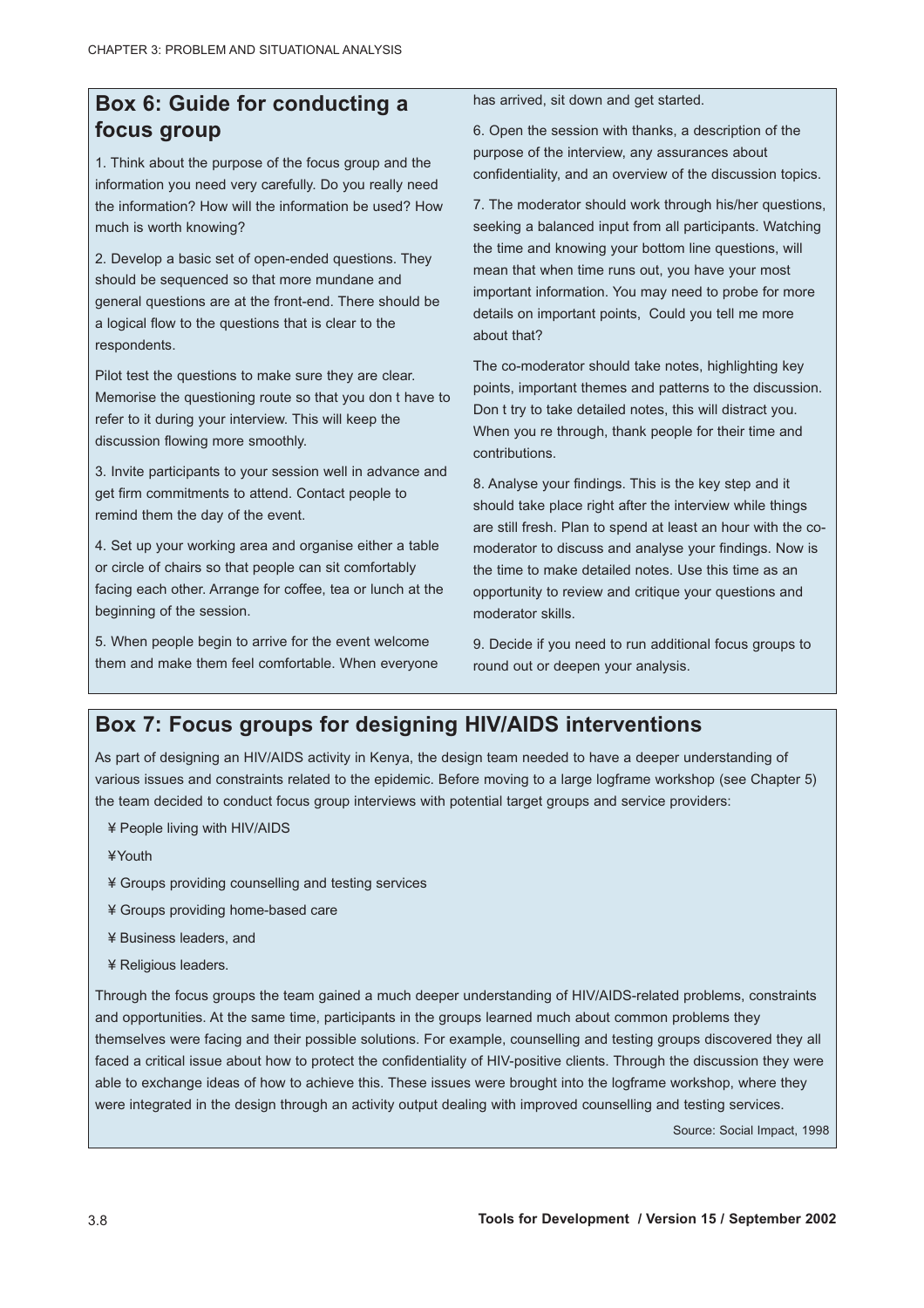## Box 6: Guide for conducting a focus group

1. Think about the purpose of the focus group and the information you need very carefully. Do you really need the information? How will the information be used? How much is worth knowing?

2. Develop a basic set of open-ended questions. They should be sequenced so that more mundane and general questions are at the front-end. There should be a logical flow to the questions that is clear to the respondents.

Pilot test the questions to make sure they are clear. Memorise the questioning route so that you don t have to refer to it during your interview. This will keep the discussion flowing more smoothly.

3. Invite participants to your session well in advance and get firm commitments to attend. Contact people to remind them the day of the event.

4. Set up your working area and organise either a table or circle of chairs so that people can sit comfortably facing each other. Arrange for coffee, tea or lunch at the beginning of the session.

5. When people begin to arrive for the event welcome them and make them feel comfortable. When everyone has arrived, sit down and get started.

6. Open the session with thanks, a description of the purpose of the interview, any assurances about confidentiality, and an overview of the discussion topics.

7. The moderator should work through his/her questions, seeking a balanced input from all participants. Watching the time and knowing your bottom line questions, will mean that when time runs out, you have your most important information. You may need to probe for more details on important points, Could you tell me more about that?

The co-moderator should take notes, highlighting key points, important themes and patterns to the discussion. Don t try to take detailed notes, this will distract you. When you re through, thank people for their time and contributions.

8. Analyse your findings. This is the key step and it should take place right after the interview while things are still fresh. Plan to spend at least an hour with the co-moderator to discuss and analyse your findings. Now is the time to make detailed notes. Use this time as an opportunity to review and critique your questions and moderator skills.

9. Decide if you need to run additional focus groups to round out or deepen your analysis.

## Box 7: Focus groups for designing HIV/AIDS interventions

As part of designing an HIV/AIDS activity in Kenya, the design team needed to have a deeper understanding of various issues and constraints related to the epidemic. Before moving to a large logframe workshop (see Chapter 5) the team decided to conduct focus group interviews with potential target groups and service providers:

- People living with HIV/AIDS
- Youth
- Groups providing counselling and testing services
- Groups providing home-based care
- Business leaders, and
- Religious leaders.

Through the focus groups the team gained a much deeper understanding of HIV/AIDS-related problems, constraints and opportunities. At the same time, participants in the groups learned much about common problems they themselves were facing and their possible solutions. For example, counselling and testing groups discovered they all faced a critical issue about how to protect the confidentiality of HIV-positive clients. Through the discussion they were able to exchange ideas of how to achieve this. These issues were brought into the logframe workshop, where they were integrated in the design through an activity output dealing with improved counselling and testing services.

Source: Social Impact, 1998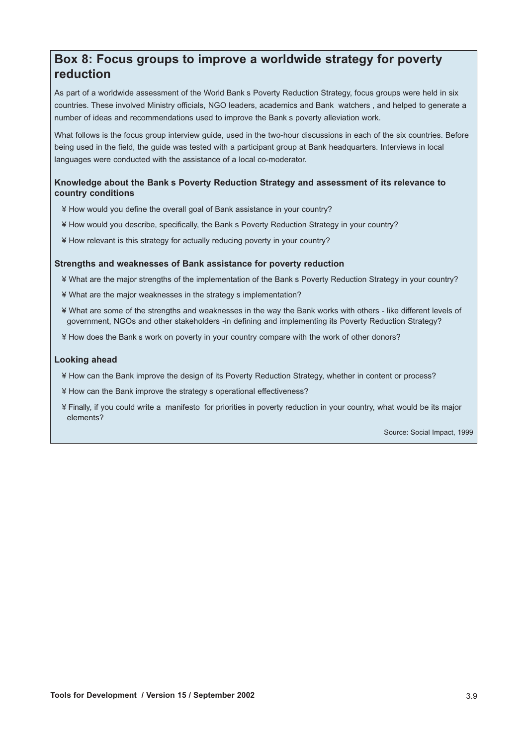## Box 8: Focus groups to improve a worldwide strategy for poverty reduction

As part of a worldwide assessment of the World Bank s Poverty Reduction Strategy, focus groups were held in six countries. These involved Ministry officials, NGO leaders, academics and Bank watchers , and helped to generate a number of ideas and recommendations used to improve the Bank s poverty alleviation work.

What follows is the focus group interview guide, used in the two-hour discussions in each of the six countries. Before being used in the field, the guide was tested with a participant group at Bank headquarters. Interviews in local languages were conducted with the assistance of a local co-moderator.

### Knowledge about the Bank s Poverty Reduction Strategy and assessment of its relevance to country conditions

- How would you define the overall goal of Bank assistance in your country?
- How would you describe, specifically, the Bank s Poverty Reduction Strategy in your country?
- How relevant is this strategy for actually reducing poverty in your country?

### Strengths and weaknesses of Bank assistance for poverty reduction

- What are the major strengths of the implementation of the Bank s Poverty Reduction Strategy in your country?
- What are the major weaknesses in the strategy s implementation?
- What are some of the strengths and weaknesses in the way the Bank works with others - like different levels of government, NGOs and other stakeholders -in defining and implementing its Poverty Reduction Strategy?
- How does the Bank s work on poverty in your country compare with the work of other donors?

### Looking ahead

- How can the Bank improve the design of its Poverty Reduction Strategy, whether in content or process?
- How can the Bank improve the strategy s operational effectiveness?
- Finally, if you could write a manifesto for priorities in poverty reduction in your country, what would be its major elements?

Source: Social Impact, 1999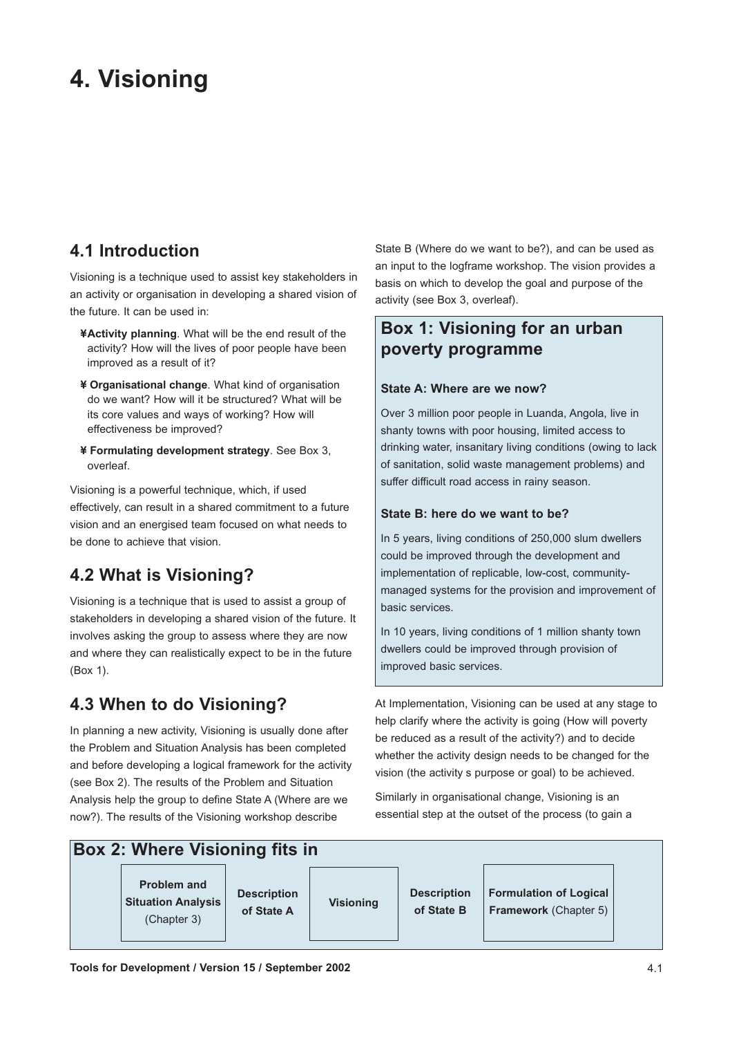# 4. Visioning

## 4.1 Introduction

Visioning is a technique used to assist key stakeholders in an activity or organisation in developing a shared vision of the future. It can be used in:

- **Activity planning**. What will be the end result of the activity? How will the lives of poor people have been improved as a result of it?
- **Organisational change**. What kind of organisation do we want? How will it be structured? What will be its core values and ways of working? How will effectiveness be improved?
- **Formulating development strategy**. See Box 3, overleaf.

Visioning is a powerful technique, which, if used effectively, can result in a shared commitment to a future vision and an energised team focused on what needs to be done to achieve that vision.

## 4.2 What is Visioning?

Visioning is a technique that is used to assist a group of stakeholders in developing a shared vision of the future. It involves asking the group to assess where they are now and where they can realistically expect to be in the future (Box 1).

## 4.3 When to do Visioning?

In planning a new activity, Visioning is usually done after the Problem and Situation Analysis has been completed and before developing a logical framework for the activity (see Box 2). The results of the Problem and Situation Analysis help the group to define State A (Where are we now?). The results of the Visioning workshop describe State B (Where do we want to be?), and can be used as an input to the logframe workshop. The vision provides a basis on which to develop the goal and purpose of the activity (see Box 3, overleaf).

> ### Box 1: Visioning for an urban poverty programme
>
> **State A: Where are we now?**
>
> Over 3 million poor people in Luanda, Angola, live in shanty towns with poor housing, limited access to drinking water, insanitary living conditions (owing to lack of sanitation, solid waste management problems) and suffer difficult road access in rainy season.
>
> **State B: here do we want to be?**
>
> In 5 years, living conditions of 250,000 slum dwellers could be improved through the development and implementation of replicable, low-cost, community-managed systems for the provision and improvement of basic services.
>
> In 10 years, living conditions of 1 million shanty town dwellers could be improved through provision of improved basic services.

At Implementation, Visioning can be used at any stage to help clarify where the activity is going (How will poverty be reduced as a result of the activity?) and to decide whether the activity design needs to be changed for the vision (the activity s purpose or goal) to be achieved.

Similarly in organisational change, Visioning is an essential step at the outset of the process (to gain a

> ### Box 2: Where Visioning fits in
>
> **Problem and Situation Analysis** (Chapter 3) → **Description of State A** → **Visioning** → **Description of State B** → **Formulation of Logical Framework** (Chapter 5)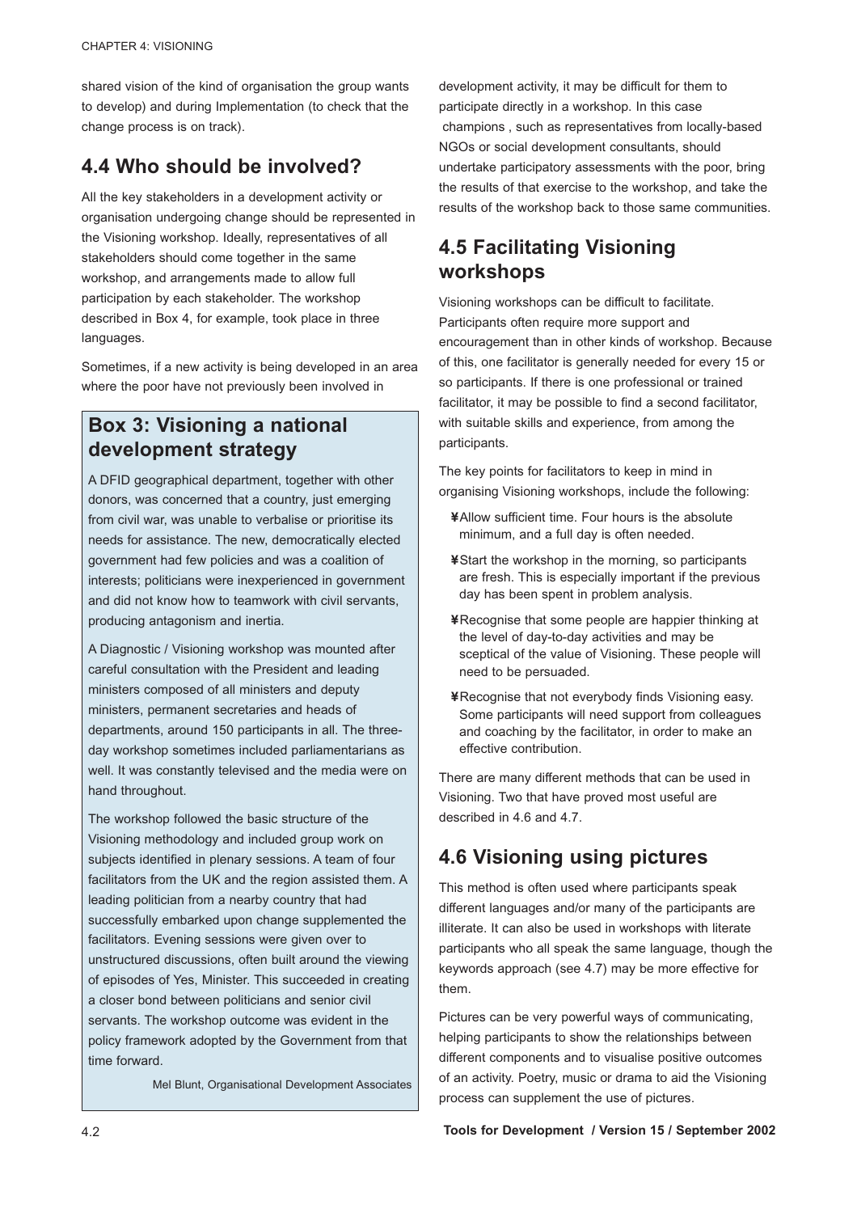shared vision of the kind of organisation the group wants to develop) and during Implementation (to check that the change process is on track).

## 4.4 Who should be involved?

All the key stakeholders in a development activity or organisation undergoing change should be represented in the Visioning workshop. Ideally, representatives of all stakeholders should come together in the same workshop, and arrangements made to allow full participation by each stakeholder. The workshop described in Box 4, for example, took place in three languages.

Sometimes, if a new activity is being developed in an area where the poor have not previously been involved in development activity, it may be difficult for them to participate directly in a workshop. In this case champions , such as representatives from locally-based NGOs or social development consultants, should undertake participatory assessments with the poor, bring the results of that exercise to the workshop, and take the results of the workshop back to those same communities.

### Box 3: Visioning a national development strategy

A DFID geographical department, together with other donors, was concerned that a country, just emerging from civil war, was unable to verbalise or prioritise its needs for assistance. The new, democratically elected government had few policies and was a coalition of interests; politicians were inexperienced in government and did not know how to teamwork with civil servants, producing antagonism and inertia.

A Diagnostic / Visioning workshop was mounted after careful consultation with the President and leading ministers composed of all ministers and deputy ministers, permanent secretaries and heads of departments, around 150 participants in all. The three-day workshop sometimes included parliamentarians as well. It was constantly televised and the media were on hand throughout.

The workshop followed the basic structure of the Visioning methodology and included group work on subjects identified in plenary sessions. A team of four facilitators from the UK and the region assisted them. A leading politician from a nearby country that had successfully embarked upon change supplemented the facilitators. Evening sessions were given over to unstructured discussions, often built around the viewing of episodes of Yes, Minister. This succeeded in creating a closer bond between politicians and senior civil servants. The workshop outcome was evident in the policy framework adopted by the Government from that time forward.

Mel Blunt, Organisational Development Associates

## 4.5 Facilitating Visioning workshops

Visioning workshops can be difficult to facilitate. Participants often require more support and encouragement than in other kinds of workshop. Because of this, one facilitator is generally needed for every 15 or so participants. If there is one professional or trained facilitator, it may be possible to find a second facilitator, with suitable skills and experience, from among the participants.

The key points for facilitators to keep in mind in organising Visioning workshops, include the following:

- Allow sufficient time. Four hours is the absolute minimum, and a full day is often needed.
- Start the workshop in the morning, so participants are fresh. This is especially important if the previous day has been spent in problem analysis.
- Recognise that some people are happier thinking at the level of day-to-day activities and may be sceptical of the value of Visioning. These people will need to be persuaded.
- Recognise that not everybody finds Visioning easy. Some participants will need support from colleagues and coaching by the facilitator, in order to make an effective contribution.

There are many different methods that can be used in Visioning. Two that have proved most useful are described in 4.6 and 4.7.

## 4.6 Visioning using pictures

This method is often used where participants speak different languages and/or many of the participants are illiterate. It can also be used in workshops with literate participants who all speak the same language, though the keywords approach (see 4.7) may be more effective for them.

Pictures can be very powerful ways of communicating, helping participants to show the relationships between different components and to visualise positive outcomes of an activity. Poetry, music or drama to aid the Visioning process can supplement the use of pictures.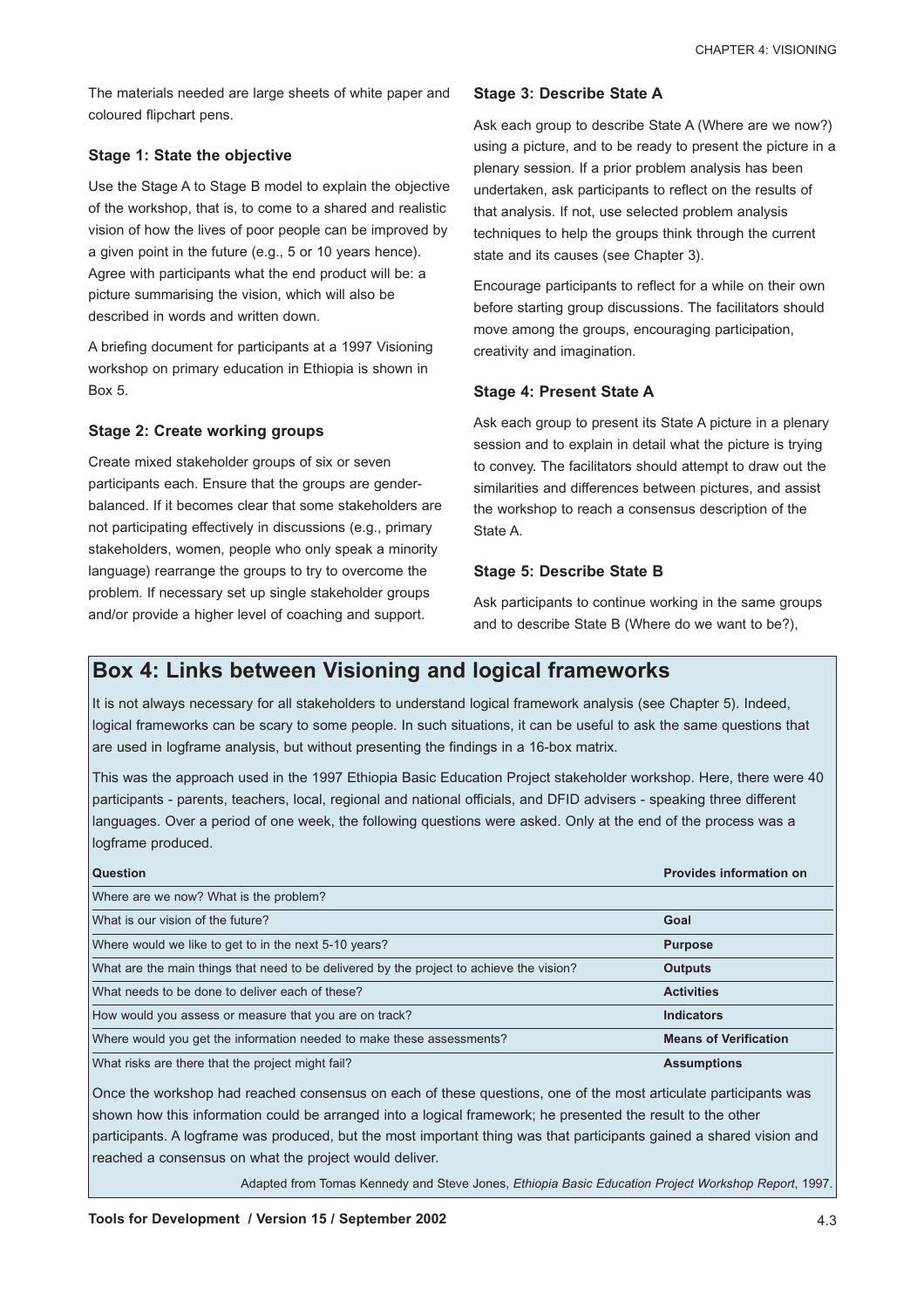The materials needed are large sheets of white paper and coloured flipchart pens.

### Stage 1: State the objective

Use the Stage A to Stage B model to explain the objective of the workshop, that is, to come to a shared and realistic vision of how the lives of poor people can be improved by a given point in the future (e.g., 5 or 10 years hence). Agree with participants what the end product will be: a picture summarising the vision, which will also be described in words and written down.

A briefing document for participants at a 1997 Visioning workshop on primary education in Ethiopia is shown in Box 5.

### Stage 2: Create working groups

Create mixed stakeholder groups of six or seven participants each. Ensure that the groups are gender-balanced. If it becomes clear that some stakeholders are not participating effectively in discussions (e.g., primary stakeholders, women, people who only speak a minority language) rearrange the groups to try to overcome the problem. If necessary set up single stakeholder groups and/or provide a higher level of coaching and support.

### Stage 3: Describe State A

Ask each group to describe State A (Where are we now?) using a picture, and to be ready to present the picture in a plenary session. If a prior problem analysis has been undertaken, ask participants to reflect on the results of that analysis. If not, use selected problem analysis techniques to help the groups think through the current state and its causes (see Chapter 3).

Encourage participants to reflect for a while on their own before starting group discussions. The facilitators should move among the groups, encouraging participation, creativity and imagination.

### Stage 4: Present State A

Ask each group to present its State A picture in a plenary session and to explain in detail what the picture is trying to convey. The facilitators should attempt to draw out the similarities and differences between pictures, and assist the workshop to reach a consensus description of the State A.

### Stage 5: Describe State B

Ask participants to continue working in the same groups and to describe State B (Where do we want to be?),

## Box 4: Links between Visioning and logical frameworks

It is not always necessary for all stakeholders to understand logical framework analysis (see Chapter 5). Indeed, logical frameworks can be scary to some people. In such situations, it can be useful to ask the same questions that are used in logframe analysis, but without presenting the findings in a 16-box matrix.

This was the approach used in the 1997 Ethiopia Basic Education Project stakeholder workshop. Here, there were 40 participants - parents, teachers, local, regional and national officials, and DFID advisers - speaking three different languages. Over a period of one week, the following questions were asked. Only at the end of the process was a logframe produced.

| Question | Provides information on |
|---|---|
| Where are we now? What is the problem? | |
| What is our vision of the future? | **Goal** |
| Where would we like to get to in the next 5-10 years? | **Purpose** |
| What are the main things that need to be delivered by the project to achieve the vision? | **Outputs** |
| What needs to be done to deliver each of these? | **Activities** |
| How would you assess or measure that you are on track? | **Indicators** |
| Where would you get the information needed to make these assessments? | **Means of Verification** |
| What risks are there that the project might fail? | **Assumptions** |

Once the workshop had reached consensus on each of these questions, one of the most articulate participants was shown how this information could be arranged into a logical framework; he presented the result to the other participants. A logframe was produced, but the most important thing was that participants gained a shared vision and reached a consensus on what the project would deliver.

Adapted from Tomas Kennedy and Steve Jones, *Ethiopia Basic Education Project Workshop Report*, 1997.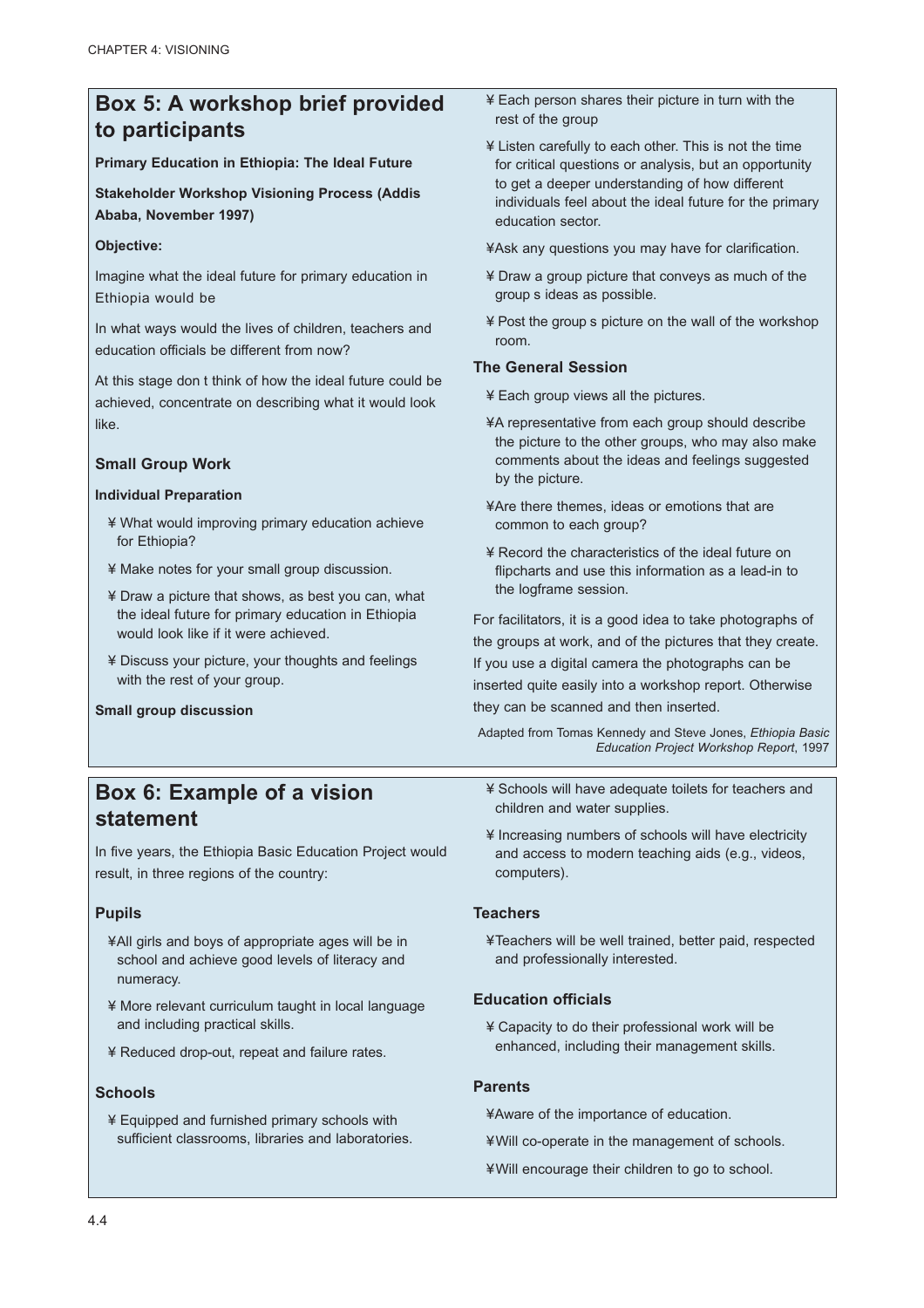## Box 5: A workshop brief provided to participants

**Primary Education in Ethiopia: The Ideal Future**

**Stakeholder Workshop Visioning Process (Addis Ababa, November 1997)**

**Objective:**

Imagine what the ideal future for primary education in Ethiopia would be

In what ways would the lives of children, teachers and education officials be different from now?

At this stage don t think of how the ideal future could be achieved, concentrate on describing what it would look like.

### Small Group Work

**Individual Preparation**

- What would improving primary education achieve for Ethiopia?
- Make notes for your small group discussion.
- Draw a picture that shows, as best you can, what the ideal future for primary education in Ethiopia would look like if it were achieved.
- Discuss your picture, your thoughts and feelings with the rest of your group.

**Small group discussion**

- Each person shares their picture in turn with the rest of the group
- Listen carefully to each other. This is not the time for critical questions or analysis, but an opportunity to get a deeper understanding of how different individuals feel about the ideal future for the primary education sector.
- Ask any questions you may have for clarification.
- Draw a group picture that conveys as much of the group s ideas as possible.
- Post the group s picture on the wall of the workshop room.

### The General Session

- Each group views all the pictures.
- A representative from each group should describe the picture to the other groups, who may also make comments about the ideas and feelings suggested by the picture.
- Are there themes, ideas or emotions that are common to each group?
- Record the characteristics of the ideal future on flipcharts and use this information as a lead-in to the logframe session.

For facilitators, it is a good idea to take photographs of the groups at work, and of the pictures that they create. If you use a digital camera the photographs can be inserted quite easily into a workshop report. Otherwise they can be scanned and then inserted.

Adapted from Tomas Kennedy and Steve Jones, *Ethiopia Basic Education Project Workshop Report*, 1997

## Box 6: Example of a vision statement

In five years, the Ethiopia Basic Education Project would result, in three regions of the country:

### Pupils

- All girls and boys of appropriate ages will be in school and achieve good levels of literacy and numeracy.
- More relevant curriculum taught in local language and including practical skills.
- Reduced drop-out, repeat and failure rates.

### Schools

- Equipped and furnished primary schools with sufficient classrooms, libraries and laboratories.
- Schools will have adequate toilets for teachers and children and water supplies.
- Increasing numbers of schools will have electricity and access to modern teaching aids (e.g., videos, computers).

### Teachers

- Teachers will be well trained, better paid, respected and professionally interested.

### Education officials

- Capacity to do their professional work will be enhanced, including their management skills.

### Parents

- Aware of the importance of education.
- Will co-operate in the management of schools.
- Will encourage their children to go to school.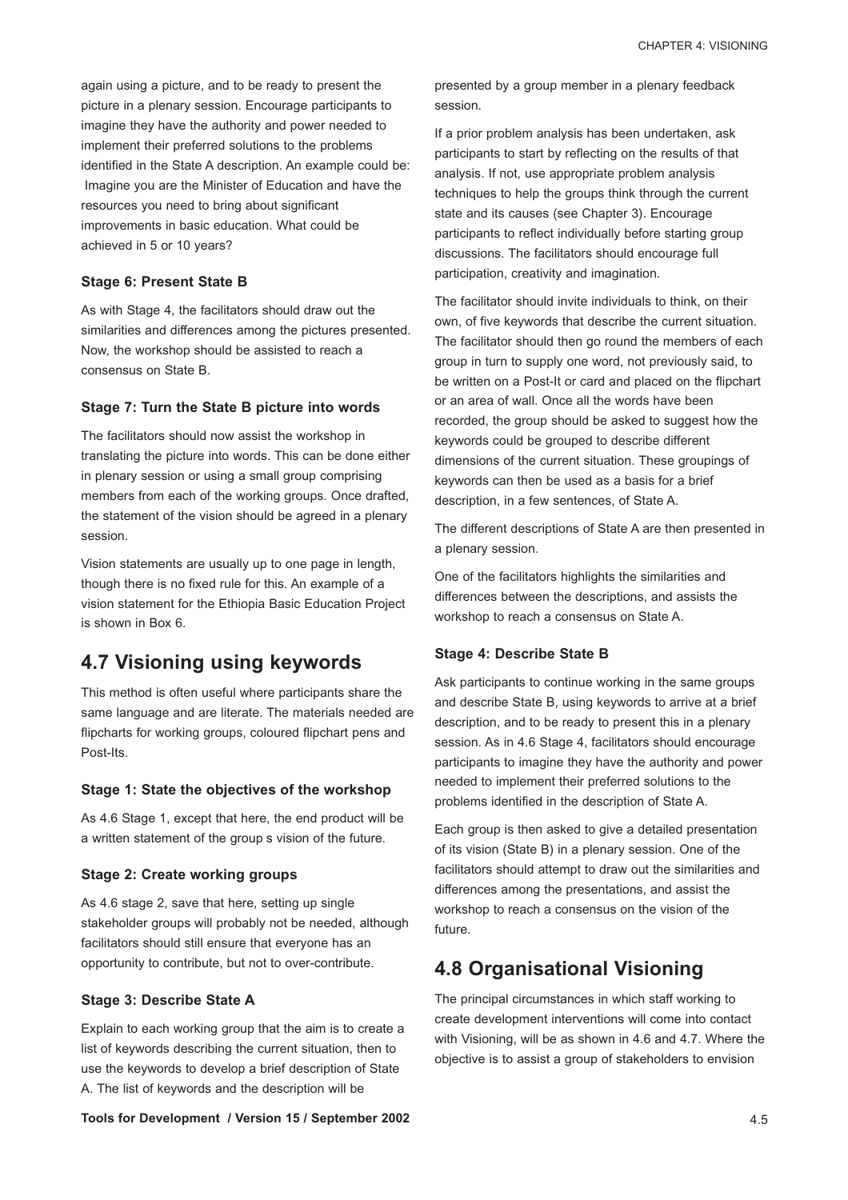again using a picture, and to be ready to present the picture in a plenary session. Encourage participants to imagine they have the authority and power needed to implement their preferred solutions to the problems identified in the State A description. An example could be: Imagine you are the Minister of Education and have the resources you need to bring about significant improvements in basic education. What could be achieved in 5 or 10 years?

#### Stage 6: Present State B

As with Stage 4, the facilitators should draw out the similarities and differences among the pictures presented. Now, the workshop should be assisted to reach a consensus on State B.

#### Stage 7: Turn the State B picture into words

The facilitators should now assist the workshop in translating the picture into words. This can be done either in plenary session or using a small group comprising members from each of the working groups. Once drafted, the statement of the vision should be agreed in a plenary session.

Vision statements are usually up to one page in length, though there is no fixed rule for this. An example of a vision statement for the Ethiopia Basic Education Project is shown in Box 6.

## 4.7 Visioning using keywords

This method is often useful where participants share the same language and are literate. The materials needed are flipcharts for working groups, coloured flipchart pens and Post-Its.

#### Stage 1: State the objectives of the workshop

As 4.6 Stage 1, except that here, the end product will be a written statement of the group s vision of the future.

#### Stage 2: Create working groups

As 4.6 stage 2, save that here, setting up single stakeholder groups will probably not be needed, although facilitators should still ensure that everyone has an opportunity to contribute, but not to over-contribute.

#### Stage 3: Describe State A

Explain to each working group that the aim is to create a list of keywords describing the current situation, then to use the keywords to develop a brief description of State A. The list of keywords and the description will be presented by a group member in a plenary feedback session.

If a prior problem analysis has been undertaken, ask participants to start by reflecting on the results of that analysis. If not, use appropriate problem analysis techniques to help the groups think through the current state and its causes (see Chapter 3). Encourage participants to reflect individually before starting group discussions. The facilitators should encourage full participation, creativity and imagination.

The facilitator should invite individuals to think, on their own, of five keywords that describe the current situation. The facilitator should then go round the members of each group in turn to supply one word, not previously said, to be written on a Post-It or card and placed on the flipchart or an area of wall. Once all the words have been recorded, the group should be asked to suggest how the keywords could be grouped to describe different dimensions of the current situation. These groupings of keywords can then be used as a basis for a brief description, in a few sentences, of State A.

The different descriptions of State A are then presented in a plenary session.

One of the facilitators highlights the similarities and differences between the descriptions, and assists the workshop to reach a consensus on State A.

#### Stage 4: Describe State B

Ask participants to continue working in the same groups and describe State B, using keywords to arrive at a brief description, and to be ready to present this in a plenary session. As in 4.6 Stage 4, facilitators should encourage participants to imagine they have the authority and power needed to implement their preferred solutions to the problems identified in the description of State A.

Each group is then asked to give a detailed presentation of its vision (State B) in a plenary session. One of the facilitators should attempt to draw out the similarities and differences among the presentations, and assist the workshop to reach a consensus on the vision of the future.

## 4.8 Organisational Visioning

The principal circumstances in which staff working to create development interventions will come into contact with Visioning, will be as shown in 4.6 and 4.7. Where the objective is to assist a group of stakeholders to envision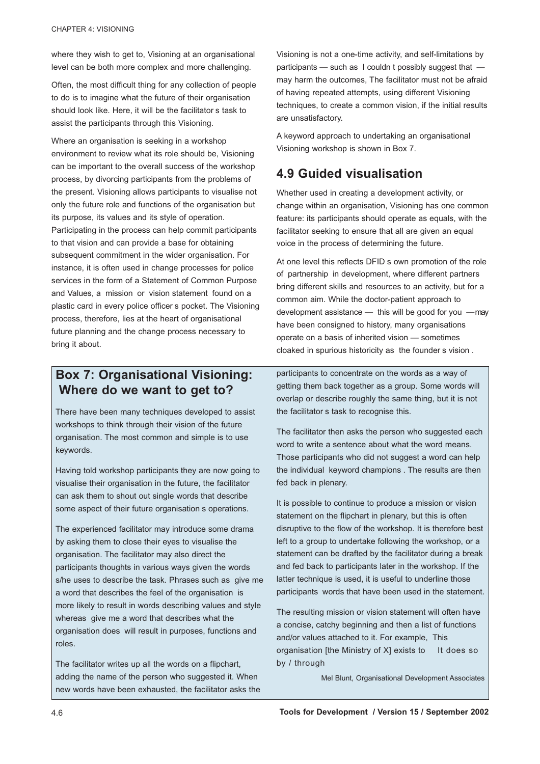where they wish to get to, Visioning at an organisational level can be both more complex and more challenging.

Often, the most difficult thing for any collection of people to do is to imagine what the future of their organisation should look like. Here, it will be the facilitator s task to assist the participants through this Visioning.

Where an organisation is seeking in a workshop environment to review what its role should be, Visioning can be important to the overall success of the workshop process, by divorcing participants from the problems of the present. Visioning allows participants to visualise not only the future role and functions of the organisation but its purpose, its values and its style of operation. Participating in the process can help commit participants to that vision and can provide a base for obtaining subsequent commitment in the wider organisation. For instance, it is often used in change processes for police services in the form of a Statement of Common Purpose and Values, a mission or vision statement found on a plastic card in every police officer s pocket. The Visioning process, therefore, lies at the heart of organisational future planning and the change process necessary to bring it about.

Visioning is not a one-time activity, and self-limitations by participants — such as I couldn t possibly suggest that — may harm the outcomes, The facilitator must not be afraid of having repeated attempts, using different Visioning techniques, to create a common vision, if the initial results are unsatisfactory.

A keyword approach to undertaking an organisational Visioning workshop is shown in Box 7.

## 4.9 Guided visualisation

Whether used in creating a development activity, or change within an organisation, Visioning has one common feature: its participants should operate as equals, with the facilitator seeking to ensure that all are given an equal voice in the process of determining the future.

At one level this reflects DFID s own promotion of the role of partnership in development, where different partners bring different skills and resources to an activity, but for a common aim. While the doctor-patient approach to development assistance — this will be good for you — may have been consigned to history, many organisations operate on a basis of inherited vision — sometimes cloaked in spurious historicity as the founder s vision .

### Box 7: Organisational Visioning: Where do we want to get to?

There have been many techniques developed to assist workshops to think through their vision of the future organisation. The most common and simple is to use keywords.

Having told workshop participants they are now going to visualise their organisation in the future, the facilitator can ask them to shout out single words that describe some aspect of their future organisation s operations.

The experienced facilitator may introduce some drama by asking them to close their eyes to visualise the organisation. The facilitator may also direct the participants thoughts in various ways given the words s/he uses to describe the task. Phrases such as give me a word that describes the feel of the organisation is more likely to result in words describing values and style whereas give me a word that describes what the organisation does will result in purposes, functions and roles.

The facilitator writes up all the words on a flipchart, adding the name of the person who suggested it. When new words have been exhausted, the facilitator asks the participants to concentrate on the words as a way of getting them back together as a group. Some words will overlap or describe roughly the same thing, but it is not the facilitator s task to recognise this.

The facilitator then asks the person who suggested each word to write a sentence about what the word means. Those participants who did not suggest a word can help the individual keyword champions . The results are then fed back in plenary.

It is possible to continue to produce a mission or vision statement on the flipchart in plenary, but this is often disruptive to the flow of the workshop. It is therefore best left to a group to undertake following the workshop, or a statement can be drafted by the facilitator during a break and fed back to participants later in the workshop. If the latter technique is used, it is useful to underline those participants words that have been used in the statement.

The resulting mission or vision statement will often have a concise, catchy beginning and then a list of functions and/or values attached to it. For example, This organisation [the Ministry of X] exists to It does so by / through

Mel Blunt, Organisational Development Associates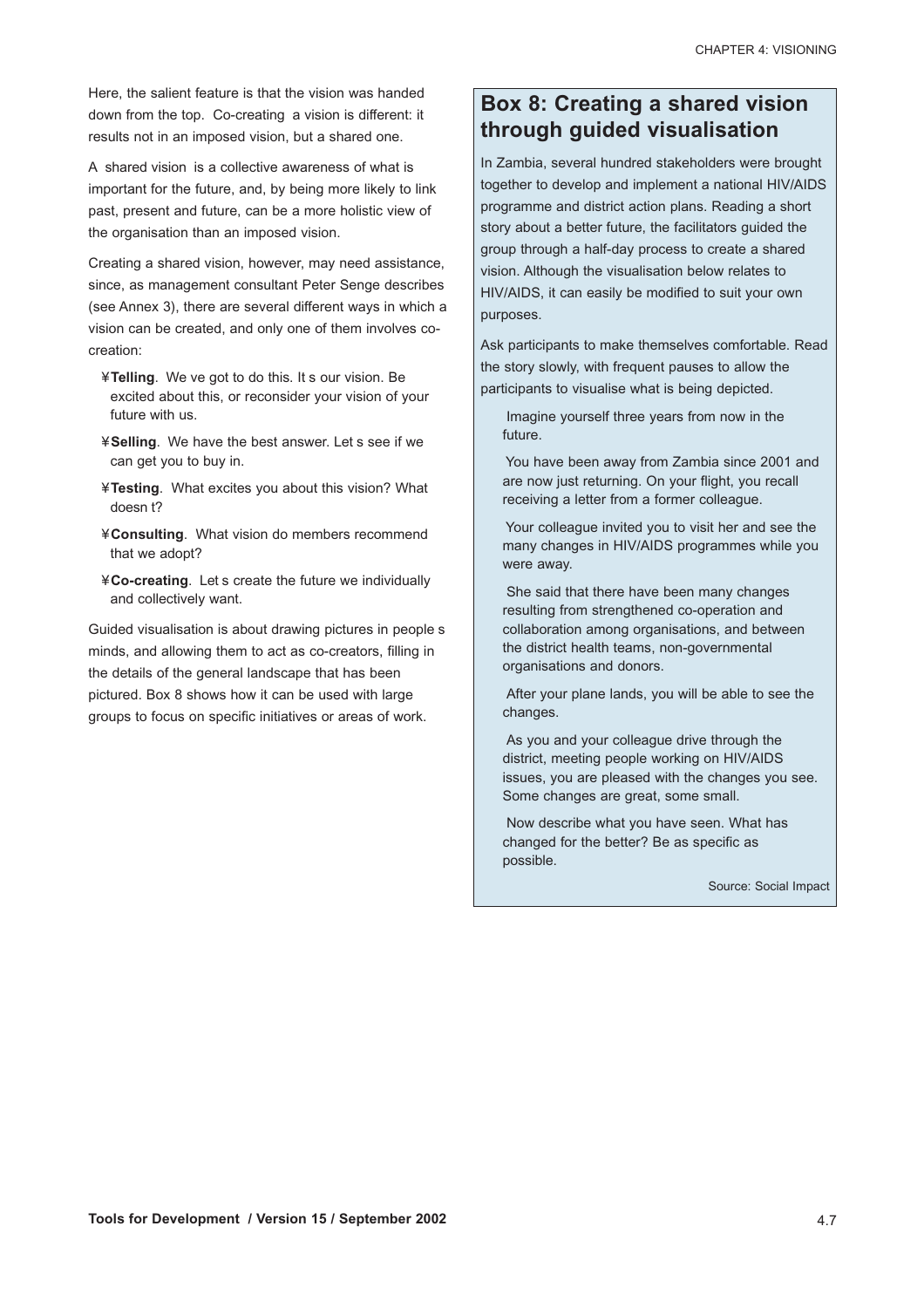Here, the salient feature is that the vision was handed down from the top. Co-creating a vision is different: it results not in an imposed vision, but a shared one.

A shared vision is a collective awareness of what is important for the future, and, by being more likely to link past, present and future, can be a more holistic view of the organisation than an imposed vision.

Creating a shared vision, however, may need assistance, since, as management consultant Peter Senge describes (see Annex 3), there are several different ways in which a vision can be created, and only one of them involves co-creation:

- **Telling**. We ve got to do this. It s our vision. Be excited about this, or reconsider your vision of your future with us.
- **Selling**. We have the best answer. Let s see if we can get you to buy in.
- **Testing**. What excites you about this vision? What doesn t?
- **Consulting**. What vision do members recommend that we adopt?
- **Co-creating**. Let s create the future we individually and collectively want.

Guided visualisation is about drawing pictures in people s minds, and allowing them to act as co-creators, filling in the details of the general landscape that has been pictured. Box 8 shows how it can be used with large groups to focus on specific initiatives or areas of work.

## Box 8: Creating a shared vision through guided visualisation

In Zambia, several hundred stakeholders were brought together to develop and implement a national HIV/AIDS programme and district action plans. Reading a short story about a better future, the facilitators guided the group through a half-day process to create a shared vision. Although the visualisation below relates to HIV/AIDS, it can easily be modified to suit your own purposes.

Ask participants to make themselves comfortable. Read the story slowly, with frequent pauses to allow the participants to visualise what is being depicted.

> Imagine yourself three years from now in the future.
>
> You have been away from Zambia since 2001 and are now just returning. On your flight, you recall receiving a letter from a former colleague.
>
> Your colleague invited you to visit her and see the many changes in HIV/AIDS programmes while you were away.
>
> She said that there have been many changes resulting from strengthened co-operation and collaboration among organisations, and between the district health teams, non-governmental organisations and donors.
>
> After your plane lands, you will be able to see the changes.
>
> As you and your colleague drive through the district, meeting people working on HIV/AIDS issues, you are pleased with the changes you see. Some changes are great, some small.
>
> Now describe what you have seen. What has changed for the better? Be as specific as possible.

Source: Social Impact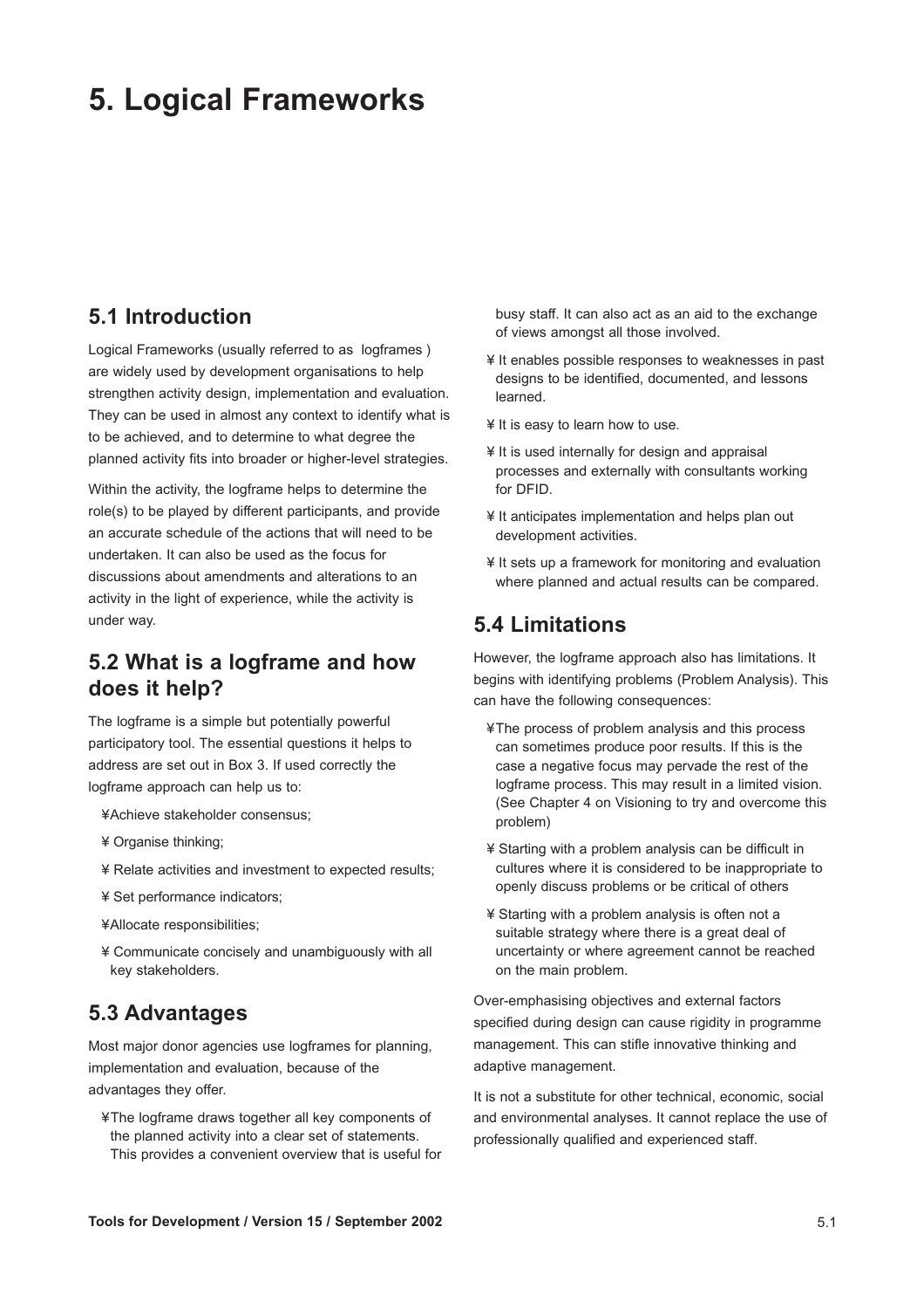# 5. Logical Frameworks

## 5.1 Introduction

Logical Frameworks (usually referred to as logframes ) are widely used by development organisations to help strengthen activity design, implementation and evaluation. They can be used in almost any context to identify what is to be achieved, and to determine to what degree the planned activity fits into broader or higher-level strategies.

Within the activity, the logframe helps to determine the role(s) to be played by different participants, and provide an accurate schedule of the actions that will need to be undertaken. It can also be used as the focus for discussions about amendments and alterations to an activity in the light of experience, while the activity is under way.

## 5.2 What is a logframe and how does it help?

The logframe is a simple but potentially powerful participatory tool. The essential questions it helps to address are set out in Box 3. If used correctly the logframe approach can help us to:

- Achieve stakeholder consensus;
- Organise thinking;
- Relate activities and investment to expected results;
- Set performance indicators;
- Allocate responsibilities;
- Communicate concisely and unambiguously with all key stakeholders.

## 5.3 Advantages

Most major donor agencies use logframes for planning, implementation and evaluation, because of the advantages they offer.

- The logframe draws together all key components of the planned activity into a clear set of statements. This provides a convenient overview that is useful for busy staff. It can also act as an aid to the exchange of views amongst all those involved.
- It enables possible responses to weaknesses in past designs to be identified, documented, and lessons learned.
- It is easy to learn how to use.
- It is used internally for design and appraisal processes and externally with consultants working for DFID.
- It anticipates implementation and helps plan out development activities.
- It sets up a framework for monitoring and evaluation where planned and actual results can be compared.

## 5.4 Limitations

However, the logframe approach also has limitations. It begins with identifying problems (Problem Analysis). This can have the following consequences:

- The process of problem analysis and this process can sometimes produce poor results. If this is the case a negative focus may pervade the rest of the logframe process. This may result in a limited vision. (See Chapter 4 on Visioning to try and overcome this problem)
- Starting with a problem analysis can be difficult in cultures where it is considered to be inappropriate to openly discuss problems or be critical of others
- Starting with a problem analysis is often not a suitable strategy where there is a great deal of uncertainty or where agreement cannot be reached on the main problem.

Over-emphasising objectives and external factors specified during design can cause rigidity in programme management. This can stifle innovative thinking and adaptive management.

It is not a substitute for other technical, economic, social and environmental analyses. It cannot replace the use of professionally qualified and experienced staff.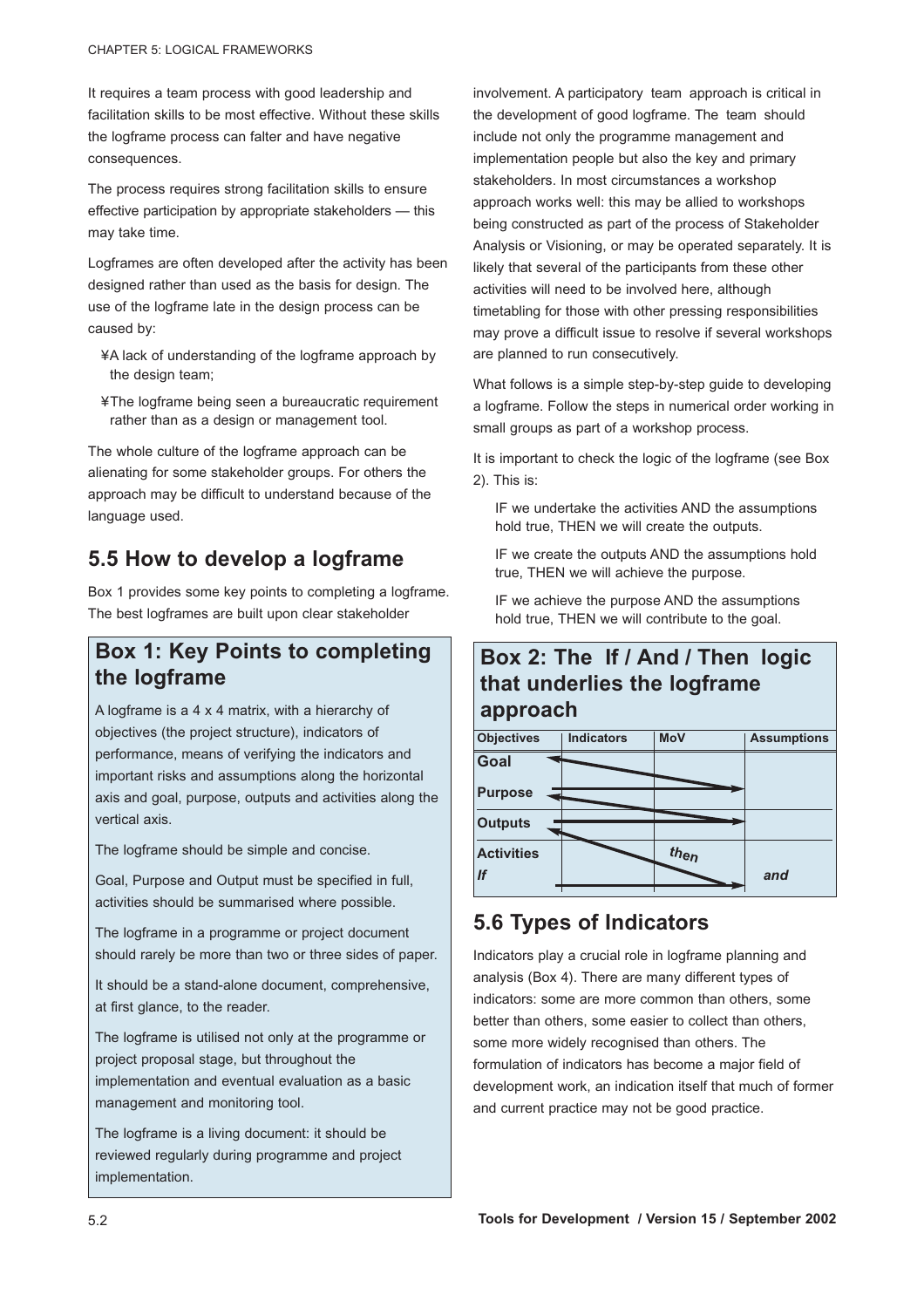It requires a team process with good leadership and facilitation skills to be most effective. Without these skills the logframe process can falter and have negative consequences.

The process requires strong facilitation skills to ensure effective participation by appropriate stakeholders — this may take time.

Logframes are often developed after the activity has been designed rather than used as the basis for design. The use of the logframe late in the design process can be caused by:

- ¥A lack of understanding of the logframe approach by the design team;
- ¥The logframe being seen a bureaucratic requirement rather than as a design or management tool.

The whole culture of the logframe approach can be alienating for some stakeholder groups. For others the approach may be difficult to understand because of the language used.

## 5.5 How to develop a logframe

Box 1 provides some key points to completing a logframe. The best logframes are built upon clear stakeholder involvement. A participatory team approach is critical in the development of good logframe. The team should include not only the programme management and implementation people but also the key and primary stakeholders. In most circumstances a workshop approach works well: this may be allied to workshops being constructed as part of the process of Stakeholder Analysis or Visioning, or may be operated separately. It is likely that several of the participants from these other activities will need to be involved here, although timetabling for those with other pressing responsibilities may prove a difficult issue to resolve if several workshops are planned to run consecutively.

### Box 1: Key Points to completing the logframe

A logframe is a 4 x 4 matrix, with a hierarchy of objectives (the project structure), indicators of performance, means of verifying the indicators and important risks and assumptions along the horizontal axis and goal, purpose, outputs and activities along the vertical axis.

The logframe should be simple and concise.

Goal, Purpose and Output must be specified in full, activities should be summarised where possible.

The logframe in a programme or project document should rarely be more than two or three sides of paper.

It should be a stand-alone document, comprehensive, at first glance, to the reader.

The logframe is utilised not only at the programme or project proposal stage, but throughout the implementation and eventual evaluation as a basic management and monitoring tool.

The logframe is a living document: it should be reviewed regularly during programme and project implementation.

What follows is a simple step-by-step guide to developing a logframe. Follow the steps in numerical order working in small groups as part of a workshop process.

It is important to check the logic of the logframe (see Box 2). This is:

IF we undertake the activities AND the assumptions hold true, THEN we will create the outputs.

IF we create the outputs AND the assumptions hold true, THEN we will achieve the purpose.

IF we achieve the purpose AND the assumptions hold true, THEN we will contribute to the goal.

### Box 2: The If / And / Then logic that underlies the logframe approach

| Objectives | Indicators | MoV | Assumptions |
|---|---|---|---|
| Goal | | | |
| Purpose | | | |
| Outputs | | | |
| Activities<br>*If* | | *then* | *and* |

## 5.6 Types of Indicators

Indicators play a crucial role in logframe planning and analysis (Box 4). There are many different types of indicators: some are more common than others, some better than others, some easier to collect than others, some more widely recognised than others. The formulation of indicators has become a major field of development work, an indication itself that much of former and current practice may not be good practice.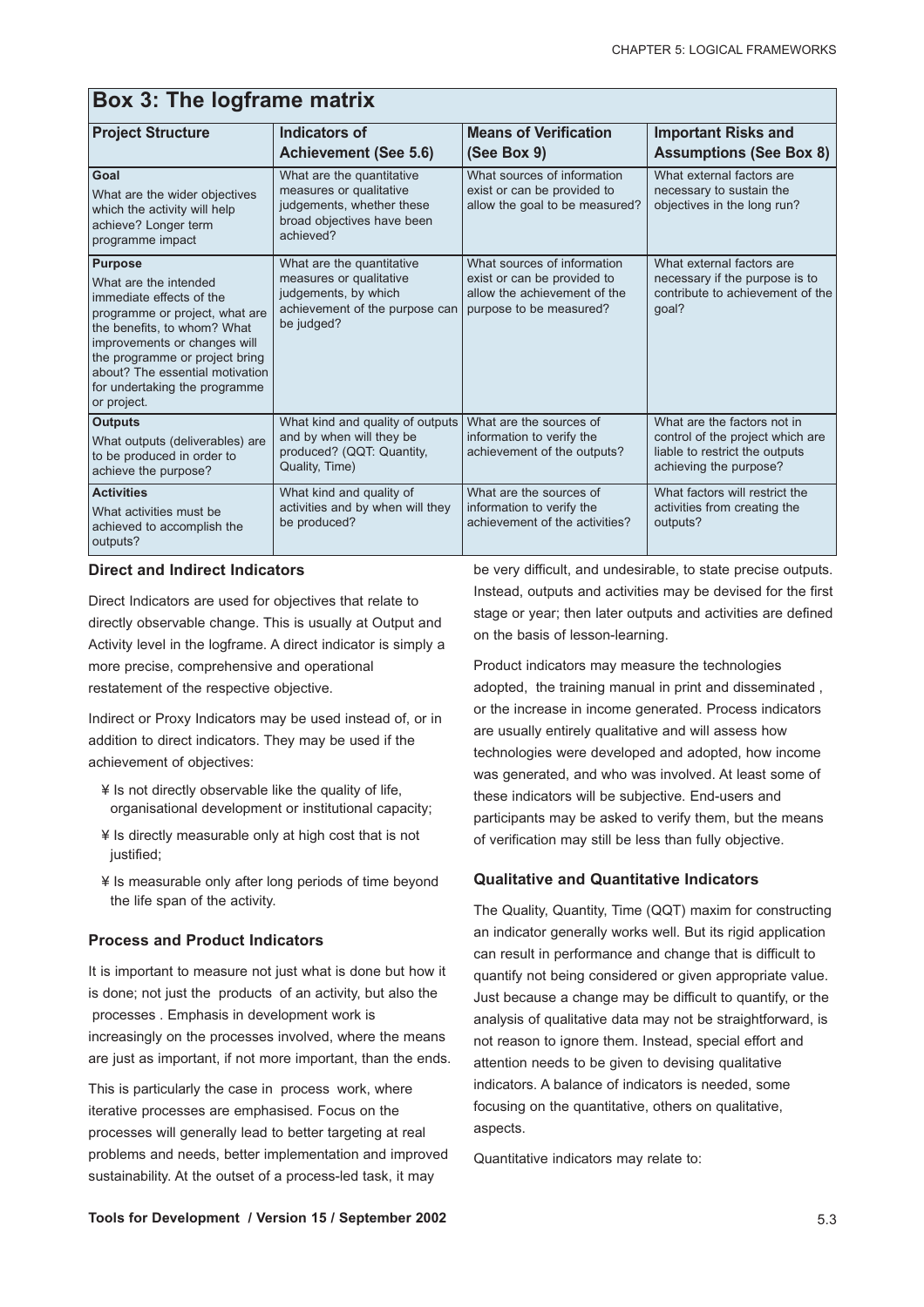## Box 3: The logframe matrix

| Project Structure | Indicators of Achievement (See 5.6) | Means of Verification (See Box 9) | Important Risks and Assumptions (See Box 8) |
|---|---|---|---|
| **Goal** What are the wider objectives which the activity will help achieve? Longer term programme impact | What are the quantitative measures or qualitative judgements, whether these broad objectives have been achieved? | What sources of information exist or can be provided to allow the goal to be measured? | What external factors are necessary to sustain the objectives in the long run? |
| **Purpose** What are the intended immediate effects of the programme or project, what are the benefits, to whom? What improvements or changes will the programme or project bring about? The essential motivation for undertaking the programme or project. | What are the quantitative measures or qualitative judgements, by which achievement of the purpose can be judged? | What sources of information exist or can be provided to allow the achievement of the purpose to be measured? | What external factors are necessary if the purpose is to contribute to achievement of the goal? |
| **Outputs** What outputs (deliverables) are to be produced in order to achieve the purpose? | What kind and quality of outputs and by when will they be produced? (QQT: Quantity, Quality, Time) | What are the sources of information to verify the achievement of the outputs? | What are the factors not in control of the project which are liable to restrict the outputs achieving the purpose? |
| **Activities** What activities must be achieved to accomplish the outputs? | What kind and quality of activities and by when will they be produced? | What are the sources of information to verify the achievement of the activities? | What factors will restrict the activities from creating the outputs? |

### Direct and Indirect Indicators

Direct Indicators are used for objectives that relate to directly observable change. This is usually at Output and Activity level in the logframe. A direct indicator is simply a more precise, comprehensive and operational restatement of the respective objective.

Indirect or Proxy Indicators may be used instead of, or in addition to direct indicators. They may be used if the achievement of objectives:

- Is not directly observable like the quality of life, organisational development or institutional capacity;
- Is directly measurable only at high cost that is not justified;
- Is measurable only after long periods of time beyond the life span of the activity.

### Process and Product Indicators

It is important to measure not just what is done but how it is done; not just the products of an activity, but also the processes . Emphasis in development work is increasingly on the processes involved, where the means are just as important, if not more important, than the ends.

This is particularly the case in process work, where iterative processes are emphasised. Focus on the processes will generally lead to better targeting at real problems and needs, better implementation and improved sustainability. At the outset of a process-led task, it may be very difficult, and undesirable, to state precise outputs. Instead, outputs and activities may be devised for the first stage or year; then later outputs and activities are defined on the basis of lesson-learning.

Product indicators may measure the technologies adopted, the training manual in print and disseminated , or the increase in income generated. Process indicators are usually entirely qualitative and will assess how technologies were developed and adopted, how income was generated, and who was involved. At least some of these indicators will be subjective. End-users and participants may be asked to verify them, but the means of verification may still be less than fully objective.

### Qualitative and Quantitative Indicators

The Quality, Quantity, Time (QQT) maxim for constructing an indicator generally works well. But its rigid application can result in performance and change that is difficult to quantify not being considered or given appropriate value. Just because a change may be difficult to quantify, or the analysis of qualitative data may not be straightforward, is not reason to ignore them. Instead, special effort and attention needs to be given to devising qualitative indicators. A balance of indicators is needed, some focusing on the quantitative, others on qualitative, aspects.

Quantitative indicators may relate to: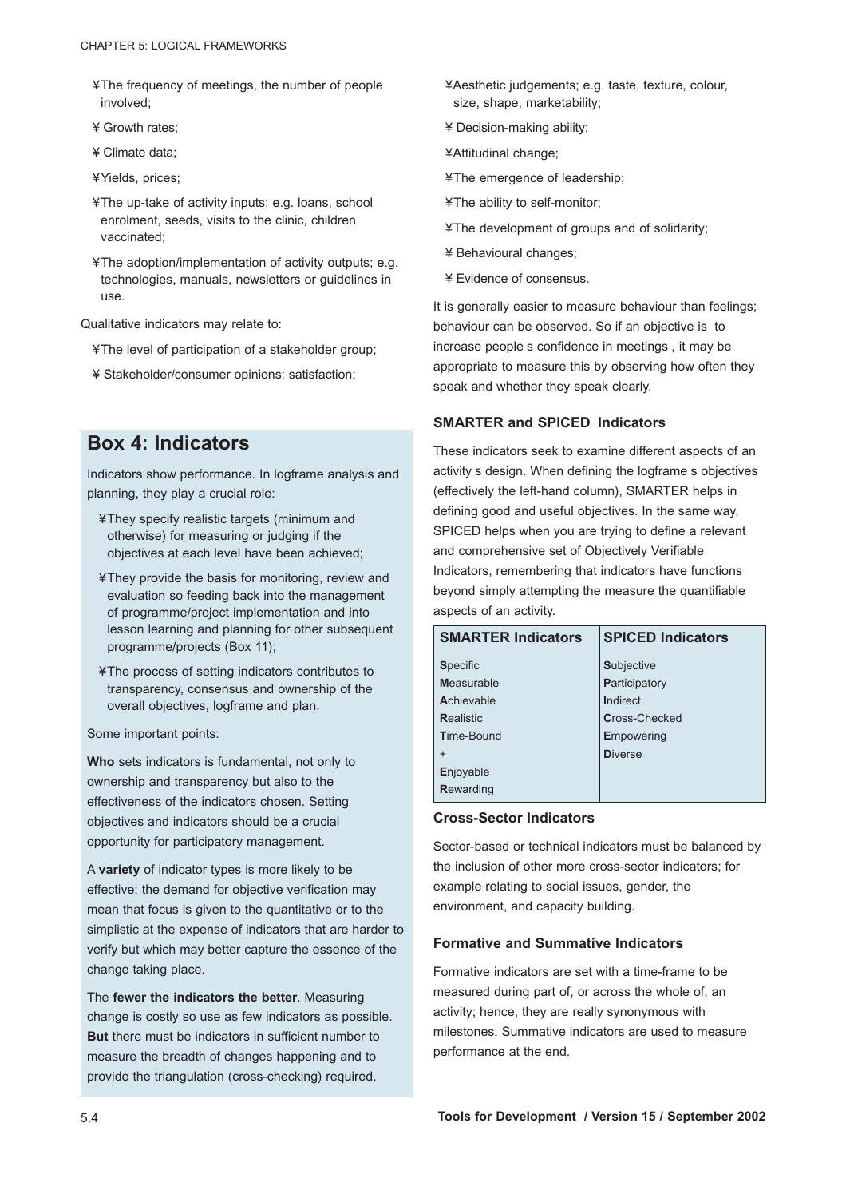- ¥The frequency of meetings, the number of people involved;
- ¥ Growth rates;
- ¥ Climate data;
- ¥Yields, prices;
- ¥The up-take of activity inputs; e.g. loans, school enrolment, seeds, visits to the clinic, children vaccinated;
- ¥The adoption/implementation of activity outputs; e.g. technologies, manuals, newsletters or guidelines in use.

Qualitative indicators may relate to:

- ¥The level of participation of a stakeholder group;
- ¥ Stakeholder/consumer opinions; satisfaction;

## Box 4: Indicators

Indicators show performance. In logframe analysis and planning, they play a crucial role:

- ¥They specify realistic targets (minimum and otherwise) for measuring or judging if the objectives at each level have been achieved;
- ¥They provide the basis for monitoring, review and evaluation so feeding back into the management of programme/project implementation and into lesson learning and planning for other subsequent programme/projects (Box 11);
- ¥The process of setting indicators contributes to transparency, consensus and ownership of the overall objectives, logframe and plan.

Some important points:

**Who** sets indicators is fundamental, not only to ownership and transparency but also to the effectiveness of the indicators chosen. Setting objectives and indicators should be a crucial opportunity for participatory management.

A **variety** of indicator types is more likely to be effective; the demand for objective verification may mean that focus is given to the quantitative or to the simplistic at the expense of indicators that are harder to verify but which may better capture the essence of the change taking place.

The **fewer the indicators the better**. Measuring change is costly so use as few indicators as possible. **But** there must be indicators in sufficient number to measure the breadth of changes happening and to provide the triangulation (cross-checking) required.

- ¥Aesthetic judgements; e.g. taste, texture, colour, size, shape, marketability;
- ¥ Decision-making ability;
- ¥Attitudinal change;
- ¥The emergence of leadership;
- ¥The ability to self-monitor;
- ¥The development of groups and of solidarity;
- ¥ Behavioural changes;
- ¥ Evidence of consensus.

It is generally easier to measure behaviour than feelings; behaviour can be observed. So if an objective is to increase people s confidence in meetings , it may be appropriate to measure this by observing how often they speak and whether they speak clearly.

### SMARTER and SPICED Indicators

These indicators seek to examine different aspects of an activity s design. When defining the logframe s objectives (effectively the left-hand column), SMARTER helps in defining good and useful objectives. In the same way, SPICED helps when you are trying to define a relevant and comprehensive set of Objectively Verifiable Indicators, remembering that indicators have functions beyond simply attempting the measure the quantifiable aspects of an activity.

| SMARTER Indicators | SPICED Indicators |
|---|---|
| **S**pecific | **S**ubjective |
| **M**easurable | **P**articipatory |
| **A**chievable | **I**ndirect |
| **R**ealistic | **C**ross-Checked |
| **T**ime-Bound | **E**mpowering |
| + | **D**iverse |
| **E**njoyable | |
| **R**ewarding | |

### Cross-Sector Indicators

Sector-based or technical indicators must be balanced by the inclusion of other more cross-sector indicators; for example relating to social issues, gender, the environment, and capacity building.

### Formative and Summative Indicators

Formative indicators are set with a time-frame to be measured during part of, or across the whole of, an activity; hence, they are really synonymous with milestones. Summative indicators are used to measure performance at the end.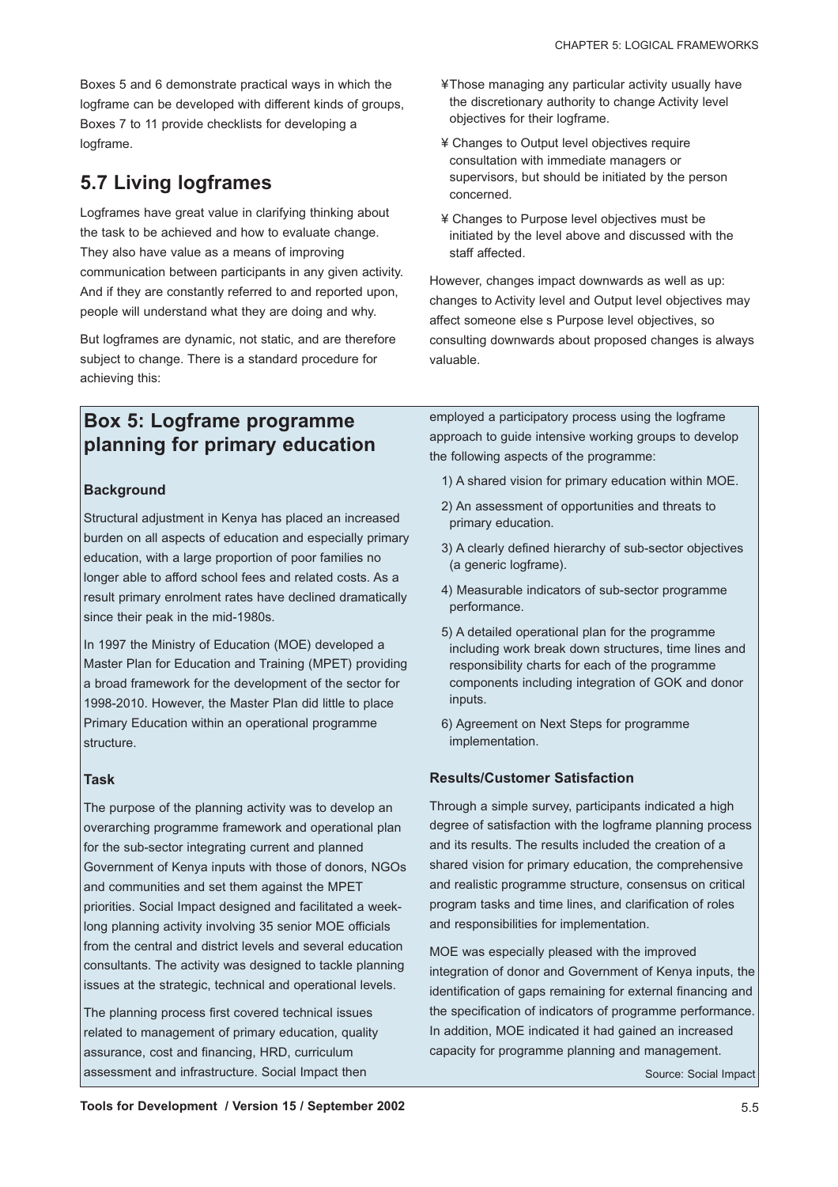Boxes 5 and 6 demonstrate practical ways in which the logframe can be developed with different kinds of groups, Boxes 7 to 11 provide checklists for developing a logframe.

## 5.7 Living logframes

Logframes have great value in clarifying thinking about the task to be achieved and how to evaluate change. They also have value as a means of improving communication between participants in any given activity. And if they are constantly referred to and reported upon, people will understand what they are doing and why.

But logframes are dynamic, not static, and are therefore subject to change. There is a standard procedure for achieving this:

- Those managing any particular activity usually have the discretionary authority to change Activity level objectives for their logframe.
- Changes to Output level objectives require consultation with immediate managers or supervisors, but should be initiated by the person concerned.
- Changes to Purpose level objectives must be initiated by the level above and discussed with the staff affected.

However, changes impact downwards as well as up: changes to Activity level and Output level objectives may affect someone else s Purpose level objectives, so consulting downwards about proposed changes is always valuable.

## Box 5: Logframe programme planning for primary education

### Background

Structural adjustment in Kenya has placed an increased burden on all aspects of education and especially primary education, with a large proportion of poor families no longer able to afford school fees and related costs. As a result primary enrolment rates have declined dramatically since their peak in the mid-1980s.

In 1997 the Ministry of Education (MOE) developed a Master Plan for Education and Training (MPET) providing a broad framework for the development of the sector for 1998-2010. However, the Master Plan did little to place Primary Education within an operational programme structure.

### Task

The purpose of the planning activity was to develop an overarching programme framework and operational plan for the sub-sector integrating current and planned Government of Kenya inputs with those of donors, NGOs and communities and set them against the MPET priorities. Social Impact designed and facilitated a week-long planning activity involving 35 senior MOE officials from the central and district levels and several education consultants. The activity was designed to tackle planning issues at the strategic, technical and operational levels.

The planning process first covered technical issues related to management of primary education, quality assurance, cost and financing, HRD, curriculum assessment and infrastructure. Social Impact then employed a participatory process using the logframe approach to guide intensive working groups to develop the following aspects of the programme:

1) A shared vision for primary education within MOE.
2) An assessment of opportunities and threats to primary education.
3) A clearly defined hierarchy of sub-sector objectives (a generic logframe).
4) Measurable indicators of sub-sector programme performance.
5) A detailed operational plan for the programme including work break down structures, time lines and responsibility charts for each of the programme components including integration of GOK and donor inputs.
6) Agreement on Next Steps for programme implementation.

### Results/Customer Satisfaction

Through a simple survey, participants indicated a high degree of satisfaction with the logframe planning process and its results. The results included the creation of a shared vision for primary education, the comprehensive and realistic programme structure, consensus on critical program tasks and time lines, and clarification of roles and responsibilities for implementation.

MOE was especially pleased with the improved integration of donor and Government of Kenya inputs, the identification of gaps remaining for external financing and the specification of indicators of programme performance. In addition, MOE indicated it had gained an increased capacity for programme planning and management.

Source: Social Impact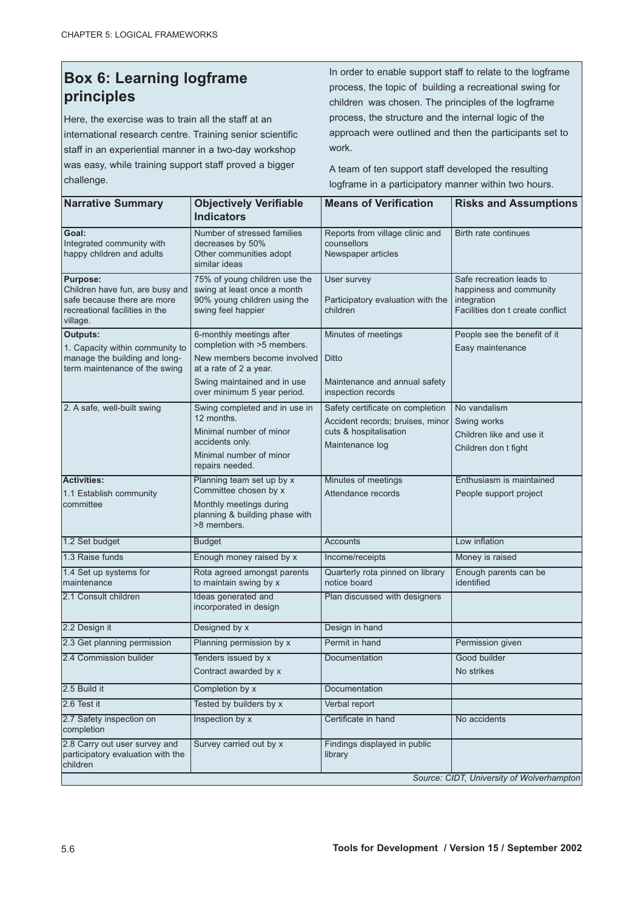## Box 6: Learning logframe principles

Here, the exercise was to train all the staff at an international research centre. Training senior scientific staff in an experiential manner in a two-day workshop was easy, while training support staff proved a bigger challenge.

In order to enable support staff to relate to the logframe process, the topic of building a recreational swing for children was chosen. The principles of the logframe process, the structure and the internal logic of the approach were outlined and then the participants set to work.

A team of ten support staff developed the resulting logframe in a participatory manner within two hours.

| Narrative Summary | Objectively Verifiable Indicators | Means of Verification | Risks and Assumptions |
|---|---|---|---|
| **Goal:** Integrated community with happy children and adults | Number of stressed families decreases by 50%<br>Other communities adopt similar ideas | Reports from village clinic and counsellors<br>Newspaper articles | Birth rate continues |
| **Purpose:** Children have fun, are busy and safe because there are more recreational facilities in the village. | 75% of young children use the swing at least once a month<br>90% young children using the swing feel happier | User survey<br>Participatory evaluation with the children | Safe recreation leads to happiness and community integration<br>Facilities don t create conflict |
| **Outputs:**<br>1. Capacity within community to manage the building and long-term maintenance of the swing | 6-monthly meetings after completion with >5 members.<br>New members become involved at a rate of 2 a year.<br>Swing maintained and in use over minimum 5 year period. | Minutes of meetings<br>Ditto<br>Maintenance and annual safety inspection records | People see the benefit of it<br>Easy maintenance |
| 2. A safe, well-built swing | Swing completed and in use in 12 months.<br>Minimal number of minor accidents only.<br>Minimal number of minor repairs needed. | Safety certificate on completion<br>Accident records; bruises, minor cuts & hospitalisation<br>Maintenance log | No vandalism<br>Swing works<br>Children like and use it<br>Children don t fight |
| **Activities:**<br>1.1 Establish community committee | Planning team set up by x<br>Committee chosen by x<br>Monthly meetings during planning & building phase with >8 members. | Minutes of meetings<br>Attendance records | Enthusiasm is maintained<br>People support project |
| 1.2 Set budget | Budget | Accounts | Low inflation |
| 1.3 Raise funds | Enough money raised by x | Income/receipts | Money is raised |
| 1.4 Set up systems for maintenance | Rota agreed amongst parents to maintain swing by x | Quarterly rota pinned on library notice board | Enough parents can be identified |
| 2.1 Consult children | Ideas generated and incorporated in design | Plan discussed with designers | |
| 2.2 Design it | Designed by x | Design in hand | |
| 2.3 Get planning permission | Planning permission by x | Permit in hand | Permission given |
| 2.4 Commission builder | Tenders issued by x<br>Contract awarded by x | Documentation | Good builder<br>No strikes |
| 2.5 Build it | Completion by x | Documentation | |
| 2.6 Test it | Tested by builders by x | Verbal report | |
| 2.7 Safety inspection on completion | Inspection by x | Certificate in hand | No accidents |
| 2.8 Carry out user survey and participatory evaluation with the children | Survey carried out by x | Findings displayed in public library | |

*Source: CIDT, University of Wolverhampton*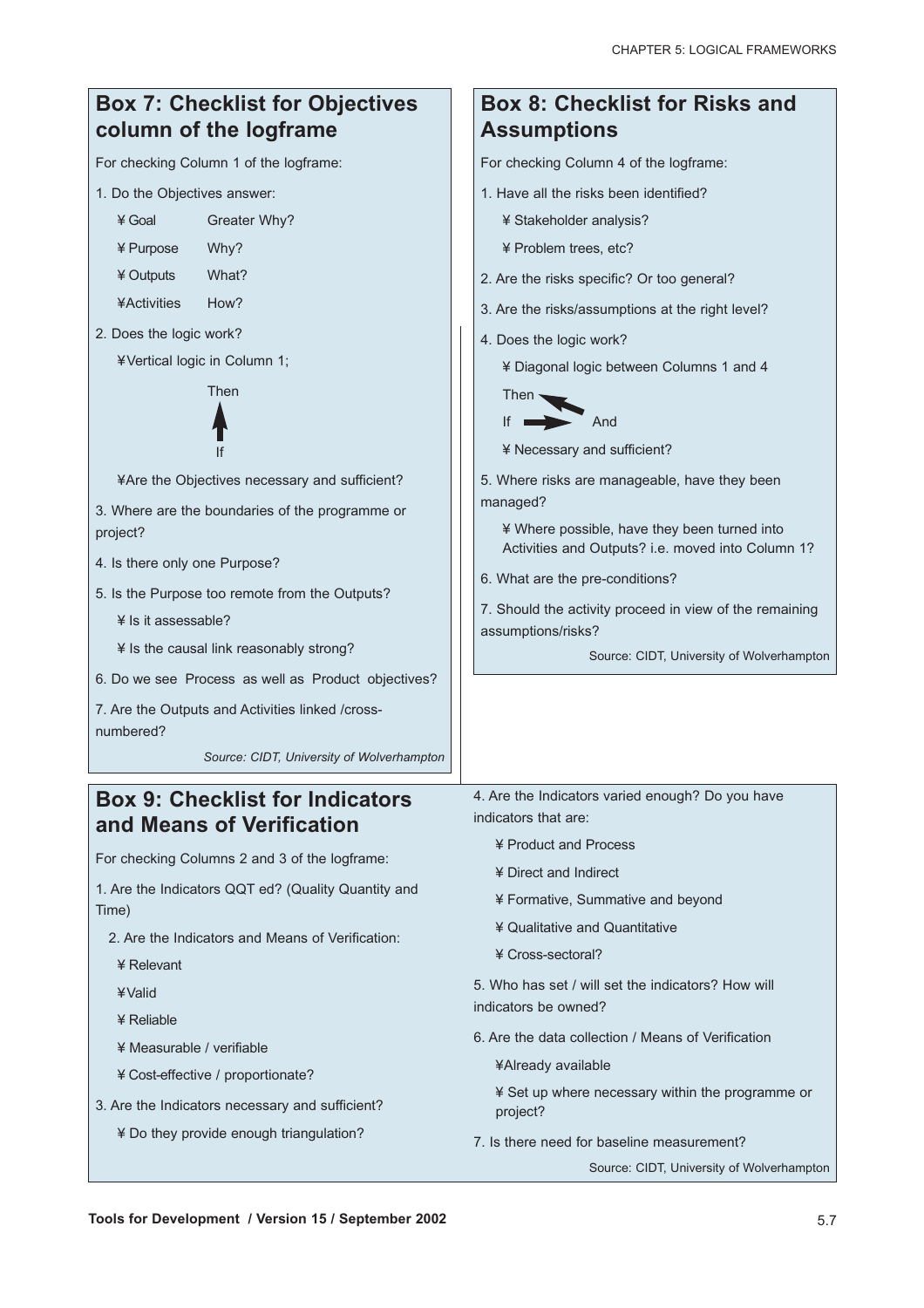## Box 7: Checklist for Objectives column of the logframe

For checking Column 1 of the logframe:

1. Do the Objectives answer:
   - ¥ Goal — Greater Why?
   - ¥ Purpose — Why?
   - ¥ Outputs — What?
   - ¥Activities — How?
2. Does the logic work?
   - ¥Vertical logic in Column 1;

     Then
     ↑
     If

   - ¥Are the Objectives necessary and sufficient?
3. Where are the boundaries of the programme or project?
4. Is there only one Purpose?
5. Is the Purpose too remote from the Outputs?
   - ¥ Is it assessable?
   - ¥ Is the causal link reasonably strong?
6. Do we see Process as well as Product objectives?
7. Are the Outputs and Activities linked /cross-numbered?

*Source: CIDT, University of Wolverhampton*

## Box 8: Checklist for Risks and Assumptions

For checking Column 4 of the logframe:

1. Have all the risks been identified?
   - ¥ Stakeholder analysis?
   - ¥ Problem trees, etc?
2. Are the risks specific? Or too general?
3. Are the risks/assumptions at the right level?
4. Does the logic work?
   - ¥ Diagonal logic between Columns 1 and 4

     Then ↖
     If → And

   - ¥ Necessary and sufficient?
5. Where risks are manageable, have they been managed?
   - ¥ Where possible, have they been turned into Activities and Outputs? i.e. moved into Column 1?
6. What are the pre-conditions?
7. Should the activity proceed in view of the remaining assumptions/risks?

Source: CIDT, University of Wolverhampton

## Box 9: Checklist for Indicators and Means of Verification

For checking Columns 2 and 3 of the logframe:

1. Are the Indicators QQT ed? (Quality Quantity and Time)
2. Are the Indicators and Means of Verification:
   - ¥ Relevant
   - ¥Valid
   - ¥ Reliable
   - ¥ Measurable / verifiable
   - ¥ Cost-effective / proportionate?
3. Are the Indicators necessary and sufficient?
   - ¥ Do they provide enough triangulation?
4. Are the Indicators varied enough? Do you have indicators that are:
   - ¥ Product and Process
   - ¥ Direct and Indirect
   - ¥ Formative, Summative and beyond
   - ¥ Qualitative and Quantitative
   - ¥ Cross-sectoral?
5. Who has set / will set the indicators? How will indicators be owned?
6. Are the data collection / Means of Verification
   - ¥Already available
   - ¥ Set up where necessary within the programme or project?
7. Is there need for baseline measurement?

Source: CIDT, University of Wolverhampton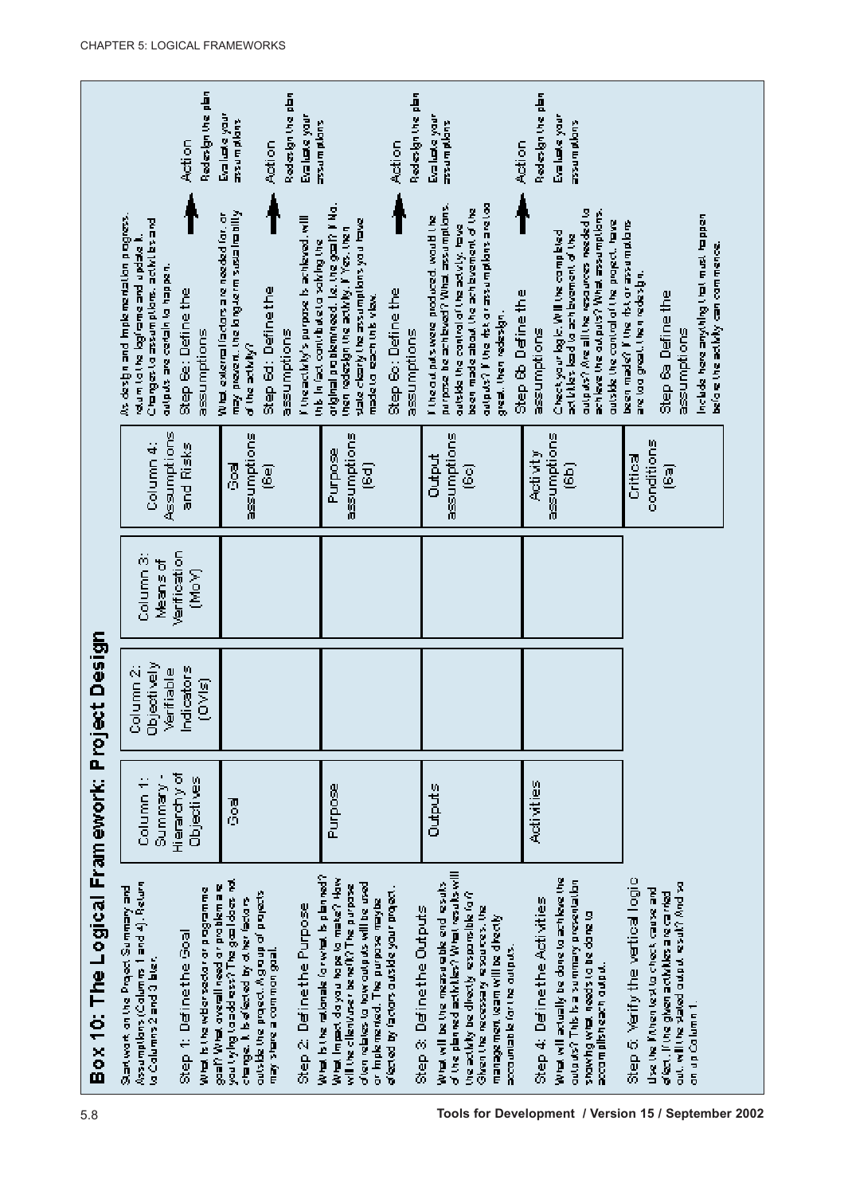# Box 10: The Logical Framework: Project Design

Start work on the Project Summary and Assumptions (Columns 1 and 4). Return to Columns 2 and 3 later.

### Step 1: Define the Goal

What is the wider sector or programme goal? What overall need or problem are you trying to address? The goal does not change. It is affected by other factors outside the project. A group of projects may share a common goal.

### Step 2: Define the Purpose

What is the rationale for what is planned? What impact do you hope to make? How will the client/user benefit? The purpose often relates to how outputs will be used or implemented. The purpose may be affected by factors outside your project.

### Step 3: Define the Outputs

What will be the measurable end results of the planned activities? What results will the activity be directly responsible for? Given the necessary resources, the management team will be directly accountable for the outputs.

### Step 4: Define the Activities

What will actually be done to achieve the outputs? This is a summary presentation showing what needs to be done to accomplish each output.

### Step 5: Verify the vertical logic

Use the If/then test to check cause and effect. If the given activities are carried out, will the stated output result? And so on up Column 1.

| Column 1: Summary - Hierarchy of Objectives | Column 2: Objectively Verifiable Indicators (OVIs) | Column 3: Means of Verification (MoV) | Column 4: Assumptions and Risks |
|---|---|---|---|
| Goal | | | Goal assumptions (6e) |
| Purpose | | | Purpose assumptions (6d) |
| Outputs | | | Output assumptions (6c) |
| Activities | | | Activity assumptions (6b) |
| | | | Critical conditions (6a) |

As design and implementation progress, return to the logframe and update it. Changes to assumptions, activities and outputs are certain to happen.

**Step 6e: Define the assumptions**

What external factors are needed for, or may prevent, the long-term sustainability of the activity?

Action: Redesign the plan. Evaluate your assumptions.

**Step 6d: Define the assumptions**

If the activity's purpose is achieved, will this in fact contribute to solving the original problem/need, i.e. the goal? If No, then redesign the activity. If Yes, then state clearly the assumptions you have made to reach this view.

Action: Redesign the plan. Evaluate your assumptions.

**Step 6c: Define the assumptions**

If the outputs were produced, would the purpose be achieved? What assumptions, outside the control of the activity, have been made about the achievement of the outputs? If the risk or assumptions are too great, then redesign.

Action: Redesign the plan. Evaluate your assumptions.

**Step 6b Define the assumptions**

Check your logic. Will the completed activities lead to achievement of the outputs? Are all the resources needed to achieve the outputs? What assumptions, outside the control of the project, have been made? If the risk or assumptions are too great, then redesign.

Action: Redesign the plan. Evaluate your assumptions.

**Step 6a Define the assumptions**

Include here anything that must happen before the activity can commence.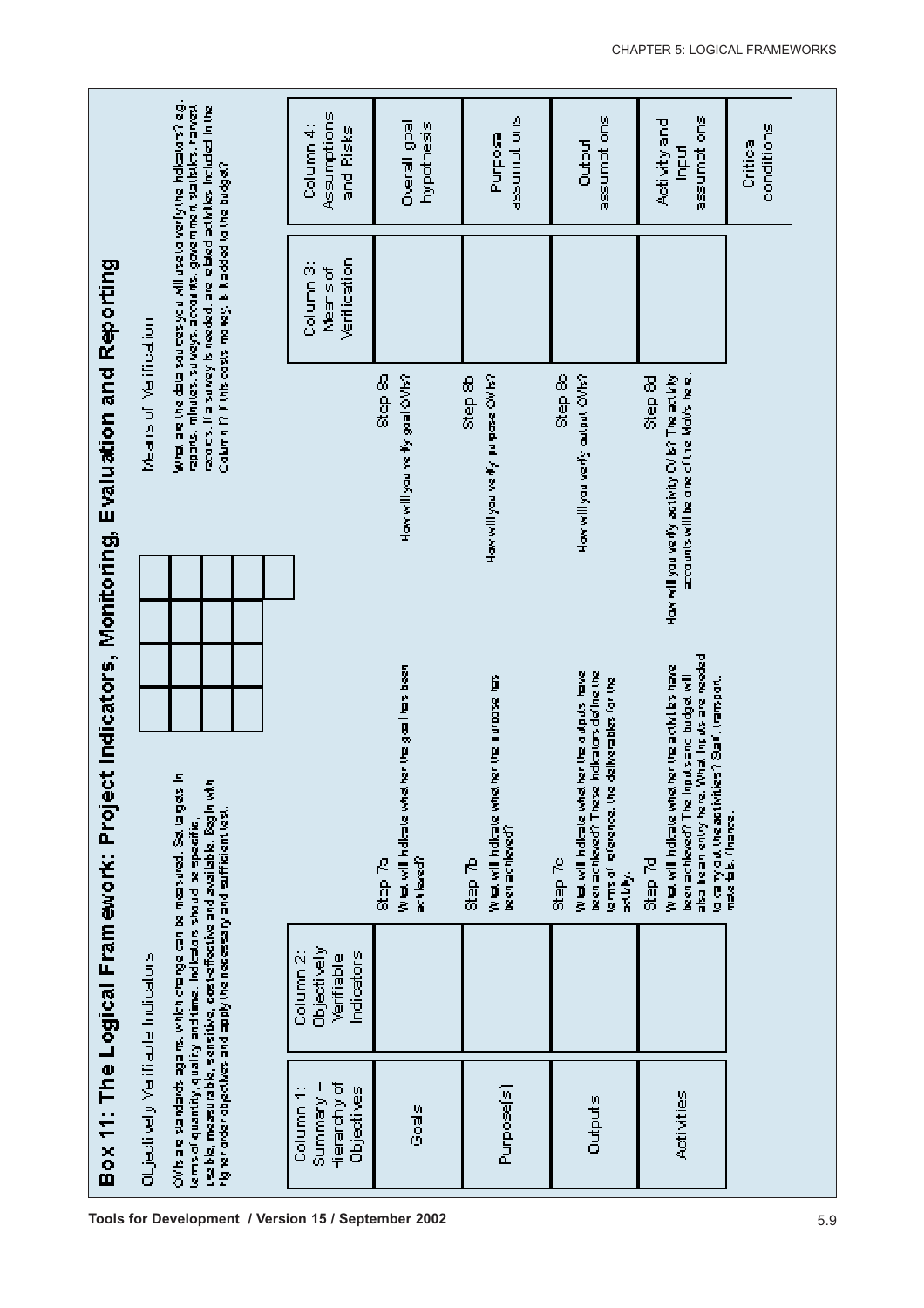# Box 11: The Logical Framework: Project Indicators, Monitoring, Evaluation and Reporting

**Objectively Verifiable Indicators**

OVIs are standards against which change can be measured. Set targets in terms of quantity, quality and time. Indicators should be specific, usable, measurable, sensitive, cost-effective and available. Begin with higher order objectives and apply the necessary and sufficient test.

**Means of Verification**

What are the data sources you will use to verify the indicators? e.g. reports, minutes, surveys, accounts, government statistics, named records. If a survey is needed, are related activities included in the Column 1? If this costs money, is it added to the budget?

| Column 1: Summary – Hierarchy of Objectives | Column 2: Objectively Verifiable Indicators | | Column 3: Means of Verification | | Column 4: Assumptions and Risks |
|---|---|---|---|---|---|
| Goals | | Step 7a<br>What will indicate whether the goal has been achieved? | | Step 8a<br>How will you verify goal OVIs? | Overall goal hypothesis |
| Purpose(s) | | Step 7b<br>What will indicate whether the purpose has been achieved? | | Step 8b<br>How will you verify purpose OVIs? | Purpose assumptions |
| Outputs | | Step 7c<br>What will indicate whether the outputs have been achieved? These indicators define the terms of reference, the deliverables for the activity. | | Step 8c<br>How will you verify output OVIs? | Output assumptions |
| Activities | | Step 7d<br>What will indicate whether the activities have been achieved? The inputs and budget will also be an entry here. What inputs are needed to carry out the activities? Staff, transport, materials, finance. | | Step 8d<br>How will you verify activity OVIs? The activity accounts will be one of the MoVs here. | Activity and Input assumptions |
| | | | | | Critical conditions |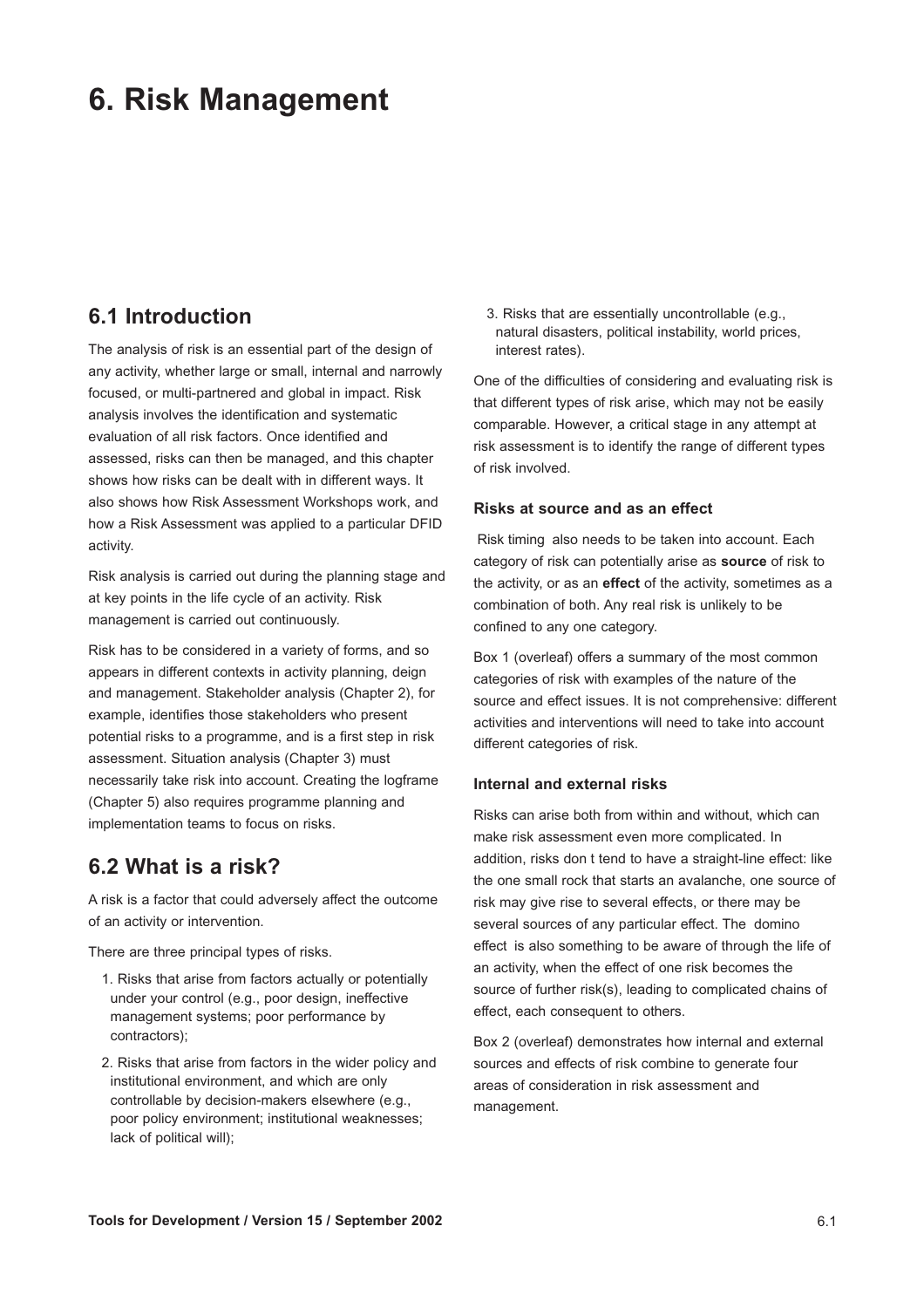# 6. Risk Management

## 6.1 Introduction

The analysis of risk is an essential part of the design of any activity, whether large or small, internal and narrowly focused, or multi-partnered and global in impact. Risk analysis involves the identification and systematic evaluation of all risk factors. Once identified and assessed, risks can then be managed, and this chapter shows how risks can be dealt with in different ways. It also shows how Risk Assessment Workshops work, and how a Risk Assessment was applied to a particular DFID activity.

Risk analysis is carried out during the planning stage and at key points in the life cycle of an activity. Risk management is carried out continuously.

Risk has to be considered in a variety of forms, and so appears in different contexts in activity planning, deign and management. Stakeholder analysis (Chapter 2), for example, identifies those stakeholders who present potential risks to a programme, and is a first step in risk assessment. Situation analysis (Chapter 3) must necessarily take risk into account. Creating the logframe (Chapter 5) also requires programme planning and implementation teams to focus on risks.

## 6.2 What is a risk?

A risk is a factor that could adversely affect the outcome of an activity or intervention.

There are three principal types of risks.

1. Risks that arise from factors actually or potentially under your control (e.g., poor design, ineffective management systems; poor performance by contractors);
2. Risks that arise from factors in the wider policy and institutional environment, and which are only controllable by decision-makers elsewhere (e.g., poor policy environment; institutional weaknesses; lack of political will);
3. Risks that are essentially uncontrollable (e.g., natural disasters, political instability, world prices, interest rates).

One of the difficulties of considering and evaluating risk is that different types of risk arise, which may not be easily comparable. However, a critical stage in any attempt at risk assessment is to identify the range of different types of risk involved.

### Risks at source and as an effect

Risk timing also needs to be taken into account. Each category of risk can potentially arise as **source** of risk to the activity, or as an **effect** of the activity, sometimes as a combination of both. Any real risk is unlikely to be confined to any one category.

Box 1 (overleaf) offers a summary of the most common categories of risk with examples of the nature of the source and effect issues. It is not comprehensive: different activities and interventions will need to take into account different categories of risk.

### Internal and external risks

Risks can arise both from within and without, which can make risk assessment even more complicated. In addition, risks don t tend to have a straight-line effect: like the one small rock that starts an avalanche, one source of risk may give rise to several effects, or there may be several sources of any particular effect. The domino effect is also something to be aware of through the life of an activity, when the effect of one risk becomes the source of further risk(s), leading to complicated chains of effect, each consequent to others.

Box 2 (overleaf) demonstrates how internal and external sources and effects of risk combine to generate four areas of consideration in risk assessment and management.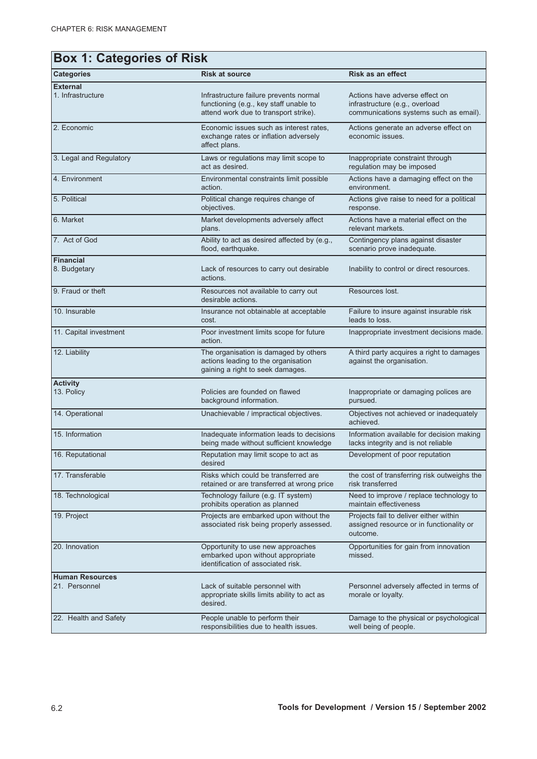## Box 1: Categories of Risk

| Categories | Risk at source | Risk as an effect |
|---|---|---|
| **External** | | |
| 1. Infrastructure | Infrastructure failure prevents normal functioning (e.g., key staff unable to attend work due to transport strike). | Actions have adverse effect on infrastructure (e.g., overload communications systems such as email). |
| 2. Economic | Economic issues such as interest rates, exchange rates or inflation adversely affect plans. | Actions generate an adverse effect on economic issues. |
| 3. Legal and Regulatory | Laws or regulations may limit scope to act as desired. | Inappropriate constraint through regulation may be imposed |
| 4. Environment | Environmental constraints limit possible action. | Actions have a damaging effect on the environment. |
| 5. Political | Political change requires change of objectives. | Actions give raise to need for a political response. |
| 6. Market | Market developments adversely affect plans. | Actions have a material effect on the relevant markets. |
| 7. Act of God | Ability to act as desired affected by (e.g., flood, earthquake. | Contingency plans against disaster scenario prove inadequate. |
| **Financial** | | |
| 8. Budgetary | Lack of resources to carry out desirable actions. | Inability to control or direct resources. |
| 9. Fraud or theft | Resources not available to carry out desirable actions. | Resources lost. |
| 10. Insurable | Insurance not obtainable at acceptable cost. | Failure to insure against insurable risk leads to loss. |
| 11. Capital investment | Poor investment limits scope for future action. | Inappropriate investment decisions made. |
| 12. Liability | The organisation is damaged by others actions leading to the organisation gaining a right to seek damages. | A third party acquires a right to damages against the organisation. |
| **Activity** | | |
| 13. Policy | Policies are founded on flawed background information. | Inappropriate or damaging polices are pursued. |
| 14. Operational | Unachievable / impractical objectives. | Objectives not achieved or inadequately achieved. |
| 15. Information | Inadequate information leads to decisions being made without sufficient knowledge | Information available for decision making lacks integrity and is not reliable |
| 16. Reputational | Reputation may limit scope to act as desired | Development of poor reputation |
| 17. Transferable | Risks which could be transferred are retained or are transferred at wrong price | the cost of transferring risk outweighs the risk transferred |
| 18. Technological | Technology failure (e.g. IT system) prohibits operation as planned | Need to improve / replace technology to maintain effectiveness |
| 19. Project | Projects are embarked upon without the associated risk being properly assessed. | Projects fail to deliver either within assigned resource or in functionality or outcome. |
| 20. Innovation | Opportunity to use new approaches embarked upon without appropriate identification of associated risk. | Opportunities for gain from innovation missed. |
| **Human Resources** | | |
| 21. Personnel | Lack of suitable personnel with appropriate skills limits ability to act as desired. | Personnel adversely affected in terms of morale or loyalty. |
| 22. Health and Safety | People unable to perform their responsibilities due to health issues. | Damage to the physical or psychological well being of people. |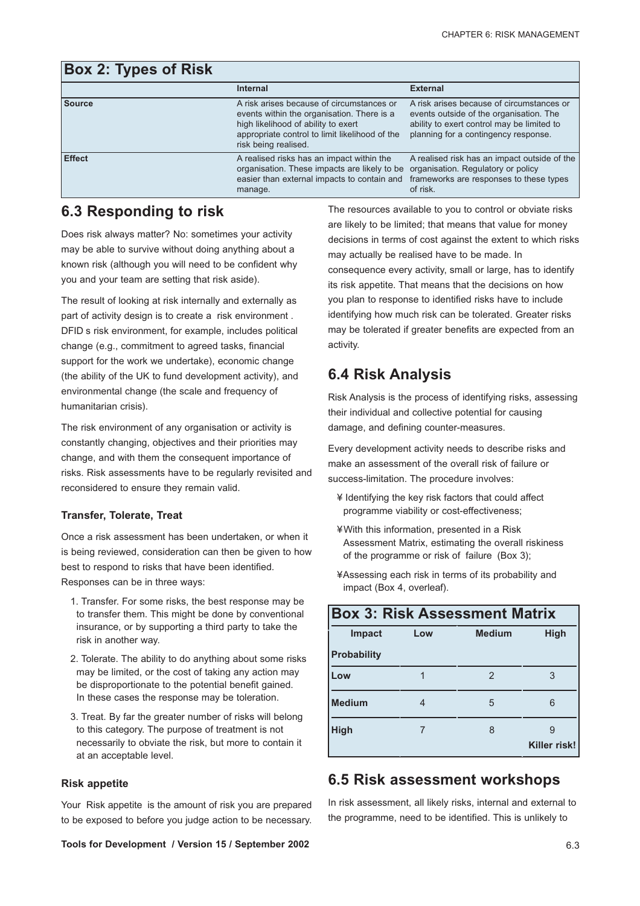## Box 2: Types of Risk

| | Internal | External |
|---|---|---|
| **Source** | A risk arises because of circumstances or events within the organisation. There is a high likelihood of ability to exert appropriate control to limit likelihood of the risk being realised. | A risk arises because of circumstances or events outside of the organisation. The ability to exert control may be limited to planning for a contingency response. |
| **Effect** | A realised risks has an impact within the organisation. These impacts are likely to be easier than external impacts to contain and manage. | A realised risk has an impact outside of the organisation. Regulatory or policy frameworks are responses to these types of risk. |

## 6.3 Responding to risk

Does risk always matter? No: sometimes your activity may be able to survive without doing anything about a known risk (although you will need to be confident why you and your team are setting that risk aside).

The result of looking at risk internally and externally as part of activity design is to create a risk environment . DFID s risk environment, for example, includes political change (e.g., commitment to agreed tasks, financial support for the work we undertake), economic change (the ability of the UK to fund development activity), and environmental change (the scale and frequency of humanitarian crisis).

The risk environment of any organisation or activity is constantly changing, objectives and their priorities may change, and with them the consequent importance of risks. Risk assessments have to be regularly revisited and reconsidered to ensure they remain valid.

### Transfer, Tolerate, Treat

Once a risk assessment has been undertaken, or when it is being reviewed, consideration can then be given to how best to respond to risks that have been identified. Responses can be in three ways:

1. Transfer. For some risks, the best response may be to transfer them. This might be done by conventional insurance, or by supporting a third party to take the risk in another way.
2. Tolerate. The ability to do anything about some risks may be limited, or the cost of taking any action may be disproportionate to the potential benefit gained. In these cases the response may be toleration.
3. Treat. By far the greater number of risks will belong to this category. The purpose of treatment is not necessarily to obviate the risk, but more to contain it at an acceptable level.

### Risk appetite

Your Risk appetite is the amount of risk you are prepared to be exposed to before you judge action to be necessary. The resources available to you to control or obviate risks are likely to be limited; that means that value for money decisions in terms of cost against the extent to which risks may actually be realised have to be made. In consequence every activity, small or large, has to identify its risk appetite. That means that the decisions on how you plan to response to identified risks have to include identifying how much risk can be tolerated. Greater risks may be tolerated if greater benefits are expected from an activity.

## 6.4 Risk Analysis

Risk Analysis is the process of identifying risks, assessing their individual and collective potential for causing damage, and defining counter-measures.

Every development activity needs to describe risks and make an assessment of the overall risk of failure or success-limitation. The procedure involves:

- Identifying the key risk factors that could affect programme viability or cost-effectiveness;
- With this information, presented in a Risk Assessment Matrix, estimating the overall riskiness of the programme or risk of failure (Box 3);
- Assessing each risk in terms of its probability and impact (Box 4, overleaf).

## Box 3: Risk Assessment Matrix

| Impact / Probability | Low | Medium | High |
|---|---|---|---|
| **Low** | 1 | 2 | 3 |
| **Medium** | 4 | 5 | 6 |
| **High** | 7 | 8 | 9 **Killer risk!** |

## 6.5 Risk assessment workshops

In risk assessment, all likely risks, internal and external to the programme, need to be identified. This is unlikely to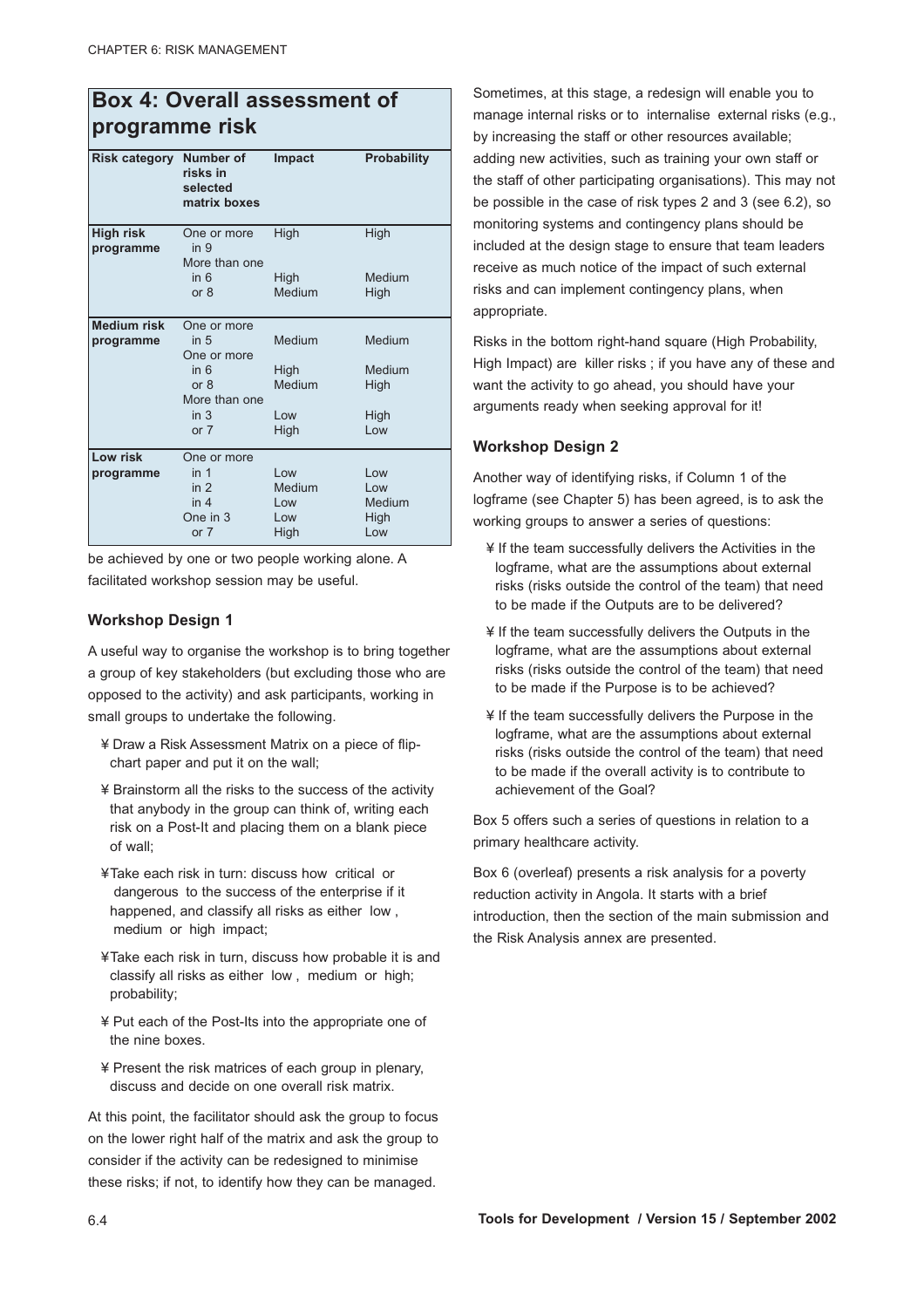## Box 4: Overall assessment of programme risk

| Risk category | Number of risks in selected matrix boxes | Impact | Probability |
|---|---|---|---|
| **High risk programme** | One or more in 9 | High | High |
| | More than one in 6 | High | Medium |
| | or 8 | Medium | High |
| **Medium risk programme** | One or more in 5 | Medium | Medium |
| | One or more in 6 | High | Medium |
| | or 8 | Medium | High |
| | More than one in 3 | Low | High |
| | or 7 | High | Low |
| **Low risk programme** | One or more in 1 | Low | Low |
| | in 2 | Medium | Low |
| | in 4 | Low | Medium |
| | One in 3 | Low | High |
| | or 7 | High | Low |

be achieved by one or two people working alone. A facilitated workshop session may be useful.

### Workshop Design 1

A useful way to organise the workshop is to bring together a group of key stakeholders (but excluding those who are opposed to the activity) and ask participants, working in small groups to undertake the following.

- Draw a Risk Assessment Matrix on a piece of flip-chart paper and put it on the wall;
- Brainstorm all the risks to the success of the activity that anybody in the group can think of, writing each risk on a Post-It and placing them on a blank piece of wall;
- Take each risk in turn: discuss how critical or dangerous to the success of the enterprise if it happened, and classify all risks as either low , medium or high impact;
- Take each risk in turn, discuss how probable it is and classify all risks as either low , medium or high; probability;
- Put each of the Post-Its into the appropriate one of the nine boxes.
- Present the risk matrices of each group in plenary, discuss and decide on one overall risk matrix.

At this point, the facilitator should ask the group to focus on the lower right half of the matrix and ask the group to consider if the activity can be redesigned to minimise these risks; if not, to identify how they can be managed.

Sometimes, at this stage, a redesign will enable you to manage internal risks or to internalise external risks (e.g., by increasing the staff or other resources available; adding new activities, such as training your own staff or the staff of other participating organisations). This may not be possible in the case of risk types 2 and 3 (see 6.2), so monitoring systems and contingency plans should be included at the design stage to ensure that team leaders receive as much notice of the impact of such external risks and can implement contingency plans, when appropriate.

Risks in the bottom right-hand square (High Probability, High Impact) are killer risks ; if you have any of these and want the activity to go ahead, you should have your arguments ready when seeking approval for it!

### Workshop Design 2

Another way of identifying risks, if Column 1 of the logframe (see Chapter 5) has been agreed, is to ask the working groups to answer a series of questions:

- If the team successfully delivers the Activities in the logframe, what are the assumptions about external risks (risks outside the control of the team) that need to be made if the Outputs are to be delivered?
- If the team successfully delivers the Outputs in the logframe, what are the assumptions about external risks (risks outside the control of the team) that need to be made if the Purpose is to be achieved?
- If the team successfully delivers the Purpose in the logframe, what are the assumptions about external risks (risks outside the control of the team) that need to be made if the overall activity is to contribute to achievement of the Goal?

Box 5 offers such a series of questions in relation to a primary healthcare activity.

Box 6 (overleaf) presents a risk analysis for a poverty reduction activity in Angola. It starts with a brief introduction, then the section of the main submission and the Risk Analysis annex are presented.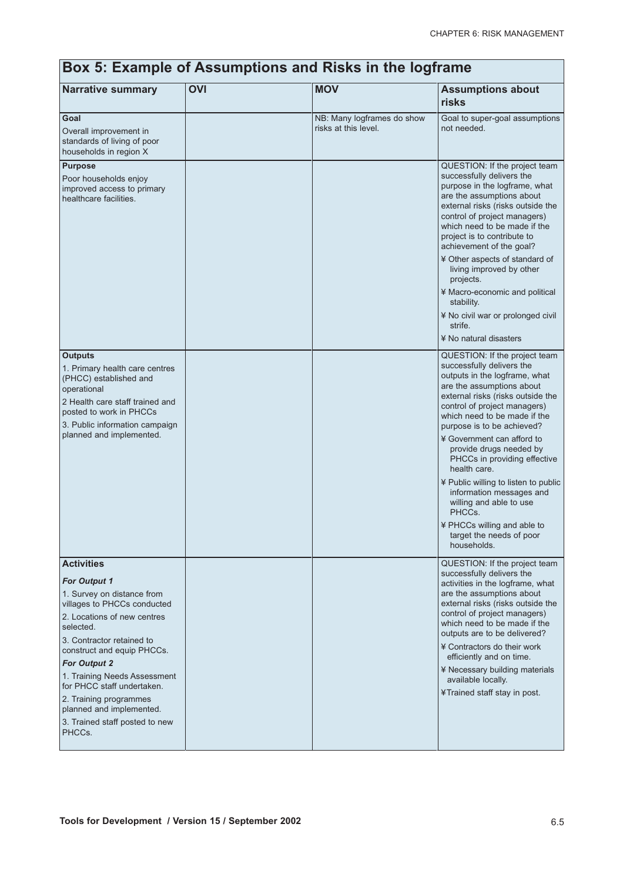## Box 5: Example of Assumptions and Risks in the logframe

| Narrative summary | OVI | MOV | Assumptions about risks |
|---|---|---|---|
| **Goal**<br>Overall improvement in standards of living of poor households in region X | | NB: Many logframes do show risks at this level. | Goal to super-goal assumptions not needed. |
| **Purpose**<br>Poor households enjoy improved access to primary healthcare facilities. | | | QUESTION: If the project team successfully delivers the purpose in the logframe, what are the assumptions about external risks (risks outside the control of project managers) which need to be made if the project is to contribute to achievement of the goal?<br>¥ Other aspects of standard of living improved by other projects.<br>¥ Macro-economic and political stability.<br>¥ No civil war or prolonged civil strife.<br>¥ No natural disasters |
| **Outputs**<br>1. Primary health care centres (PHCC) established and operational<br>2 Health care staff trained and posted to work in PHCCs<br>3. Public information campaign planned and implemented. | | | QUESTION: If the project team successfully delivers the outputs in the logframe, what are the assumptions about external risks (risks outside the control of project managers) which need to be made if the purpose is to be achieved?<br>¥ Government can afford to provide drugs needed by PHCCs in providing effective health care.<br>¥ Public willing to listen to public information messages and willing and able to use PHCCs.<br>¥ PHCCs willing and able to target the needs of poor households. |
| **Activities**<br>***For Output 1***<br>1. Survey on distance from villages to PHCCs conducted<br>2. Locations of new centres selected.<br>3. Contractor retained to construct and equip PHCCs.<br>***For Output 2***<br>1. Training Needs Assessment for PHCC staff undertaken.<br>2. Training programmes planned and implemented.<br>3. Trained staff posted to new PHCCs. | | | QUESTION: If the project team successfully delivers the activities in the logframe, what are the assumptions about external risks (risks outside the control of project managers) which need to be made if the outputs are to be delivered?<br>¥ Contractors do their work efficiently and on time.<br>¥ Necessary building materials available locally.<br>¥Trained staff stay in post. |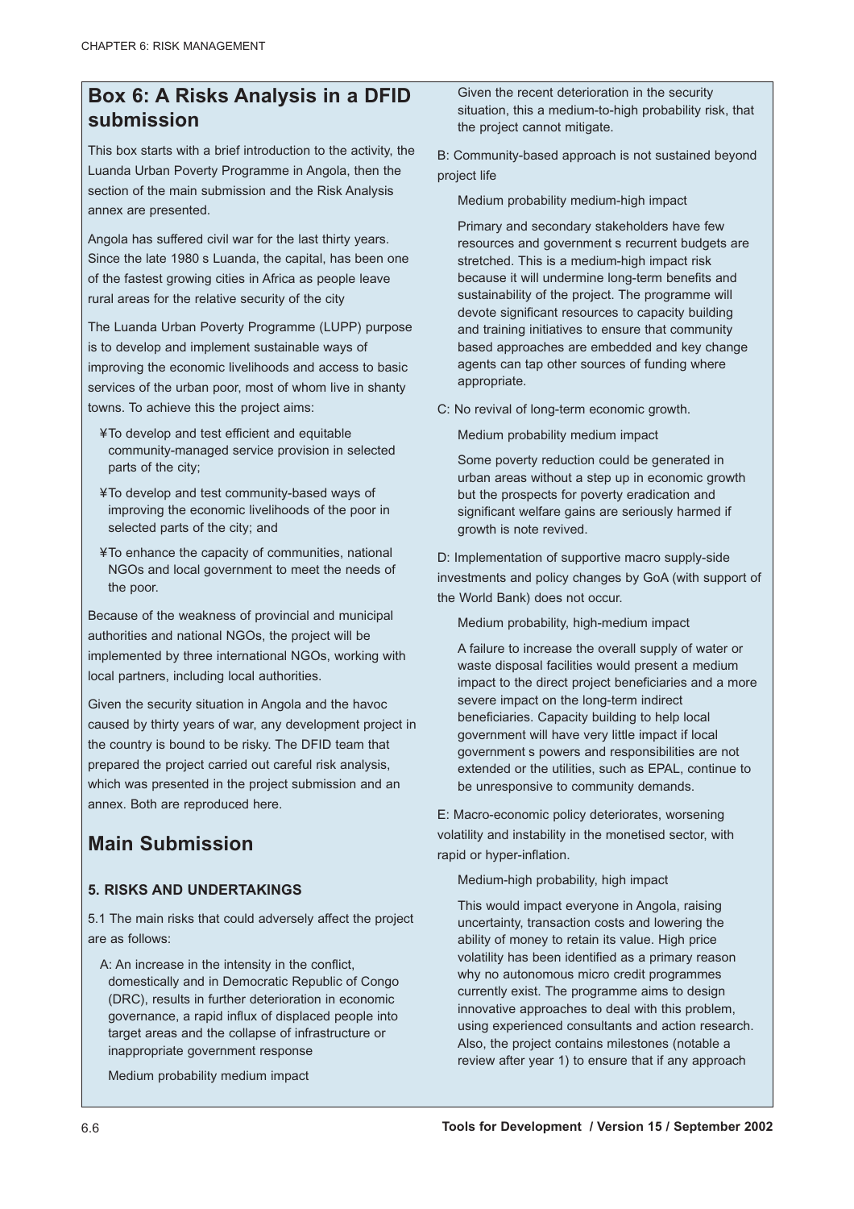## Box 6: A Risks Analysis in a DFID submission

This box starts with a brief introduction to the activity, the Luanda Urban Poverty Programme in Angola, then the section of the main submission and the Risk Analysis annex are presented.

Angola has suffered civil war for the last thirty years. Since the late 1980 s Luanda, the capital, has been one of the fastest growing cities in Africa as people leave rural areas for the relative security of the city

The Luanda Urban Poverty Programme (LUPP) purpose is to develop and implement sustainable ways of improving the economic livelihoods and access to basic services of the urban poor, most of whom live in shanty towns. To achieve this the project aims:

- ¥To develop and test efficient and equitable community-managed service provision in selected parts of the city;
- ¥To develop and test community-based ways of improving the economic livelihoods of the poor in selected parts of the city; and
- ¥To enhance the capacity of communities, national NGOs and local government to meet the needs of the poor.

Because of the weakness of provincial and municipal authorities and national NGOs, the project will be implemented by three international NGOs, working with local partners, including local authorities.

Given the security situation in Angola and the havoc caused by thirty years of war, any development project in the country is bound to be risky. The DFID team that prepared the project carried out careful risk analysis, which was presented in the project submission and an annex. Both are reproduced here.

## Main Submission

### 5. RISKS AND UNDERTAKINGS

5.1 The main risks that could adversely affect the project are as follows:

A: An increase in the intensity in the conflict, domestically and in Democratic Republic of Congo (DRC), results in further deterioration in economic governance, a rapid influx of displaced people into target areas and the collapse of infrastructure or inappropriate government response

Medium probability medium impact

Given the recent deterioration in the security situation, this a medium-to-high probability risk, that the project cannot mitigate.

B: Community-based approach is not sustained beyond project life

Medium probability medium-high impact

Primary and secondary stakeholders have few resources and government s recurrent budgets are stretched. This is a medium-high impact risk because it will undermine long-term benefits and sustainability of the project. The programme will devote significant resources to capacity building and training initiatives to ensure that community based approaches are embedded and key change agents can tap other sources of funding where appropriate.

C: No revival of long-term economic growth.

Medium probability medium impact

Some poverty reduction could be generated in urban areas without a step up in economic growth but the prospects for poverty eradication and significant welfare gains are seriously harmed if growth is note revived.

D: Implementation of supportive macro supply-side investments and policy changes by GoA (with support of the World Bank) does not occur.

Medium probability, high-medium impact

A failure to increase the overall supply of water or waste disposal facilities would present a medium impact to the direct project beneficiaries and a more severe impact on the long-term indirect beneficiaries. Capacity building to help local government will have very little impact if local government s powers and responsibilities are not extended or the utilities, such as EPAL, continue to be unresponsive to community demands.

E: Macro-economic policy deteriorates, worsening volatility and instability in the monetised sector, with rapid or hyper-inflation.

Medium-high probability, high impact

This would impact everyone in Angola, raising uncertainty, transaction costs and lowering the ability of money to retain its value. High price volatility has been identified as a primary reason why no autonomous micro credit programmes currently exist. The programme aims to design innovative approaches to deal with this problem, using experienced consultants and action research. Also, the project contains milestones (notable a review after year 1) to ensure that if any approach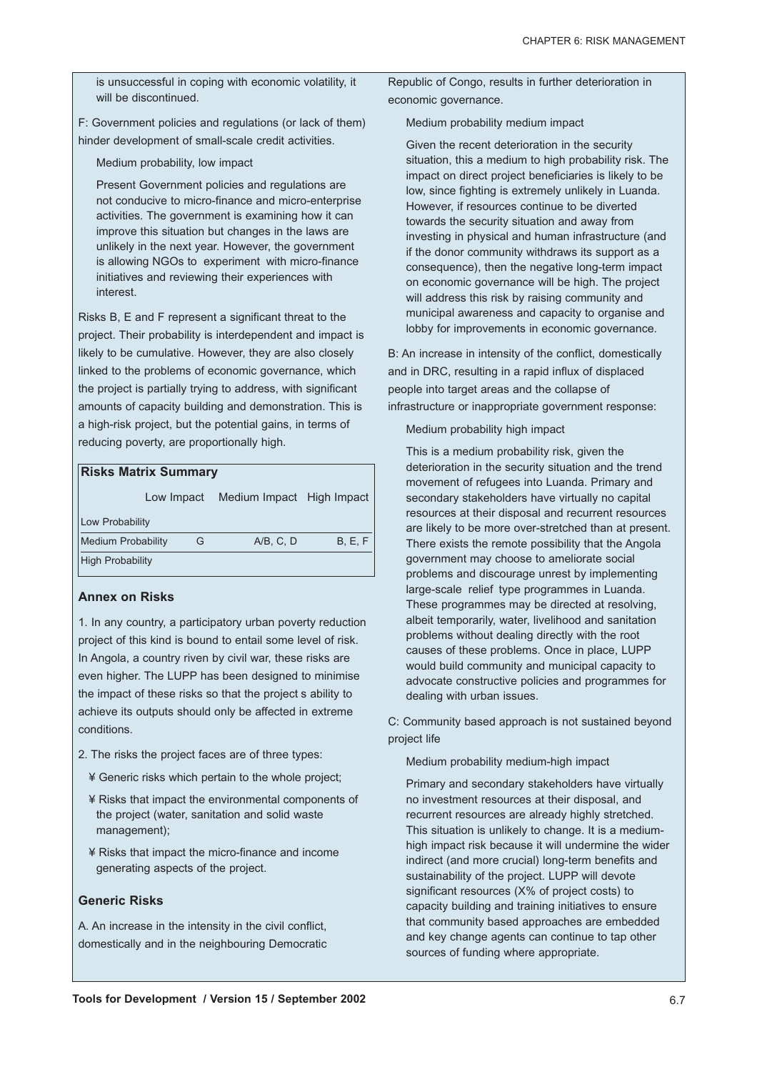is unsuccessful in coping with economic volatility, it will be discontinued.

F: Government policies and regulations (or lack of them) hinder development of small-scale credit activities.

Medium probability, low impact

Present Government policies and regulations are not conducive to micro-finance and micro-enterprise activities. The government is examining how it can improve this situation but changes in the laws are unlikely in the next year. However, the government is allowing NGOs to experiment with micro-finance initiatives and reviewing their experiences with interest.

Risks B, E and F represent a significant threat to the project. Their probability is interdependent and impact is likely to be cumulative. However, they are also closely linked to the problems of economic governance, which the project is partially trying to address, with significant amounts of capacity building and demonstration. This is a high-risk project, but the potential gains, in terms of reducing poverty, are proportionally high.

**Risks Matrix Summary**

| | Low Impact | Medium Impact | High Impact |
|---|---|---|---|
| Low Probability | | | |
| Medium Probability | G | A/B, C, D | B, E, F |
| High Probability | | | |

### Annex on Risks

1. In any country, a participatory urban poverty reduction project of this kind is bound to entail some level of risk. In Angola, a country riven by civil war, these risks are even higher. The LUPP has been designed to minimise the impact of these risks so that the project s ability to achieve its outputs should only be affected in extreme conditions.

2. The risks the project faces are of three types:

- Generic risks which pertain to the whole project;
- Risks that impact the environmental components of the project (water, sanitation and solid waste management);
- Risks that impact the micro-finance and income generating aspects of the project.

### Generic Risks

A. An increase in the intensity in the civil conflict, domestically and in the neighbouring Democratic Republic of Congo, results in further deterioration in economic governance.

Medium probability medium impact

Given the recent deterioration in the security situation, this a medium to high probability risk. The impact on direct project beneficiaries is likely to be low, since fighting is extremely unlikely in Luanda. However, if resources continue to be diverted towards the security situation and away from investing in physical and human infrastructure (and if the donor community withdraws its support as a consequence), then the negative long-term impact on economic governance will be high. The project will address this risk by raising community and municipal awareness and capacity to organise and lobby for improvements in economic governance.

B: An increase in intensity of the conflict, domestically and in DRC, resulting in a rapid influx of displaced people into target areas and the collapse of infrastructure or inappropriate government response:

Medium probability high impact

This is a medium probability risk, given the deterioration in the security situation and the trend movement of refugees into Luanda. Primary and secondary stakeholders have virtually no capital resources at their disposal and recurrent resources are likely to be more over-stretched than at present. There exists the remote possibility that the Angola government may choose to ameliorate social problems and discourage unrest by implementing large-scale relief type programmes in Luanda. These programmes may be directed at resolving, albeit temporarily, water, livelihood and sanitation problems without dealing directly with the root causes of these problems. Once in place, LUPP would build community and municipal capacity to advocate constructive policies and programmes for dealing with urban issues.

C: Community based approach is not sustained beyond project life

Medium probability medium-high impact

Primary and secondary stakeholders have virtually no investment resources at their disposal, and recurrent resources are already highly stretched. This situation is unlikely to change. It is a medium-high impact risk because it will undermine the wider indirect (and more crucial) long-term benefits and sustainability of the project. LUPP will devote significant resources (X% of project costs) to capacity building and training initiatives to ensure that community based approaches are embedded and key change agents can continue to tap other sources of funding where appropriate.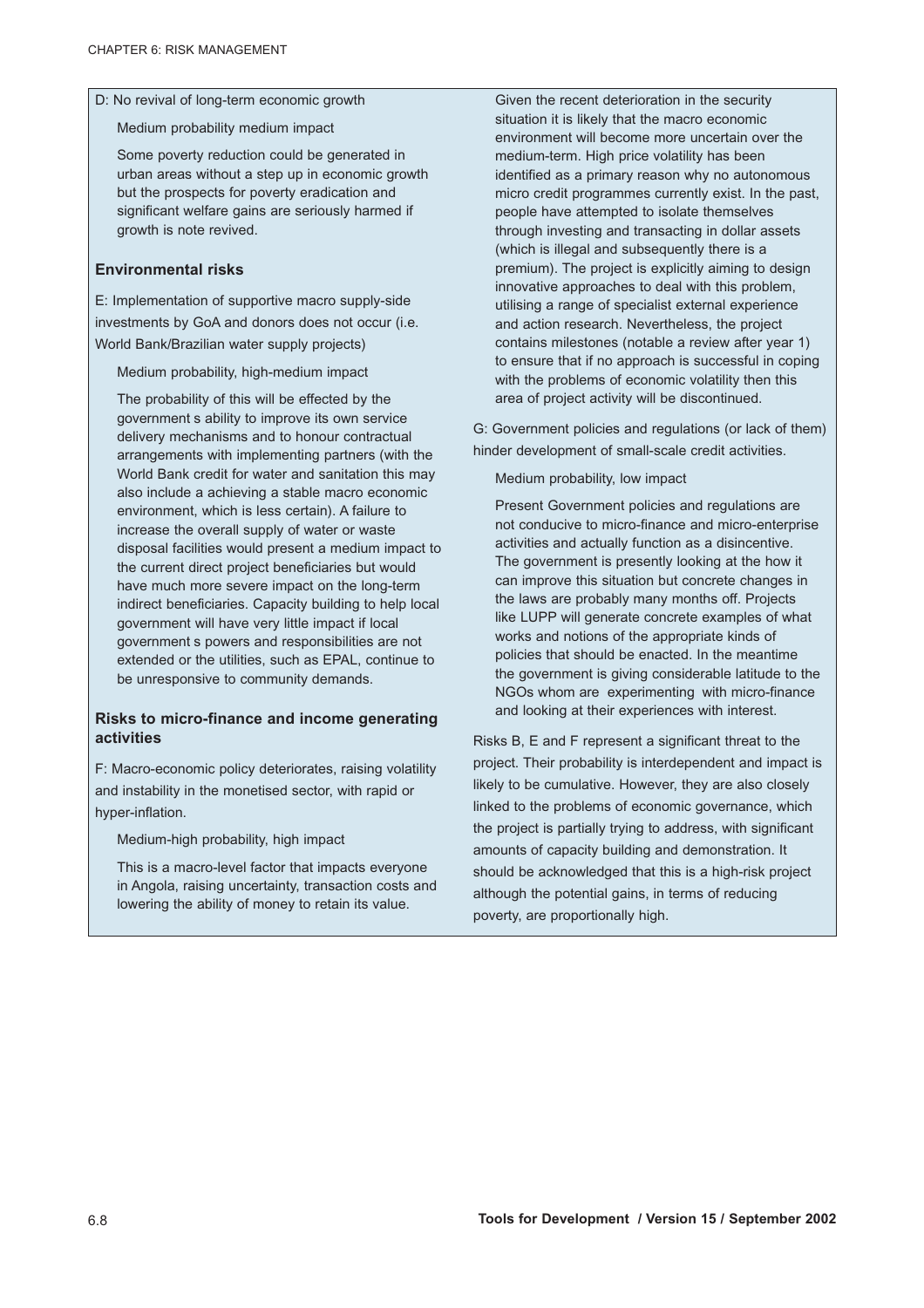D: No revival of long-term economic growth

Medium probability medium impact

Some poverty reduction could be generated in urban areas without a step up in economic growth but the prospects for poverty eradication and significant welfare gains are seriously harmed if growth is note revived.

### Environmental risks

E: Implementation of supportive macro supply-side investments by GoA and donors does not occur (i.e. World Bank/Brazilian water supply projects)

Medium probability, high-medium impact

The probability of this will be effected by the government s ability to improve its own service delivery mechanisms and to honour contractual arrangements with implementing partners (with the World Bank credit for water and sanitation this may also include a achieving a stable macro economic environment, which is less certain). A failure to increase the overall supply of water or waste disposal facilities would present a medium impact to the current direct project beneficiaries but would have much more severe impact on the long-term indirect beneficiaries. Capacity building to help local government will have very little impact if local government s powers and responsibilities are not extended or the utilities, such as EPAL, continue to be unresponsive to community demands.

### Risks to micro-finance and income generating activities

F: Macro-economic policy deteriorates, raising volatility and instability in the monetised sector, with rapid or hyper-inflation.

Medium-high probability, high impact

This is a macro-level factor that impacts everyone in Angola, raising uncertainty, transaction costs and lowering the ability of money to retain its value.

Given the recent deterioration in the security situation it is likely that the macro economic environment will become more uncertain over the medium-term. High price volatility has been identified as a primary reason why no autonomous micro credit programmes currently exist. In the past, people have attempted to isolate themselves through investing and transacting in dollar assets (which is illegal and subsequently there is a premium). The project is explicitly aiming to design innovative approaches to deal with this problem, utilising a range of specialist external experience and action research. Nevertheless, the project contains milestones (notable a review after year 1) to ensure that if no approach is successful in coping with the problems of economic volatility then this area of project activity will be discontinued.

G: Government policies and regulations (or lack of them) hinder development of small-scale credit activities.

Medium probability, low impact

Present Government policies and regulations are not conducive to micro-finance and micro-enterprise activities and actually function as a disincentive. The government is presently looking at the how it can improve this situation but concrete changes in the laws are probably many months off. Projects like LUPP will generate concrete examples of what works and notions of the appropriate kinds of policies that should be enacted. In the meantime the government is giving considerable latitude to the NGOs whom are experimenting with micro-finance and looking at their experiences with interest.

Risks B, E and F represent a significant threat to the project. Their probability is interdependent and impact is likely to be cumulative. However, they are also closely linked to the problems of economic governance, which the project is partially trying to address, with significant amounts of capacity building and demonstration. It should be acknowledged that this is a high-risk project although the potential gains, in terms of reducing poverty, are proportionally high.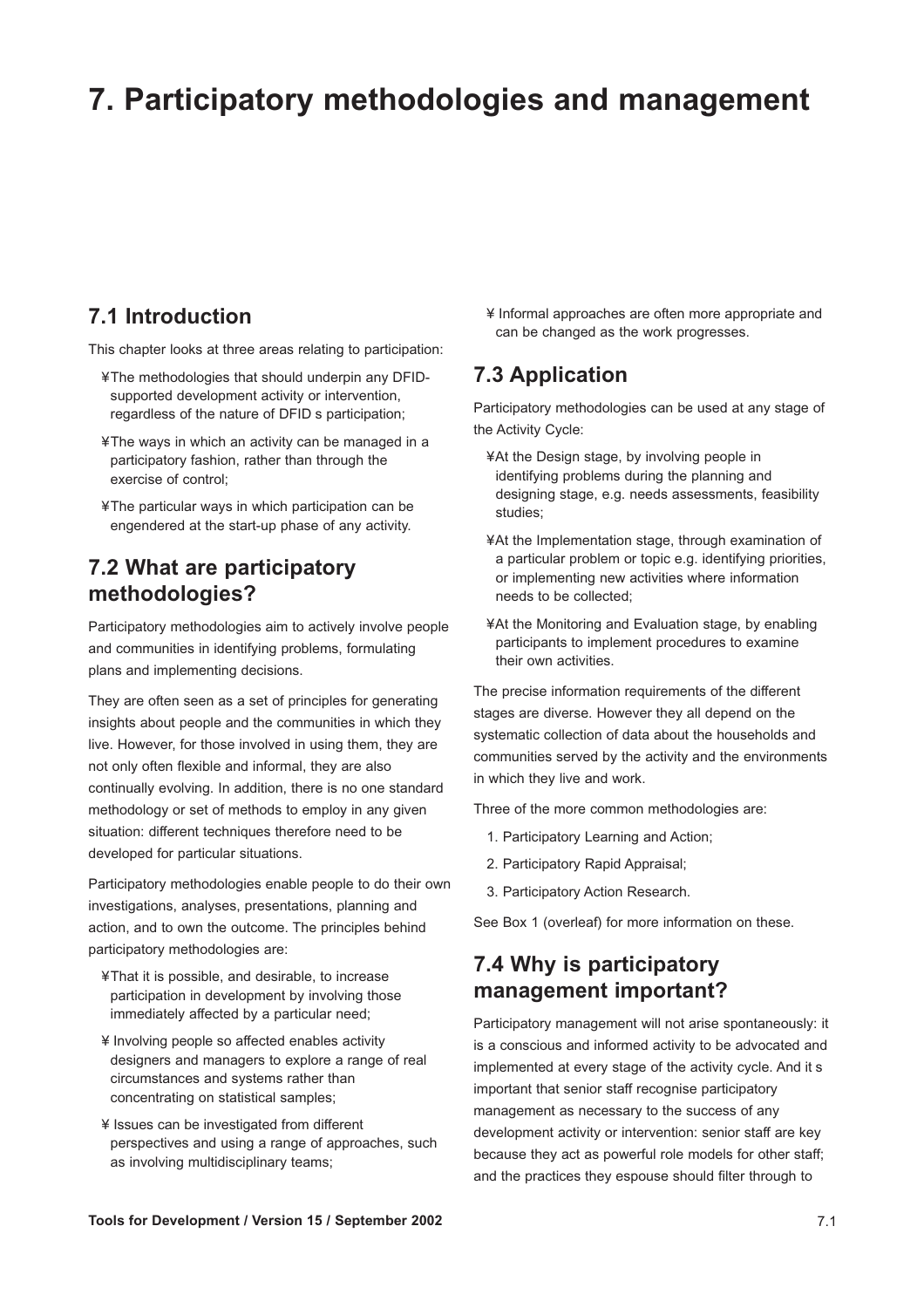# 7. Participatory methodologies and management

## 7.1 Introduction

This chapter looks at three areas relating to participation:

- The methodologies that should underpin any DFID-supported development activity or intervention, regardless of the nature of DFID s participation;
- The ways in which an activity can be managed in a participatory fashion, rather than through the exercise of control;
- The particular ways in which participation can be engendered at the start-up phase of any activity.

## 7.2 What are participatory methodologies?

Participatory methodologies aim to actively involve people and communities in identifying problems, formulating plans and implementing decisions.

They are often seen as a set of principles for generating insights about people and the communities in which they live. However, for those involved in using them, they are not only often flexible and informal, they are also continually evolving. In addition, there is no one standard methodology or set of methods to employ in any given situation: different techniques therefore need to be developed for particular situations.

Participatory methodologies enable people to do their own investigations, analyses, presentations, planning and action, and to own the outcome. The principles behind participatory methodologies are:

- That it is possible, and desirable, to increase participation in development by involving those immediately affected by a particular need;
- Involving people so affected enables activity designers and managers to explore a range of real circumstances and systems rather than concentrating on statistical samples;
- Issues can be investigated from different perspectives and using a range of approaches, such as involving multidisciplinary teams;
- Informal approaches are often more appropriate and can be changed as the work progresses.

## 7.3 Application

Participatory methodologies can be used at any stage of the Activity Cycle:

- At the Design stage, by involving people in identifying problems during the planning and designing stage, e.g. needs assessments, feasibility studies;
- At the Implementation stage, through examination of a particular problem or topic e.g. identifying priorities, or implementing new activities where information needs to be collected;
- At the Monitoring and Evaluation stage, by enabling participants to implement procedures to examine their own activities.

The precise information requirements of the different stages are diverse. However they all depend on the systematic collection of data about the households and communities served by the activity and the environments in which they live and work.

Three of the more common methodologies are:

1. Participatory Learning and Action;
2. Participatory Rapid Appraisal;
3. Participatory Action Research.

See Box 1 (overleaf) for more information on these.

## 7.4 Why is participatory management important?

Participatory management will not arise spontaneously: it is a conscious and informed activity to be advocated and implemented at every stage of the activity cycle. And it s important that senior staff recognise participatory management as necessary to the success of any development activity or intervention: senior staff are key because they act as powerful role models for other staff; and the practices they espouse should filter through to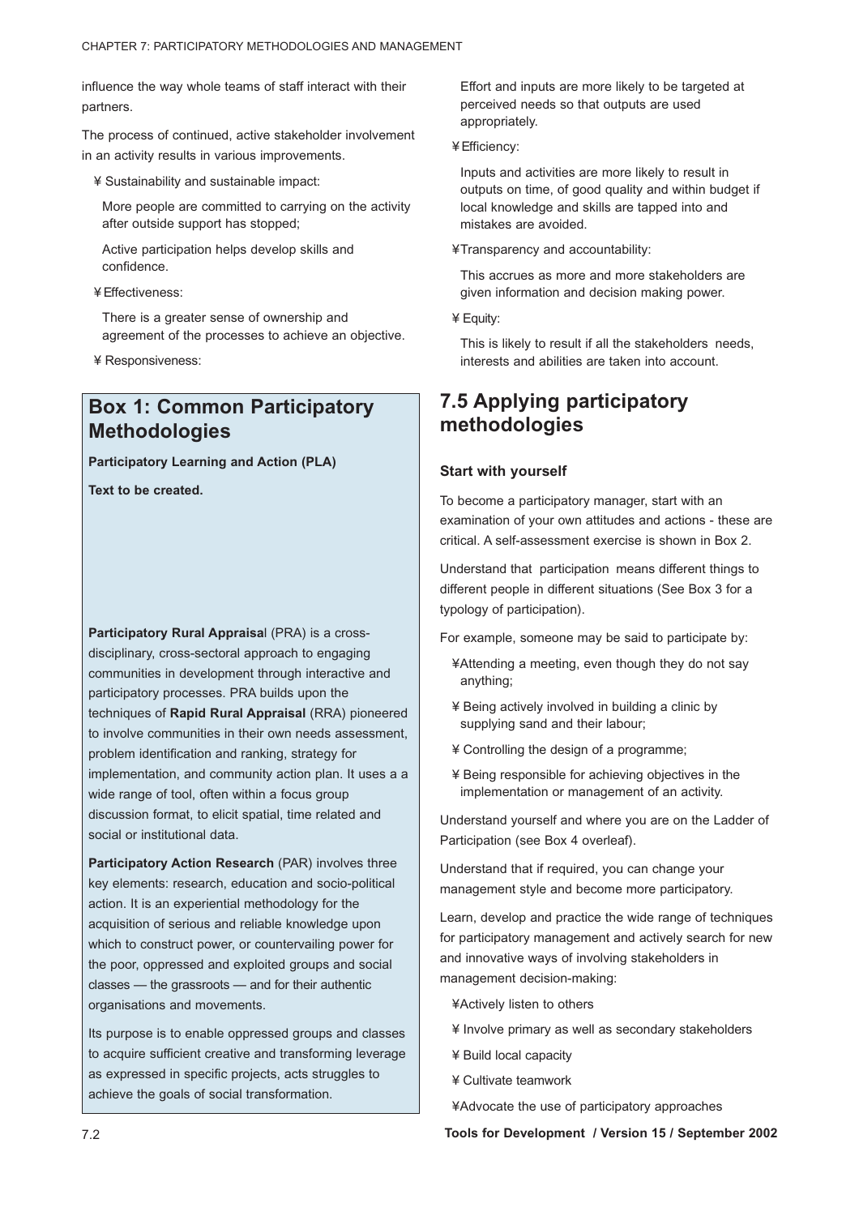influence the way whole teams of staff interact with their partners.

The process of continued, active stakeholder involvement in an activity results in various improvements.

¥ Sustainability and sustainable impact:

More people are committed to carrying on the activity after outside support has stopped;

Active participation helps develop skills and confidence.

¥ Effectiveness:

There is a greater sense of ownership and agreement of the processes to achieve an objective.

¥ Responsiveness:

Effort and inputs are more likely to be targeted at perceived needs so that outputs are used appropriately.

¥ Efficiency:

Inputs and activities are more likely to result in outputs on time, of good quality and within budget if local knowledge and skills are tapped into and mistakes are avoided.

¥ Transparency and accountability:

This accrues as more and more stakeholders are given information and decision making power.

¥ Equity:

This is likely to result if all the stakeholders needs, interests and abilities are taken into account.

## Box 1: Common Participatory Methodologies

**Participatory Learning and Action (PLA)**

**Text to be created.**

**Participatory Rural Appraisa**l (PRA) is a cross-disciplinary, cross-sectoral approach to engaging communities in development through interactive and participatory processes. PRA builds upon the techniques of **Rapid Rural Appraisal** (RRA) pioneered to involve communities in their own needs assessment, problem identification and ranking, strategy for implementation, and community action plan. It uses a a wide range of tool, often within a focus group discussion format, to elicit spatial, time related and social or institutional data.

**Participatory Action Research** (PAR) involves three key elements: research, education and socio-political action. It is an experiential methodology for the acquisition of serious and reliable knowledge upon which to construct power, or countervailing power for the poor, oppressed and exploited groups and social classes — the grassroots — and for their authentic organisations and movements.

Its purpose is to enable oppressed groups and classes to acquire sufficient creative and transforming leverage as expressed in specific projects, acts struggles to achieve the goals of social transformation.

## 7.5 Applying participatory methodologies

### Start with yourself

To become a participatory manager, start with an examination of your own attitudes and actions - these are critical. A self-assessment exercise is shown in Box 2.

Understand that participation means different things to different people in different situations (See Box 3 for a typology of participation).

For example, someone may be said to participate by:

- ¥Attending a meeting, even though they do not say anything;
- ¥ Being actively involved in building a clinic by supplying sand and their labour;
- ¥ Controlling the design of a programme;
- ¥ Being responsible for achieving objectives in the implementation or management of an activity.

Understand yourself and where you are on the Ladder of Participation (see Box 4 overleaf).

Understand that if required, you can change your management style and become more participatory.

Learn, develop and practice the wide range of techniques for participatory management and actively search for new and innovative ways of involving stakeholders in management decision-making:

- ¥Actively listen to others
- ¥ Involve primary as well as secondary stakeholders
- ¥ Build local capacity
- ¥ Cultivate teamwork
- ¥Advocate the use of participatory approaches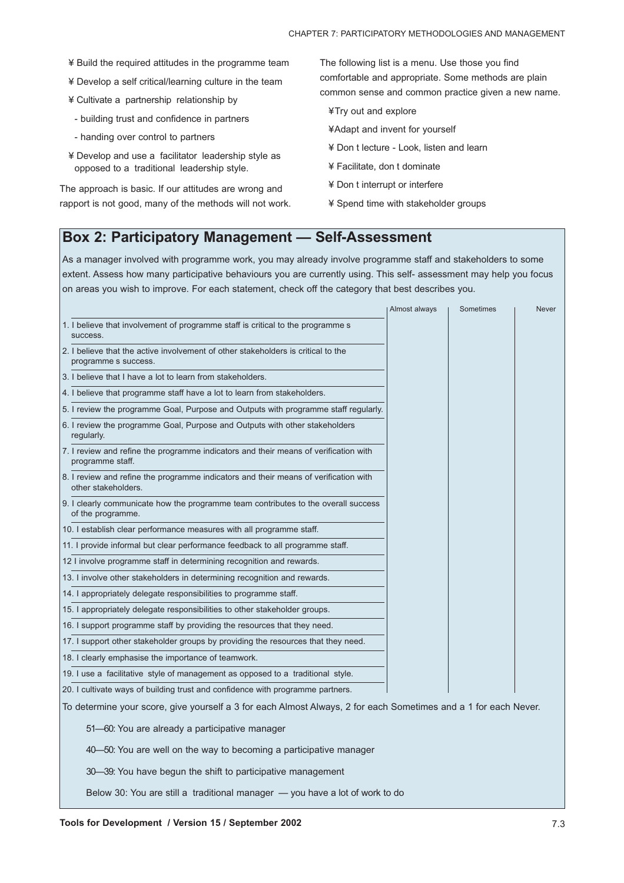- ¥ Build the required attitudes in the programme team
- ¥ Develop a self critical/learning culture in the team
- ¥ Cultivate a  partnership  relationship by
  - building trust and confidence in partners
  - handing over control to partners
- ¥ Develop and use a  facilitator  leadership style as opposed to a  traditional  leadership style.

The approach is basic. If our attitudes are wrong and rapport is not good, many of the methods will not work.

The following list is a menu. Use those you find comfortable and appropriate. Some methods are plain common sense and common practice given a new name.

- ¥Try out and explore
- ¥Adapt and invent for yourself
- ¥ Don t lecture - Look, listen and learn
- ¥ Facilitate, don t dominate
- ¥ Don t interrupt or interfere
- ¥ Spend time with stakeholder groups

## Box 2: Participatory Management — Self-Assessment

As a manager involved with programme work, you may already involve programme staff and stakeholders to some extent. Assess how many participative behaviours you are currently using. This self- assessment may help you focus on areas you wish to improve. For each statement, check off the category that best describes you.

| | Almost always | Sometimes | Never |
|---|---|---|---|
| 1. I believe that involvement of programme staff is critical to the programme s success. | | | |
| 2. I believe that the active involvement of other stakeholders is critical to the programme s success. | | | |
| 3. I believe that I have a lot to learn from stakeholders. | | | |
| 4. I believe that programme staff have a lot to learn from stakeholders. | | | |
| 5. I review the programme Goal, Purpose and Outputs with programme staff regularly. | | | |
| 6. I review the programme Goal, Purpose and Outputs with other stakeholders regularly. | | | |
| 7. I review and refine the programme indicators and their means of verification with programme staff. | | | |
| 8. I review and refine the programme indicators and their means of verification with other stakeholders. | | | |
| 9. I clearly communicate how the programme team contributes to the overall success of the programme. | | | |
| 10. I establish clear performance measures with all programme staff. | | | |
| 11. I provide informal but clear performance feedback to all programme staff. | | | |
| 12 I involve programme staff in determining recognition and rewards. | | | |
| 13. I involve other stakeholders in determining recognition and rewards. | | | |
| 14. I appropriately delegate responsibilities to programme staff. | | | |
| 15. I appropriately delegate responsibilities to other stakeholder groups. | | | |
| 16. I support programme staff by providing the resources that they need. | | | |
| 17. I support other stakeholder groups by providing the resources that they need. | | | |
| 18. I clearly emphasise the importance of teamwork. | | | |
| 19. I use a  facilitative  style of management as opposed to a  traditional  style. | | | |
| 20. I cultivate ways of building trust and confidence with programme partners. | | | |

To determine your score, give yourself a 3 for each Almost Always, 2 for each Sometimes and a 1 for each Never.

51—60: You are already a participative manager

40—50: You are well on the way to becoming a participative manager

30—39: You have begun the shift to participative management

Below 30: You are still a  traditional manager  — you have a lot of work to do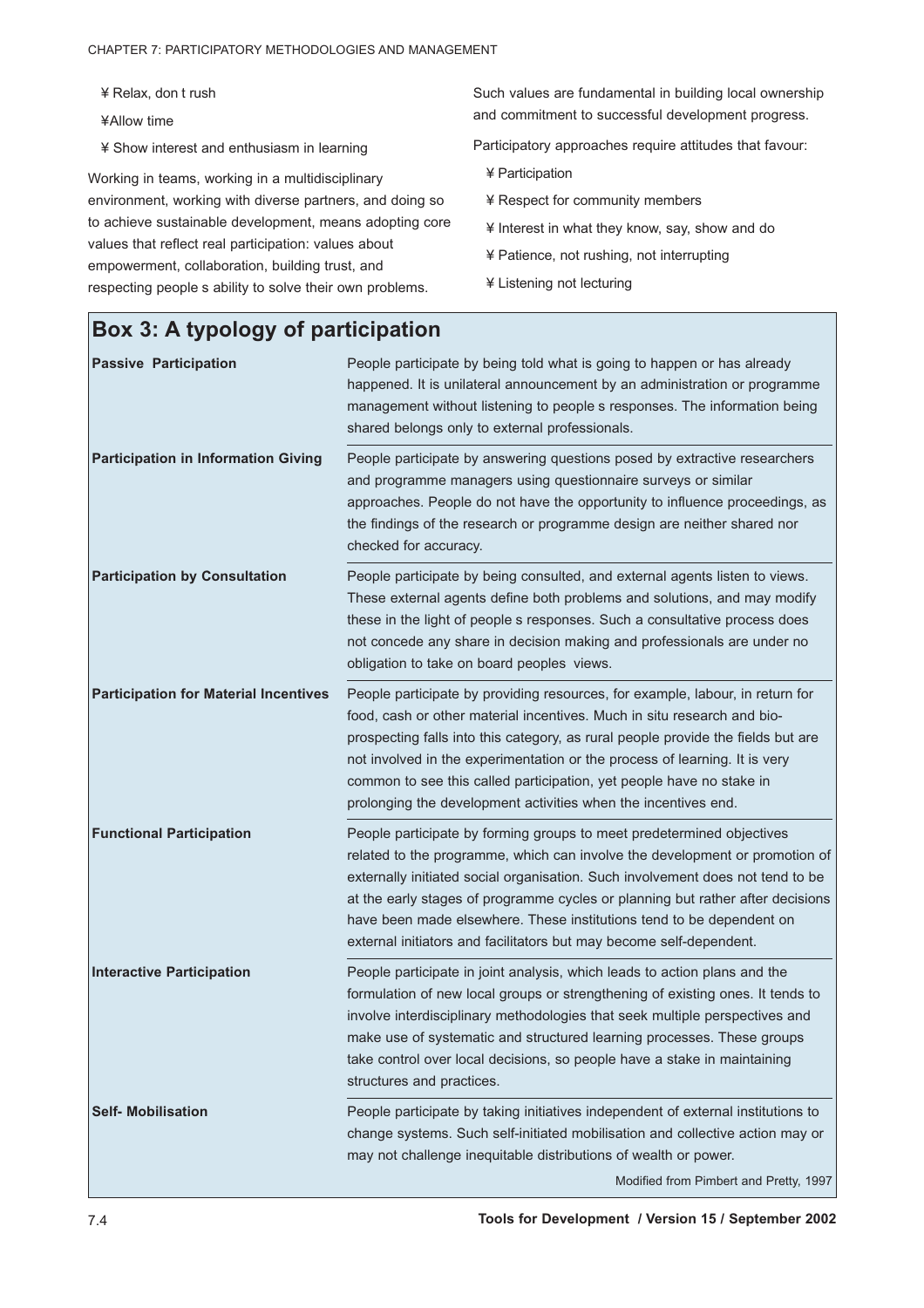- Relax, don t rush
- Allow time
- Show interest and enthusiasm in learning

Working in teams, working in a multidisciplinary environment, working with diverse partners, and doing so to achieve sustainable development, means adopting core values that reflect real participation: values about empowerment, collaboration, building trust, and respecting people s ability to solve their own problems.

Such values are fundamental in building local ownership and commitment to successful development progress.

Participatory approaches require attitudes that favour:

- Participation
- Respect for community members
- Interest in what they know, say, show and do
- Patience, not rushing, not interrupting
- Listening not lecturing

## Box 3: A typology of participation

| | |
|---|---|
| **Passive Participation** | People participate by being told what is going to happen or has already happened. It is unilateral announcement by an administration or programme management without listening to people s responses. The information being shared belongs only to external professionals. |
| **Participation in Information Giving** | People participate by answering questions posed by extractive researchers and programme managers using questionnaire surveys or similar approaches. People do not have the opportunity to influence proceedings, as the findings of the research or programme design are neither shared nor checked for accuracy. |
| **Participation by Consultation** | People participate by being consulted, and external agents listen to views. These external agents define both problems and solutions, and may modify these in the light of people s responses. Such a consultative process does not concede any share in decision making and professionals are under no obligation to take on board peoples views. |
| **Participation for Material Incentives** | People participate by providing resources, for example, labour, in return for food, cash or other material incentives. Much in situ research and bio-prospecting falls into this category, as rural people provide the fields but are not involved in the experimentation or the process of learning. It is very common to see this called participation, yet people have no stake in prolonging the development activities when the incentives end. |
| **Functional Participation** | People participate by forming groups to meet predetermined objectives related to the programme, which can involve the development or promotion of externally initiated social organisation. Such involvement does not tend to be at the early stages of programme cycles or planning but rather after decisions have been made elsewhere. These institutions tend to be dependent on external initiators and facilitators but may become self-dependent. |
| **Interactive Participation** | People participate in joint analysis, which leads to action plans and the formulation of new local groups or strengthening of existing ones. It tends to involve interdisciplinary methodologies that seek multiple perspectives and make use of systematic and structured learning processes. These groups take control over local decisions, so people have a stake in maintaining structures and practices. |
| **Self- Mobilisation** | People participate by taking initiatives independent of external institutions to change systems. Such self-initiated mobilisation and collective action may or may not challenge inequitable distributions of wealth or power. |

Modified from Pimbert and Pretty, 1997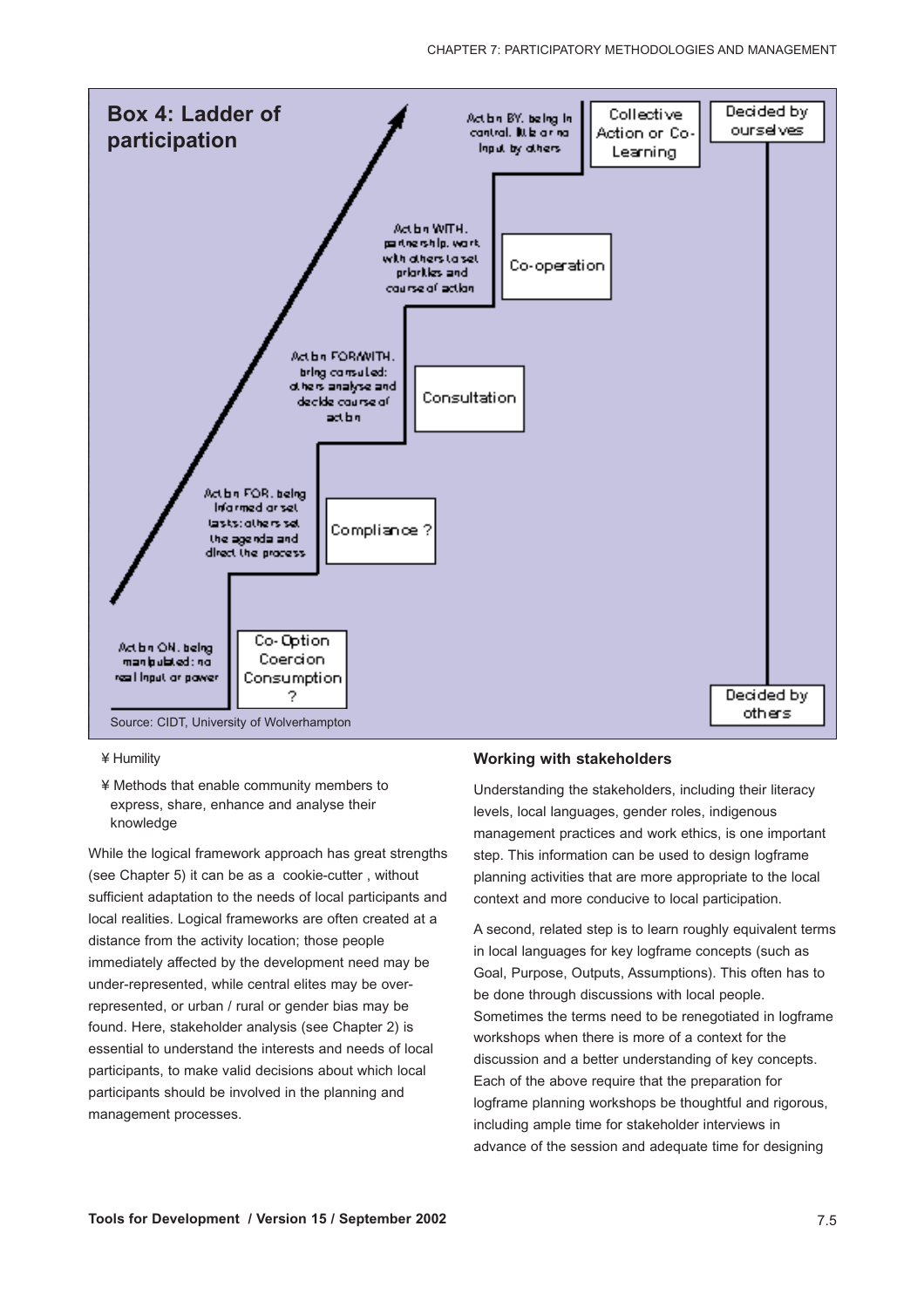**Box 4: Ladder of participation**

| Level | Description | Type of participation |
|---|---|---|
| Action BY, being in control. little or no input by others | Collective Action or Co-Learning | Decided by ourselves |
| Action WITH, partnership, work with others to set priorities and course of action | Co-operation | |
| Action FOR/WITH, being consulted: others analyse and decide course of action | Consultation | |
| Action FOR, being informed or set tasks: others set the agenda and direct the process | Compliance ? | |
| Action ON, being manipulated: no real input or power | Co-Option Coercion Consumption ? | Decided by others |

Source: CIDT, University of Wolverhampton

- Humility
- Methods that enable community members to express, share, enhance and analyse their knowledge

While the logical framework approach has great strengths (see Chapter 5) it can be as a cookie-cutter , without sufficient adaptation to the needs of local participants and local realities. Logical frameworks are often created at a distance from the activity location; those people immediately affected by the development need may be under-represented, while central elites may be over-represented, or urban / rural or gender bias may be found. Here, stakeholder analysis (see Chapter 2) is essential to understand the interests and needs of local participants, to make valid decisions about which local participants should be involved in the planning and management processes.

### Working with stakeholders

Understanding the stakeholders, including their literacy levels, local languages, gender roles, indigenous management practices and work ethics, is one important step. This information can be used to design logframe planning activities that are more appropriate to the local context and more conducive to local participation.

A second, related step is to learn roughly equivalent terms in local languages for key logframe concepts (such as Goal, Purpose, Outputs, Assumptions). This often has to be done through discussions with local people. Sometimes the terms need to be renegotiated in logframe workshops when there is more of a context for the discussion and a better understanding of key concepts. Each of the above require that the preparation for logframe planning workshops be thoughtful and rigorous, including ample time for stakeholder interviews in advance of the session and adequate time for designing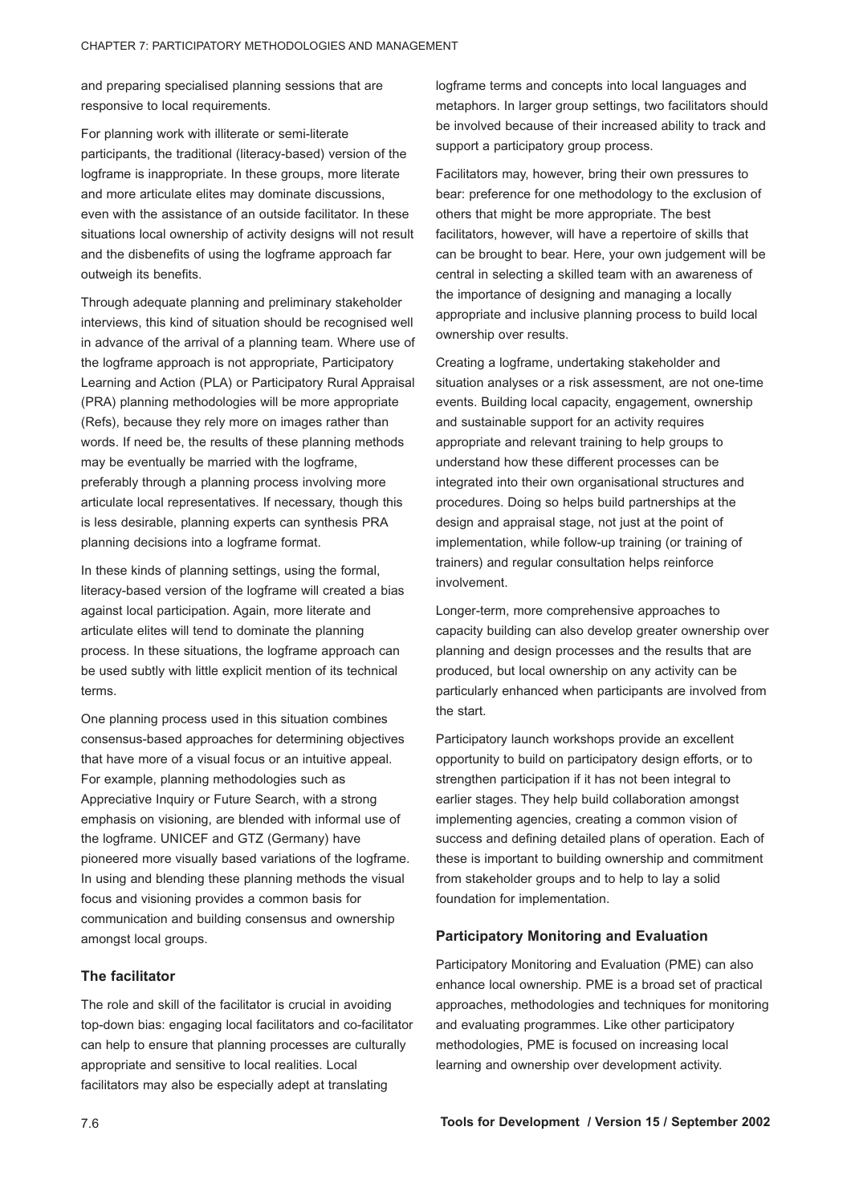and preparing specialised planning sessions that are responsive to local requirements.

For planning work with illiterate or semi-literate participants, the traditional (literacy-based) version of the logframe is inappropriate. In these groups, more literate and more articulate elites may dominate discussions, even with the assistance of an outside facilitator. In these situations local ownership of activity designs will not result and the disbenefits of using the logframe approach far outweigh its benefits.

Through adequate planning and preliminary stakeholder interviews, this kind of situation should be recognised well in advance of the arrival of a planning team. Where use of the logframe approach is not appropriate, Participatory Learning and Action (PLA) or Participatory Rural Appraisal (PRA) planning methodologies will be more appropriate (Refs), because they rely more on images rather than words. If need be, the results of these planning methods may be eventually be married with the logframe, preferably through a planning process involving more articulate local representatives. If necessary, though this is less desirable, planning experts can synthesis PRA planning decisions into a logframe format.

In these kinds of planning settings, using the formal, literacy-based version of the logframe will created a bias against local participation. Again, more literate and articulate elites will tend to dominate the planning process. In these situations, the logframe approach can be used subtly with little explicit mention of its technical terms.

One planning process used in this situation combines consensus-based approaches for determining objectives that have more of a visual focus or an intuitive appeal. For example, planning methodologies such as Appreciative Inquiry or Future Search, with a strong emphasis on visioning, are blended with informal use of the logframe. UNICEF and GTZ (Germany) have pioneered more visually based variations of the logframe. In using and blending these planning methods the visual focus and visioning provides a common basis for communication and building consensus and ownership amongst local groups.

### The facilitator

The role and skill of the facilitator is crucial in avoiding top-down bias: engaging local facilitators and co-facilitator can help to ensure that planning processes are culturally appropriate and sensitive to local realities. Local facilitators may also be especially adept at translating logframe terms and concepts into local languages and metaphors. In larger group settings, two facilitators should be involved because of their increased ability to track and support a participatory group process.

Facilitators may, however, bring their own pressures to bear: preference for one methodology to the exclusion of others that might be more appropriate. The best facilitators, however, will have a repertoire of skills that can be brought to bear. Here, your own judgement will be central in selecting a skilled team with an awareness of the importance of designing and managing a locally appropriate and inclusive planning process to build local ownership over results.

Creating a logframe, undertaking stakeholder and situation analyses or a risk assessment, are not one-time events. Building local capacity, engagement, ownership and sustainable support for an activity requires appropriate and relevant training to help groups to understand how these different processes can be integrated into their own organisational structures and procedures. Doing so helps build partnerships at the design and appraisal stage, not just at the point of implementation, while follow-up training (or training of trainers) and regular consultation helps reinforce involvement.

Longer-term, more comprehensive approaches to capacity building can also develop greater ownership over planning and design processes and the results that are produced, but local ownership on any activity can be particularly enhanced when participants are involved from the start.

Participatory launch workshops provide an excellent opportunity to build on participatory design efforts, or to strengthen participation if it has not been integral to earlier stages. They help build collaboration amongst implementing agencies, creating a common vision of success and defining detailed plans of operation. Each of these is important to building ownership and commitment from stakeholder groups and to help to lay a solid foundation for implementation.

### Participatory Monitoring and Evaluation

Participatory Monitoring and Evaluation (PME) can also enhance local ownership. PME is a broad set of practical approaches, methodologies and techniques for monitoring and evaluating programmes. Like other participatory methodologies, PME is focused on increasing local learning and ownership over development activity.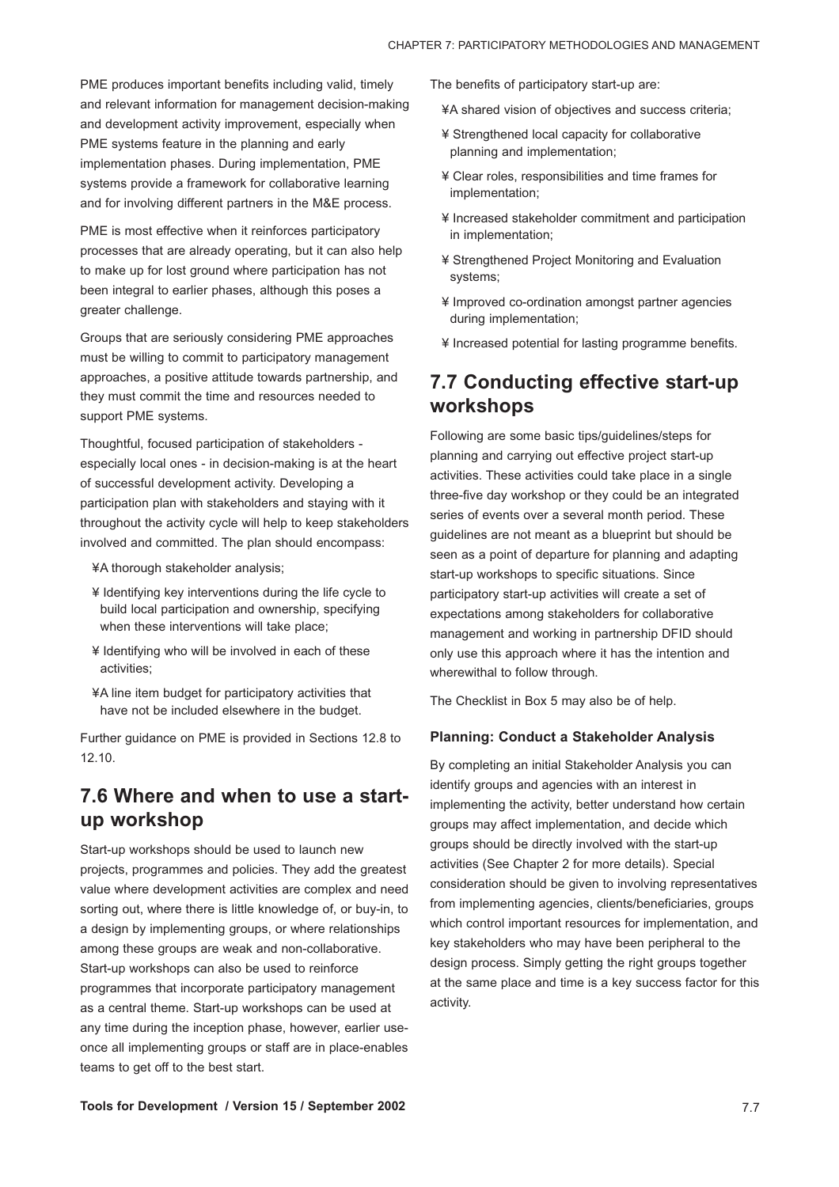PME produces important benefits including valid, timely and relevant information for management decision-making and development activity improvement, especially when PME systems feature in the planning and early implementation phases. During implementation, PME systems provide a framework for collaborative learning and for involving different partners in the M&E process.

PME is most effective when it reinforces participatory processes that are already operating, but it can also help to make up for lost ground where participation has not been integral to earlier phases, although this poses a greater challenge.

Groups that are seriously considering PME approaches must be willing to commit to participatory management approaches, a positive attitude towards partnership, and they must commit the time and resources needed to support PME systems.

Thoughtful, focused participation of stakeholders - especially local ones - in decision-making is at the heart of successful development activity. Developing a participation plan with stakeholders and staying with it throughout the activity cycle will help to keep stakeholders involved and committed. The plan should encompass:

- A thorough stakeholder analysis;
- Identifying key interventions during the life cycle to build local participation and ownership, specifying when these interventions will take place;
- Identifying who will be involved in each of these activities;
- A line item budget for participatory activities that have not be included elsewhere in the budget.

Further guidance on PME is provided in Sections 12.8 to 12.10.

## 7.6 Where and when to use a start-up workshop

Start-up workshops should be used to launch new projects, programmes and policies. They add the greatest value where development activities are complex and need sorting out, where there is little knowledge of, or buy-in, to a design by implementing groups, or where relationships among these groups are weak and non-collaborative. Start-up workshops can also be used to reinforce programmes that incorporate participatory management as a central theme. Start-up workshops can be used at any time during the inception phase, however, earlier use-once all implementing groups or staff are in place-enables teams to get off to the best start.

The benefits of participatory start-up are:

- A shared vision of objectives and success criteria;
- Strengthened local capacity for collaborative planning and implementation;
- Clear roles, responsibilities and time frames for implementation;
- Increased stakeholder commitment and participation in implementation;
- Strengthened Project Monitoring and Evaluation systems;
- Improved co-ordination amongst partner agencies during implementation;
- Increased potential for lasting programme benefits.

## 7.7 Conducting effective start-up workshops

Following are some basic tips/guidelines/steps for planning and carrying out effective project start-up activities. These activities could take place in a single three-five day workshop or they could be an integrated series of events over a several month period. These guidelines are not meant as a blueprint but should be seen as a point of departure for planning and adapting start-up workshops to specific situations. Since participatory start-up activities will create a set of expectations among stakeholders for collaborative management and working in partnership DFID should only use this approach where it has the intention and wherewithal to follow through.

The Checklist in Box 5 may also be of help.

### Planning: Conduct a Stakeholder Analysis

By completing an initial Stakeholder Analysis you can identify groups and agencies with an interest in implementing the activity, better understand how certain groups may affect implementation, and decide which groups should be directly involved with the start-up activities (See Chapter 2 for more details). Special consideration should be given to involving representatives from implementing agencies, clients/beneficiaries, groups which control important resources for implementation, and key stakeholders who may have been peripheral to the design process. Simply getting the right groups together at the same place and time is a key success factor for this activity.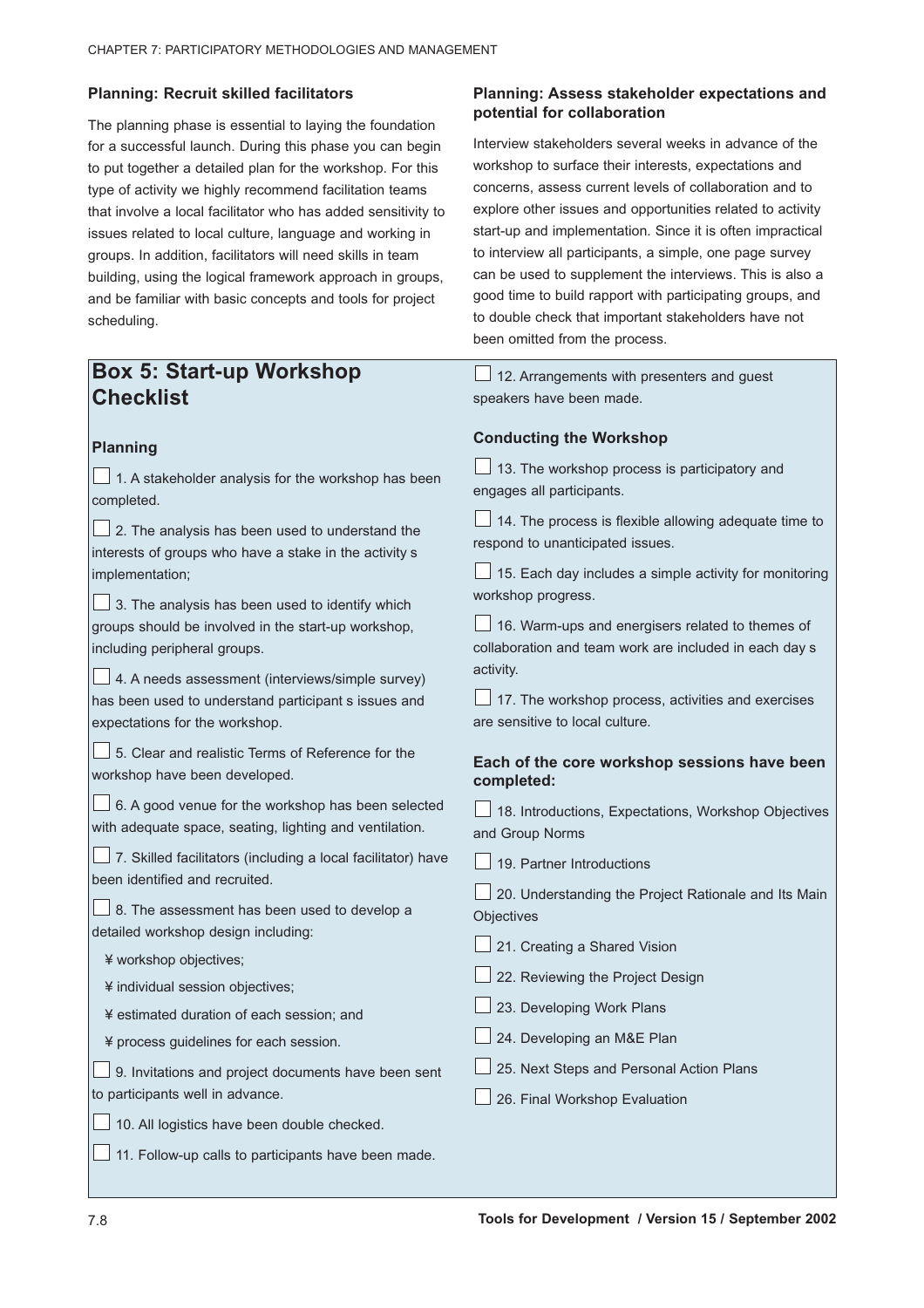### Planning: Recruit skilled facilitators

The planning phase is essential to laying the foundation for a successful launch. During this phase you can begin to put together a detailed plan for the workshop. For this type of activity we highly recommend facilitation teams that involve a local facilitator who has added sensitivity to issues related to local culture, language and working in groups. In addition, facilitators will need skills in team building, using the logical framework approach in groups, and be familiar with basic concepts and tools for project scheduling.

### Planning: Assess stakeholder expectations and potential for collaboration

Interview stakeholders several weeks in advance of the workshop to surface their interests, expectations and concerns, assess current levels of collaboration and to explore other issues and opportunities related to activity start-up and implementation. Since it is often impractical to interview all participants, a simple, one page survey can be used to supplement the interviews. This is also a good time to build rapport with participating groups, and to double check that important stakeholders have not been omitted from the process.

## Box 5: Start-up Workshop Checklist

### Planning

☐ 1. A stakeholder analysis for the workshop has been completed.

☐ 2. The analysis has been used to understand the interests of groups who have a stake in the activity s implementation;

☐ 3. The analysis has been used to identify which groups should be involved in the start-up workshop, including peripheral groups.

☐ 4. A needs assessment (interviews/simple survey) has been used to understand participant s issues and expectations for the workshop.

☐ 5. Clear and realistic Terms of Reference for the workshop have been developed.

☐ 6. A good venue for the workshop has been selected with adequate space, seating, lighting and ventilation.

☐ 7. Skilled facilitators (including a local facilitator) have been identified and recruited.

☐ 8. The assessment has been used to develop a detailed workshop design including:

- workshop objectives;
- individual session objectives;
- estimated duration of each session; and
- process guidelines for each session.

☐ 9. Invitations and project documents have been sent to participants well in advance.

☐ 10. All logistics have been double checked.

☐ 11. Follow-up calls to participants have been made.

☐ 12. Arrangements with presenters and guest speakers have been made.

### Conducting the Workshop

☐ 13. The workshop process is participatory and engages all participants.

☐ 14. The process is flexible allowing adequate time to respond to unanticipated issues.

☐ 15. Each day includes a simple activity for monitoring workshop progress.

☐ 16. Warm-ups and energisers related to themes of collaboration and team work are included in each day s activity.

☐ 17. The workshop process, activities and exercises are sensitive to local culture.

### Each of the core workshop sessions have been completed:

☐ 18. Introductions, Expectations, Workshop Objectives and Group Norms

☐ 19. Partner Introductions

☐ 20. Understanding the Project Rationale and Its Main Objectives

☐ 21. Creating a Shared Vision

☐ 22. Reviewing the Project Design

☐ 23. Developing Work Plans

☐ 24. Developing an M&E Plan

☐ 25. Next Steps and Personal Action Plans

☐ 26. Final Workshop Evaluation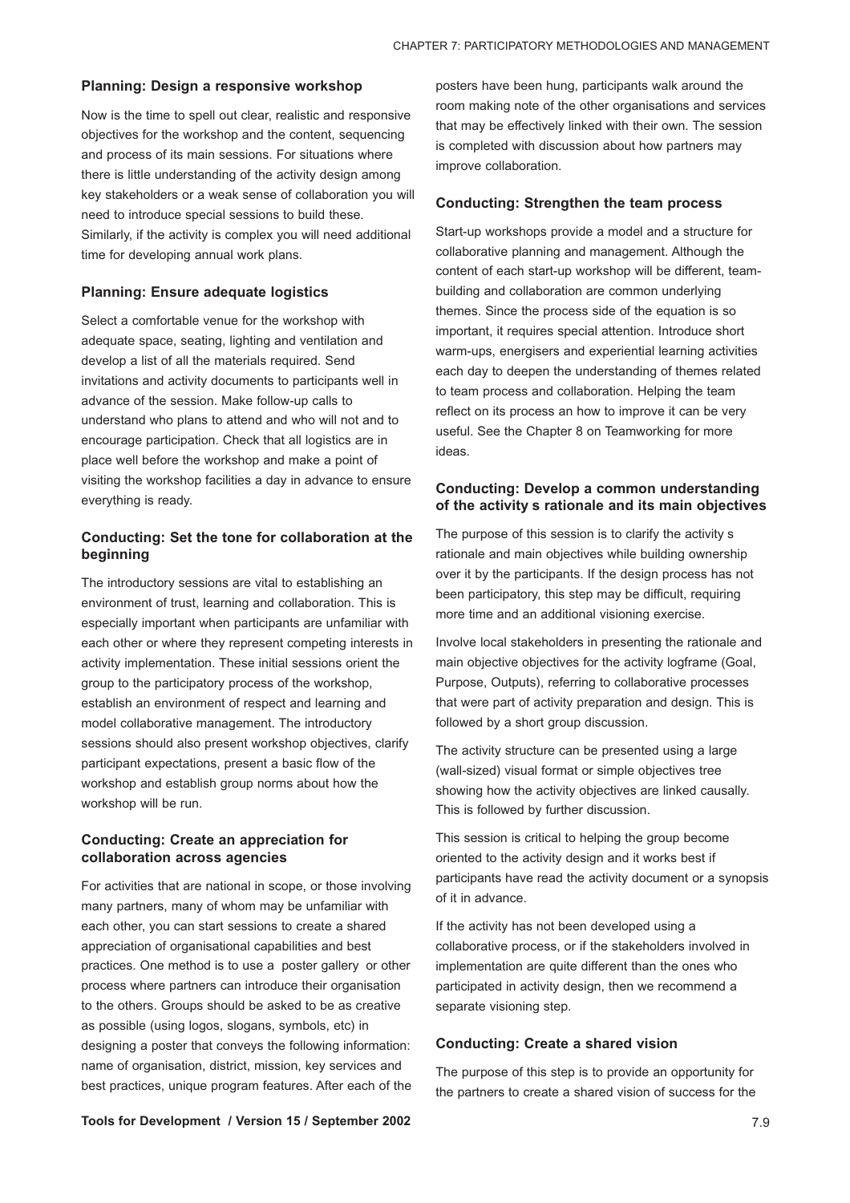### Planning: Design a responsive workshop

Now is the time to spell out clear, realistic and responsive objectives for the workshop and the content, sequencing and process of its main sessions. For situations where there is little understanding of the activity design among key stakeholders or a weak sense of collaboration you will need to introduce special sessions to build these. Similarly, if the activity is complex you will need additional time for developing annual work plans.

### Planning: Ensure adequate logistics

Select a comfortable venue for the workshop with adequate space, seating, lighting and ventilation and develop a list of all the materials required. Send invitations and activity documents to participants well in advance of the session. Make follow-up calls to understand who plans to attend and who will not and to encourage participation. Check that all logistics are in place well before the workshop and make a point of visiting the workshop facilities a day in advance to ensure everything is ready.

### Conducting: Set the tone for collaboration at the beginning

The introductory sessions are vital to establishing an environment of trust, learning and collaboration. This is especially important when participants are unfamiliar with each other or where they represent competing interests in activity implementation. These initial sessions orient the group to the participatory process of the workshop, establish an environment of respect and learning and model collaborative management. The introductory sessions should also present workshop objectives, clarify participant expectations, present a basic flow of the workshop and establish group norms about how the workshop will be run.

### Conducting: Create an appreciation for collaboration across agencies

For activities that are national in scope, or those involving many partners, many of whom may be unfamiliar with each other, you can start sessions to create a shared appreciation of organisational capabilities and best practices. One method is to use a poster gallery or other process where partners can introduce their organisation to the others. Groups should be asked to be as creative as possible (using logos, slogans, symbols, etc) in designing a poster that conveys the following information: name of organisation, district, mission, key services and best practices, unique program features. After each of the posters have been hung, participants walk around the room making note of the other organisations and services that may be effectively linked with their own. The session is completed with discussion about how partners may improve collaboration.

### Conducting: Strengthen the team process

Start-up workshops provide a model and a structure for collaborative planning and management. Although the content of each start-up workshop will be different, team-building and collaboration are common underlying themes. Since the process side of the equation is so important, it requires special attention. Introduce short warm-ups, energisers and experiential learning activities each day to deepen the understanding of themes related to team process and collaboration. Helping the team reflect on its process an how to improve it can be very useful. See the Chapter 8 on Teamworking for more ideas.

### Conducting: Develop a common understanding of the activity s rationale and its main objectives

The purpose of this session is to clarify the activity s rationale and main objectives while building ownership over it by the participants. If the design process has not been participatory, this step may be difficult, requiring more time and an additional visioning exercise.

Involve local stakeholders in presenting the rationale and main objective objectives for the activity logframe (Goal, Purpose, Outputs), referring to collaborative processes that were part of activity preparation and design. This is followed by a short group discussion.

The activity structure can be presented using a large (wall-sized) visual format or simple objectives tree showing how the activity objectives are linked causally. This is followed by further discussion.

This session is critical to helping the group become oriented to the activity design and it works best if participants have read the activity document or a synopsis of it in advance.

If the activity has not been developed using a collaborative process, or if the stakeholders involved in implementation are quite different than the ones who participated in activity design, then we recommend a separate visioning step.

### Conducting: Create a shared vision

The purpose of this step is to provide an opportunity for the partners to create a shared vision of success for the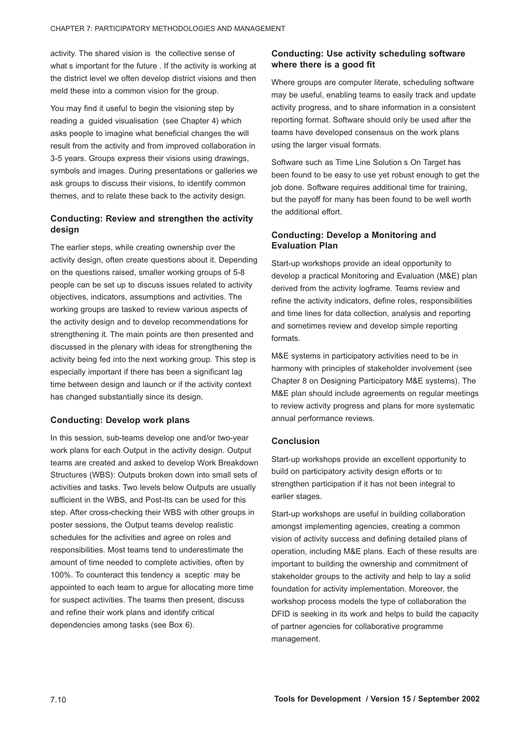activity. The shared vision is the collective sense of what s important for the future . If the activity is working at the district level we often develop district visions and then meld these into a common vision for the group.

You may find it useful to begin the visioning step by reading a guided visualisation (see Chapter 4) which asks people to imagine what beneficial changes the will result from the activity and from improved collaboration in 3-5 years. Groups express their visions using drawings, symbols and images. During presentations or galleries we ask groups to discuss their visions, to identify common themes, and to relate these back to the activity design.

### Conducting: Review and strengthen the activity design

The earlier steps, while creating ownership over the activity design, often create questions about it. Depending on the questions raised, smaller working groups of 5-8 people can be set up to discuss issues related to activity objectives, indicators, assumptions and activities. The working groups are tasked to review various aspects of the activity design and to develop recommendations for strengthening it. The main points are then presented and discussed in the plenary with ideas for strengthening the activity being fed into the next working group. This step is especially important if there has been a significant lag time between design and launch or if the activity context has changed substantially since its design.

### Conducting: Develop work plans

In this session, sub-teams develop one and/or two-year work plans for each Output in the activity design. Output teams are created and asked to develop Work Breakdown Structures (WBS): Outputs broken down into small sets of activities and tasks. Two levels below Outputs are usually sufficient in the WBS, and Post-Its can be used for this step. After cross-checking their WBS with other groups in poster sessions, the Output teams develop realistic schedules for the activities and agree on roles and responsibilities. Most teams tend to underestimate the amount of time needed to complete activities, often by 100%. To counteract this tendency a sceptic may be appointed to each team to argue for allocating more time for suspect activities. The teams then present, discuss and refine their work plans and identify critical dependencies among tasks (see Box 6).

### Conducting: Use activity scheduling software where there is a good fit

Where groups are computer literate, scheduling software may be useful, enabling teams to easily track and update activity progress, and to share information in a consistent reporting format. Software should only be used after the teams have developed consensus on the work plans using the larger visual formats.

Software such as Time Line Solution s On Target has been found to be easy to use yet robust enough to get the job done. Software requires additional time for training, but the payoff for many has been found to be well worth the additional effort.

### Conducting: Develop a Monitoring and Evaluation Plan

Start-up workshops provide an ideal opportunity to develop a practical Monitoring and Evaluation (M&E) plan derived from the activity logframe. Teams review and refine the activity indicators, define roles, responsibilities and time lines for data collection, analysis and reporting and sometimes review and develop simple reporting formats.

M&E systems in participatory activities need to be in harmony with principles of stakeholder involvement (see Chapter 8 on Designing Participatory M&E systems). The M&E plan should include agreements on regular meetings to review activity progress and plans for more systematic annual performance reviews.

### Conclusion

Start-up workshops provide an excellent opportunity to build on participatory activity design efforts or to strengthen participation if it has not been integral to earlier stages.

Start-up workshops are useful in building collaboration amongst implementing agencies, creating a common vision of activity success and defining detailed plans of operation, including M&E plans. Each of these results are important to building the ownership and commitment of stakeholder groups to the activity and help to lay a solid foundation for activity implementation. Moreover, the workshop process models the type of collaboration the DFID is seeking in its work and helps to build the capacity of partner agencies for collaborative programme management.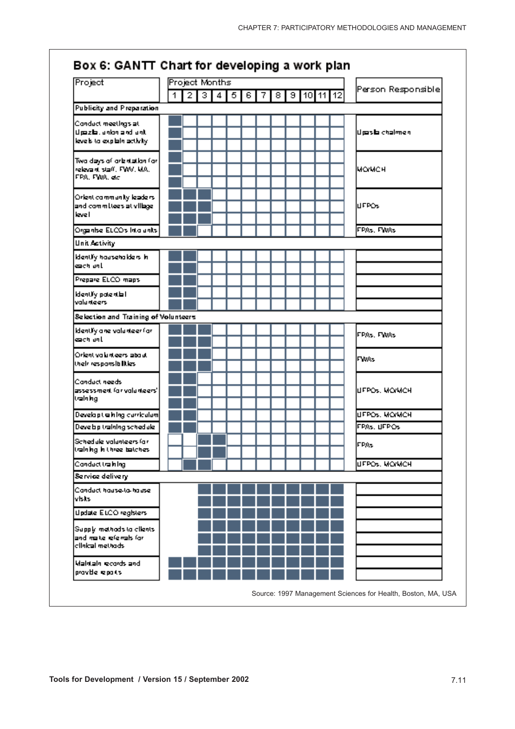## Box 6: GANTT Chart for developing a work plan

| Project | 1 | 2 | 3 | 4 | 5 | 6 | 7 | 8 | 9 | 10 | 11 | 12 | Person Responsible |
|---|---|---|---|---|---|---|---|---|---|---|---|---|---|
| **Publicity and Preparation** | | | | | | | | | | | | | |
| Conduct meetings at Upazila, union and unit levels to explain activity | ■ | | | | | | | | | | | | Upazila chairmen |
| Two days of orientation for relevant staff, FWV, MA, FPA, FWA, etc | ■ | | | | | | | | | | | | MO/MCH |
| Orient community leaders and committees at village level | ■ | ■ | ■ | | | | | | | | | | UFPOs |
| Organise ELCOs into units | ■ | ■ | | | | | | | | | | | FPAs, FWAs |
| **Unit Activity** | | | | | | | | | | | | | |
| Identify householders in each unit | ■ | ■ | | | | | | | | | | | |
| Prepare ELCO maps | ■ | ■ | | | | | | | | | | | |
| Identify potential volunteers | ■ | ■ | | | | | | | | | | | |
| **Selection and Training of Volunteers** | | | | | | | | | | | | | |
| Identify one volunteer for each unit | ■ | ■ | ■ | | | | | | | | | | FPAs, FWAs |
| Orient volunteers about their responsibilities | ■ | ■ | ■ | | | | | | | | | | FWAs |
| Conduct needs assessment for volunteers' training | ■ | ■ | | | | | | | | | | | UFPOs, MO/MCH |
| Develop training curriculum | ■ | ■ | | | | | | | | | | | UFPOs, MO/MCH |
| Develop training schedule | ■ | ■ | | | | | | | | | | | FPAs, UFPOs |
| Schedule volunteers for training in three batches | | | ■ | ■ | | | | | | | | | FPAs |
| Conduct training | | ■ | ■ | | | | | | | | | | UFPOs, MO/MCH |
| **Service delivery** | | | | | | | | | | | | | |
| Conduct house-to-house visits | | | ■ | ■ | ■ | ■ | ■ | ■ | ■ | ■ | ■ | ■ | |
| Update ELCO registers | | | ■ | ■ | ■ | ■ | ■ | ■ | ■ | ■ | ■ | ■ | |
| Supply methods to clients and make referrals for clinical methods | | | ■ | ■ | ■ | ■ | ■ | ■ | ■ | ■ | ■ | ■ | |
| Maintain records and provide reports | ■ | ■ | ■ | ■ | ■ | ■ | ■ | ■ | ■ | ■ | ■ | ■ | |

Source: 1997 Management Sciences for Health, Boston, MA, USA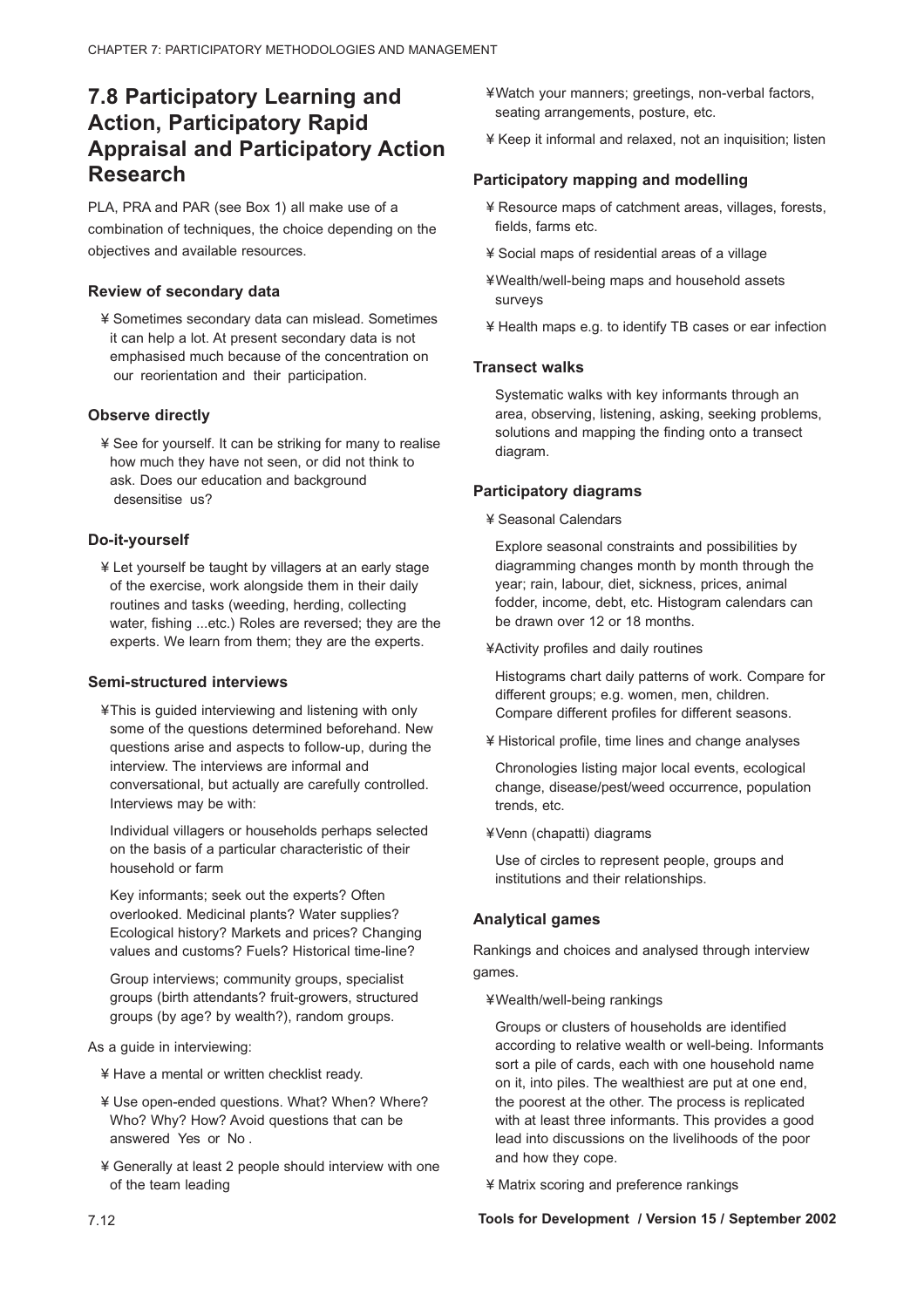## 7.8 Participatory Learning and Action, Participatory Rapid Appraisal and Participatory Action Research

PLA, PRA and PAR (see Box 1) all make use of a combination of techniques, the choice depending on the objectives and available resources.

### Review of secondary data

- Sometimes secondary data can mislead. Sometimes it can help a lot. At present secondary data is not emphasised much because of the concentration on our reorientation and their participation.

### Observe directly

- See for yourself. It can be striking for many to realise how much they have not seen, or did not think to ask. Does our education and background desensitise us?

### Do-it-yourself

- Let yourself be taught by villagers at an early stage of the exercise, work alongside them in their daily routines and tasks (weeding, herding, collecting water, fishing ...etc.) Roles are reversed; they are the experts. We learn from them; they are the experts.

### Semi-structured interviews

- This is guided interviewing and listening with only some of the questions determined beforehand. New questions arise and aspects to follow-up, during the interview. The interviews are informal and conversational, but actually are carefully controlled. Interviews may be with:

  Individual villagers or households perhaps selected on the basis of a particular characteristic of their household or farm

  Key informants; seek out the experts? Often overlooked. Medicinal plants? Water supplies? Ecological history? Markets and prices? Changing values and customs? Fuels? Historical time-line?

  Group interviews; community groups, specialist groups (birth attendants? fruit-growers, structured groups (by age? by wealth?), random groups.

As a guide in interviewing:

- Have a mental or written checklist ready.
- Use open-ended questions. What? When? Where? Who? Why? How? Avoid questions that can be answered Yes or No .
- Generally at least 2 people should interview with one of the team leading
- Watch your manners; greetings, non-verbal factors, seating arrangements, posture, etc.
- Keep it informal and relaxed, not an inquisition; listen

### Participatory mapping and modelling

- Resource maps of catchment areas, villages, forests, fields, farms etc.
- Social maps of residential areas of a village
- Wealth/well-being maps and household assets surveys
- Health maps e.g. to identify TB cases or ear infection

### Transect walks

Systematic walks with key informants through an area, observing, listening, asking, seeking problems, solutions and mapping the finding onto a transect diagram.

### Participatory diagrams

- Seasonal Calendars

  Explore seasonal constraints and possibilities by diagramming changes month by month through the year; rain, labour, diet, sickness, prices, animal fodder, income, debt, etc. Histogram calendars can be drawn over 12 or 18 months.

- Activity profiles and daily routines

  Histograms chart daily patterns of work. Compare for different groups; e.g. women, men, children. Compare different profiles for different seasons.

- Historical profile, time lines and change analyses

  Chronologies listing major local events, ecological change, disease/pest/weed occurrence, population trends, etc.

- Venn (chapatti) diagrams

  Use of circles to represent people, groups and institutions and their relationships.

### Analytical games

Rankings and choices and analysed through interview games.

- Wealth/well-being rankings

  Groups or clusters of households are identified according to relative wealth or well-being. Informants sort a pile of cards, each with one household name on it, into piles. The wealthiest are put at one end, the poorest at the other. The process is replicated with at least three informants. This provides a good lead into discussions on the livelihoods of the poor and how they cope.

- Matrix scoring and preference rankings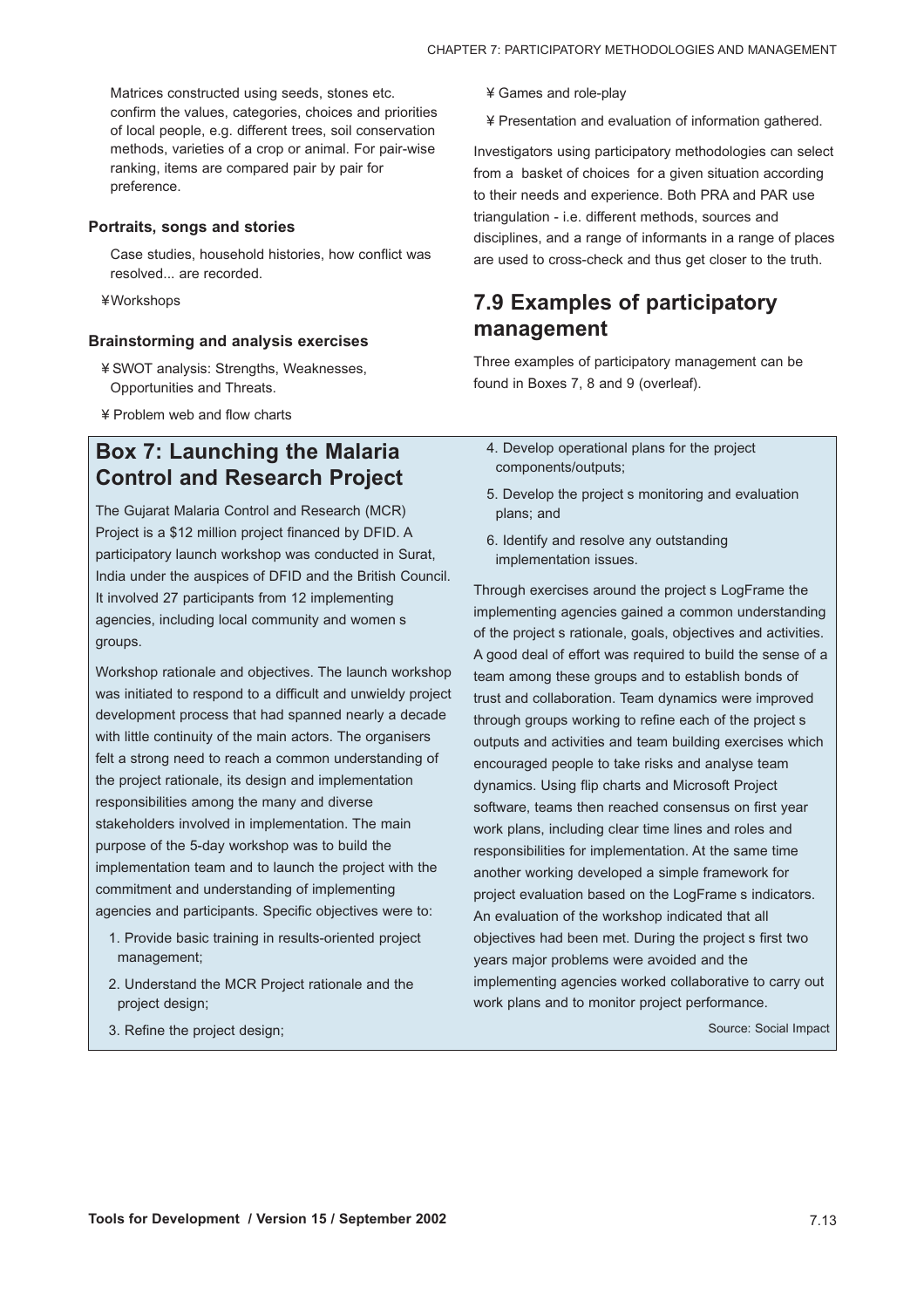Matrices constructed using seeds, stones etc. confirm the values, categories, choices and priorities of local people, e.g. different trees, soil conservation methods, varieties of a crop or animal. For pair-wise ranking, items are compared pair by pair for preference.

### Portraits, songs and stories

Case studies, household histories, how conflict was resolved... are recorded.

¥ Workshops

### Brainstorming and analysis exercises

¥ SWOT analysis: Strengths, Weaknesses, Opportunities and Threats.

¥ Problem web and flow charts

¥ Games and role-play

¥ Presentation and evaluation of information gathered.

Investigators using participatory methodologies can select from a basket of choices for a given situation according to their needs and experience. Both PRA and PAR use triangulation - i.e. different methods, sources and disciplines, and a range of informants in a range of places are used to cross-check and thus get closer to the truth.

## 7.9 Examples of participatory management

Three examples of participatory management can be found in Boxes 7, 8 and 9 (overleaf).

## Box 7: Launching the Malaria Control and Research Project

The Gujarat Malaria Control and Research (MCR) Project is a $12 million project financed by DFID. A participatory launch workshop was conducted in Surat, India under the auspices of DFID and the British Council. It involved 27 participants from 12 implementing agencies, including local community and women s groups.

Workshop rationale and objectives. The launch workshop was initiated to respond to a difficult and unwieldy project development process that had spanned nearly a decade with little continuity of the main actors. The organisers felt a strong need to reach a common understanding of the project rationale, its design and implementation responsibilities among the many and diverse stakeholders involved in implementation. The main purpose of the 5-day workshop was to build the implementation team and to launch the project with the commitment and understanding of implementing agencies and participants. Specific objectives were to:

1. Provide basic training in results-oriented project management;
2. Understand the MCR Project rationale and the project design;
3. Refine the project design;
4. Develop operational plans for the project components/outputs;
5. Develop the project s monitoring and evaluation plans; and
6. Identify and resolve any outstanding implementation issues.

Through exercises around the project s LogFrame the implementing agencies gained a common understanding of the project s rationale, goals, objectives and activities. A good deal of effort was required to build the sense of a team among these groups and to establish bonds of trust and collaboration. Team dynamics were improved through groups working to refine each of the project s outputs and activities and team building exercises which encouraged people to take risks and analyse team dynamics. Using flip charts and Microsoft Project software, teams then reached consensus on first year work plans, including clear time lines and roles and responsibilities for implementation. At the same time another working developed a simple framework for project evaluation based on the LogFrame s indicators. An evaluation of the workshop indicated that all objectives had been met. During the project s first two years major problems were avoided and the implementing agencies worked collaborative to carry out work plans and to monitor project performance.

Source: Social Impact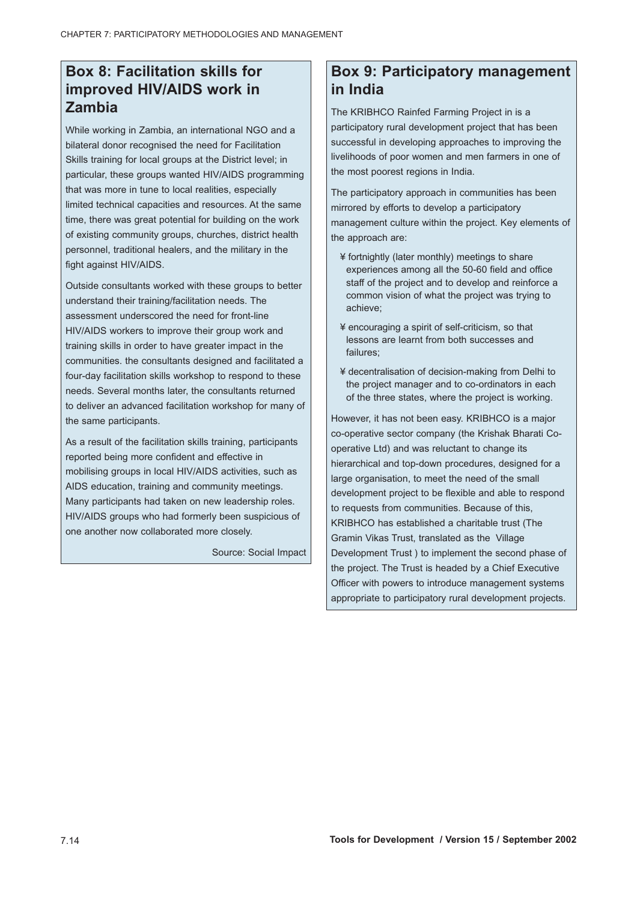## Box 8: Facilitation skills for improved HIV/AIDS work in Zambia

While working in Zambia, an international NGO and a bilateral donor recognised the need for Facilitation Skills training for local groups at the District level; in particular, these groups wanted HIV/AIDS programming that was more in tune to local realities, especially limited technical capacities and resources. At the same time, there was great potential for building on the work of existing community groups, churches, district health personnel, traditional healers, and the military in the fight against HIV/AIDS.

Outside consultants worked with these groups to better understand their training/facilitation needs. The assessment underscored the need for front-line HIV/AIDS workers to improve their group work and training skills in order to have greater impact in the communities. the consultants designed and facilitated a four-day facilitation skills workshop to respond to these needs. Several months later, the consultants returned to deliver an advanced facilitation workshop for many of the same participants.

As a result of the facilitation skills training, participants reported being more confident and effective in mobilising groups in local HIV/AIDS activities, such as AIDS education, training and community meetings. Many participants had taken on new leadership roles. HIV/AIDS groups who had formerly been suspicious of one another now collaborated more closely.

Source: Social Impact

## Box 9: Participatory management in India

The KRIBHCO Rainfed Farming Project in is a participatory rural development project that has been successful in developing approaches to improving the livelihoods of poor women and men farmers in one of the most poorest regions in India.

The participatory approach in communities has been mirrored by efforts to develop a participatory management culture within the project. Key elements of the approach are:

- fortnightly (later monthly) meetings to share experiences among all the 50-60 field and office staff of the project and to develop and reinforce a common vision of what the project was trying to achieve;
- encouraging a spirit of self-criticism, so that lessons are learnt from both successes and failures;
- decentralisation of decision-making from Delhi to the project manager and to co-ordinators in each of the three states, where the project is working.

However, it has not been easy. KRIBHCO is a major co-operative sector company (the Krishak Bharati Co-operative Ltd) and was reluctant to change its hierarchical and top-down procedures, designed for a large organisation, to meet the need of the small development project to be flexible and able to respond to requests from communities. Because of this, KRIBHCO has established a charitable trust (The Gramin Vikas Trust, translated as the Village Development Trust ) to implement the second phase of the project. The Trust is headed by a Chief Executive Officer with powers to introduce management systems appropriate to participatory rural development projects.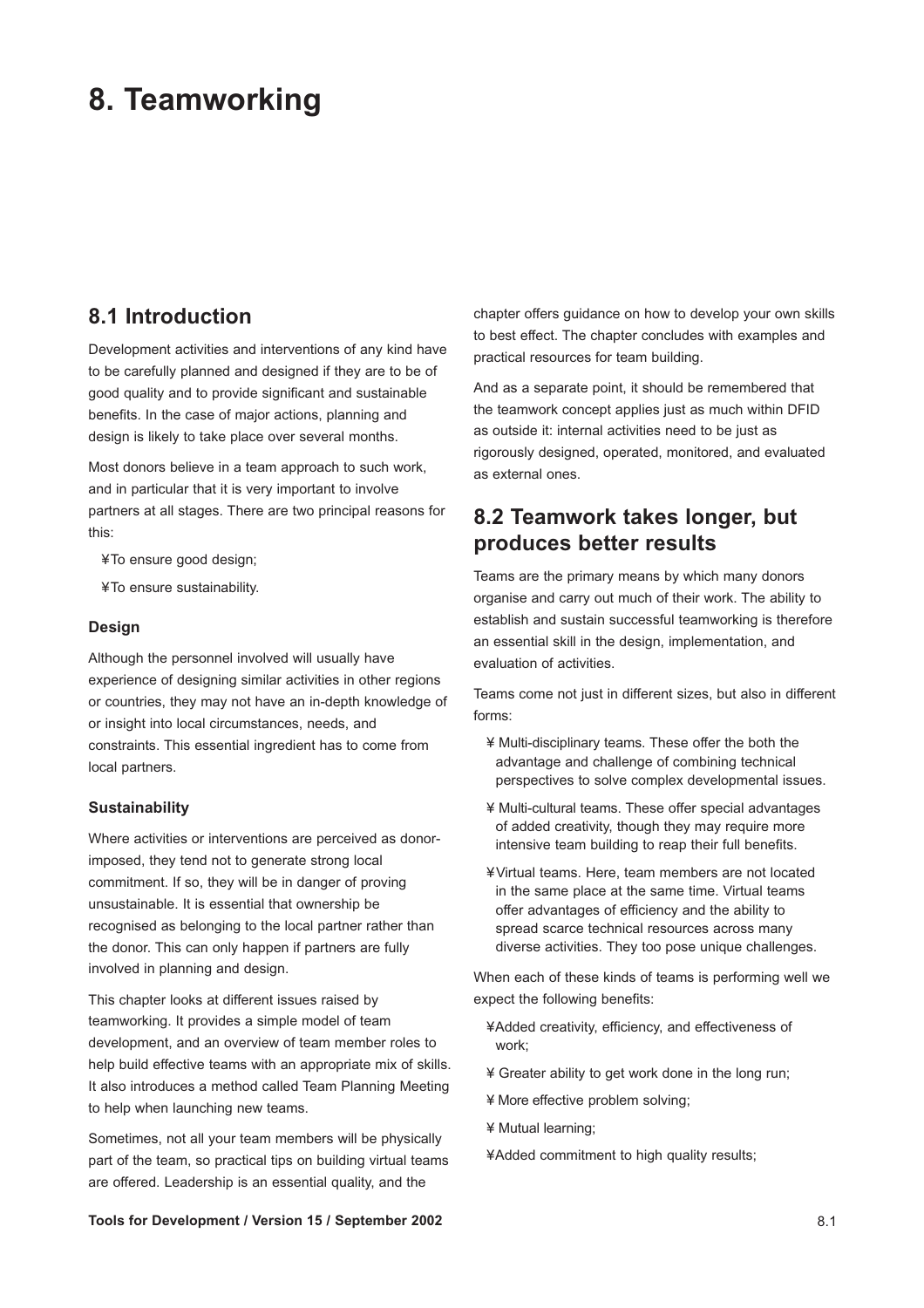# 8. Teamworking

## 8.1 Introduction

Development activities and interventions of any kind have to be carefully planned and designed if they are to be of good quality and to provide significant and sustainable benefits. In the case of major actions, planning and design is likely to take place over several months.

Most donors believe in a team approach to such work, and in particular that it is very important to involve partners at all stages. There are two principal reasons for this:

- To ensure good design;
- To ensure sustainability.

### Design

Although the personnel involved will usually have experience of designing similar activities in other regions or countries, they may not have an in-depth knowledge of or insight into local circumstances, needs, and constraints. This essential ingredient has to come from local partners.

### Sustainability

Where activities or interventions are perceived as donor-imposed, they tend not to generate strong local commitment. If so, they will be in danger of proving unsustainable. It is essential that ownership be recognised as belonging to the local partner rather than the donor. This can only happen if partners are fully involved in planning and design.

This chapter looks at different issues raised by teamworking. It provides a simple model of team development, and an overview of team member roles to help build effective teams with an appropriate mix of skills. It also introduces a method called Team Planning Meeting to help when launching new teams.

Sometimes, not all your team members will be physically part of the team, so practical tips on building virtual teams are offered. Leadership is an essential quality, and the chapter offers guidance on how to develop your own skills to best effect. The chapter concludes with examples and practical resources for team building.

And as a separate point, it should be remembered that the teamwork concept applies just as much within DFID as outside it: internal activities need to be just as rigorously designed, operated, monitored, and evaluated as external ones.

## 8.2 Teamwork takes longer, but produces better results

Teams are the primary means by which many donors organise and carry out much of their work. The ability to establish and sustain successful teamworking is therefore an essential skill in the design, implementation, and evaluation of activities.

Teams come not just in different sizes, but also in different forms:

- Multi-disciplinary teams. These offer the both the advantage and challenge of combining technical perspectives to solve complex developmental issues.
- Multi-cultural teams. These offer special advantages of added creativity, though they may require more intensive team building to reap their full benefits.
- Virtual teams. Here, team members are not located in the same place at the same time. Virtual teams offer advantages of efficiency and the ability to spread scarce technical resources across many diverse activities. They too pose unique challenges.

When each of these kinds of teams is performing well we expect the following benefits:

- Added creativity, efficiency, and effectiveness of work;
- Greater ability to get work done in the long run;
- More effective problem solving;
- Mutual learning;
- Added commitment to high quality results;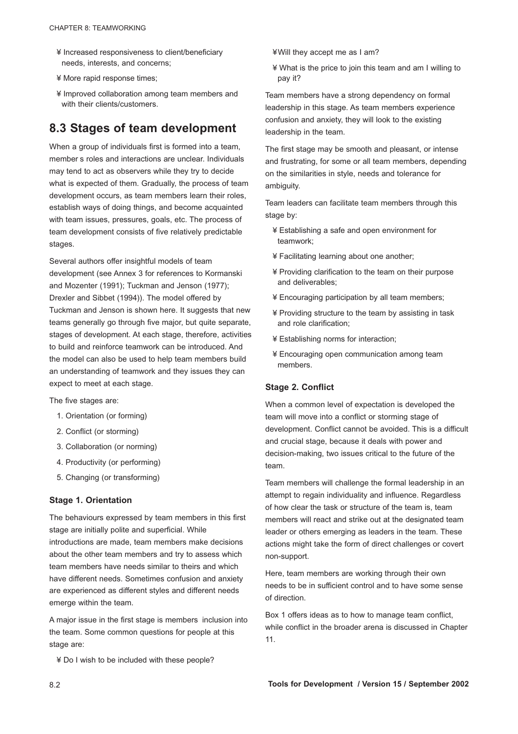- Increased responsiveness to client/beneficiary needs, interests, and concerns;
- More rapid response times;
- Improved collaboration among team members and with their clients/customers.

## 8.3 Stages of team development

When a group of individuals first is formed into a team, member s roles and interactions are unclear. Individuals may tend to act as observers while they try to decide what is expected of them. Gradually, the process of team development occurs, as team members learn their roles, establish ways of doing things, and become acquainted with team issues, pressures, goals, etc. The process of team development consists of five relatively predictable stages.

Several authors offer insightful models of team development (see Annex 3 for references to Kormanski and Mozenter (1991); Tuckman and Jenson (1977); Drexler and Sibbet (1994)). The model offered by Tuckman and Jenson is shown here. It suggests that new teams generally go through five major, but quite separate, stages of development. At each stage, therefore, activities to build and reinforce teamwork can be introduced. And the model can also be used to help team members build an understanding of teamwork and they issues they can expect to meet at each stage.

The five stages are:

1. Orientation (or forming)
2. Conflict (or storming)
3. Collaboration (or norming)
4. Productivity (or performing)
5. Changing (or transforming)

### Stage 1. Orientation

The behaviours expressed by team members in this first stage are initially polite and superficial. While introductions are made, team members make decisions about the other team members and try to assess which team members have needs similar to theirs and which have different needs. Sometimes confusion and anxiety are experienced as different styles and different needs emerge within the team.

A major issue in the first stage is members inclusion into the team. Some common questions for people at this stage are:

- Do I wish to be included with these people?
- Will they accept me as I am?
- What is the price to join this team and am I willing to pay it?

Team members have a strong dependency on formal leadership in this stage. As team members experience confusion and anxiety, they will look to the existing leadership in the team.

The first stage may be smooth and pleasant, or intense and frustrating, for some or all team members, depending on the similarities in style, needs and tolerance for ambiguity.

Team leaders can facilitate team members through this stage by:

- Establishing a safe and open environment for teamwork;
- Facilitating learning about one another;
- Providing clarification to the team on their purpose and deliverables;
- Encouraging participation by all team members;
- Providing structure to the team by assisting in task and role clarification;
- Establishing norms for interaction;
- Encouraging open communication among team members.

### Stage 2. Conflict

When a common level of expectation is developed the team will move into a conflict or storming stage of development. Conflict cannot be avoided. This is a difficult and crucial stage, because it deals with power and decision-making, two issues critical to the future of the team.

Team members will challenge the formal leadership in an attempt to regain individuality and influence. Regardless of how clear the task or structure of the team is, team members will react and strike out at the designated team leader or others emerging as leaders in the team. These actions might take the form of direct challenges or covert non-support.

Here, team members are working through their own needs to be in sufficient control and to have some sense of direction.

Box 1 offers ideas as to how to manage team conflict, while conflict in the broader arena is discussed in Chapter 11.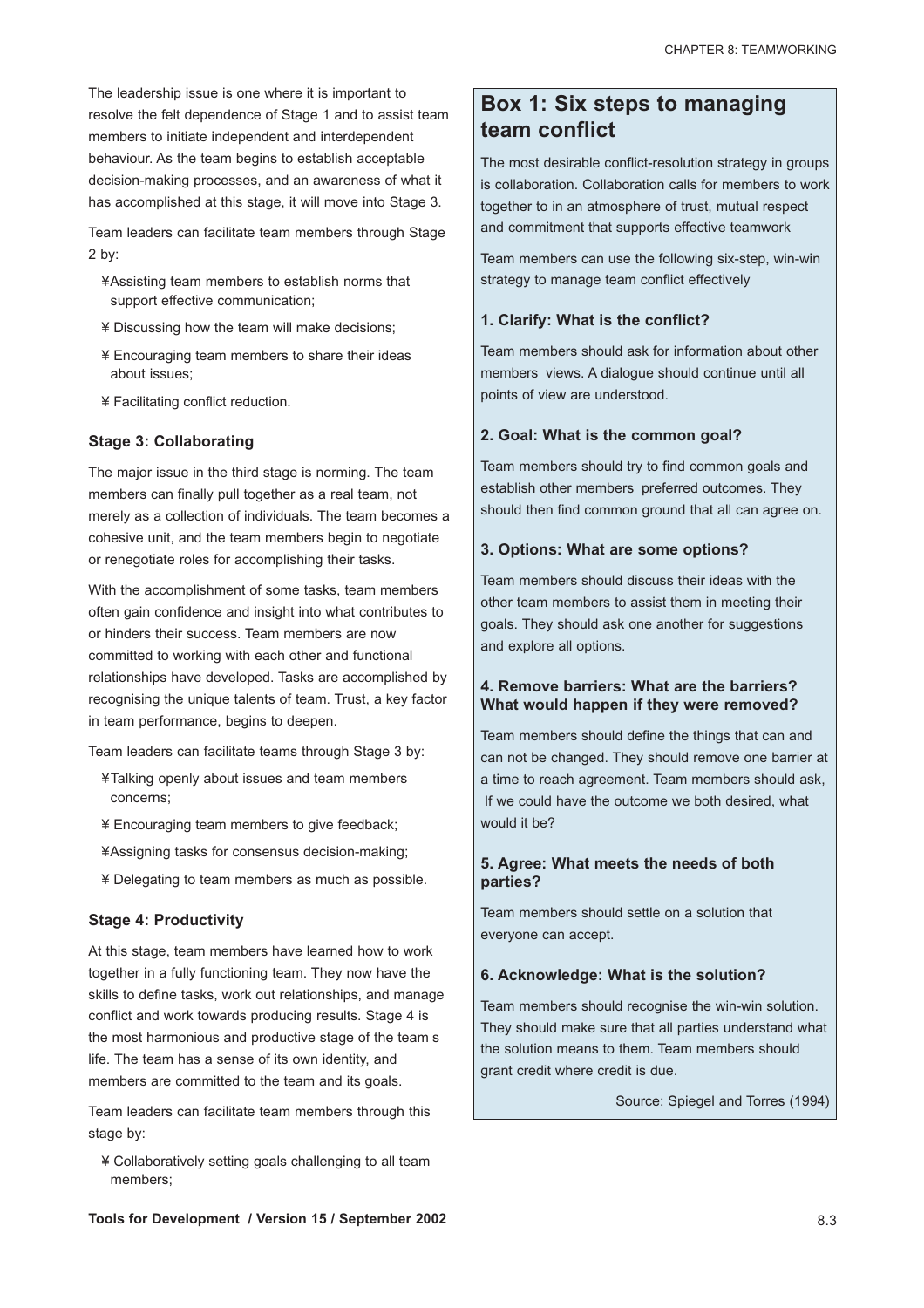The leadership issue is one where it is important to resolve the felt dependence of Stage 1 and to assist team members to initiate independent and interdependent behaviour. As the team begins to establish acceptable decision-making processes, and an awareness of what it has accomplished at this stage, it will move into Stage 3.

Team leaders can facilitate team members through Stage 2 by:

- Assisting team members to establish norms that support effective communication;
- Discussing how the team will make decisions;
- Encouraging team members to share their ideas about issues;
- Facilitating conflict reduction.

### Stage 3: Collaborating

The major issue in the third stage is norming. The team members can finally pull together as a real team, not merely as a collection of individuals. The team becomes a cohesive unit, and the team members begin to negotiate or renegotiate roles for accomplishing their tasks.

With the accomplishment of some tasks, team members often gain confidence and insight into what contributes to or hinders their success. Team members are now committed to working with each other and functional relationships have developed. Tasks are accomplished by recognising the unique talents of team. Trust, a key factor in team performance, begins to deepen.

Team leaders can facilitate teams through Stage 3 by:

- Talking openly about issues and team members concerns;
- Encouraging team members to give feedback;
- Assigning tasks for consensus decision-making;
- Delegating to team members as much as possible.

### Stage 4: Productivity

At this stage, team members have learned how to work together in a fully functioning team. They now have the skills to define tasks, work out relationships, and manage conflict and work towards producing results. Stage 4 is the most harmonious and productive stage of the team s life. The team has a sense of its own identity, and members are committed to the team and its goals.

Team leaders can facilitate team members through this stage by:

- Collaboratively setting goals challenging to all team members;

## Box 1: Six steps to managing team conflict

The most desirable conflict-resolution strategy in groups is collaboration. Collaboration calls for members to work together to in an atmosphere of trust, mutual respect and commitment that supports effective teamwork

Team members can use the following six-step, win-win strategy to manage team conflict effectively

### 1. Clarify: What is the conflict?

Team members should ask for information about other members views. A dialogue should continue until all points of view are understood.

### 2. Goal: What is the common goal?

Team members should try to find common goals and establish other members preferred outcomes. They should then find common ground that all can agree on.

### 3. Options: What are some options?

Team members should discuss their ideas with the other team members to assist them in meeting their goals. They should ask one another for suggestions and explore all options.

### 4. Remove barriers: What are the barriers? What would happen if they were removed?

Team members should define the things that can and can not be changed. They should remove one barrier at a time to reach agreement. Team members should ask, If we could have the outcome we both desired, what would it be?

### 5. Agree: What meets the needs of both parties?

Team members should settle on a solution that everyone can accept.

### 6. Acknowledge: What is the solution?

Team members should recognise the win-win solution. They should make sure that all parties understand what the solution means to them. Team members should grant credit where credit is due.

Source: Spiegel and Torres (1994)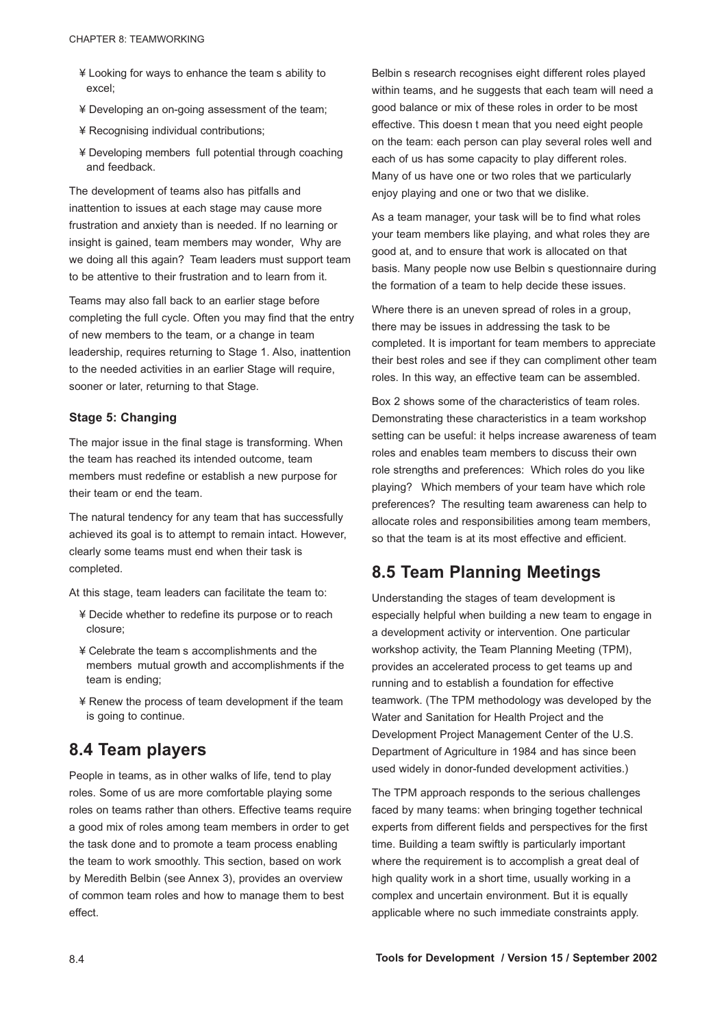- ¥ Looking for ways to enhance the team s ability to excel;
- ¥ Developing an on-going assessment of the team;
- ¥ Recognising individual contributions;
- ¥ Developing members full potential through coaching and feedback.

The development of teams also has pitfalls and inattention to issues at each stage may cause more frustration and anxiety than is needed. If no learning or insight is gained, team members may wonder, Why are we doing all this again? Team leaders must support team to be attentive to their frustration and to learn from it.

Teams may also fall back to an earlier stage before completing the full cycle. Often you may find that the entry of new members to the team, or a change in team leadership, requires returning to Stage 1. Also, inattention to the needed activities in an earlier Stage will require, sooner or later, returning to that Stage.

#### Stage 5: Changing

The major issue in the final stage is transforming. When the team has reached its intended outcome, team members must redefine or establish a new purpose for their team or end the team.

The natural tendency for any team that has successfully achieved its goal is to attempt to remain intact. However, clearly some teams must end when their task is completed.

At this stage, team leaders can facilitate the team to:

- ¥ Decide whether to redefine its purpose or to reach closure;
- ¥ Celebrate the team s accomplishments and the members mutual growth and accomplishments if the team is ending;
- ¥ Renew the process of team development if the team is going to continue.

## 8.4 Team players

People in teams, as in other walks of life, tend to play roles. Some of us are more comfortable playing some roles on teams rather than others. Effective teams require a good mix of roles among team members in order to get the task done and to promote a team process enabling the team to work smoothly. This section, based on work by Meredith Belbin (see Annex 3), provides an overview of common team roles and how to manage them to best effect.

Belbin s research recognises eight different roles played within teams, and he suggests that each team will need a good balance or mix of these roles in order to be most effective. This doesn t mean that you need eight people on the team: each person can play several roles well and each of us has some capacity to play different roles. Many of us have one or two roles that we particularly enjoy playing and one or two that we dislike.

As a team manager, your task will be to find what roles your team members like playing, and what roles they are good at, and to ensure that work is allocated on that basis. Many people now use Belbin s questionnaire during the formation of a team to help decide these issues.

Where there is an uneven spread of roles in a group, there may be issues in addressing the task to be completed. It is important for team members to appreciate their best roles and see if they can compliment other team roles. In this way, an effective team can be assembled.

Box 2 shows some of the characteristics of team roles. Demonstrating these characteristics in a team workshop setting can be useful: it helps increase awareness of team roles and enables team members to discuss their own role strengths and preferences: Which roles do you like playing? Which members of your team have which role preferences? The resulting team awareness can help to allocate roles and responsibilities among team members, so that the team is at its most effective and efficient.

## 8.5 Team Planning Meetings

Understanding the stages of team development is especially helpful when building a new team to engage in a development activity or intervention. One particular workshop activity, the Team Planning Meeting (TPM), provides an accelerated process to get teams up and running and to establish a foundation for effective teamwork. (The TPM methodology was developed by the Water and Sanitation for Health Project and the Development Project Management Center of the U.S. Department of Agriculture in 1984 and has since been used widely in donor-funded development activities.)

The TPM approach responds to the serious challenges faced by many teams: when bringing together technical experts from different fields and perspectives for the first time. Building a team swiftly is particularly important where the requirement is to accomplish a great deal of high quality work in a short time, usually working in a complex and uncertain environment. But it is equally applicable where no such immediate constraints apply.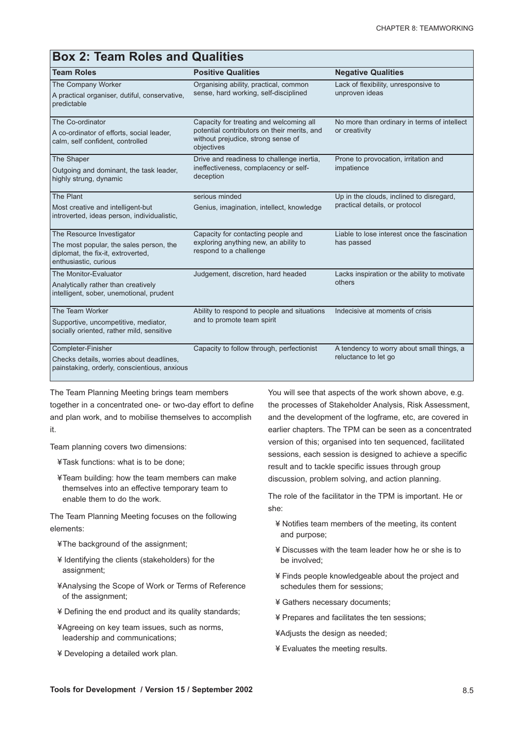## Box 2: Team Roles and Qualities

| Team Roles | Positive Qualities | Negative Qualities |
|---|---|---|
| The Company Worker<br>A practical organiser, dutiful, conservative, predictable | Organising ability, practical, common sense, hard working, self-disciplined | Lack of flexibility, unresponsive to unproven ideas |
| The Co-ordinator<br>A co-ordinator of efforts, social leader, calm, self confident, controlled | Capacity for treating and welcoming all potential contributors on their merits, and without prejudice, strong sense of objectives | No more than ordinary in terms of intellect or creativity |
| The Shaper<br>Outgoing and dominant, the task leader, highly strung, dynamic | Drive and readiness to challenge inertia, ineffectiveness, complacency or self-deception | Prone to provocation, irritation and impatience |
| The Plant<br>Most creative and intelligent-but introverted, ideas person, individualistic, | serious minded<br>Genius, imagination, intellect, knowledge | Up in the clouds, inclined to disregard, practical details, or protocol |
| The Resource Investigator<br>The most popular, the sales person, the diplomat, the fix-it, extroverted, enthusiastic, curious | Capacity for contacting people and exploring anything new, an ability to respond to a challenge | Liable to lose interest once the fascination has passed |
| The Monitor-Evaluator<br>Analytically rather than creatively intelligent, sober, unemotional, prudent | Judgement, discretion, hard headed | Lacks inspiration or the ability to motivate others |
| The Team Worker<br>Supportive, uncompetitive, mediator, socially oriented, rather mild, sensitive | Ability to respond to people and situations and to promote team spirit | Indecisive at moments of crisis |
| Completer-Finisher<br>Checks details, worries about deadlines, painstaking, orderly, conscientious, anxious | Capacity to follow through, perfectionist | A tendency to worry about small things, a reluctance to let go |

The Team Planning Meeting brings team members together in a concentrated one- or two-day effort to define and plan work, and to mobilise themselves to accomplish it.

Team planning covers two dimensions:

- Task functions: what is to be done;
- Team building: how the team members can make themselves into an effective temporary team to enable them to do the work.

The Team Planning Meeting focuses on the following elements:

- The background of the assignment;
- Identifying the clients (stakeholders) for the assignment;
- Analysing the Scope of Work or Terms of Reference of the assignment;
- Defining the end product and its quality standards;
- Agreeing on key team issues, such as norms, leadership and communications;
- Developing a detailed work plan.

You will see that aspects of the work shown above, e.g. the processes of Stakeholder Analysis, Risk Assessment, and the development of the logframe, etc, are covered in earlier chapters. The TPM can be seen as a concentrated version of this; organised into ten sequenced, facilitated sessions, each session is designed to achieve a specific result and to tackle specific issues through group discussion, problem solving, and action planning.

The role of the facilitator in the TPM is important. He or she:

- Notifies team members of the meeting, its content and purpose;
- Discusses with the team leader how he or she is to be involved;
- Finds people knowledgeable about the project and schedules them for sessions;
- Gathers necessary documents;
- Prepares and facilitates the ten sessions;
- Adjusts the design as needed;
- Evaluates the meeting results.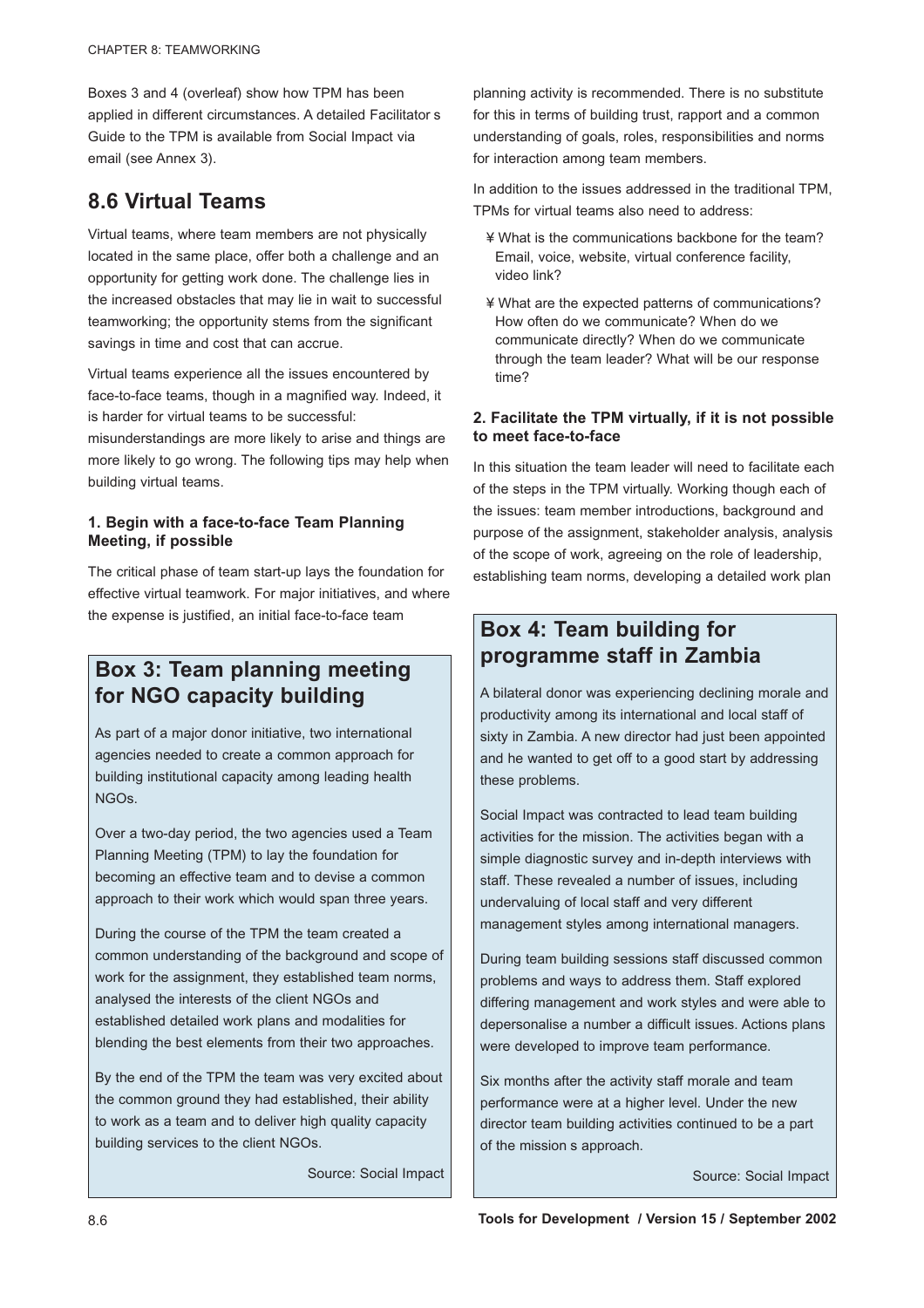Boxes 3 and 4 (overleaf) show how TPM has been applied in different circumstances. A detailed Facilitator s Guide to the TPM is available from Social Impact via email (see Annex 3).

## 8.6 Virtual Teams

Virtual teams, where team members are not physically located in the same place, offer both a challenge and an opportunity for getting work done. The challenge lies in the increased obstacles that may lie in wait to successful teamworking; the opportunity stems from the significant savings in time and cost that can accrue.

Virtual teams experience all the issues encountered by face-to-face teams, though in a magnified way. Indeed, it is harder for virtual teams to be successful: misunderstandings are more likely to arise and things are more likely to go wrong. The following tips may help when building virtual teams.

**1. Begin with a face-to-face Team Planning Meeting, if possible**

The critical phase of team start-up lays the foundation for effective virtual teamwork. For major initiatives, and where the expense is justified, an initial face-to-face team planning activity is recommended. There is no substitute for this in terms of building trust, rapport and a common understanding of goals, roles, responsibilities and norms for interaction among team members.

In addition to the issues addressed in the traditional TPM, TPMs for virtual teams also need to address:

- What is the communications backbone for the team? Email, voice, website, virtual conference facility, video link?
- What are the expected patterns of communications? How often do we communicate? When do we communicate directly? When do we communicate through the team leader? What will be our response time?

**2. Facilitate the TPM virtually, if it is not possible to meet face-to-face**

In this situation the team leader will need to facilitate each of the steps in the TPM virtually. Working though each of the issues: team member introductions, background and purpose of the assignment, stakeholder analysis, analysis of the scope of work, agreeing on the role of leadership, establishing team norms, developing a detailed work plan

### Box 3: Team planning meeting for NGO capacity building

As part of a major donor initiative, two international agencies needed to create a common approach for building institutional capacity among leading health NGOs.

Over a two-day period, the two agencies used a Team Planning Meeting (TPM) to lay the foundation for becoming an effective team and to devise a common approach to their work which would span three years.

During the course of the TPM the team created a common understanding of the background and scope of work for the assignment, they established team norms, analysed the interests of the client NGOs and established detailed work plans and modalities for blending the best elements from their two approaches.

By the end of the TPM the team was very excited about the common ground they had established, their ability to work as a team and to deliver high quality capacity building services to the client NGOs.

Source: Social Impact

### Box 4: Team building for programme staff in Zambia

A bilateral donor was experiencing declining morale and productivity among its international and local staff of sixty in Zambia. A new director had just been appointed and he wanted to get off to a good start by addressing these problems.

Social Impact was contracted to lead team building activities for the mission. The activities began with a simple diagnostic survey and in-depth interviews with staff. These revealed a number of issues, including undervaluing of local staff and very different management styles among international managers.

During team building sessions staff discussed common problems and ways to address them. Staff explored differing management and work styles and were able to depersonalise a number a difficult issues. Actions plans were developed to improve team performance.

Six months after the activity staff morale and team performance were at a higher level. Under the new director team building activities continued to be a part of the mission s approach.

Source: Social Impact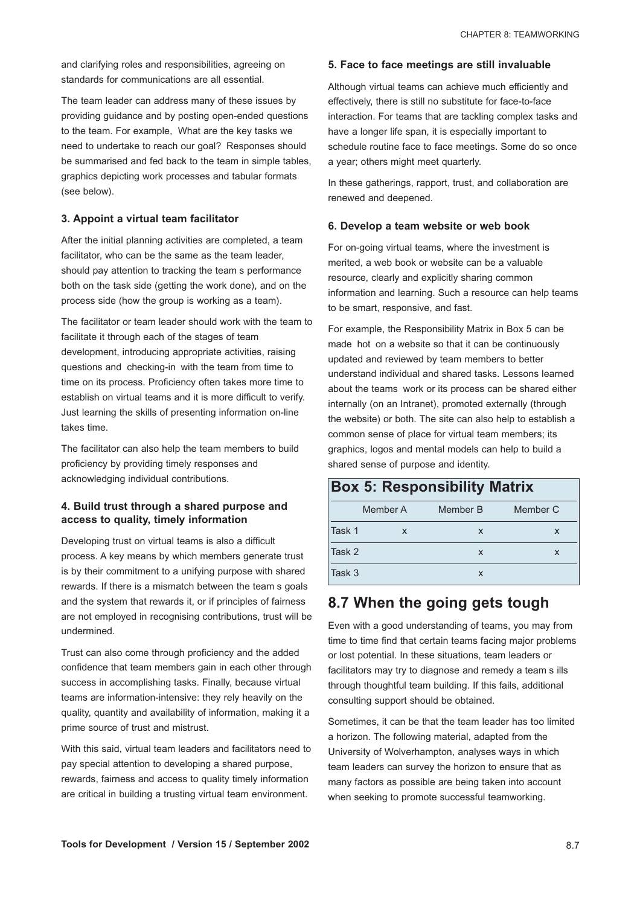and clarifying roles and responsibilities, agreeing on standards for communications are all essential.

The team leader can address many of these issues by providing guidance and by posting open-ended questions to the team. For example, What are the key tasks we need to undertake to reach our goal? Responses should be summarised and fed back to the team in simple tables, graphics depicting work processes and tabular formats (see below).

### 3. Appoint a virtual team facilitator

After the initial planning activities are completed, a team facilitator, who can be the same as the team leader, should pay attention to tracking the team s performance both on the task side (getting the work done), and on the process side (how the group is working as a team).

The facilitator or team leader should work with the team to facilitate it through each of the stages of team development, introducing appropriate activities, raising questions and checking-in with the team from time to time on its process. Proficiency often takes more time to establish on virtual teams and it is more difficult to verify. Just learning the skills of presenting information on-line takes time.

The facilitator can also help the team members to build proficiency by providing timely responses and acknowledging individual contributions.

### 4. Build trust through a shared purpose and access to quality, timely information

Developing trust on virtual teams is also a difficult process. A key means by which members generate trust is by their commitment to a unifying purpose with shared rewards. If there is a mismatch between the team s goals and the system that rewards it, or if principles of fairness are not employed in recognising contributions, trust will be undermined.

Trust can also come through proficiency and the added confidence that team members gain in each other through success in accomplishing tasks. Finally, because virtual teams are information-intensive: they rely heavily on the quality, quantity and availability of information, making it a prime source of trust and mistrust.

With this said, virtual team leaders and facilitators need to pay special attention to developing a shared purpose, rewards, fairness and access to quality timely information are critical in building a trusting virtual team environment.

### 5. Face to face meetings are still invaluable

Although virtual teams can achieve much efficiently and effectively, there is still no substitute for face-to-face interaction. For teams that are tackling complex tasks and have a longer life span, it is especially important to schedule routine face to face meetings. Some do so once a year; others might meet quarterly.

In these gatherings, rapport, trust, and collaboration are renewed and deepened.

### 6. Develop a team website or web book

For on-going virtual teams, where the investment is merited, a web book or website can be a valuable resource, clearly and explicitly sharing common information and learning. Such a resource can help teams to be smart, responsive, and fast.

For example, the Responsibility Matrix in Box 5 can be made hot on a website so that it can be continuously updated and reviewed by team members to better understand individual and shared tasks. Lessons learned about the teams work or its process can be shared either internally (on an Intranet), promoted externally (through the website) or both. The site can also help to establish a common sense of place for virtual team members; its graphics, logos and mental models can help to build a shared sense of purpose and identity.

**Box 5: Responsibility Matrix**

| | Member A | Member B | Member C |
|---|---|---|---|
| Task 1 | x | x | x |
| Task 2 | | x | x |
| Task 3 | | x | |

## 8.7 When the going gets tough

Even with a good understanding of teams, you may from time to time find that certain teams facing major problems or lost potential. In these situations, team leaders or facilitators may try to diagnose and remedy a team s ills through thoughtful team building. If this fails, additional consulting support should be obtained.

Sometimes, it can be that the team leader has too limited a horizon. The following material, adapted from the University of Wolverhampton, analyses ways in which team leaders can survey the horizon to ensure that as many factors as possible are being taken into account when seeking to promote successful teamworking.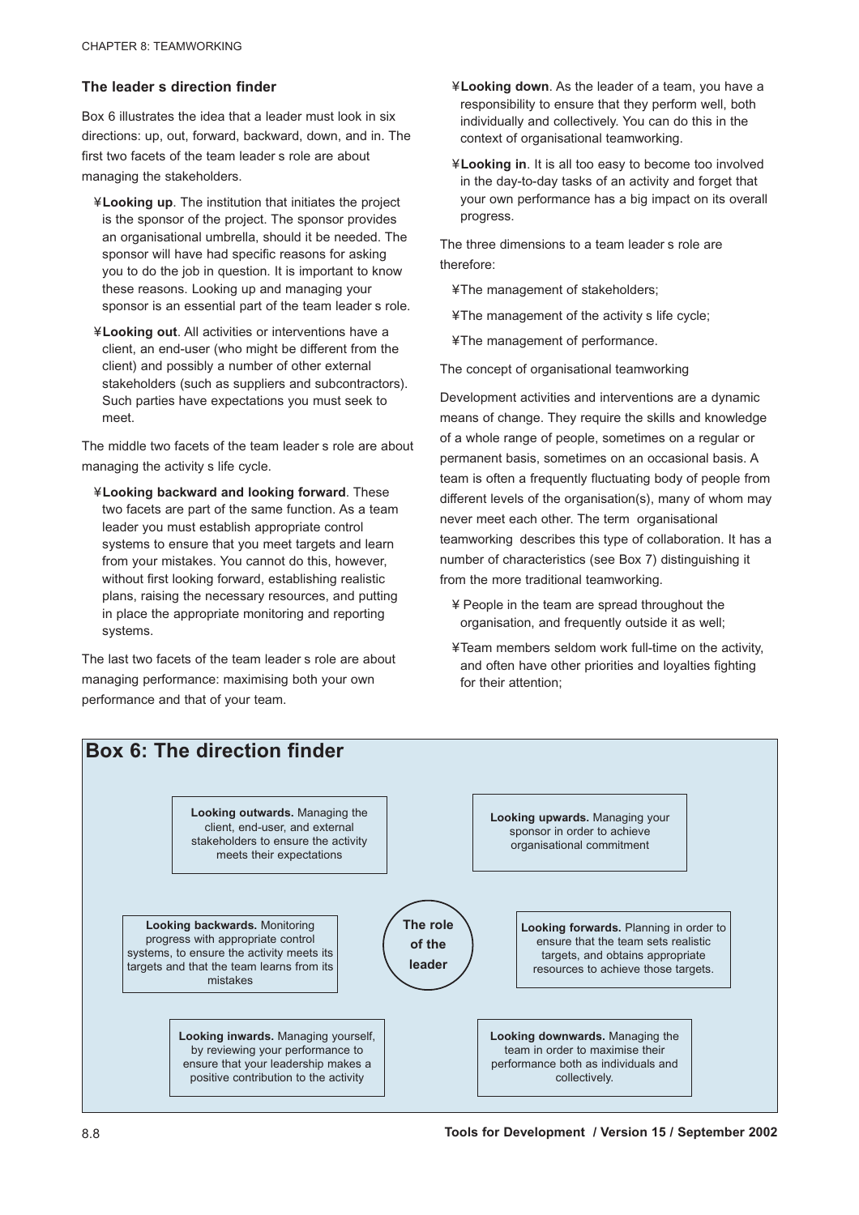### The leader s direction finder

Box 6 illustrates the idea that a leader must look in six directions: up, out, forward, backward, down, and in. The first two facets of the team leader s role are about managing the stakeholders.

- **Looking up**. The institution that initiates the project is the sponsor of the project. The sponsor provides an organisational umbrella, should it be needed. The sponsor will have had specific reasons for asking you to do the job in question. It is important to know these reasons. Looking up and managing your sponsor is an essential part of the team leader s role.
- **Looking out**. All activities or interventions have a client, an end-user (who might be different from the client) and possibly a number of other external stakeholders (such as suppliers and subcontractors). Such parties have expectations you must seek to meet.

The middle two facets of the team leader s role are about managing the activity s life cycle.

- **Looking backward and looking forward**. These two facets are part of the same function. As a team leader you must establish appropriate control systems to ensure that you meet targets and learn from your mistakes. You cannot do this, however, without first looking forward, establishing realistic plans, raising the necessary resources, and putting in place the appropriate monitoring and reporting systems.

The last two facets of the team leader s role are about managing performance: maximising both your own performance and that of your team.

- **Looking down**. As the leader of a team, you have a responsibility to ensure that they perform well, both individually and collectively. You can do this in the context of organisational teamworking.
- **Looking in**. It is all too easy to become too involved in the day-to-day tasks of an activity and forget that your own performance has a big impact on its overall progress.

The three dimensions to a team leader s role are therefore:

- The management of stakeholders;
- The management of the activity s life cycle;
- The management of performance.

The concept of organisational teamworking

Development activities and interventions are a dynamic means of change. They require the skills and knowledge of a whole range of people, sometimes on a regular or permanent basis, sometimes on an occasional basis. A team is often a frequently fluctuating body of people from different levels of the organisation(s), many of whom may never meet each other. The term organisational teamworking describes this type of collaboration. It has a number of characteristics (see Box 7) distinguishing it from the more traditional teamworking.

- People in the team are spread throughout the organisation, and frequently outside it as well;
- Team members seldom work full-time on the activity, and often have other priorities and loyalties fighting for their attention;

## Box 6: The direction finder

**The role of the leader**

**Looking outwards.** Managing the client, end-user, and external stakeholders to ensure the activity meets their expectations

**Looking upwards.** Managing your sponsor in order to achieve organisational commitment

**Looking backwards.** Monitoring progress with appropriate control systems, to ensure the activity meets its targets and that the team learns from its mistakes

**Looking forwards.** Planning in order to ensure that the team sets realistic targets, and obtains appropriate resources to achieve those targets.

**Looking inwards.** Managing yourself, by reviewing your performance to ensure that your leadership makes a positive contribution to the activity

**Looking downwards.** Managing the team in order to maximise their performance both as individuals and collectively.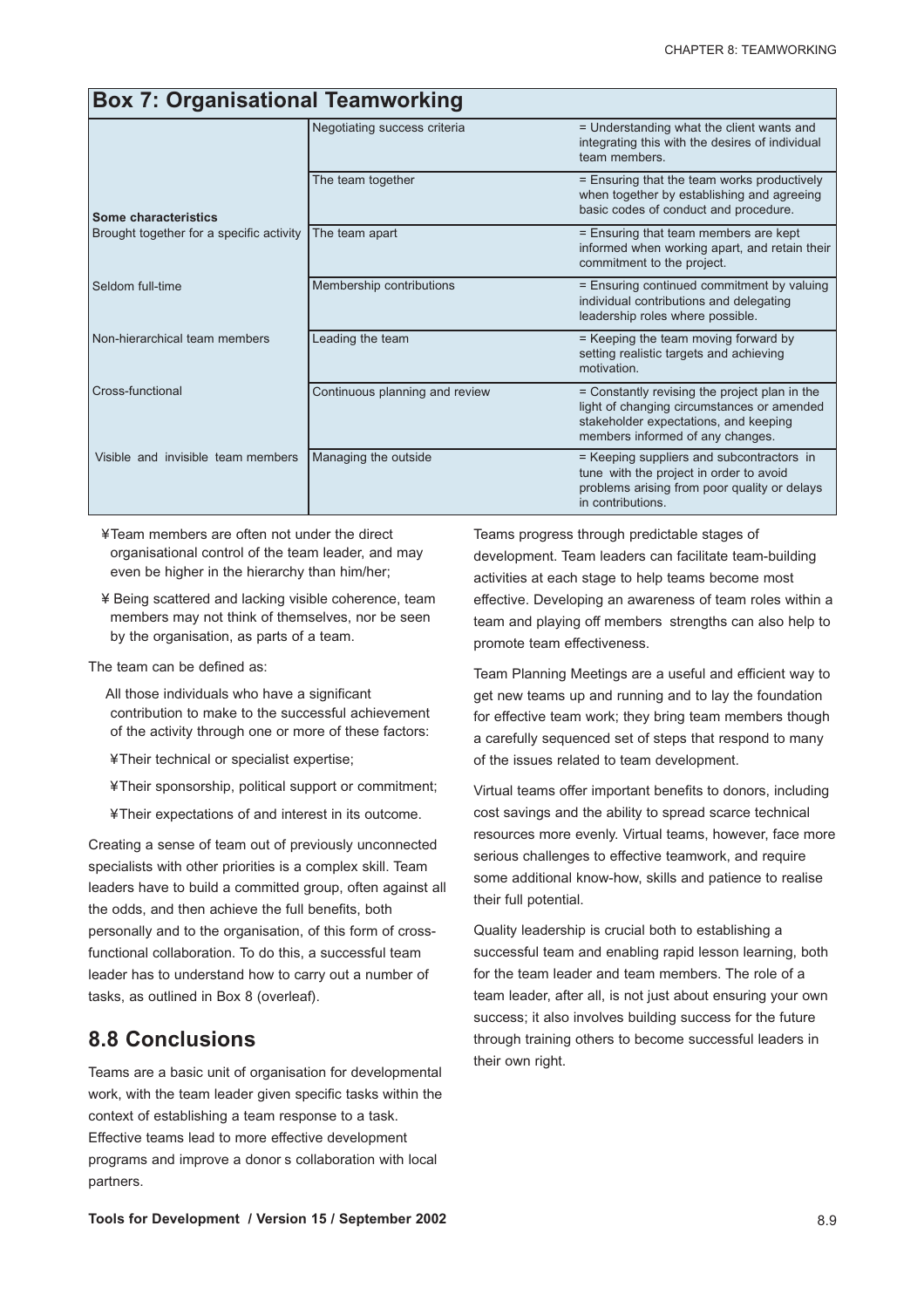## Box 7: Organisational Teamworking

| Some characteristics | | |
|---|---|---|
| | Negotiating success criteria | = Understanding what the client wants and integrating this with the desires of individual team members. |
| | The team together | = Ensuring that the team works productively when together by establishing and agreeing basic codes of conduct and procedure. |
| Brought together for a specific activity | The team apart | = Ensuring that team members are kept informed when working apart, and retain their commitment to the project. |
| Seldom full-time | Membership contributions | = Ensuring continued commitment by valuing individual contributions and delegating leadership roles where possible. |
| Non-hierarchical team members | Leading the team | = Keeping the team moving forward by setting realistic targets and achieving motivation. |
| Cross-functional | Continuous planning and review | = Constantly revising the project plan in the light of changing circumstances or amended stakeholder expectations, and keeping members informed of any changes. |
| Visible and invisible team members | Managing the outside | = Keeping suppliers and subcontractors in tune with the project in order to avoid problems arising from poor quality or delays in contributions. |

- Team members are often not under the direct organisational control of the team leader, and may even be higher in the hierarchy than him/her;
- Being scattered and lacking visible coherence, team members may not think of themselves, nor be seen by the organisation, as parts of a team.

The team can be defined as:

All those individuals who have a significant contribution to make to the successful achievement of the activity through one or more of these factors:

- Their technical or specialist expertise;
- Their sponsorship, political support or commitment;
- Their expectations of and interest in its outcome.

Creating a sense of team out of previously unconnected specialists with other priorities is a complex skill. Team leaders have to build a committed group, often against all the odds, and then achieve the full benefits, both personally and to the organisation, of this form of cross-functional collaboration. To do this, a successful team leader has to understand how to carry out a number of tasks, as outlined in Box 8 (overleaf).

## 8.8 Conclusions

Teams are a basic unit of organisation for developmental work, with the team leader given specific tasks within the context of establishing a team response to a task. Effective teams lead to more effective development programs and improve a donor s collaboration with local partners.

Teams progress through predictable stages of development. Team leaders can facilitate team-building activities at each stage to help teams become most effective. Developing an awareness of team roles within a team and playing off members strengths can also help to promote team effectiveness.

Team Planning Meetings are a useful and efficient way to get new teams up and running and to lay the foundation for effective team work; they bring team members though a carefully sequenced set of steps that respond to many of the issues related to team development.

Virtual teams offer important benefits to donors, including cost savings and the ability to spread scarce technical resources more evenly. Virtual teams, however, face more serious challenges to effective teamwork, and require some additional know-how, skills and patience to realise their full potential.

Quality leadership is crucial both to establishing a successful team and enabling rapid lesson learning, both for the team leader and team members. The role of a team leader, after all, is not just about ensuring your own success; it also involves building success for the future through training others to become successful leaders in their own right.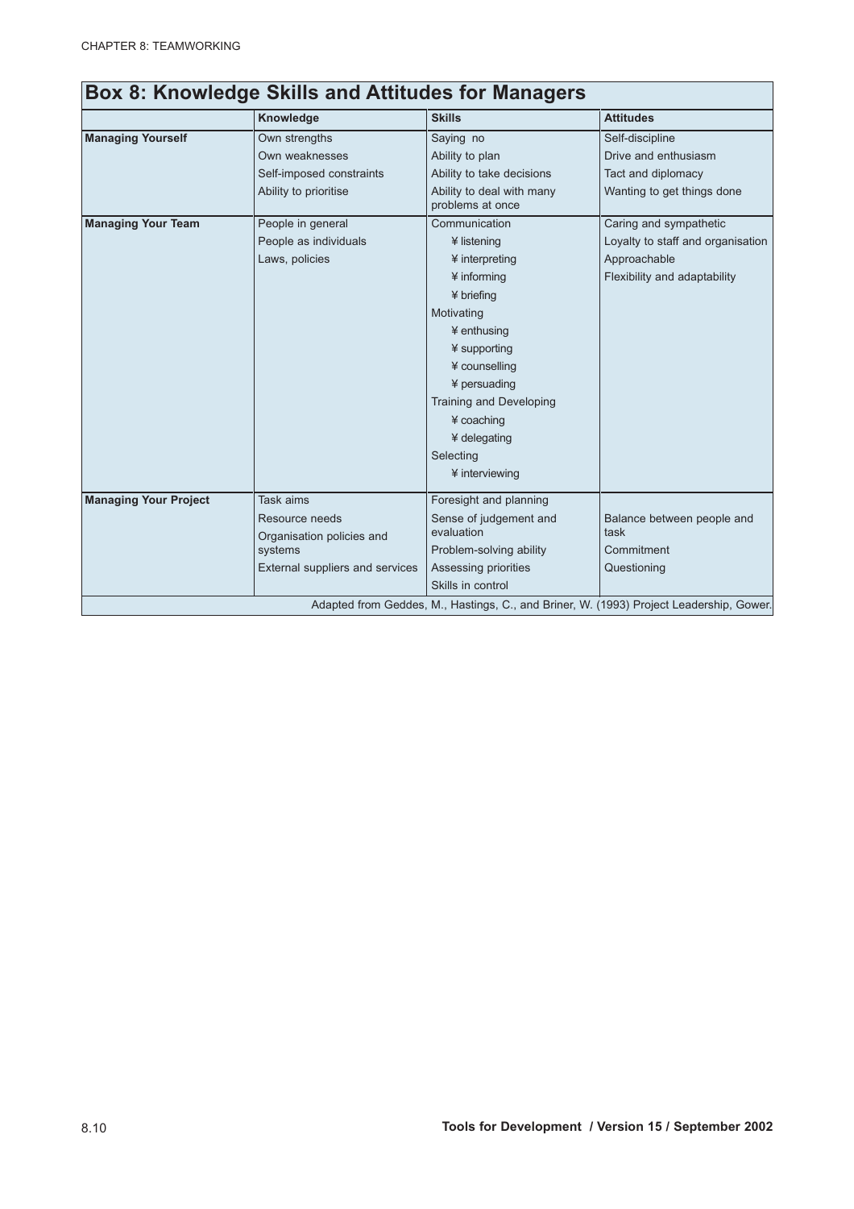## Box 8: Knowledge Skills and Attitudes for Managers

| | Knowledge | Skills | Attitudes |
|---|---|---|---|
| **Managing Yourself** | Own strengths | Saying no | Self-discipline |
| | Own weaknesses | Ability to plan | Drive and enthusiasm |
| | Self-imposed constraints | Ability to take decisions | Tact and diplomacy |
| | Ability to prioritise | Ability to deal with many problems at once | Wanting to get things done |
| **Managing Your Team** | People in general | Communication | Caring and sympathetic |
| | People as individuals | ¥ listening | Loyalty to staff and organisation |
| | Laws, policies | ¥ interpreting | Approachable |
| | | ¥ informing | Flexibility and adaptability |
| | | ¥ briefing | |
| | | Motivating | |
| | | ¥ enthusing | |
| | | ¥ supporting | |
| | | ¥ counselling | |
| | | ¥ persuading | |
| | | Training and Developing | |
| | | ¥ coaching | |
| | | ¥ delegating | |
| | | Selecting | |
| | | ¥ interviewing | |
| **Managing Your Project** | Task aims | Foresight and planning | |
| | Resource needs | Sense of judgement and evaluation | Balance between people and task |
| | Organisation policies and systems | Problem-solving ability | Commitment |
| | External suppliers and services | Assessing priorities | Questioning |
| | | Skills in control | |

Adapted from Geddes, M., Hastings, C., and Briner, W. (1993) Project Leadership, Gower.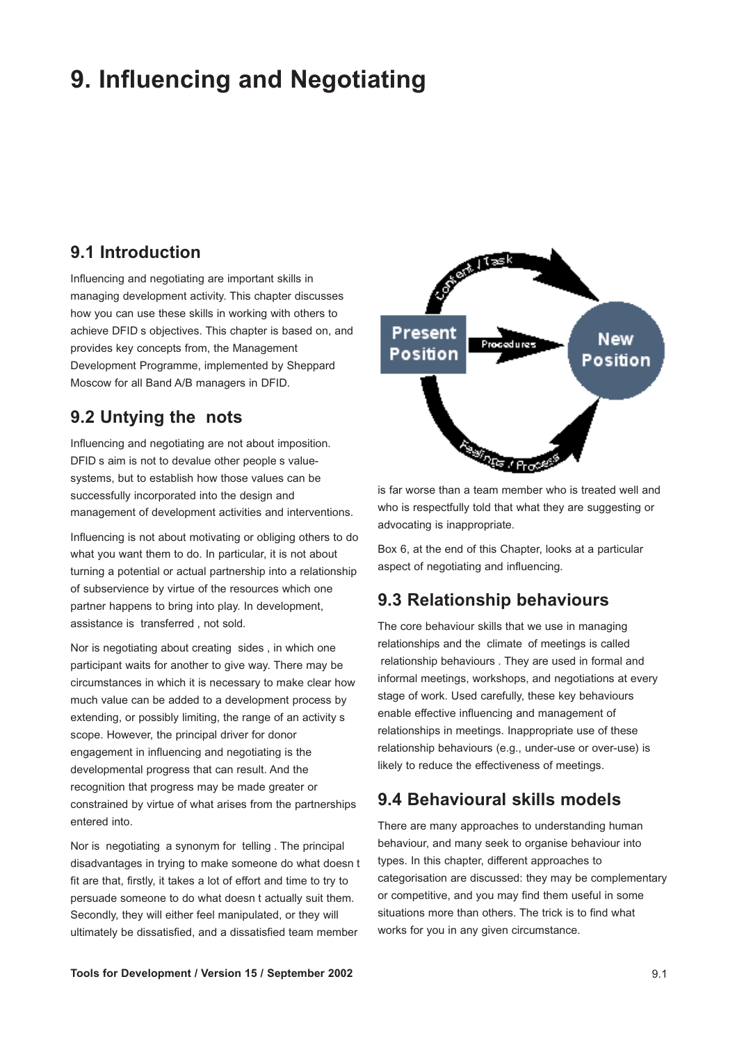# 9. Influencing and Negotiating

## 9.1 Introduction

Influencing and negotiating are important skills in managing development activity. This chapter discusses how you can use these skills in working with others to achieve DFID s objectives. This chapter is based on, and provides key concepts from, the Management Development Programme, implemented by Sheppard Moscow for all Band A/B managers in DFID.

## 9.2 Untying the nots

Influencing and negotiating are not about imposition. DFID s aim is not to devalue other people s value-systems, but to establish how those values can be successfully incorporated into the design and management of development activities and interventions.

Influencing is not about motivating or obliging others to do what you want them to do. In particular, it is not about turning a potential or actual partnership into a relationship of subservience by virtue of the resources which one partner happens to bring into play. In development, assistance is transferred , not sold.

Nor is negotiating about creating sides , in which one participant waits for another to give way. There may be circumstances in which it is necessary to make clear how much value can be added to a development process by extending, or possibly limiting, the range of an activity s scope. However, the principal driver for donor engagement in influencing and negotiating is the developmental progress that can result. And the recognition that progress may be made greater or constrained by virtue of what arises from the partnerships entered into.

Nor is negotiating a synonym for telling . The principal disadvantages in trying to make someone do what doesn t fit are that, firstly, it takes a lot of effort and time to try to persuade someone to do what doesn t actually suit them. Secondly, they will either feel manipulated, or they will ultimately be dissatisfied, and a dissatisfied team member is far worse than a team member who is treated well and who is respectfully told that what they are suggesting or advocating is inappropriate.

Box 6, at the end of this Chapter, looks at a particular aspect of negotiating and influencing.

## 9.3 Relationship behaviours

The core behaviour skills that we use in managing relationships and the climate of meetings is called relationship behaviours . They are used in formal and informal meetings, workshops, and negotiations at every stage of work. Used carefully, these key behaviours enable effective influencing and management of relationships in meetings. Inappropriate use of these relationship behaviours (e.g., under-use or over-use) is likely to reduce the effectiveness of meetings.

## 9.4 Behavioural skills models

There are many approaches to understanding human behaviour, and many seek to organise behaviour into types. In this chapter, different approaches to categorisation are discussed: they may be complementary or competitive, and you may find them useful in some situations more than others. The trick is to find what works for you in any given circumstance.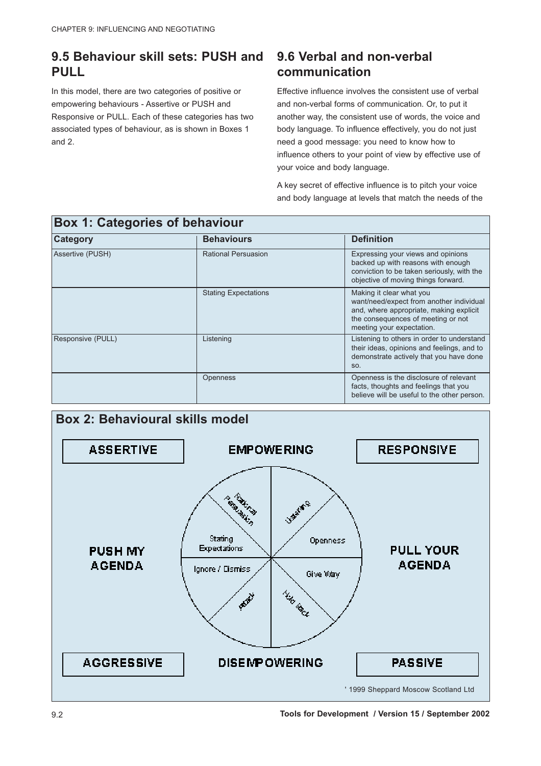## 9.5 Behaviour skill sets: PUSH and PULL

In this model, there are two categories of positive or empowering behaviours - Assertive or PUSH and Responsive or PULL. Each of these categories has two associated types of behaviour, as is shown in Boxes 1 and 2.

## 9.6 Verbal and non-verbal communication

Effective influence involves the consistent use of verbal and non-verbal forms of communication. Or, to put it another way, the consistent use of words, the voice and body language. To influence effectively, you do not just need a good message: you need to know how to influence others to your point of view by effective use of your voice and body language.

A key secret of effective influence is to pitch your voice and body language at levels that match the needs of the

### Box 1: Categories of behaviour

| Category | Behaviours | Definition |
|---|---|---|
| Assertive (PUSH) | Rational Persuasion | Expressing your views and opinions backed up with reasons with enough conviction to be taken seriously, with the objective of moving things forward. |
| | Stating Expectations | Making it clear what you want/need/expect from another individual and, where appropriate, making explicit the consequences of meeting or not meeting your expectation. |
| Responsive (PULL) | Listening | Listening to others in order to understand their ideas, opinions and feelings, and to demonstrate actively that you have done so. |
| | Openness | Openness is the disclosure of relevant facts, thoughts and feelings that you believe will be useful to the other person. |

### Box 2: Behavioural skills model

ASSERTIVE — EMPOWERING — RESPONSIVE

PUSH MY AGENDA — PULL YOUR AGENDA

Rational Persuasion | Listening | Stating Expectations | Openness | Ignore / Dismiss | Give Way | Attack | Hold Back

AGGRESSIVE — DISEMPOWERING — PASSIVE

' 1999 Sheppard Moscow Scotland Ltd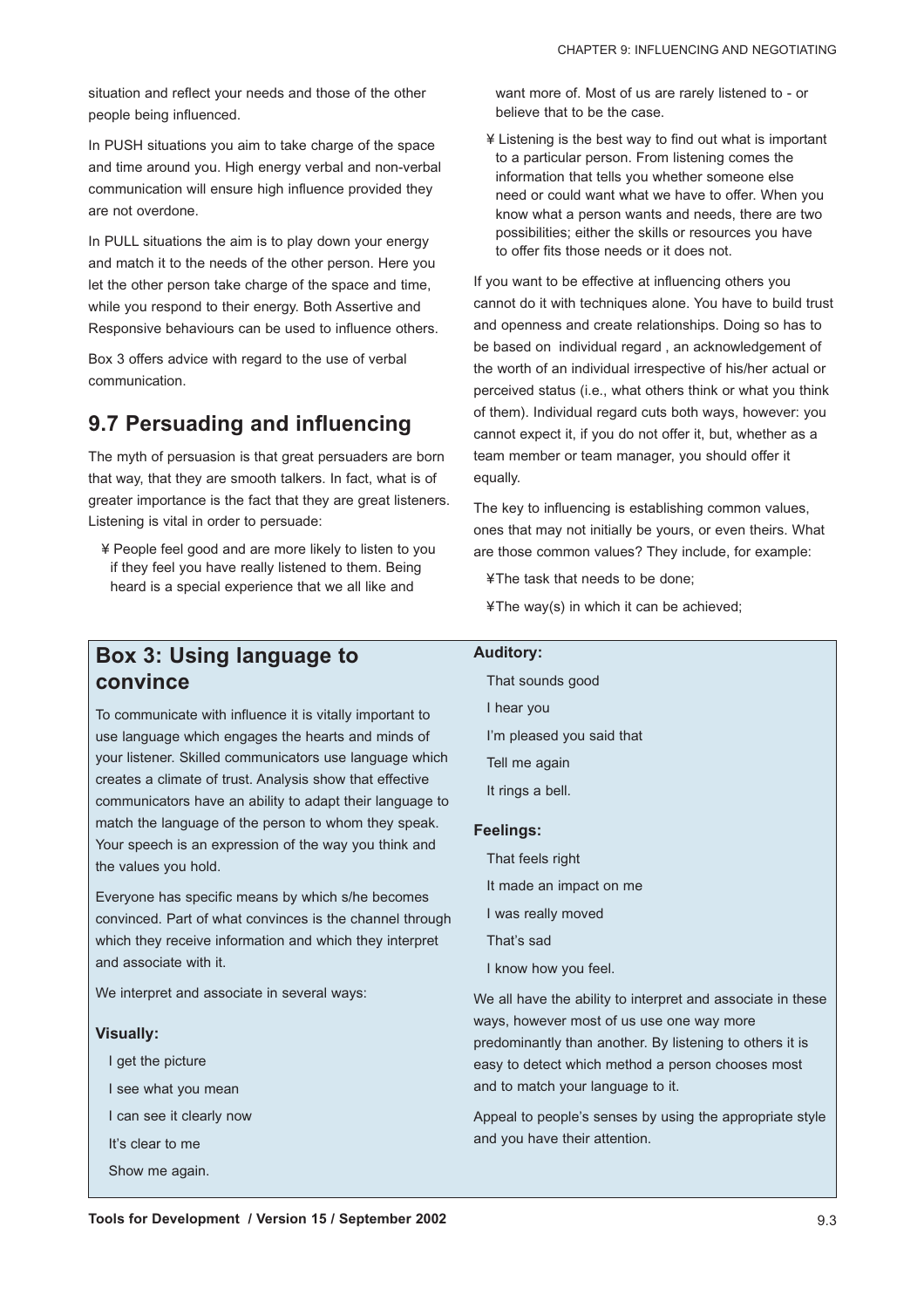situation and reflect your needs and those of the other people being influenced.

In PUSH situations you aim to take charge of the space and time around you. High energy verbal and non-verbal communication will ensure high influence provided they are not overdone.

In PULL situations the aim is to play down your energy and match it to the needs of the other person. Here you let the other person take charge of the space and time, while you respond to their energy. Both Assertive and Responsive behaviours can be used to influence others.

Box 3 offers advice with regard to the use of verbal communication.

## 9.7 Persuading and influencing

The myth of persuasion is that great persuaders are born that way, that they are smooth talkers. In fact, what is of greater importance is the fact that they are great listeners. Listening is vital in order to persuade:

- People feel good and are more likely to listen to you if they feel you have really listened to them. Being heard is a special experience that we all like and want more of. Most of us are rarely listened to - or believe that to be the case.
- Listening is the best way to find out what is important to a particular person. From listening comes the information that tells you whether someone else need or could want what we have to offer. When you know what a person wants and needs, there are two possibilities; either the skills or resources you have to offer fits those needs or it does not.

If you want to be effective at influencing others you cannot do it with techniques alone. You have to build trust and openness and create relationships. Doing so has to be based on individual regard , an acknowledgement of the worth of an individual irrespective of his/her actual or perceived status (i.e., what others think or what you think of them). Individual regard cuts both ways, however: you cannot expect it, if you do not offer it, but, whether as a team member or team manager, you should offer it equally.

The key to influencing is establishing common values, ones that may not initially be yours, or even theirs. What are those common values? They include, for example:

- The task that needs to be done;
- The way(s) in which it can be achieved;

### Box 3: Using language to convince

To communicate with influence it is vitally important to use language which engages the hearts and minds of your listener. Skilled communicators use language which creates a climate of trust. Analysis show that effective communicators have an ability to adapt their language to match the language of the person to whom they speak. Your speech is an expression of the way you think and the values you hold.

Everyone has specific means by which s/he becomes convinced. Part of what convinces is the channel through which they receive information and which they interpret and associate with it.

We interpret and associate in several ways:

**Visually:**

I get the picture
I see what you mean
I can see it clearly now
It's clear to me
Show me again.

**Auditory:**

That sounds good
I hear you
I'm pleased you said that
Tell me again
It rings a bell.

**Feelings:**

That feels right
It made an impact on me
I was really moved
That's sad
I know how you feel.

We all have the ability to interpret and associate in these ways, however most of us use one way more predominantly than another. By listening to others it is easy to detect which method a person chooses most and to match your language to it.

Appeal to people's senses by using the appropriate style and you have their attention.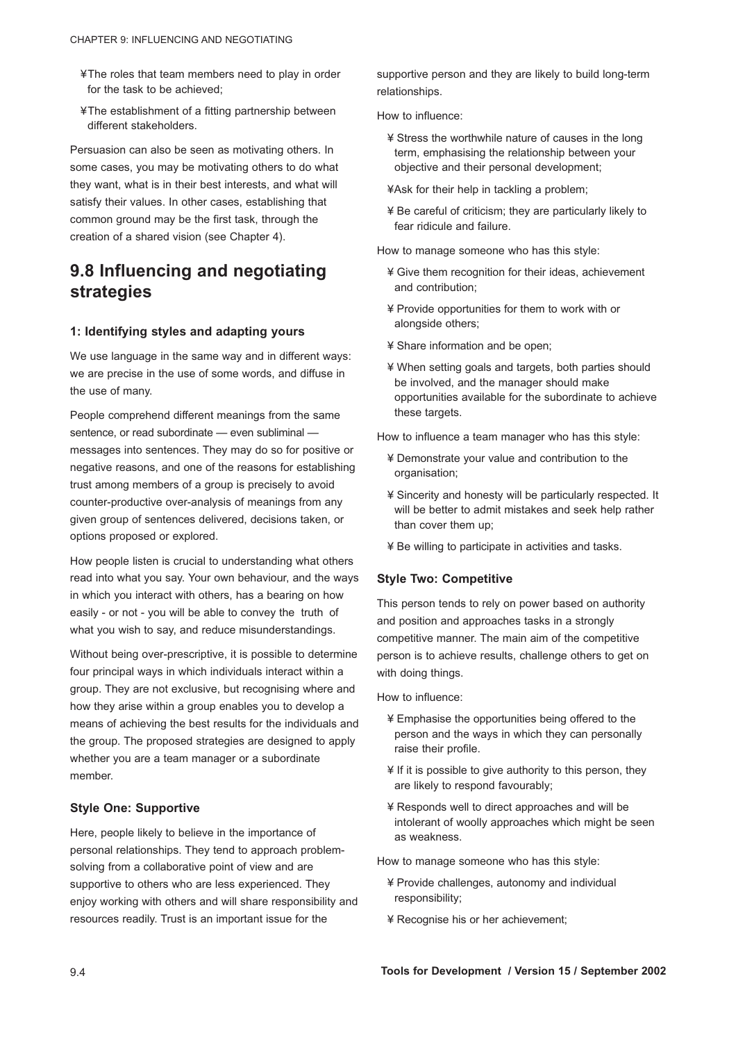- The roles that team members need to play in order for the task to be achieved;
- The establishment of a fitting partnership between different stakeholders.

Persuasion can also be seen as motivating others. In some cases, you may be motivating others to do what they want, what is in their best interests, and what will satisfy their values. In other cases, establishing that common ground may be the first task, through the creation of a shared vision (see Chapter 4).

## 9.8 Influencing and negotiating strategies

### 1: Identifying styles and adapting yours

We use language in the same way and in different ways: we are precise in the use of some words, and diffuse in the use of many.

People comprehend different meanings from the same sentence, or read subordinate — even subliminal — messages into sentences. They may do so for positive or negative reasons, and one of the reasons for establishing trust among members of a group is precisely to avoid counter-productive over-analysis of meanings from any given group of sentences delivered, decisions taken, or options proposed or explored.

How people listen is crucial to understanding what others read into what you say. Your own behaviour, and the ways in which you interact with others, has a bearing on how easily - or not - you will be able to convey the truth of what you wish to say, and reduce misunderstandings.

Without being over-prescriptive, it is possible to determine four principal ways in which individuals interact within a group. They are not exclusive, but recognising where and how they arise within a group enables you to develop a means of achieving the best results for the individuals and the group. The proposed strategies are designed to apply whether you are a team manager or a subordinate member.

### Style One: Supportive

Here, people likely to believe in the importance of personal relationships. They tend to approach problem-solving from a collaborative point of view and are supportive to others who are less experienced. They enjoy working with others and will share responsibility and resources readily. Trust is an important issue for the supportive person and they are likely to build long-term relationships.

How to influence:

- Stress the worthwhile nature of causes in the long term, emphasising the relationship between your objective and their personal development;
- Ask for their help in tackling a problem;
- Be careful of criticism; they are particularly likely to fear ridicule and failure.

How to manage someone who has this style:

- Give them recognition for their ideas, achievement and contribution;
- Provide opportunities for them to work with or alongside others;
- Share information and be open;
- When setting goals and targets, both parties should be involved, and the manager should make opportunities available for the subordinate to achieve these targets.

How to influence a team manager who has this style:

- Demonstrate your value and contribution to the organisation;
- Sincerity and honesty will be particularly respected. It will be better to admit mistakes and seek help rather than cover them up;
- Be willing to participate in activities and tasks.

### Style Two: Competitive

This person tends to rely on power based on authority and position and approaches tasks in a strongly competitive manner. The main aim of the competitive person is to achieve results, challenge others to get on with doing things.

How to influence:

- Emphasise the opportunities being offered to the person and the ways in which they can personally raise their profile.
- If it is possible to give authority to this person, they are likely to respond favourably;
- Responds well to direct approaches and will be intolerant of woolly approaches which might be seen as weakness.

How to manage someone who has this style:

- Provide challenges, autonomy and individual responsibility;
- Recognise his or her achievement;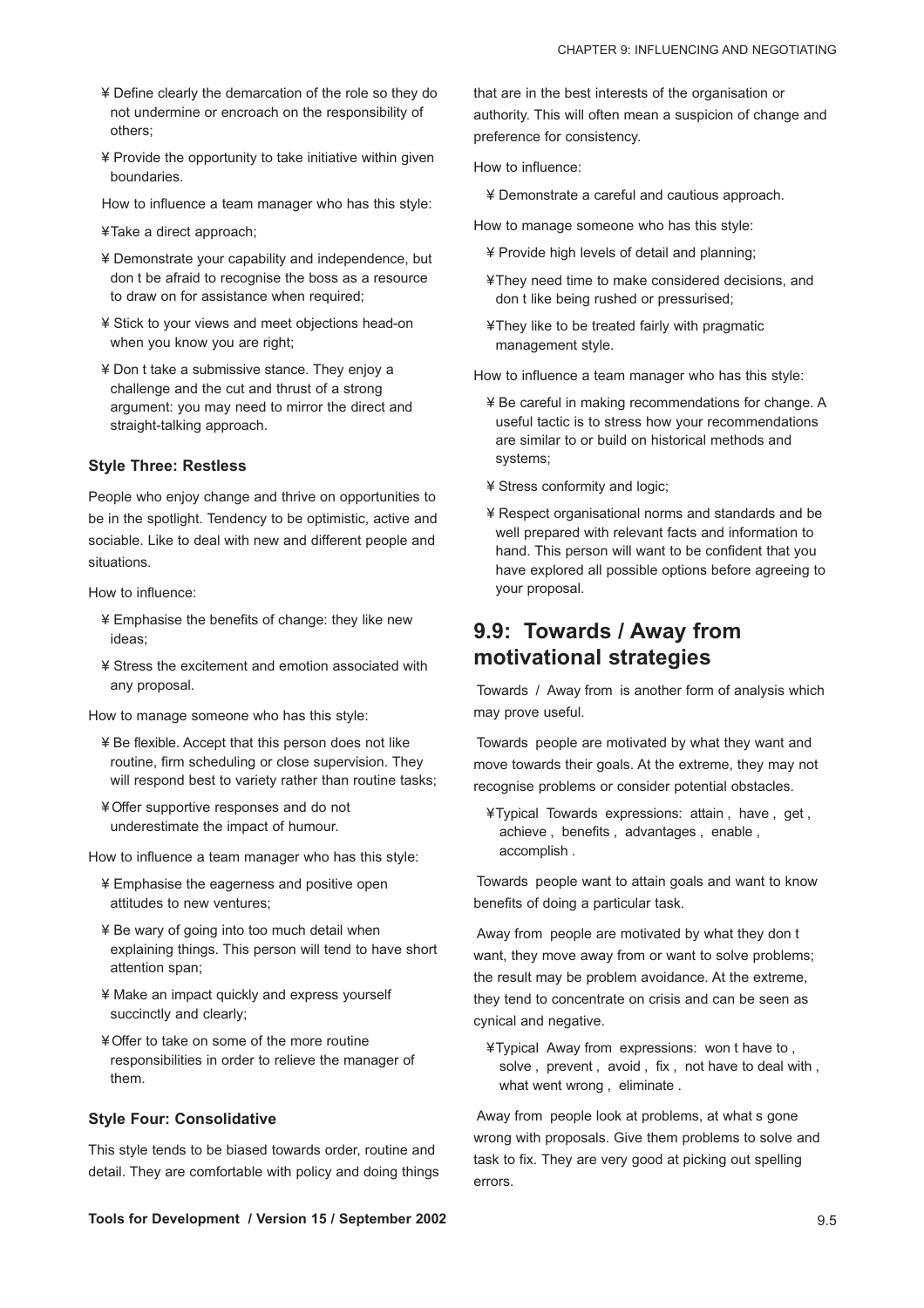- ¥ Define clearly the demarcation of the role so they do not undermine or encroach on the responsibility of others;
- ¥ Provide the opportunity to take initiative within given boundaries.

How to influence a team manager who has this style:

- ¥Take a direct approach;
- ¥ Demonstrate your capability and independence, but don t be afraid to recognise the boss as a resource to draw on for assistance when required;
- ¥ Stick to your views and meet objections head-on when you know you are right;
- ¥ Don t take a submissive stance. They enjoy a challenge and the cut and thrust of a strong argument: you may need to mirror the direct and straight-talking approach.

### Style Three: Restless

People who enjoy change and thrive on opportunities to be in the spotlight. Tendency to be optimistic, active and sociable. Like to deal with new and different people and situations.

How to influence:

- ¥ Emphasise the benefits of change: they like new ideas;
- ¥ Stress the excitement and emotion associated with any proposal.

How to manage someone who has this style:

- ¥ Be flexible. Accept that this person does not like routine, firm scheduling or close supervision. They will respond best to variety rather than routine tasks;
- ¥Offer supportive responses and do not underestimate the impact of humour.

How to influence a team manager who has this style:

- ¥ Emphasise the eagerness and positive open attitudes to new ventures;
- ¥ Be wary of going into too much detail when explaining things. This person will tend to have short attention span;
- ¥ Make an impact quickly and express yourself succinctly and clearly;
- ¥Offer to take on some of the more routine responsibilities in order to relieve the manager of them.

### Style Four: Consolidative

This style tends to be biased towards order, routine and detail. They are comfortable with policy and doing things that are in the best interests of the organisation or authority. This will often mean a suspicion of change and preference for consistency.

How to influence:

- ¥ Demonstrate a careful and cautious approach.

How to manage someone who has this style:

- ¥ Provide high levels of detail and planning;
- ¥They need time to make considered decisions, and don t like being rushed or pressurised;
- ¥They like to be treated fairly with pragmatic management style.

How to influence a team manager who has this style:

- ¥ Be careful in making recommendations for change. A useful tactic is to stress how your recommendations are similar to or build on historical methods and systems;
- ¥ Stress conformity and logic;
- ¥ Respect organisational norms and standards and be well prepared with relevant facts and information to hand. This person will want to be confident that you have explored all possible options before agreeing to your proposal.

## 9.9: Towards / Away from motivational strategies

Towards / Away from is another form of analysis which may prove useful.

Towards people are motivated by what they want and move towards their goals. At the extreme, they may not recognise problems or consider potential obstacles.

- ¥Typical Towards expressions: attain , have , get , achieve , benefits , advantages , enable , accomplish .

Towards people want to attain goals and want to know benefits of doing a particular task.

Away from people are motivated by what they don t want, they move away from or want to solve problems; the result may be problem avoidance. At the extreme, they tend to concentrate on crisis and can be seen as cynical and negative.

- ¥Typical Away from expressions: won t have to , solve , prevent , avoid , fix , not have to deal with , what went wrong , eliminate .

Away from people look at problems, at what s gone wrong with proposals. Give them problems to solve and task to fix. They are very good at picking out spelling errors.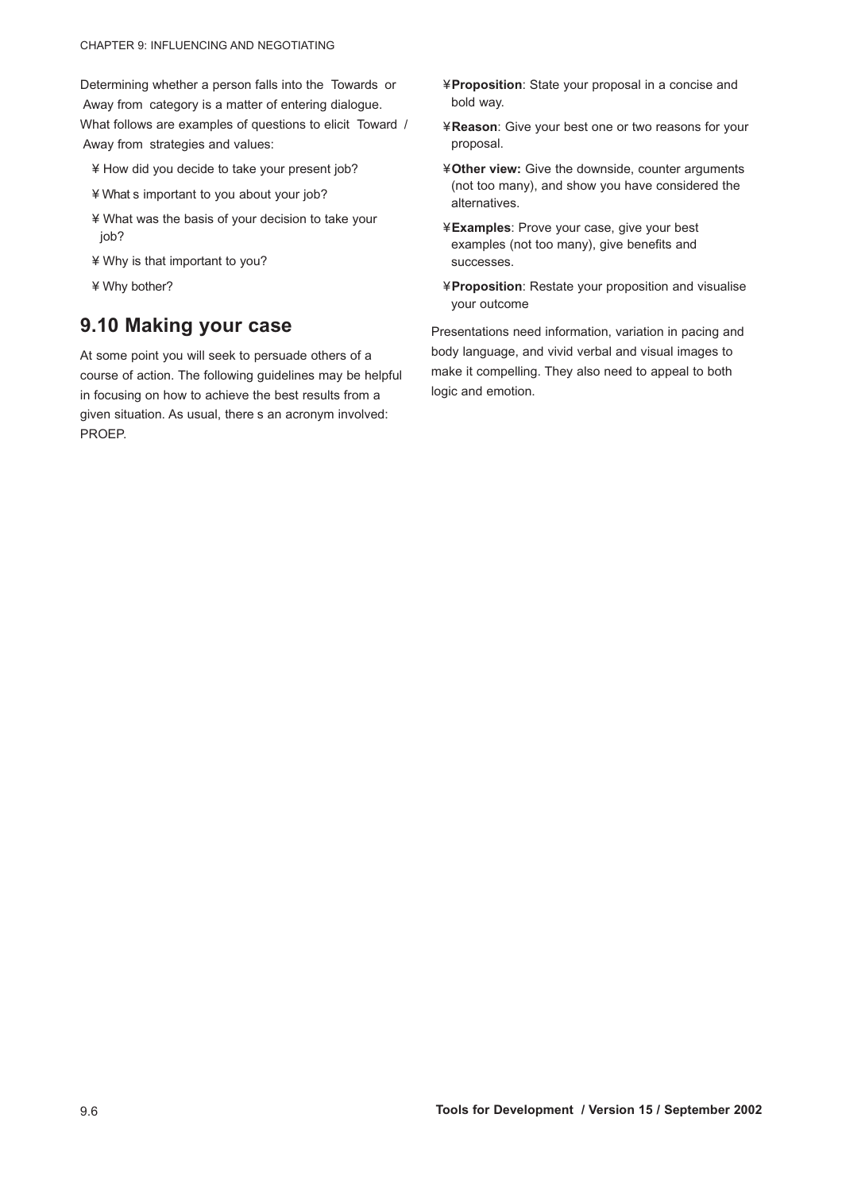Determining whether a person falls into the  Towards  or  Away from  category is a matter of entering dialogue. What follows are examples of questions to elicit  Toward  /  Away from  strategies and values:

- How did you decide to take your present job?
- What s important to you about your job?
- What was the basis of your decision to take your job?
- Why is that important to you?
- Why bother?

## 9.10 Making your case

At some point you will seek to persuade others of a course of action. The following guidelines may be helpful in focusing on how to achieve the best results from a given situation. As usual, there s an acronym involved: PROEP.

- **Proposition**: State your proposal in a concise and bold way.
- **Reason**: Give your best one or two reasons for your proposal.
- **Other view:** Give the downside, counter arguments (not too many), and show you have considered the alternatives.
- **Examples**: Prove your case, give your best examples (not too many), give benefits and successes.
- **Proposition**: Restate your proposition and visualise your outcome

Presentations need information, variation in pacing and body language, and vivid verbal and visual images to make it compelling. They also need to appeal to both logic and emotion.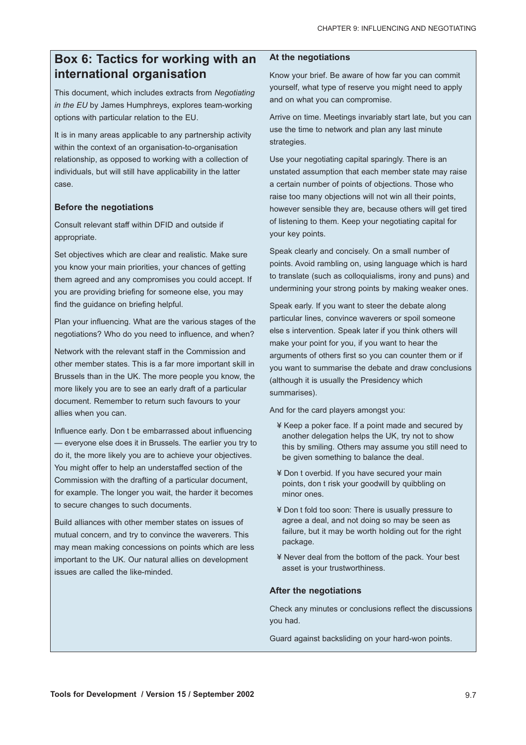## Box 6: Tactics for working with an international organisation

This document, which includes extracts from *Negotiating in the EU* by James Humphreys, explores team-working options with particular relation to the EU.

It is in many areas applicable to any partnership activity within the context of an organisation-to-organisation relationship, as opposed to working with a collection of individuals, but will still have applicability in the latter case.

### Before the negotiations

Consult relevant staff within DFID and outside if appropriate.

Set objectives which are clear and realistic. Make sure you know your main priorities, your chances of getting them agreed and any compromises you could accept. If you are providing briefing for someone else, you may find the guidance on briefing helpful.

Plan your influencing. What are the various stages of the negotiations? Who do you need to influence, and when?

Network with the relevant staff in the Commission and other member states. This is a far more important skill in Brussels than in the UK. The more people you know, the more likely you are to see an early draft of a particular document. Remember to return such favours to your allies when you can.

Influence early. Don t be embarrassed about influencing — everyone else does it in Brussels. The earlier you try to do it, the more likely you are to achieve your objectives. You might offer to help an understaffed section of the Commission with the drafting of a particular document, for example. The longer you wait, the harder it becomes to secure changes to such documents.

Build alliances with other member states on issues of mutual concern, and try to convince the waverers. This may mean making concessions on points which are less important to the UK. Our natural allies on development issues are called the like-minded.

### At the negotiations

Know your brief. Be aware of how far you can commit yourself, what type of reserve you might need to apply and on what you can compromise.

Arrive on time. Meetings invariably start late, but you can use the time to network and plan any last minute strategies.

Use your negotiating capital sparingly. There is an unstated assumption that each member state may raise a certain number of points of objections. Those who raise too many objections will not win all their points, however sensible they are, because others will get tired of listening to them. Keep your negotiating capital for your key points.

Speak clearly and concisely. On a small number of points. Avoid rambling on, using language which is hard to translate (such as colloquialisms, irony and puns) and undermining your strong points by making weaker ones.

Speak early. If you want to steer the debate along particular lines, convince waverers or spoil someone else s intervention. Speak later if you think others will make your point for you, if you want to hear the arguments of others first so you can counter them or if you want to summarise the debate and draw conclusions (although it is usually the Presidency which summarises).

And for the card players amongst you:

- Keep a poker face. If a point made and secured by another delegation helps the UK, try not to show this by smiling. Others may assume you still need to be given something to balance the deal.
- Don t overbid. If you have secured your main points, don t risk your goodwill by quibbling on minor ones.
- Don t fold too soon: There is usually pressure to agree a deal, and not doing so may be seen as failure, but it may be worth holding out for the right package.
- Never deal from the bottom of the pack. Your best asset is your trustworthiness.

### After the negotiations

Check any minutes or conclusions reflect the discussions you had.

Guard against backsliding on your hard-won points.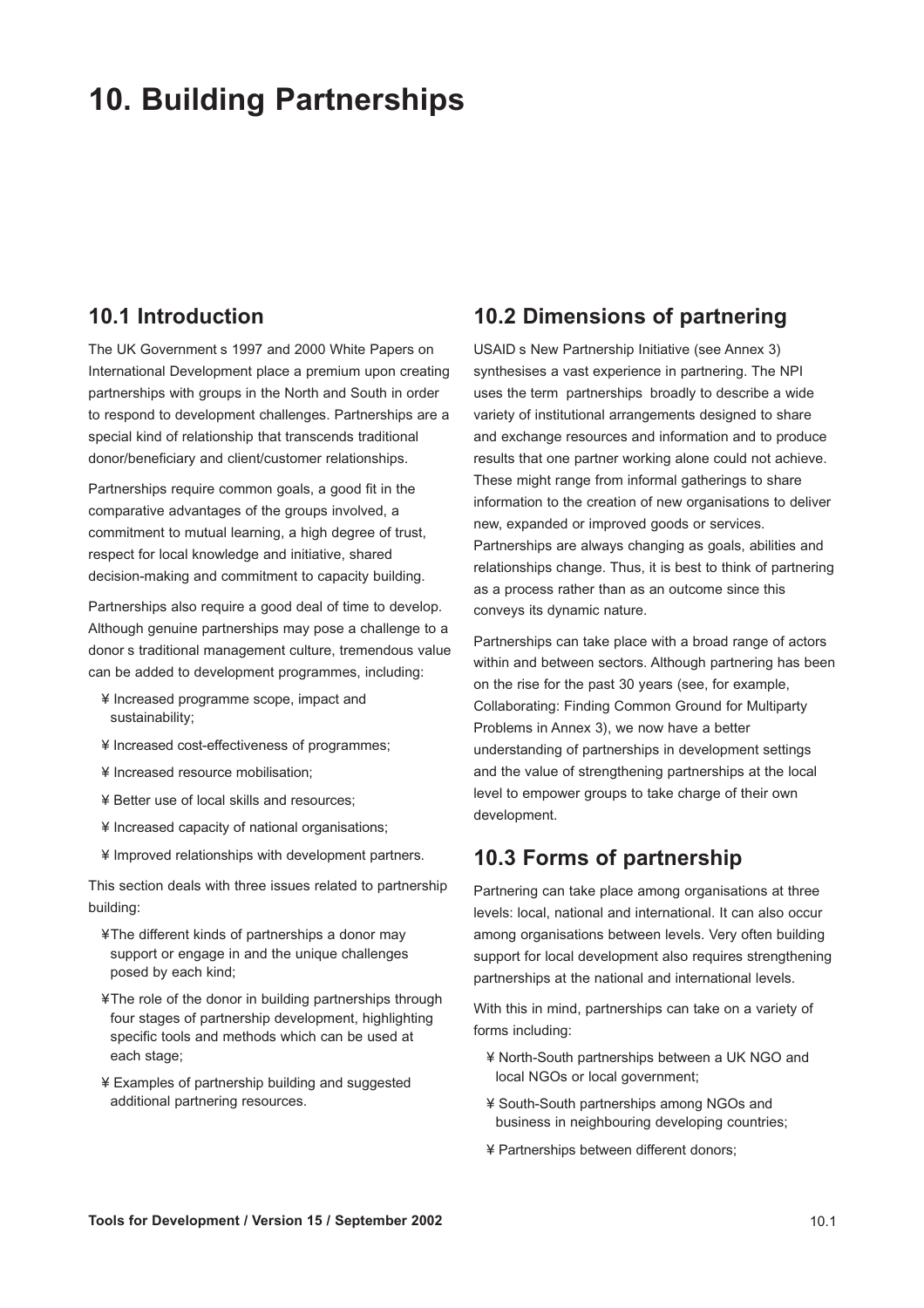# 10. Building Partnerships

## 10.1 Introduction

The UK Government s 1997 and 2000 White Papers on International Development place a premium upon creating partnerships with groups in the North and South in order to respond to development challenges. Partnerships are a special kind of relationship that transcends traditional donor/beneficiary and client/customer relationships.

Partnerships require common goals, a good fit in the comparative advantages of the groups involved, a commitment to mutual learning, a high degree of trust, respect for local knowledge and initiative, shared decision-making and commitment to capacity building.

Partnerships also require a good deal of time to develop. Although genuine partnerships may pose a challenge to a donor s traditional management culture, tremendous value can be added to development programmes, including:

- Increased programme scope, impact and sustainability;
- Increased cost-effectiveness of programmes;
- Increased resource mobilisation;
- Better use of local skills and resources;
- Increased capacity of national organisations;
- Improved relationships with development partners.

This section deals with three issues related to partnership building:

- The different kinds of partnerships a donor may support or engage in and the unique challenges posed by each kind;
- The role of the donor in building partnerships through four stages of partnership development, highlighting specific tools and methods which can be used at each stage;
- Examples of partnership building and suggested additional partnering resources.

## 10.2 Dimensions of partnering

USAID s New Partnership Initiative (see Annex 3) synthesises a vast experience in partnering. The NPI uses the term partnerships broadly to describe a wide variety of institutional arrangements designed to share and exchange resources and information and to produce results that one partner working alone could not achieve. These might range from informal gatherings to share information to the creation of new organisations to deliver new, expanded or improved goods or services. Partnerships are always changing as goals, abilities and relationships change. Thus, it is best to think of partnering as a process rather than as an outcome since this conveys its dynamic nature.

Partnerships can take place with a broad range of actors within and between sectors. Although partnering has been on the rise for the past 30 years (see, for example, Collaborating: Finding Common Ground for Multiparty Problems in Annex 3), we now have a better understanding of partnerships in development settings and the value of strengthening partnerships at the local level to empower groups to take charge of their own development.

## 10.3 Forms of partnership

Partnering can take place among organisations at three levels: local, national and international. It can also occur among organisations between levels. Very often building support for local development also requires strengthening partnerships at the national and international levels.

With this in mind, partnerships can take on a variety of forms including:

- North-South partnerships between a UK NGO and local NGOs or local government;
- South-South partnerships among NGOs and business in neighbouring developing countries;
- Partnerships between different donors;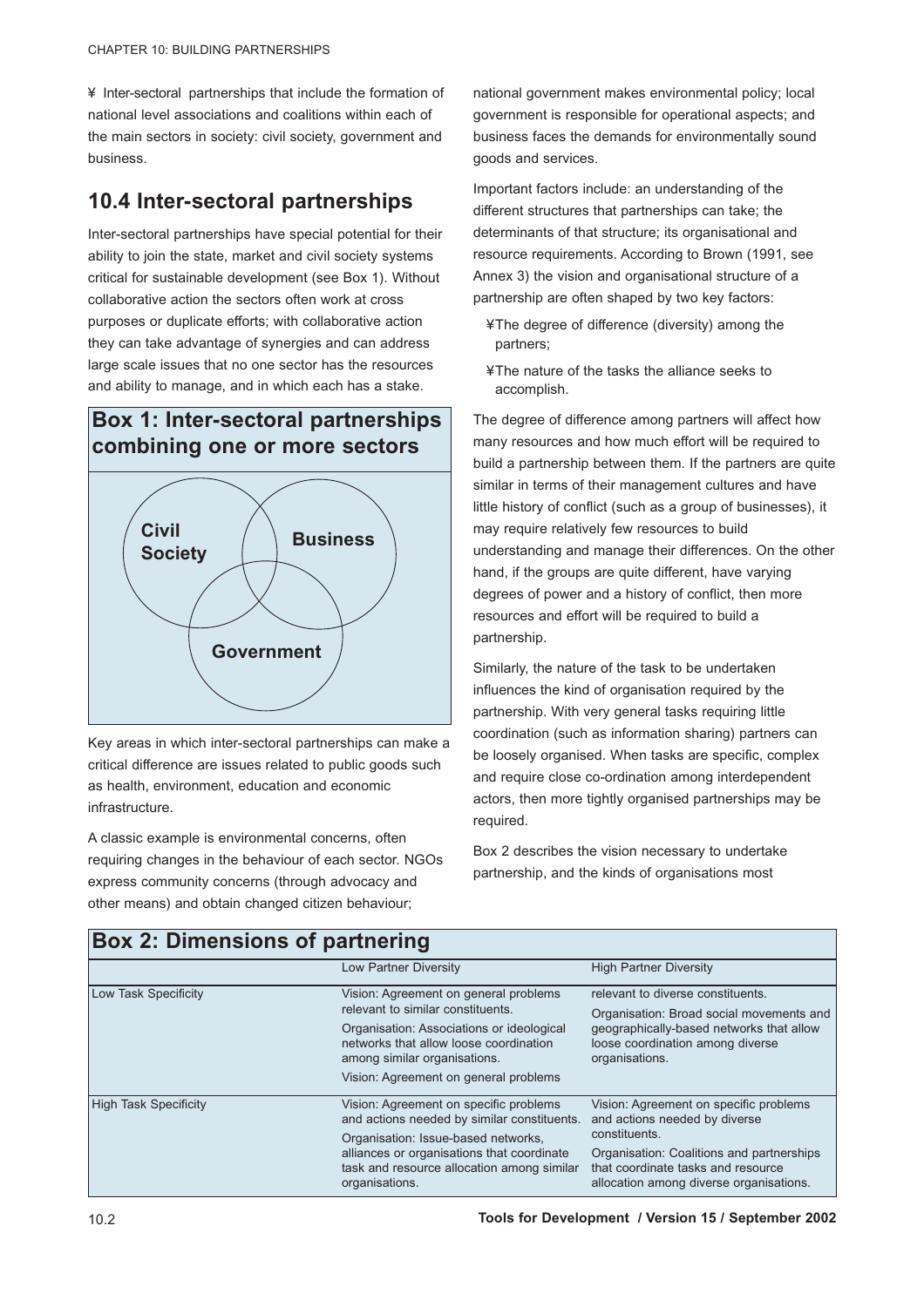¥ Inter-sectoral partnerships that include the formation of national level associations and coalitions within each of the main sectors in society: civil society, government and business.

## 10.4 Inter-sectoral partnerships

Inter-sectoral partnerships have special potential for their ability to join the state, market and civil society systems critical for sustainable development (see Box 1). Without collaborative action the sectors often work at cross purposes or duplicate efforts; with collaborative action they can take advantage of synergies and can address large scale issues that no one sector has the resources and ability to manage, and in which each has a stake.

### Box 1: Inter-sectoral partnerships combining one or more sectors

Civil Society

Business

Government

Key areas in which inter-sectoral partnerships can make a critical difference are issues related to public goods such as health, environment, education and economic infrastructure.

A classic example is environmental concerns, often requiring changes in the behaviour of each sector. NGOs express community concerns (through advocacy and other means) and obtain changed citizen behaviour; national government makes environmental policy; local government is responsible for operational aspects; and business faces the demands for environmentally sound goods and services.

Important factors include: an understanding of the different structures that partnerships can take; the determinants of that structure; its organisational and resource requirements. According to Brown (1991, see Annex 3) the vision and organisational structure of a partnership are often shaped by two key factors:

- ¥The degree of difference (diversity) among the partners;
- ¥The nature of the tasks the alliance seeks to accomplish.

The degree of difference among partners will affect how many resources and how much effort will be required to build a partnership between them. If the partners are quite similar in terms of their management cultures and have little history of conflict (such as a group of businesses), it may require relatively few resources to build understanding and manage their differences. On the other hand, if the groups are quite different, have varying degrees of power and a history of conflict, then more resources and effort will be required to build a partnership.

Similarly, the nature of the task to be undertaken influences the kind of organisation required by the partnership. With very general tasks requiring little coordination (such as information sharing) partners can be loosely organised. When tasks are specific, complex and require close co-ordination among interdependent actors, then more tightly organised partnerships may be required.

Box 2 describes the vision necessary to undertake partnership, and the kinds of organisations most

### Box 2: Dimensions of partnering

| | Low Partner Diversity | High Partner Diversity |
|---|---|---|
| Low Task Specificity | Vision: Agreement on general problems relevant to similar constituents.<br>Organisation: Associations or ideological networks that allow loose coordination among similar organisations.<br>Vision: Agreement on general problems | relevant to diverse constituents.<br>Organisation: Broad social movements and geographically-based networks that allow loose coordination among diverse organisations. |
| High Task Specificity | Vision: Agreement on specific problems and actions needed by similar constituents.<br>Organisation: Issue-based networks, alliances or organisations that coordinate task and resource allocation among similar organisations. | Vision: Agreement on specific problems and actions needed by diverse constituents.<br>Organisation: Coalitions and partnerships that coordinate tasks and resource allocation among diverse organisations. |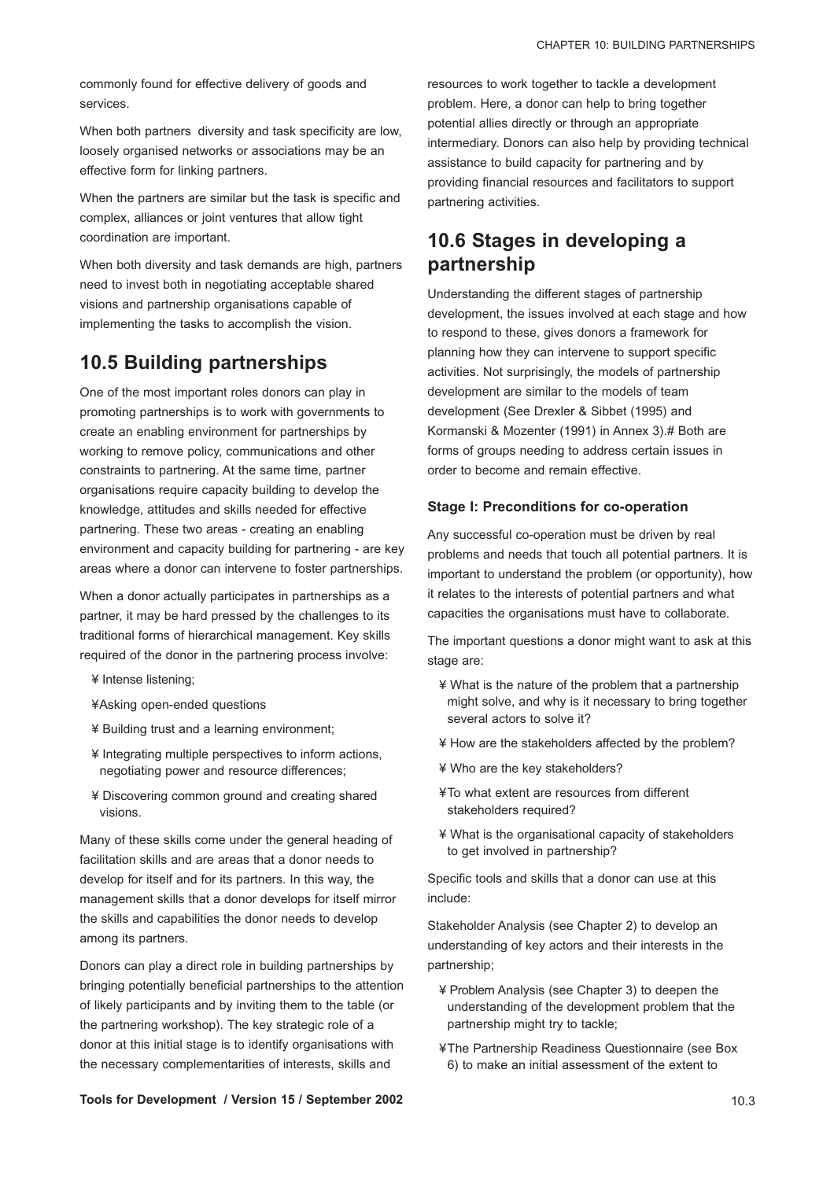commonly found for effective delivery of goods and services.

When both partners diversity and task specificity are low, loosely organised networks or associations may be an effective form for linking partners.

When the partners are similar but the task is specific and complex, alliances or joint ventures that allow tight coordination are important.

When both diversity and task demands are high, partners need to invest both in negotiating acceptable shared visions and partnership organisations capable of implementing the tasks to accomplish the vision.

## 10.5 Building partnerships

One of the most important roles donors can play in promoting partnerships is to work with governments to create an enabling environment for partnerships by working to remove policy, communications and other constraints to partnering. At the same time, partner organisations require capacity building to develop the knowledge, attitudes and skills needed for effective partnering. These two areas - creating an enabling environment and capacity building for partnering - are key areas where a donor can intervene to foster partnerships.

When a donor actually participates in partnerships as a partner, it may be hard pressed by the challenges to its traditional forms of hierarchical management. Key skills required of the donor in the partnering process involve:

- Intense listening;
- Asking open-ended questions
- Building trust and a learning environment;
- Integrating multiple perspectives to inform actions, negotiating power and resource differences;
- Discovering common ground and creating shared visions.

Many of these skills come under the general heading of facilitation skills and are areas that a donor needs to develop for itself and for its partners. In this way, the management skills that a donor develops for itself mirror the skills and capabilities the donor needs to develop among its partners.

Donors can play a direct role in building partnerships by bringing potentially beneficial partnerships to the attention of likely participants and by inviting them to the table (or the partnering workshop). The key strategic role of a donor at this initial stage is to identify organisations with the necessary complementarities of interests, skills and resources to work together to tackle a development problem. Here, a donor can help to bring together potential allies directly or through an appropriate intermediary. Donors can also help by providing technical assistance to build capacity for partnering and by providing financial resources and facilitators to support partnering activities.

## 10.6 Stages in developing a partnership

Understanding the different stages of partnership development, the issues involved at each stage and how to respond to these, gives donors a framework for planning how they can intervene to support specific activities. Not surprisingly, the models of partnership development are similar to the models of team development (See Drexler & Sibbet (1995) and Kormanski & Mozenter (1991) in Annex 3).# Both are forms of groups needing to address certain issues in order to become and remain effective.

### Stage I: Preconditions for co-operation

Any successful co-operation must be driven by real problems and needs that touch all potential partners. It is important to understand the problem (or opportunity), how it relates to the interests of potential partners and what capacities the organisations must have to collaborate.

The important questions a donor might want to ask at this stage are:

- What is the nature of the problem that a partnership might solve, and why is it necessary to bring together several actors to solve it?
- How are the stakeholders affected by the problem?
- Who are the key stakeholders?
- To what extent are resources from different stakeholders required?
- What is the organisational capacity of stakeholders to get involved in partnership?

Specific tools and skills that a donor can use at this include:

Stakeholder Analysis (see Chapter 2) to develop an understanding of key actors and their interests in the partnership;

- Problem Analysis (see Chapter 3) to deepen the understanding of the development problem that the partnership might try to tackle;
- The Partnership Readiness Questionnaire (see Box 6) to make an initial assessment of the extent to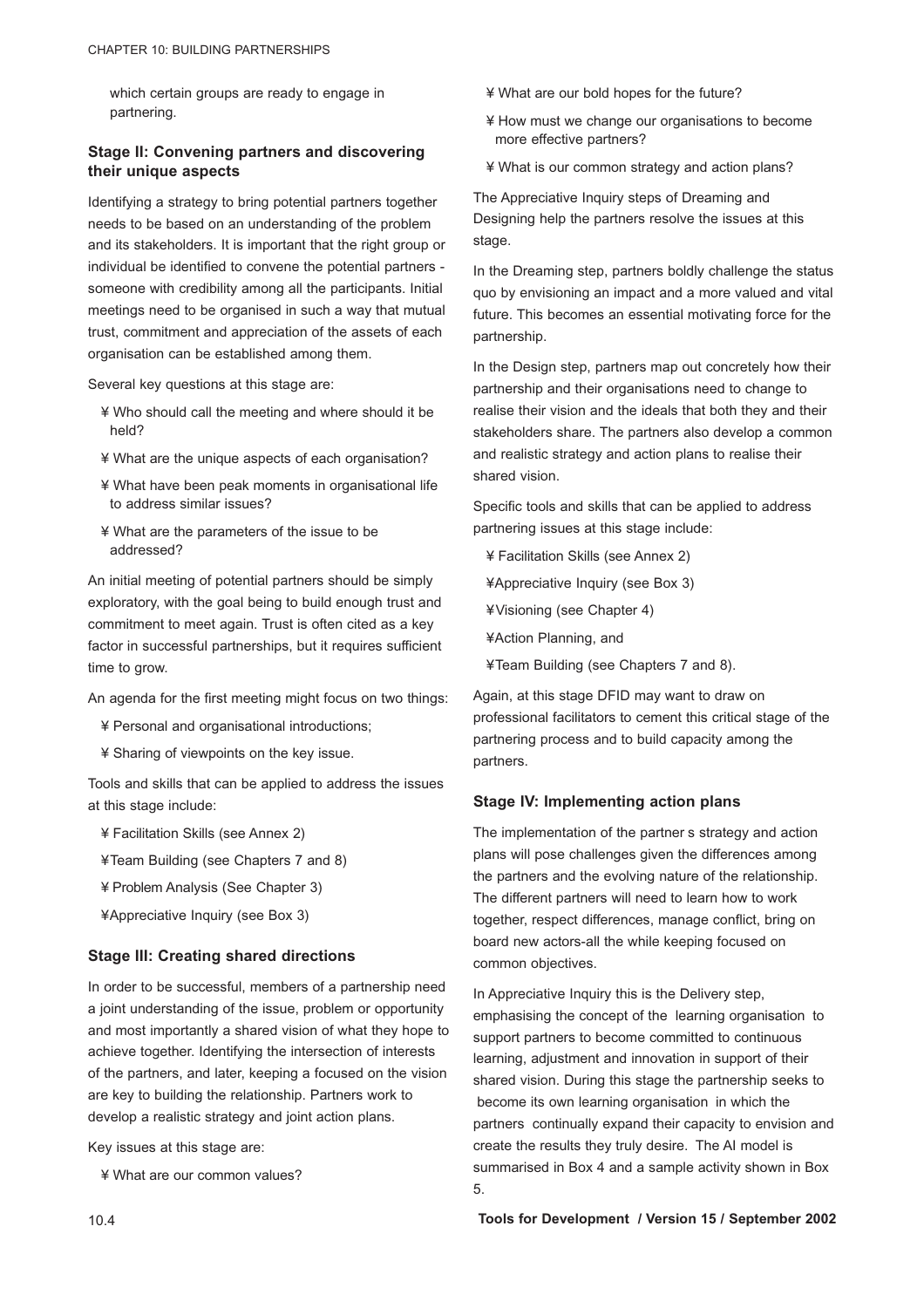which certain groups are ready to engage in partnering.

### Stage II: Convening partners and discovering their unique aspects

Identifying a strategy to bring potential partners together needs to be based on an understanding of the problem and its stakeholders. It is important that the right group or individual be identified to convene the potential partners - someone with credibility among all the participants. Initial meetings need to be organised in such a way that mutual trust, commitment and appreciation of the assets of each organisation can be established among them.

Several key questions at this stage are:

- Who should call the meeting and where should it be held?
- What are the unique aspects of each organisation?
- What have been peak moments in organisational life to address similar issues?
- What are the parameters of the issue to be addressed?

An initial meeting of potential partners should be simply exploratory, with the goal being to build enough trust and commitment to meet again. Trust is often cited as a key factor in successful partnerships, but it requires sufficient time to grow.

An agenda for the first meeting might focus on two things:

- Personal and organisational introductions;
- Sharing of viewpoints on the key issue.

Tools and skills that can be applied to address the issues at this stage include:

- Facilitation Skills (see Annex 2)
- Team Building (see Chapters 7 and 8)
- Problem Analysis (See Chapter 3)
- Appreciative Inquiry (see Box 3)

### Stage III: Creating shared directions

In order to be successful, members of a partnership need a joint understanding of the issue, problem or opportunity and most importantly a shared vision of what they hope to achieve together. Identifying the intersection of interests of the partners, and later, keeping a focused on the vision are key to building the relationship. Partners work to develop a realistic strategy and joint action plans.

Key issues at this stage are:

- What are our common values?
- What are our bold hopes for the future?
- How must we change our organisations to become more effective partners?
- What is our common strategy and action plans?

The Appreciative Inquiry steps of Dreaming and Designing help the partners resolve the issues at this stage.

In the Dreaming step, partners boldly challenge the status quo by envisioning an impact and a more valued and vital future. This becomes an essential motivating force for the partnership.

In the Design step, partners map out concretely how their partnership and their organisations need to change to realise their vision and the ideals that both they and their stakeholders share. The partners also develop a common and realistic strategy and action plans to realise their shared vision.

Specific tools and skills that can be applied to address partnering issues at this stage include:

- Facilitation Skills (see Annex 2)
- Appreciative Inquiry (see Box 3)
- Visioning (see Chapter 4)
- Action Planning, and
- Team Building (see Chapters 7 and 8).

Again, at this stage DFID may want to draw on professional facilitators to cement this critical stage of the partnering process and to build capacity among the partners.

### Stage IV: Implementing action plans

The implementation of the partner s strategy and action plans will pose challenges given the differences among the partners and the evolving nature of the relationship. The different partners will need to learn how to work together, respect differences, manage conflict, bring on board new actors-all the while keeping focused on common objectives.

In Appreciative Inquiry this is the Delivery step, emphasising the concept of the learning organisation to support partners to become committed to continuous learning, adjustment and innovation in support of their shared vision. During this stage the partnership seeks to become its own learning organisation in which the partners continually expand their capacity to envision and create the results they truly desire. The AI model is summarised in Box 4 and a sample activity shown in Box 5.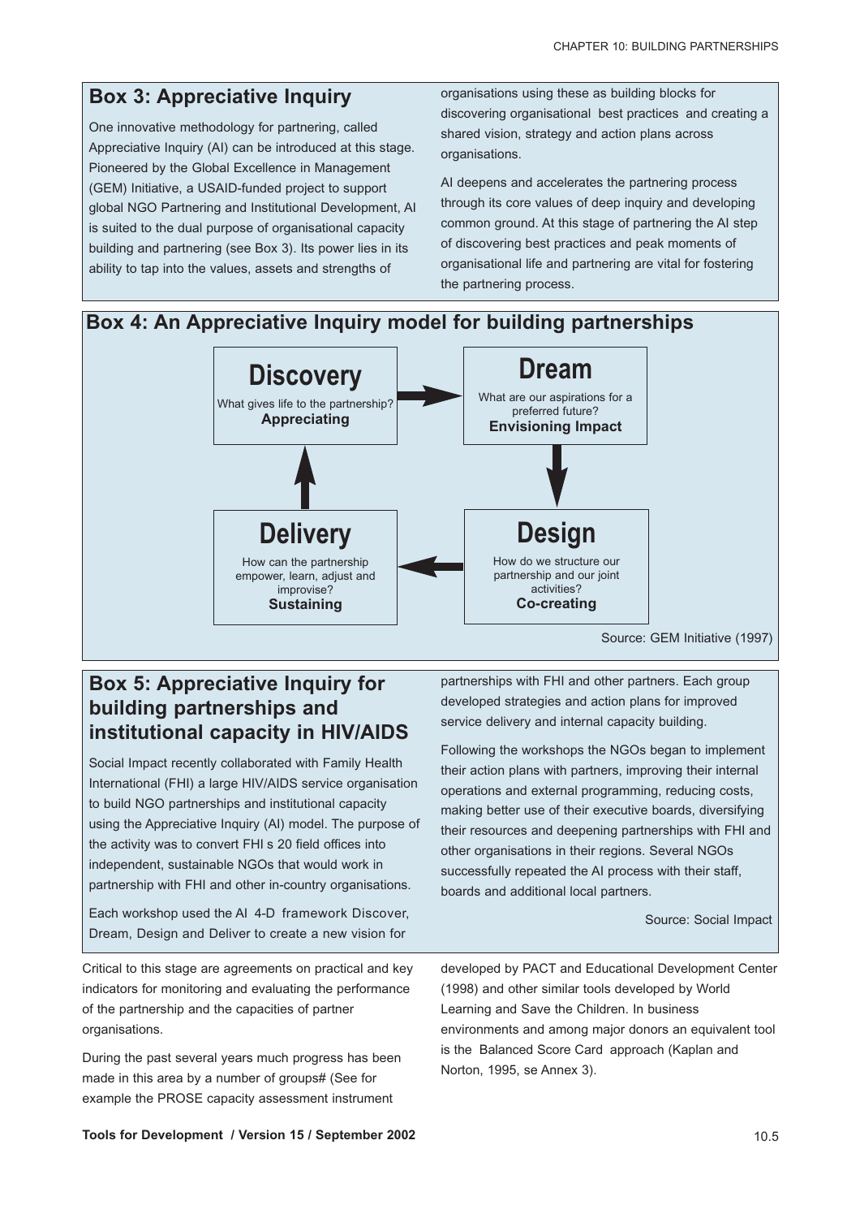## Box 3: Appreciative Inquiry

One innovative methodology for partnering, called Appreciative Inquiry (AI) can be introduced at this stage. Pioneered by the Global Excellence in Management (GEM) Initiative, a USAID-funded project to support global NGO Partnering and Institutional Development, AI is suited to the dual purpose of organisational capacity building and partnering (see Box 3). Its power lies in its ability to tap into the values, assets and strengths of organisations using these as building blocks for discovering organisational best practices and creating a shared vision, strategy and action plans across organisations.

AI deepens and accelerates the partnering process through its core values of deep inquiry and developing common ground. At this stage of partnering the AI step of discovering best practices and peak moments of organisational life and partnering are vital for fostering the partnering process.

## Box 4: An Appreciative Inquiry model for building partnerships

**Discovery**
What gives life to the partnership?
**Appreciating**

→

**Dream**
What are our aspirations for a preferred future?
**Envisioning Impact**

↓

**Design**
How do we structure our partnership and our joint activities?
**Co-creating**

→

**Delivery**
How can the partnership empower, learn, adjust and improvise?
**Sustaining**

→ (back to Discovery)

Source: GEM Initiative (1997)

## Box 5: Appreciative Inquiry for building partnerships and institutional capacity in HIV/AIDS

Social Impact recently collaborated with Family Health International (FHI) a large HIV/AIDS service organisation to build NGO partnerships and institutional capacity using the Appreciative Inquiry (AI) model. The purpose of the activity was to convert FHI s 20 field offices into independent, sustainable NGOs that would work in partnership with FHI and other in-country organisations.

Each workshop used the AI 4-D framework Discover, Dream, Design and Deliver to create a new vision for partnerships with FHI and other partners. Each group developed strategies and action plans for improved service delivery and internal capacity building.

Following the workshops the NGOs began to implement their action plans with partners, improving their internal operations and external programming, reducing costs, making better use of their executive boards, diversifying their resources and deepening partnerships with FHI and other organisations in their regions. Several NGOs successfully repeated the AI process with their staff, boards and additional local partners.

Source: Social Impact

Critical to this stage are agreements on practical and key indicators for monitoring and evaluating the performance of the partnership and the capacities of partner organisations.

During the past several years much progress has been made in this area by a number of groups# (See for example the PROSE capacity assessment instrument developed by PACT and Educational Development Center (1998) and other similar tools developed by World Learning and Save the Children. In business environments and among major donors an equivalent tool is the Balanced Score Card approach (Kaplan and Norton, 1995, se Annex 3).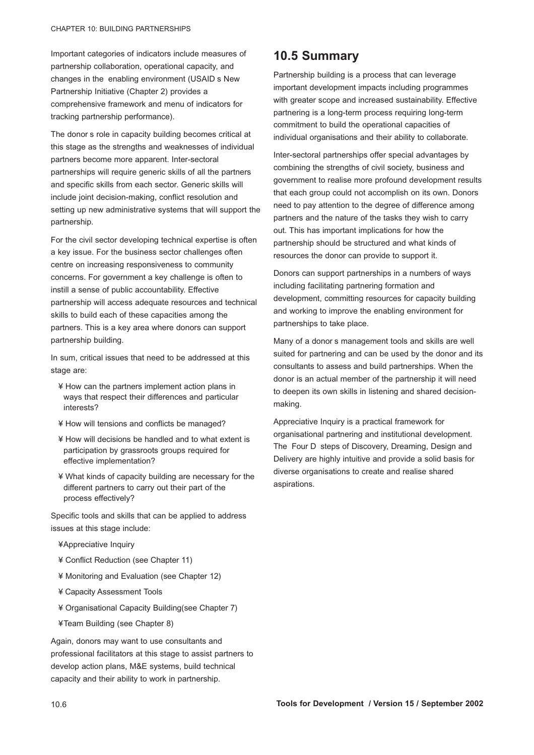Important categories of indicators include measures of partnership collaboration, operational capacity, and changes in the enabling environment (USAID s New Partnership Initiative (Chapter 2) provides a comprehensive framework and menu of indicators for tracking partnership performance).

The donor s role in capacity building becomes critical at this stage as the strengths and weaknesses of individual partners become more apparent. Inter-sectoral partnerships will require generic skills of all the partners and specific skills from each sector. Generic skills will include joint decision-making, conflict resolution and setting up new administrative systems that will support the partnership.

For the civil sector developing technical expertise is often a key issue. For the business sector challenges often centre on increasing responsiveness to community concerns. For government a key challenge is often to instill a sense of public accountability. Effective partnership will access adequate resources and technical skills to build each of these capacities among the partners. This is a key area where donors can support partnership building.

In sum, critical issues that need to be addressed at this stage are:

- How can the partners implement action plans in ways that respect their differences and particular interests?
- How will tensions and conflicts be managed?
- How will decisions be handled and to what extent is participation by grassroots groups required for effective implementation?
- What kinds of capacity building are necessary for the different partners to carry out their part of the process effectively?

Specific tools and skills that can be applied to address issues at this stage include:

- Appreciative Inquiry
- Conflict Reduction (see Chapter 11)
- Monitoring and Evaluation (see Chapter 12)
- Capacity Assessment Tools
- Organisational Capacity Building(see Chapter 7)
- Team Building (see Chapter 8)

Again, donors may want to use consultants and professional facilitators at this stage to assist partners to develop action plans, M&E systems, build technical capacity and their ability to work in partnership.

## 10.5 Summary

Partnership building is a process that can leverage important development impacts including programmes with greater scope and increased sustainability. Effective partnering is a long-term process requiring long-term commitment to build the operational capacities of individual organisations and their ability to collaborate.

Inter-sectoral partnerships offer special advantages by combining the strengths of civil society, business and government to realise more profound development results that each group could not accomplish on its own. Donors need to pay attention to the degree of difference among partners and the nature of the tasks they wish to carry out. This has important implications for how the partnership should be structured and what kinds of resources the donor can provide to support it.

Donors can support partnerships in a numbers of ways including facilitating partnering formation and development, committing resources for capacity building and working to improve the enabling environment for partnerships to take place.

Many of a donor s management tools and skills are well suited for partnering and can be used by the donor and its consultants to assess and build partnerships. When the donor is an actual member of the partnership it will need to deepen its own skills in listening and shared decision-making.

Appreciative Inquiry is a practical framework for organisational partnering and institutional development. The Four D steps of Discovery, Dreaming, Design and Delivery are highly intuitive and provide a solid basis for diverse organisations to create and realise shared aspirations.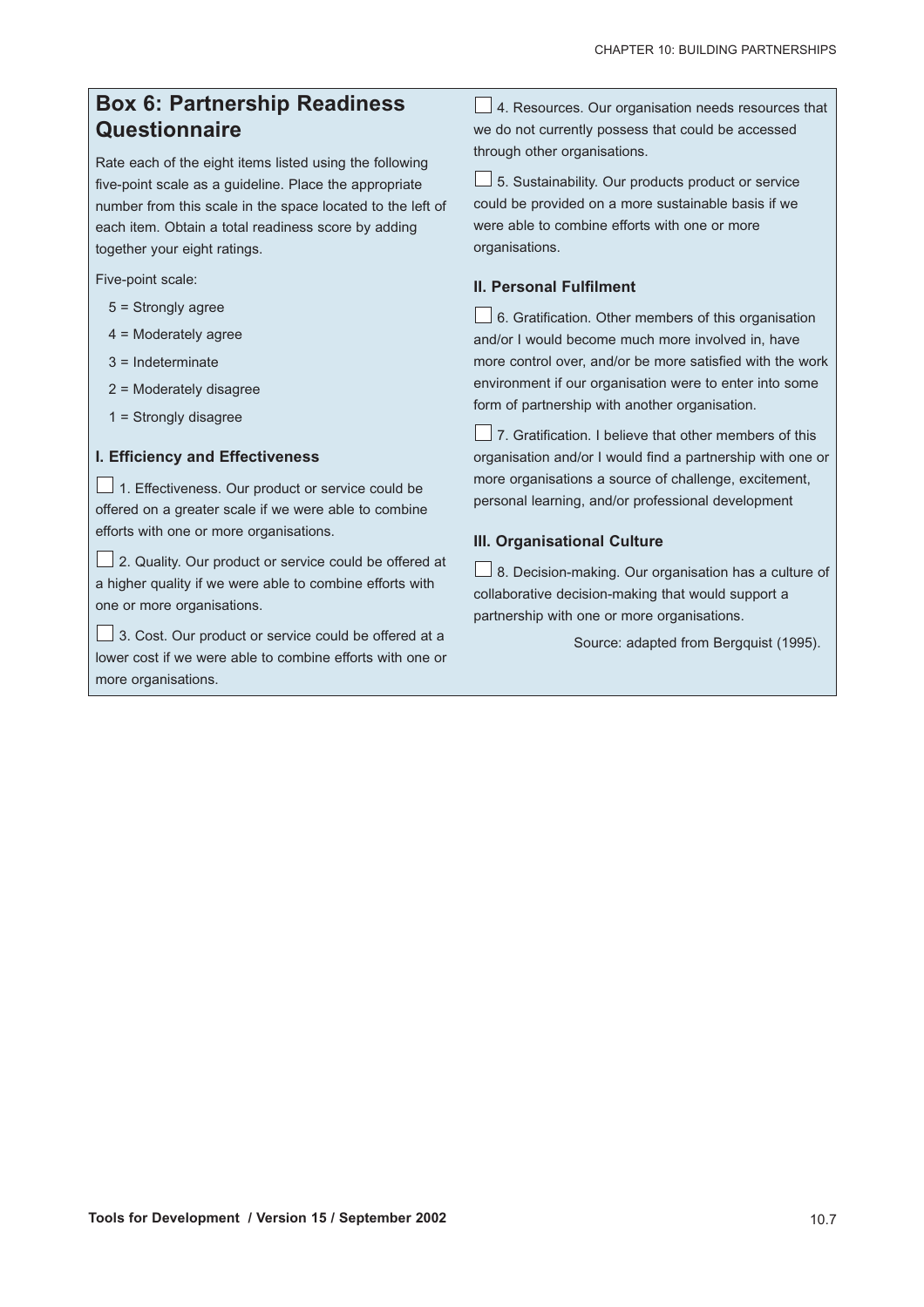## Box 6: Partnership Readiness Questionnaire

Rate each of the eight items listed using the following five-point scale as a guideline. Place the appropriate number from this scale in the space located to the left of each item. Obtain a total readiness score by adding together your eight ratings.

Five-point scale:

- 5 = Strongly agree
- 4 = Moderately agree
- 3 = Indeterminate
- 2 = Moderately disagree
- 1 = Strongly disagree

### I. Efficiency and Effectiveness

☐ 1. Effectiveness. Our product or service could be offered on a greater scale if we were able to combine efforts with one or more organisations.

☐ 2. Quality. Our product or service could be offered at a higher quality if we were able to combine efforts with one or more organisations.

☐ 3. Cost. Our product or service could be offered at a lower cost if we were able to combine efforts with one or more organisations.

☐ 4. Resources. Our organisation needs resources that we do not currently possess that could be accessed through other organisations.

☐ 5. Sustainability. Our products product or service could be provided on a more sustainable basis if we were able to combine efforts with one or more organisations.

### II. Personal Fulfilment

☐ 6. Gratification. Other members of this organisation and/or I would become much more involved in, have more control over, and/or be more satisfied with the work environment if our organisation were to enter into some form of partnership with another organisation.

☐ 7. Gratification. I believe that other members of this organisation and/or I would find a partnership with one or more organisations a source of challenge, excitement, personal learning, and/or professional development

### III. Organisational Culture

☐ 8. Decision-making. Our organisation has a culture of collaborative decision-making that would support a partnership with one or more organisations.

Source: adapted from Bergquist (1995).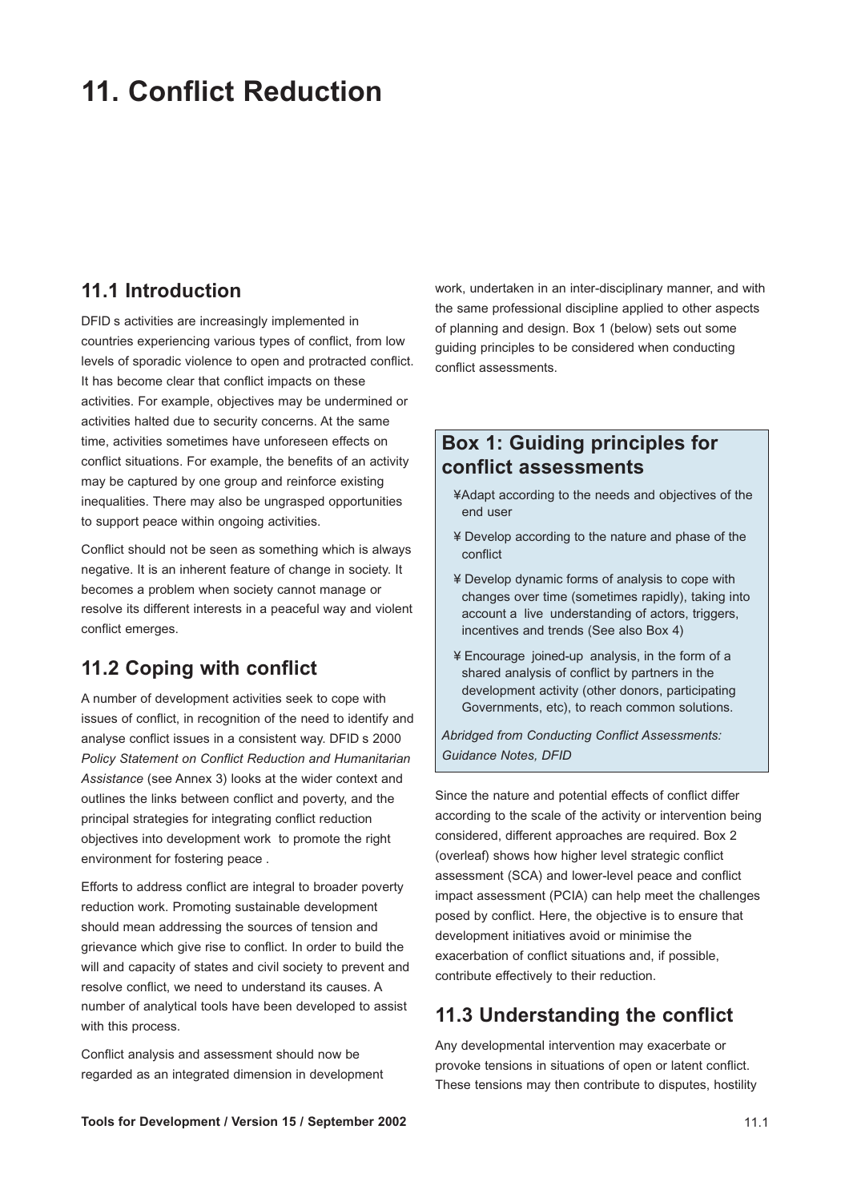# 11. Conflict Reduction

## 11.1 Introduction

DFID s activities are increasingly implemented in countries experiencing various types of conflict, from low levels of sporadic violence to open and protracted conflict. It has become clear that conflict impacts on these activities. For example, objectives may be undermined or activities halted due to security concerns. At the same time, activities sometimes have unforeseen effects on conflict situations. For example, the benefits of an activity may be captured by one group and reinforce existing inequalities. There may also be ungrasped opportunities to support peace within ongoing activities.

Conflict should not be seen as something which is always negative. It is an inherent feature of change in society. It becomes a problem when society cannot manage or resolve its different interests in a peaceful way and violent conflict emerges.

## 11.2 Coping with conflict

A number of development activities seek to cope with issues of conflict, in recognition of the need to identify and analyse conflict issues in a consistent way. DFID s 2000 *Policy Statement on Conflict Reduction and Humanitarian Assistance* (see Annex 3) looks at the wider context and outlines the links between conflict and poverty, and the principal strategies for integrating conflict reduction objectives into development work to promote the right environment for fostering peace .

Efforts to address conflict are integral to broader poverty reduction work. Promoting sustainable development should mean addressing the sources of tension and grievance which give rise to conflict. In order to build the will and capacity of states and civil society to prevent and resolve conflict, we need to understand its causes. A number of analytical tools have been developed to assist with this process.

Conflict analysis and assessment should now be regarded as an integrated dimension in development work, undertaken in an inter-disciplinary manner, and with the same professional discipline applied to other aspects of planning and design. Box 1 (below) sets out some guiding principles to be considered when conducting conflict assessments.

> **Box 1: Guiding principles for conflict assessments**
>
> - Adapt according to the needs and objectives of the end user
> - Develop according to the nature and phase of the conflict
> - Develop dynamic forms of analysis to cope with changes over time (sometimes rapidly), taking into account a live understanding of actors, triggers, incentives and trends (See also Box 4)
> - Encourage joined-up analysis, in the form of a shared analysis of conflict by partners in the development activity (other donors, participating Governments, etc), to reach common solutions.
>
> *Abridged from Conducting Conflict Assessments: Guidance Notes, DFID*

Since the nature and potential effects of conflict differ according to the scale of the activity or intervention being considered, different approaches are required. Box 2 (overleaf) shows how higher level strategic conflict assessment (SCA) and lower-level peace and conflict impact assessment (PCIA) can help meet the challenges posed by conflict. Here, the objective is to ensure that development initiatives avoid or minimise the exacerbation of conflict situations and, if possible, contribute effectively to their reduction.

## 11.3 Understanding the conflict

Any developmental intervention may exacerbate or provoke tensions in situations of open or latent conflict. These tensions may then contribute to disputes, hostility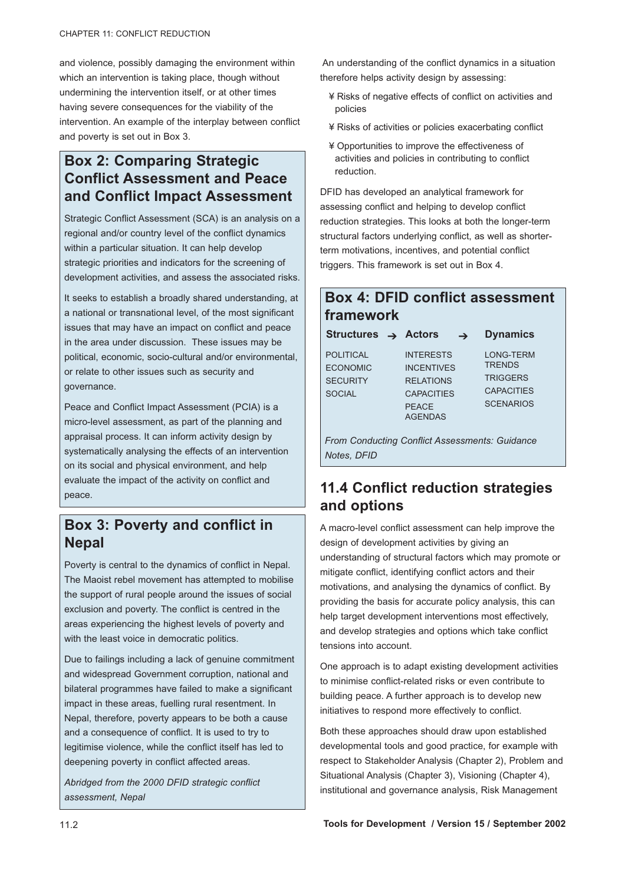and violence, possibly damaging the environment within which an intervention is taking place, though without undermining the intervention itself, or at other times having severe consequences for the viability of the intervention. An example of the interplay between conflict and poverty is set out in Box 3.

## Box 2: Comparing Strategic Conflict Assessment and Peace and Conflict Impact Assessment

Strategic Conflict Assessment (SCA) is an analysis on a regional and/or country level of the conflict dynamics within a particular situation. It can help develop strategic priorities and indicators for the screening of development activities, and assess the associated risks.

It seeks to establish a broadly shared understanding, at a national or transnational level, of the most significant issues that may have an impact on conflict and peace in the area under discussion. These issues may be political, economic, socio-cultural and/or environmental, or relate to other issues such as security and governance.

Peace and Conflict Impact Assessment (PCIA) is a micro-level assessment, as part of the planning and appraisal process. It can inform activity design by systematically analysing the effects of an intervention on its social and physical environment, and help evaluate the impact of the activity on conflict and peace.

## Box 3: Poverty and conflict in Nepal

Poverty is central to the dynamics of conflict in Nepal. The Maoist rebel movement has attempted to mobilise the support of rural people around the issues of social exclusion and poverty. The conflict is centred in the areas experiencing the highest levels of poverty and with the least voice in democratic politics.

Due to failings including a lack of genuine commitment and widespread Government corruption, national and bilateral programmes have failed to make a significant impact in these areas, fuelling rural resentment. In Nepal, therefore, poverty appears to be both a cause and a consequence of conflict. It is used to try to legitimise violence, while the conflict itself has led to deepening poverty in conflict affected areas.

*Abridged from the 2000 DFID strategic conflict assessment, Nepal*

An understanding of the conflict dynamics in a situation therefore helps activity design by assessing:

- Risks of negative effects of conflict on activities and policies
- Risks of activities or policies exacerbating conflict
- Opportunities to improve the effectiveness of activities and policies in contributing to conflict reduction.

DFID has developed an analytical framework for assessing conflict and helping to develop conflict reduction strategies. This looks at both the longer-term structural factors underlying conflict, as well as shorter-term motivations, incentives, and potential conflict triggers. This framework is set out in Box 4.

## Box 4: DFID conflict assessment framework

| Structures → | Actors → | Dynamics |
|---|---|---|
| POLITICAL | INTERESTS | LONG-TERM TRENDS |
| ECONOMIC | INCENTIVES | TRIGGERS |
| SECURITY | RELATIONS | CAPACITIES |
| SOCIAL | CAPACITIES | SCENARIOS |
| | PEACE AGENDAS | |

*From Conducting Conflict Assessments: Guidance Notes, DFID*

## 11.4 Conflict reduction strategies and options

A macro-level conflict assessment can help improve the design of development activities by giving an understanding of structural factors which may promote or mitigate conflict, identifying conflict actors and their motivations, and analysing the dynamics of conflict. By providing the basis for accurate policy analysis, this can help target development interventions most effectively, and develop strategies and options which take conflict tensions into account.

One approach is to adapt existing development activities to minimise conflict-related risks or even contribute to building peace. A further approach is to develop new initiatives to respond more effectively to conflict.

Both these approaches should draw upon established developmental tools and good practice, for example with respect to Stakeholder Analysis (Chapter 2), Problem and Situational Analysis (Chapter 3), Visioning (Chapter 4), institutional and governance analysis, Risk Management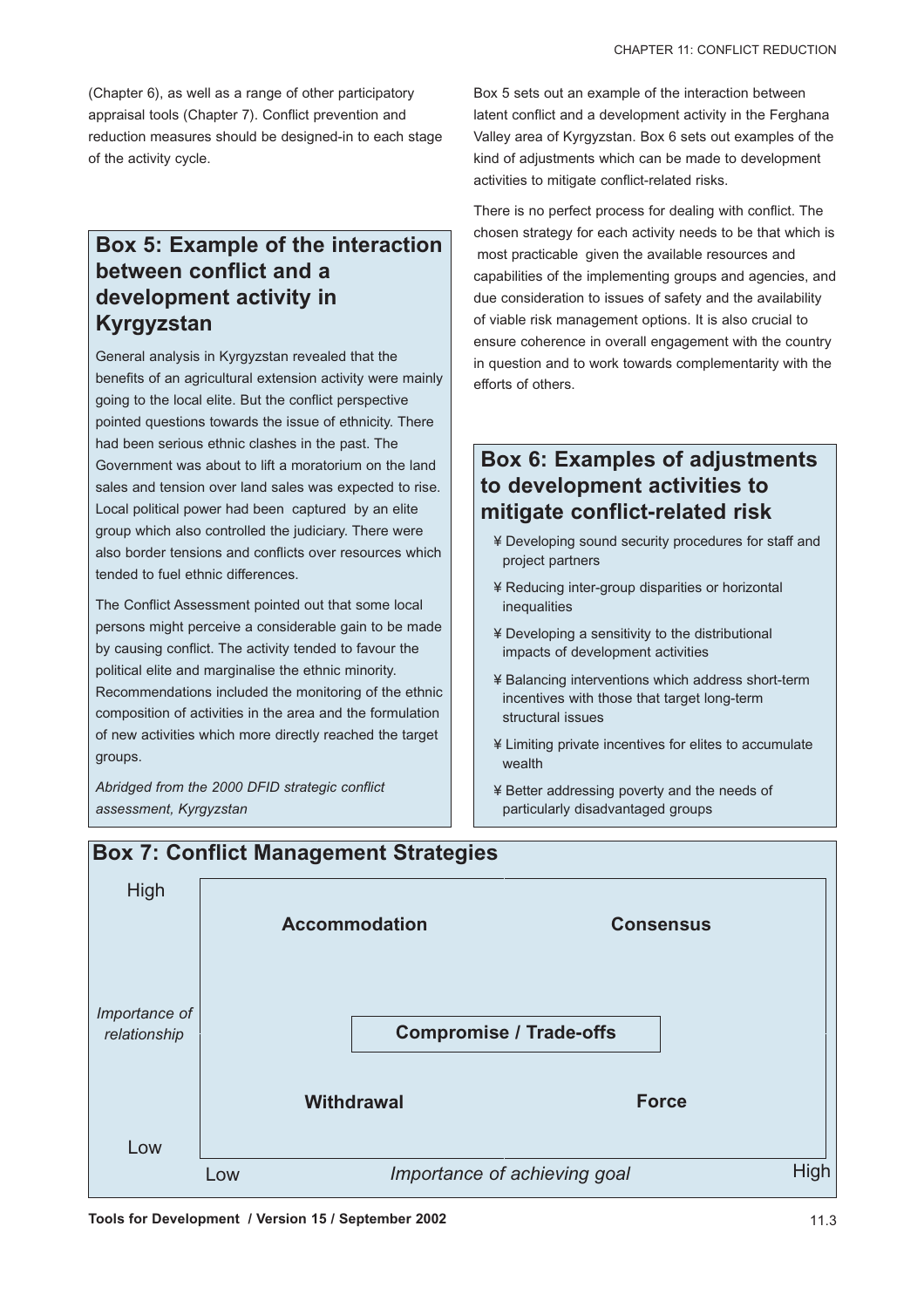(Chapter 6), as well as a range of other participatory appraisal tools (Chapter 7). Conflict prevention and reduction measures should be designed-in to each stage of the activity cycle.

## Box 5: Example of the interaction between conflict and a development activity in Kyrgyzstan

General analysis in Kyrgyzstan revealed that the benefits of an agricultural extension activity were mainly going to the local elite. But the conflict perspective pointed questions towards the issue of ethnicity. There had been serious ethnic clashes in the past. The Government was about to lift a moratorium on the land sales and tension over land sales was expected to rise. Local political power had been captured by an elite group which also controlled the judiciary. There were also border tensions and conflicts over resources which tended to fuel ethnic differences.

The Conflict Assessment pointed out that some local persons might perceive a considerable gain to be made by causing conflict. The activity tended to favour the political elite and marginalise the ethnic minority. Recommendations included the monitoring of the ethnic composition of activities in the area and the formulation of new activities which more directly reached the target groups.

*Abridged from the 2000 DFID strategic conflict assessment, Kyrgyzstan*

Box 5 sets out an example of the interaction between latent conflict and a development activity in the Ferghana Valley area of Kyrgyzstan. Box 6 sets out examples of the kind of adjustments which can be made to development activities to mitigate conflict-related risks.

There is no perfect process for dealing with conflict. The chosen strategy for each activity needs to be that which is most practicable given the available resources and capabilities of the implementing groups and agencies, and due consideration to issues of safety and the availability of viable risk management options. It is also crucial to ensure coherence in overall engagement with the country in question and to work towards complementarity with the efforts of others.

## Box 6: Examples of adjustments to development activities to mitigate conflict-related risk

- Developing sound security procedures for staff and project partners
- Reducing inter-group disparities or horizontal inequalities
- Developing a sensitivity to the distributional impacts of development activities
- Balancing interventions which address short-term incentives with those that target long-term structural issues
- Limiting private incentives for elites to accumulate wealth
- Better addressing poverty and the needs of particularly disadvantaged groups

## Box 7: Conflict Management Strategies

| Importance of relationship ↓ / Importance of achieving goal → | Low | High |
|---|---|---|
| High | **Accommodation** | **Consensus** |
| (Middle) | **Compromise / Trade-offs** | **Compromise / Trade-offs** |
| Low | **Withdrawal** | **Force** |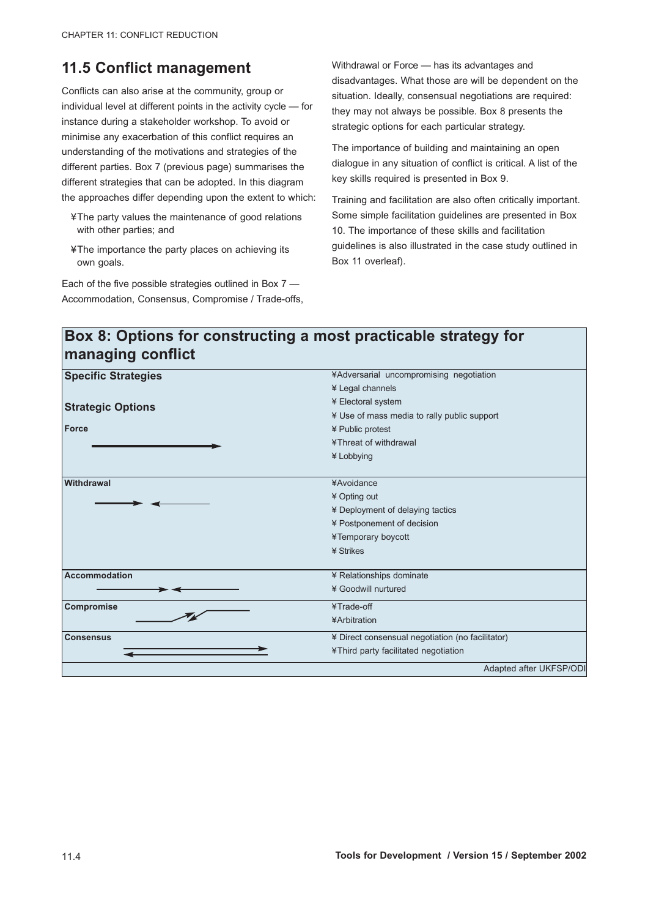## 11.5 Conflict management

Conflicts can also arise at the community, group or individual level at different points in the activity cycle — for instance during a stakeholder workshop. To avoid or minimise any exacerbation of this conflict requires an understanding of the motivations and strategies of the different parties. Box 7 (previous page) summarises the different strategies that can be adopted. In this diagram the approaches differ depending upon the extent to which:

- The party values the maintenance of good relations with other parties; and
- The importance the party places on achieving its own goals.

Each of the five possible strategies outlined in Box 7 — Accommodation, Consensus, Compromise / Trade-offs, Withdrawal or Force — has its advantages and disadvantages. What those are will be dependent on the situation. Ideally, consensual negotiations are required: they may not always be possible. Box 8 presents the strategic options for each particular strategy.

The importance of building and maintaining an open dialogue in any situation of conflict is critical. A list of the key skills required is presented in Box 9.

Training and facilitation are also often critically important. Some simple facilitation guidelines are presented in Box 10. The importance of these skills and facilitation guidelines is also illustrated in the case study outlined in Box 11 overleaf).

### Box 8: Options for constructing a most practicable strategy for managing conflict

| Specific Strategies / Strategic Options | |
|---|---|
| **Force** | • Adversarial uncompromising negotiation<br>• Legal channels<br>• Electoral system<br>• Use of mass media to rally public support<br>• Public protest<br>• Threat of withdrawal<br>• Lobbying |
| **Withdrawal** | • Avoidance<br>• Opting out<br>• Deployment of delaying tactics<br>• Postponement of decision<br>• Temporary boycott<br>• Strikes |
| **Accommodation** | • Relationships dominate<br>• Goodwill nurtured |
| **Compromise** | • Trade-off<br>• Arbitration |
| **Consensus** | • Direct consensual negotiation (no facilitator)<br>• Third party facilitated negotiation |

Adapted after UKFSP/ODI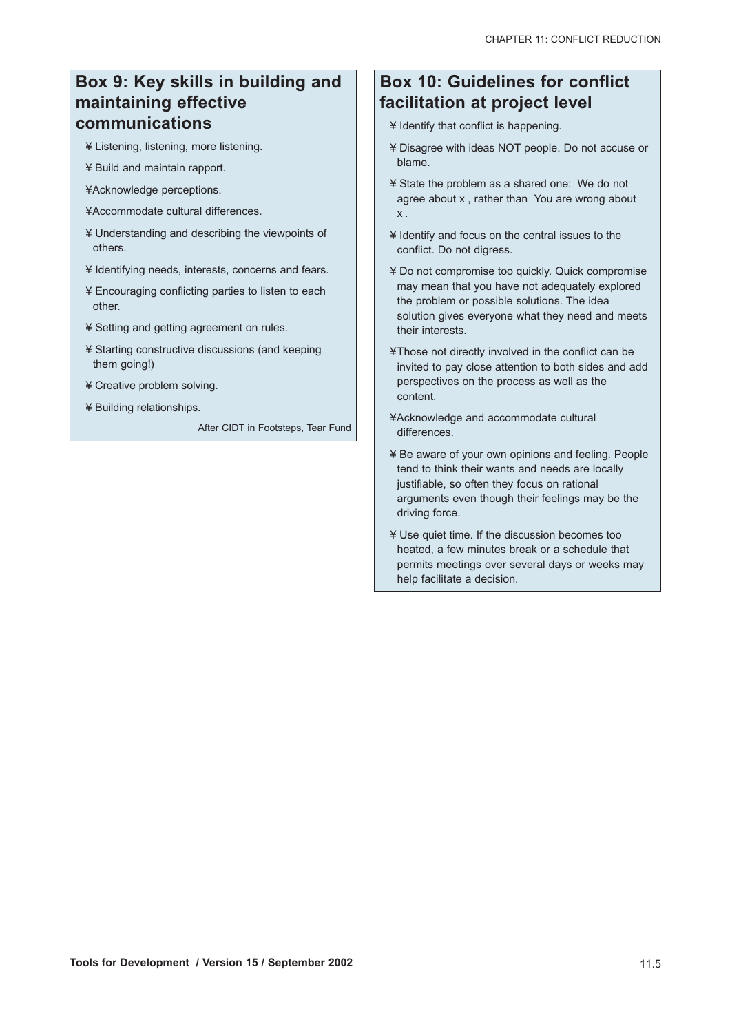## Box 9: Key skills in building and maintaining effective communications

- Listening, listening, more listening.
- Build and maintain rapport.
- Acknowledge perceptions.
- Accommodate cultural differences.
- Understanding and describing the viewpoints of others.
- Identifying needs, interests, concerns and fears.
- Encouraging conflicting parties to listen to each other.
- Setting and getting agreement on rules.
- Starting constructive discussions (and keeping them going!)
- Creative problem solving.
- Building relationships.

After CIDT in Footsteps, Tear Fund

## Box 10: Guidelines for conflict facilitation at project level

- Identify that conflict is happening.
- Disagree with ideas NOT people. Do not accuse or blame.
- State the problem as a shared one: We do not agree about x , rather than You are wrong about x .
- Identify and focus on the central issues to the conflict. Do not digress.
- Do not compromise too quickly. Quick compromise may mean that you have not adequately explored the problem or possible solutions. The idea solution gives everyone what they need and meets their interests.
- Those not directly involved in the conflict can be invited to pay close attention to both sides and add perspectives on the process as well as the content.
- Acknowledge and accommodate cultural differences.
- Be aware of your own opinions and feeling. People tend to think their wants and needs are locally justifiable, so often they focus on rational arguments even though their feelings may be the driving force.
- Use quiet time. If the discussion becomes too heated, a few minutes break or a schedule that permits meetings over several days or weeks may help facilitate a decision.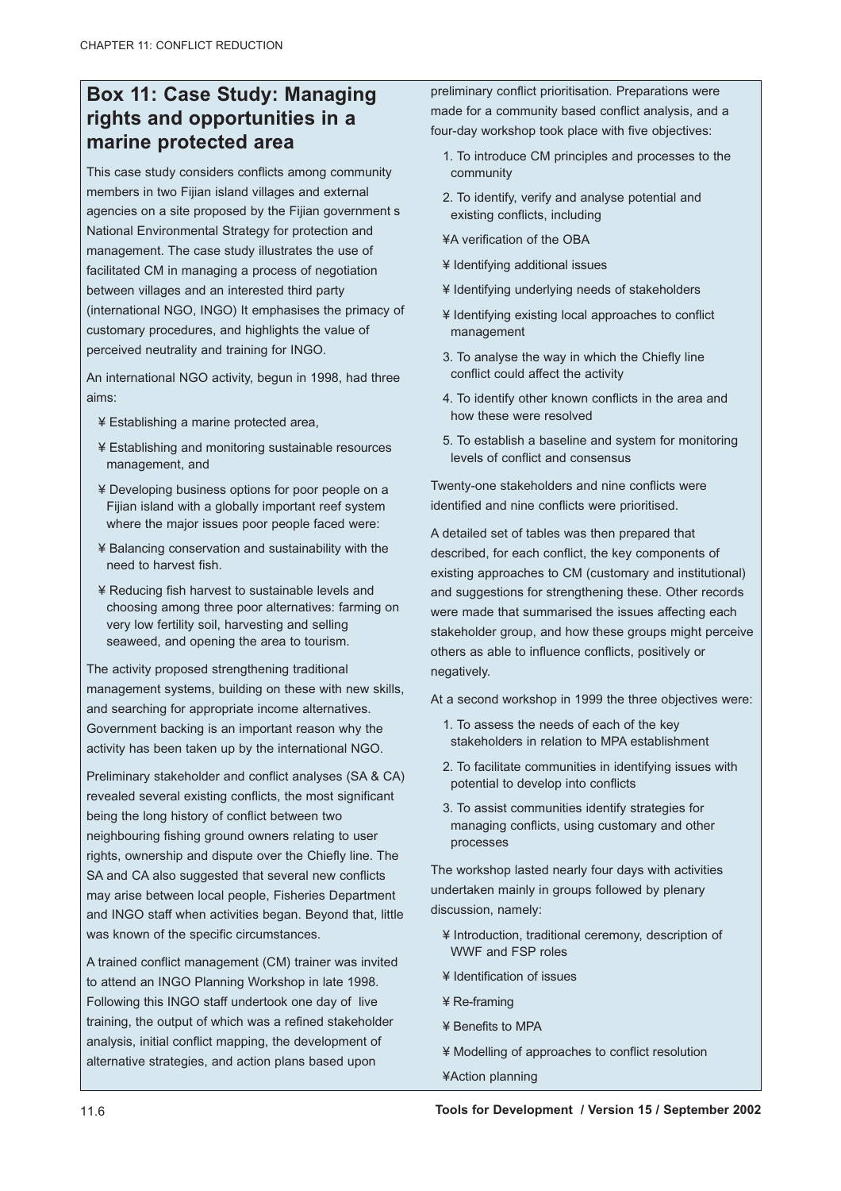## Box 11: Case Study: Managing rights and opportunities in a marine protected area

This case study considers conflicts among community members in two Fijian island villages and external agencies on a site proposed by the Fijian government s National Environmental Strategy for protection and management. The case study illustrates the use of facilitated CM in managing a process of negotiation between villages and an interested third party (international NGO, INGO) It emphasises the primacy of customary procedures, and highlights the value of perceived neutrality and training for INGO.

An international NGO activity, begun in 1998, had three aims:

- Establishing a marine protected area,
- Establishing and monitoring sustainable resources management, and
- Developing business options for poor people on a Fijian island with a globally important reef system where the major issues poor people faced were:
- Balancing conservation and sustainability with the need to harvest fish.
- Reducing fish harvest to sustainable levels and choosing among three poor alternatives: farming on very low fertility soil, harvesting and selling seaweed, and opening the area to tourism.

The activity proposed strengthening traditional management systems, building on these with new skills, and searching for appropriate income alternatives. Government backing is an important reason why the activity has been taken up by the international NGO.

Preliminary stakeholder and conflict analyses (SA & CA) revealed several existing conflicts, the most significant being the long history of conflict between two neighbouring fishing ground owners relating to user rights, ownership and dispute over the Chiefly line. The SA and CA also suggested that several new conflicts may arise between local people, Fisheries Department and INGO staff when activities began. Beyond that, little was known of the specific circumstances.

A trained conflict management (CM) trainer was invited to attend an INGO Planning Workshop in late 1998. Following this INGO staff undertook one day of live training, the output of which was a refined stakeholder analysis, initial conflict mapping, the development of alternative strategies, and action plans based upon preliminary conflict prioritisation. Preparations were made for a community based conflict analysis, and a four-day workshop took place with five objectives:

1. To introduce CM principles and processes to the community
2. To identify, verify and analyse potential and existing conflicts, including
   - A verification of the OBA
   - Identifying additional issues
   - Identifying underlying needs of stakeholders
   - Identifying existing local approaches to conflict management
3. To analyse the way in which the Chiefly line conflict could affect the activity
4. To identify other known conflicts in the area and how these were resolved
5. To establish a baseline and system for monitoring levels of conflict and consensus

Twenty-one stakeholders and nine conflicts were identified and nine conflicts were prioritised.

A detailed set of tables was then prepared that described, for each conflict, the key components of existing approaches to CM (customary and institutional) and suggestions for strengthening these. Other records were made that summarised the issues affecting each stakeholder group, and how these groups might perceive others as able to influence conflicts, positively or negatively.

At a second workshop in 1999 the three objectives were:

1. To assess the needs of each of the key stakeholders in relation to MPA establishment
2. To facilitate communities in identifying issues with potential to develop into conflicts
3. To assist communities identify strategies for managing conflicts, using customary and other processes

The workshop lasted nearly four days with activities undertaken mainly in groups followed by plenary discussion, namely:

- Introduction, traditional ceremony, description of WWF and FSP roles
- Identification of issues
- Re-framing
- Benefits to MPA
- Modelling of approaches to conflict resolution
- Action planning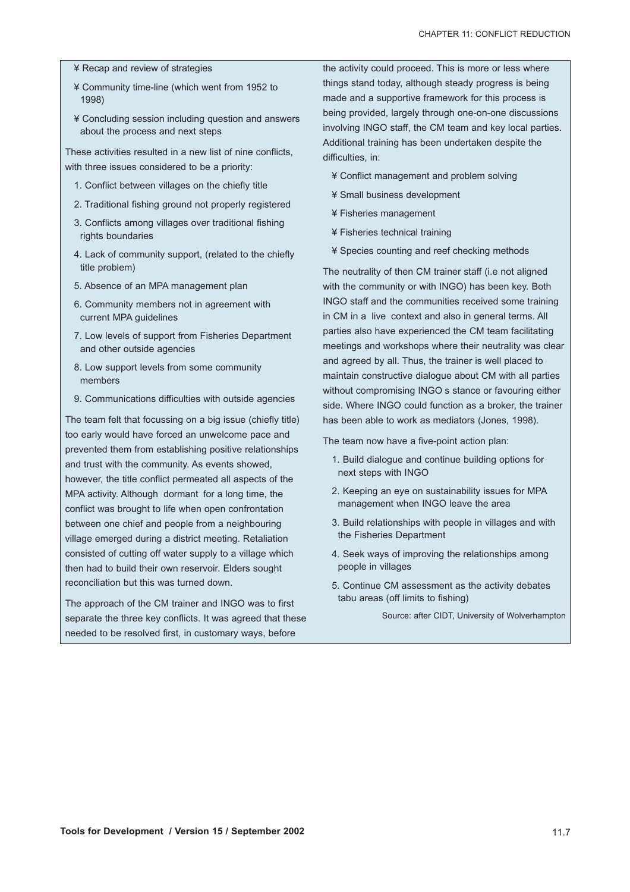- Recap and review of strategies
- Community time-line (which went from 1952 to 1998)
- Concluding session including question and answers about the process and next steps

These activities resulted in a new list of nine conflicts, with three issues considered to be a priority:

1. Conflict between villages on the chiefly title
2. Traditional fishing ground not properly registered
3. Conflicts among villages over traditional fishing rights boundaries
4. Lack of community support, (related to the chiefly title problem)
5. Absence of an MPA management plan
6. Community members not in agreement with current MPA guidelines
7. Low levels of support from Fisheries Department and other outside agencies
8. Low support levels from some community members
9. Communications difficulties with outside agencies

The team felt that focussing on a big issue (chiefly title) too early would have forced an unwelcome pace and prevented them from establishing positive relationships and trust with the community. As events showed, however, the title conflict permeated all aspects of the MPA activity. Although dormant for a long time, the conflict was brought to life when open confrontation between one chief and people from a neighbouring village emerged during a district meeting. Retaliation consisted of cutting off water supply to a village which then had to build their own reservoir. Elders sought reconciliation but this was turned down.

The approach of the CM trainer and INGO was to first separate the three key conflicts. It was agreed that these needed to be resolved first, in customary ways, before the activity could proceed. This is more or less where things stand today, although steady progress is being made and a supportive framework for this process is being provided, largely through one-on-one discussions involving INGO staff, the CM team and key local parties. Additional training has been undertaken despite the difficulties, in:

- Conflict management and problem solving
- Small business development
- Fisheries management
- Fisheries technical training
- Species counting and reef checking methods

The neutrality of then CM trainer staff (i.e not aligned with the community or with INGO) has been key. Both INGO staff and the communities received some training in CM in a live context and also in general terms. All parties also have experienced the CM team facilitating meetings and workshops where their neutrality was clear and agreed by all. Thus, the trainer is well placed to maintain constructive dialogue about CM with all parties without compromising INGO s stance or favouring either side. Where INGO could function as a broker, the trainer has been able to work as mediators (Jones, 1998).

The team now have a five-point action plan:

1. Build dialogue and continue building options for next steps with INGO
2. Keeping an eye on sustainability issues for MPA management when INGO leave the area
3. Build relationships with people in villages and with the Fisheries Department
4. Seek ways of improving the relationships among people in villages
5. Continue CM assessment as the activity debates tabu areas (off limits to fishing)

Source: after CIDT, University of Wolverhampton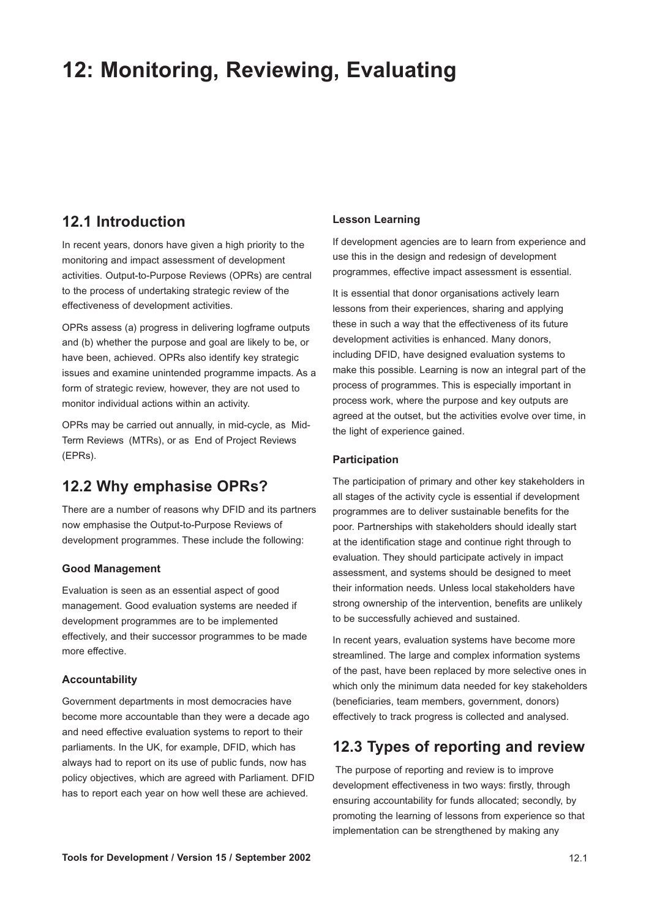# 12: Monitoring, Reviewing, Evaluating

## 12.1 Introduction

In recent years, donors have given a high priority to the monitoring and impact assessment of development activities. Output-to-Purpose Reviews (OPRs) are central to the process of undertaking strategic review of the effectiveness of development activities.

OPRs assess (a) progress in delivering logframe outputs and (b) whether the purpose and goal are likely to be, or have been, achieved. OPRs also identify key strategic issues and examine unintended programme impacts. As a form of strategic review, however, they are not used to monitor individual actions within an activity.

OPRs may be carried out annually, in mid-cycle, as Mid-Term Reviews (MTRs), or as End of Project Reviews (EPRs).

## 12.2 Why emphasise OPRs?

There are a number of reasons why DFID and its partners now emphasise the Output-to-Purpose Reviews of development programmes. These include the following:

### Good Management

Evaluation is seen as an essential aspect of good management. Good evaluation systems are needed if development programmes are to be implemented effectively, and their successor programmes to be made more effective.

### Accountability

Government departments in most democracies have become more accountable than they were a decade ago and need effective evaluation systems to report to their parliaments. In the UK, for example, DFID, which has always had to report on its use of public funds, now has policy objectives, which are agreed with Parliament. DFID has to report each year on how well these are achieved.

### Lesson Learning

If development agencies are to learn from experience and use this in the design and redesign of development programmes, effective impact assessment is essential.

It is essential that donor organisations actively learn lessons from their experiences, sharing and applying these in such a way that the effectiveness of its future development activities is enhanced. Many donors, including DFID, have designed evaluation systems to make this possible. Learning is now an integral part of the process of programmes. This is especially important in process work, where the purpose and key outputs are agreed at the outset, but the activities evolve over time, in the light of experience gained.

### Participation

The participation of primary and other key stakeholders in all stages of the activity cycle is essential if development programmes are to deliver sustainable benefits for the poor. Partnerships with stakeholders should ideally start at the identification stage and continue right through to evaluation. They should participate actively in impact assessment, and systems should be designed to meet their information needs. Unless local stakeholders have strong ownership of the intervention, benefits are unlikely to be successfully achieved and sustained.

In recent years, evaluation systems have become more streamlined. The large and complex information systems of the past, have been replaced by more selective ones in which only the minimum data needed for key stakeholders (beneficiaries, team members, government, donors) effectively to track progress is collected and analysed.

## 12.3 Types of reporting and review

The purpose of reporting and review is to improve development effectiveness in two ways: firstly, through ensuring accountability for funds allocated; secondly, by promoting the learning of lessons from experience so that implementation can be strengthened by making any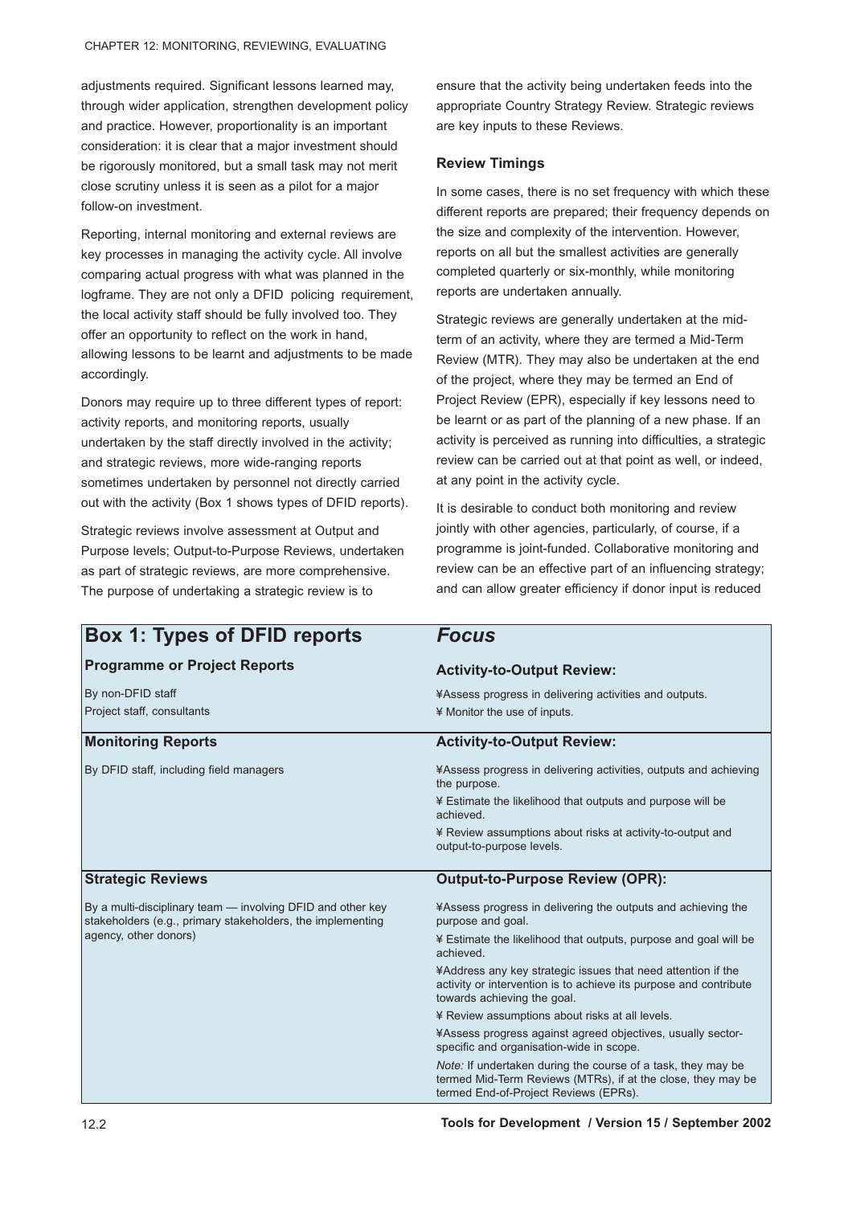adjustments required. Significant lessons learned may, through wider application, strengthen development policy and practice. However, proportionality is an important consideration: it is clear that a major investment should be rigorously monitored, but a small task may not merit close scrutiny unless it is seen as a pilot for a major follow-on investment.

Reporting, internal monitoring and external reviews are key processes in managing the activity cycle. All involve comparing actual progress with what was planned in the logframe. They are not only a DFID policing requirement, the local activity staff should be fully involved too. They offer an opportunity to reflect on the work in hand, allowing lessons to be learnt and adjustments to be made accordingly.

Donors may require up to three different types of report: activity reports, and monitoring reports, usually undertaken by the staff directly involved in the activity; and strategic reviews, more wide-ranging reports sometimes undertaken by personnel not directly carried out with the activity (Box 1 shows types of DFID reports).

Strategic reviews involve assessment at Output and Purpose levels; Output-to-Purpose Reviews, undertaken as part of strategic reviews, are more comprehensive. The purpose of undertaking a strategic review is to ensure that the activity being undertaken feeds into the appropriate Country Strategy Review. Strategic reviews are key inputs to these Reviews.

### Review Timings

In some cases, there is no set frequency with which these different reports are prepared; their frequency depends on the size and complexity of the intervention. However, reports on all but the smallest activities are generally completed quarterly or six-monthly, while monitoring reports are undertaken annually.

Strategic reviews are generally undertaken at the mid-term of an activity, where they are termed a Mid-Term Review (MTR). They may also be undertaken at the end of the project, where they may be termed an End of Project Review (EPR), especially if key lessons need to be learnt or as part of the planning of a new phase. If an activity is perceived as running into difficulties, a strategic review can be carried out at that point as well, or indeed, at any point in the activity cycle.

It is desirable to conduct both monitoring and review jointly with other agencies, particularly, of course, if a programme is joint-funded. Collaborative monitoring and review can be an effective part of an influencing strategy; and can allow greater efficiency if donor input is reduced

| **Box 1: Types of DFID reports** | ***Focus*** |
|---|---|
| **Programme or Project Reports**<br>By non-DFID staff<br>Project staff, consultants | **Activity-to-Output Review:**<br>¥Assess progress in delivering activities and outputs.<br>¥ Monitor the use of inputs. |
| **Monitoring Reports**<br>By DFID staff, including field managers | **Activity-to-Output Review:**<br>¥Assess progress in delivering activities, outputs and achieving the purpose.<br>¥ Estimate the likelihood that outputs and purpose will be achieved.<br>¥ Review assumptions about risks at activity-to-output and output-to-purpose levels. |
| **Strategic Reviews**<br>By a multi-disciplinary team — involving DFID and other key stakeholders (e.g., primary stakeholders, the implementing agency, other donors) | **Output-to-Purpose Review (OPR):**<br>¥Assess progress in delivering the outputs and achieving the purpose and goal.<br>¥ Estimate the likelihood that outputs, purpose and goal will be achieved.<br>¥Address any key strategic issues that need attention if the activity or intervention is to achieve its purpose and contribute towards achieving the goal.<br>¥ Review assumptions about risks at all levels.<br>¥Assess progress against agreed objectives, usually sector-specific and organisation-wide in scope.<br>*Note:* If undertaken during the course of a task, they may be termed Mid-Term Reviews (MTRs), if at the close, they may be termed End-of-Project Reviews (EPRs). |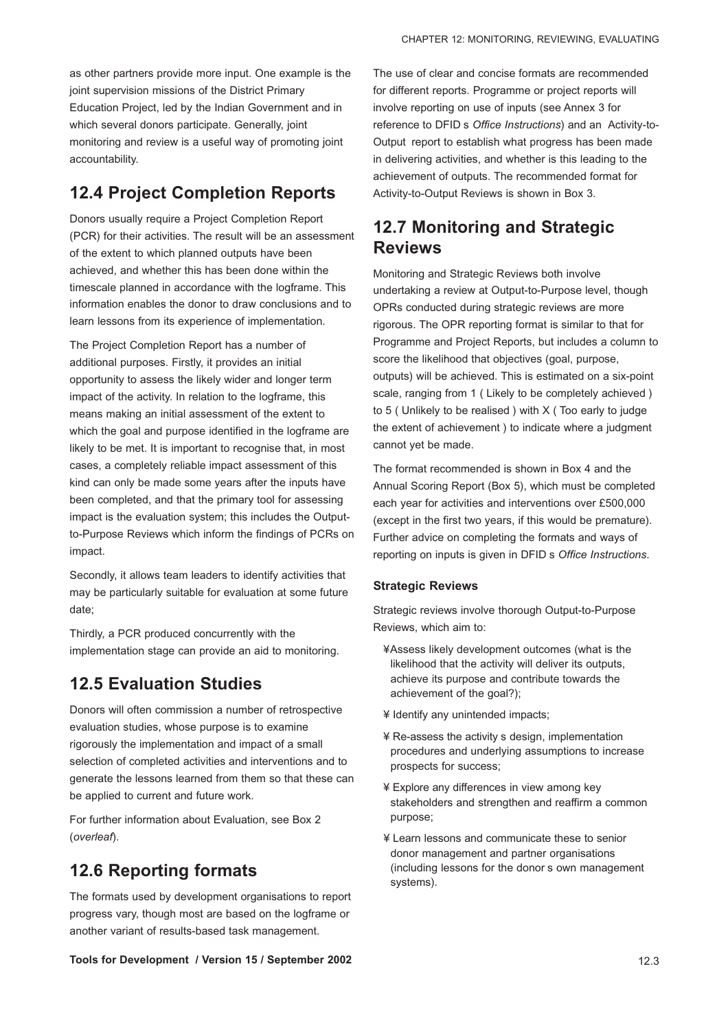as other partners provide more input. One example is the joint supervision missions of the District Primary Education Project, led by the Indian Government and in which several donors participate. Generally, joint monitoring and review is a useful way of promoting joint accountability.

## 12.4 Project Completion Reports

Donors usually require a Project Completion Report (PCR) for their activities. The result will be an assessment of the extent to which planned outputs have been achieved, and whether this has been done within the timescale planned in accordance with the logframe. This information enables the donor to draw conclusions and to learn lessons from its experience of implementation.

The Project Completion Report has a number of additional purposes. Firstly, it provides an initial opportunity to assess the likely wider and longer term impact of the activity. In relation to the logframe, this means making an initial assessment of the extent to which the goal and purpose identified in the logframe are likely to be met. It is important to recognise that, in most cases, a completely reliable impact assessment of this kind can only be made some years after the inputs have been completed, and that the primary tool for assessing impact is the evaluation system; this includes the Output-to-Purpose Reviews which inform the findings of PCRs on impact.

Secondly, it allows team leaders to identify activities that may be particularly suitable for evaluation at some future date;

Thirdly, a PCR produced concurrently with the implementation stage can provide an aid to monitoring.

## 12.5 Evaluation Studies

Donors will often commission a number of retrospective evaluation studies, whose purpose is to examine rigorously the implementation and impact of a small selection of completed activities and interventions and to generate the lessons learned from them so that these can be applied to current and future work.

For further information about Evaluation, see Box 2 (*overleaf*).

## 12.6 Reporting formats

The formats used by development organisations to report progress vary, though most are based on the logframe or another variant of results-based task management.

The use of clear and concise formats are recommended for different reports. Programme or project reports will involve reporting on use of inputs (see Annex 3 for reference to DFID s *Office Instructions*) and an Activity-to-Output report to establish what progress has been made in delivering activities, and whether is this leading to the achievement of outputs. The recommended format for Activity-to-Output Reviews is shown in Box 3.

## 12.7 Monitoring and Strategic Reviews

Monitoring and Strategic Reviews both involve undertaking a review at Output-to-Purpose level, though OPRs conducted during strategic reviews are more rigorous. The OPR reporting format is similar to that for Programme and Project Reports, but includes a column to score the likelihood that objectives (goal, purpose, outputs) will be achieved. This is estimated on a six-point scale, ranging from 1 ( Likely to be completely achieved ) to 5 ( Unlikely to be realised ) with X ( Too early to judge the extent of achievement ) to indicate where a judgment cannot yet be made.

The format recommended is shown in Box 4 and the Annual Scoring Report (Box 5), which must be completed each year for activities and interventions over £500,000 (except in the first two years, if this would be premature). Further advice on completing the formats and ways of reporting on inputs is given in DFID s *Office Instructions*.

### Strategic Reviews

Strategic reviews involve thorough Output-to-Purpose Reviews, which aim to:

- Assess likely development outcomes (what is the likelihood that the activity will deliver its outputs, achieve its purpose and contribute towards the achievement of the goal?);
- Identify any unintended impacts;
- Re-assess the activity s design, implementation procedures and underlying assumptions to increase prospects for success;
- Explore any differences in view among key stakeholders and strengthen and reaffirm a common purpose;
- Learn lessons and communicate these to senior donor management and partner organisations (including lessons for the donor s own management systems).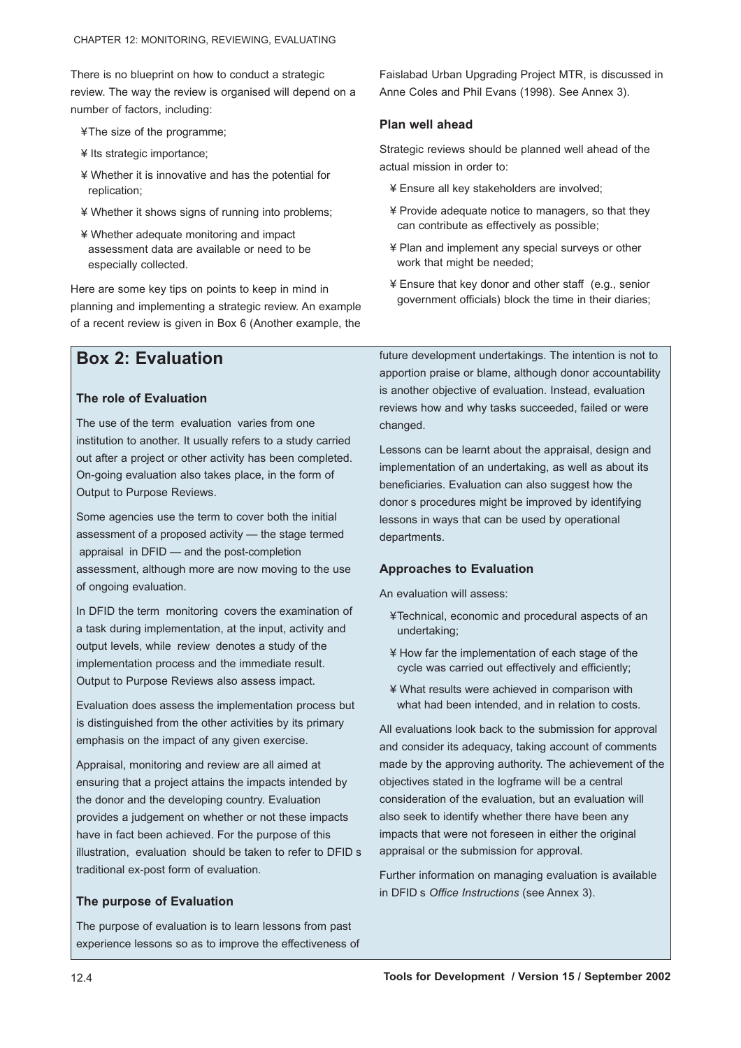There is no blueprint on how to conduct a strategic review. The way the review is organised will depend on a number of factors, including:

- The size of the programme;
- Its strategic importance;
- Whether it is innovative and has the potential for replication;
- Whether it shows signs of running into problems;
- Whether adequate monitoring and impact assessment data are available or need to be especially collected.

Here are some key tips on points to keep in mind in planning and implementing a strategic review. An example of a recent review is given in Box 6 (Another example, the Faislabad Urban Upgrading Project MTR, is discussed in Anne Coles and Phil Evans (1998). See Annex 3).

### Plan well ahead

Strategic reviews should be planned well ahead of the actual mission in order to:

- Ensure all key stakeholders are involved;
- Provide adequate notice to managers, so that they can contribute as effectively as possible;
- Plan and implement any special surveys or other work that might be needed;
- Ensure that key donor and other staff (e.g., senior government officials) block the time in their diaries;

## Box 2: Evaluation

### The role of Evaluation

The use of the term evaluation varies from one institution to another. It usually refers to a study carried out after a project or other activity has been completed. On-going evaluation also takes place, in the form of Output to Purpose Reviews.

Some agencies use the term to cover both the initial assessment of a proposed activity — the stage termed appraisal in DFID — and the post-completion assessment, although more are now moving to the use of ongoing evaluation.

In DFID the term monitoring covers the examination of a task during implementation, at the input, activity and output levels, while review denotes a study of the implementation process and the immediate result. Output to Purpose Reviews also assess impact.

Evaluation does assess the implementation process but is distinguished from the other activities by its primary emphasis on the impact of any given exercise.

Appraisal, monitoring and review are all aimed at ensuring that a project attains the impacts intended by the donor and the developing country. Evaluation provides a judgement on whether or not these impacts have in fact been achieved. For the purpose of this illustration, evaluation should be taken to refer to DFID s traditional ex-post form of evaluation.

### The purpose of Evaluation

The purpose of evaluation is to learn lessons from past experience lessons so as to improve the effectiveness of future development undertakings. The intention is not to apportion praise or blame, although donor accountability is another objective of evaluation. Instead, evaluation reviews how and why tasks succeeded, failed or were changed.

Lessons can be learnt about the appraisal, design and implementation of an undertaking, as well as about its beneficiaries. Evaluation can also suggest how the donor s procedures might be improved by identifying lessons in ways that can be used by operational departments.

### Approaches to Evaluation

An evaluation will assess:

- Technical, economic and procedural aspects of an undertaking;
- How far the implementation of each stage of the cycle was carried out effectively and efficiently;
- What results were achieved in comparison with what had been intended, and in relation to costs.

All evaluations look back to the submission for approval and consider its adequacy, taking account of comments made by the approving authority. The achievement of the objectives stated in the logframe will be a central consideration of the evaluation, but an evaluation will also seek to identify whether there have been any impacts that were not foreseen in either the original appraisal or the submission for approval.

Further information on managing evaluation is available in DFID s *Office Instructions* (see Annex 3).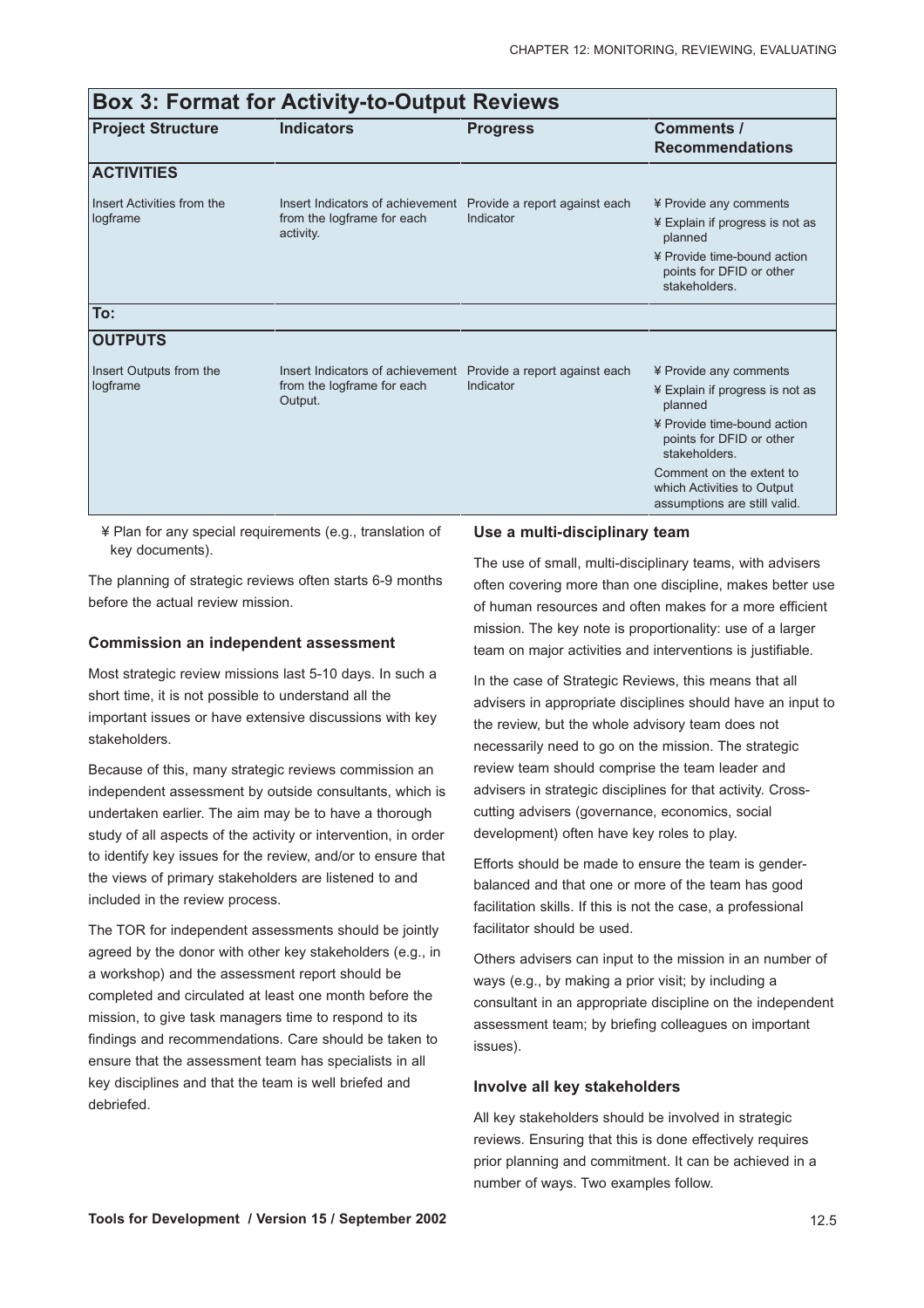## Box 3: Format for Activity-to-Output Reviews

| Project Structure | Indicators | Progress | Comments / Recommendations |
|---|---|---|---|
| **ACTIVITIES** | | | |
| Insert Activities from the logframe | Insert Indicators of achievement from the logframe for each activity. | Provide a report against each Indicator | ¥ Provide any comments<br>¥ Explain if progress is not as planned<br>¥ Provide time-bound action points for DFID or other stakeholders. |
| **To:** | | | |
| **OUTPUTS** | | | |
| Insert Outputs from the logframe | Insert Indicators of achievement from the logframe for each Output. | Provide a report against each Indicator | ¥ Provide any comments<br>¥ Explain if progress is not as planned<br>¥ Provide time-bound action points for DFID or other stakeholders.<br>Comment on the extent to which Activities to Output assumptions are still valid. |

¥ Plan for any special requirements (e.g., translation of key documents).

The planning of strategic reviews often starts 6-9 months before the actual review mission.

### Commission an independent assessment

Most strategic review missions last 5-10 days. In such a short time, it is not possible to understand all the important issues or have extensive discussions with key stakeholders.

Because of this, many strategic reviews commission an independent assessment by outside consultants, which is undertaken earlier. The aim may be to have a thorough study of all aspects of the activity or intervention, in order to identify key issues for the review, and/or to ensure that the views of primary stakeholders are listened to and included in the review process.

The TOR for independent assessments should be jointly agreed by the donor with other key stakeholders (e.g., in a workshop) and the assessment report should be completed and circulated at least one month before the mission, to give task managers time to respond to its findings and recommendations. Care should be taken to ensure that the assessment team has specialists in all key disciplines and that the team is well briefed and debriefed.

### Use a multi-disciplinary team

The use of small, multi-disciplinary teams, with advisers often covering more than one discipline, makes better use of human resources and often makes for a more efficient mission. The key note is proportionality: use of a larger team on major activities and interventions is justifiable.

In the case of Strategic Reviews, this means that all advisers in appropriate disciplines should have an input to the review, but the whole advisory team does not necessarily need to go on the mission. The strategic review team should comprise the team leader and advisers in strategic disciplines for that activity. Cross-cutting advisers (governance, economics, social development) often have key roles to play.

Efforts should be made to ensure the team is gender-balanced and that one or more of the team has good facilitation skills. If this is not the case, a professional facilitator should be used.

Others advisers can input to the mission in an number of ways (e.g., by making a prior visit; by including a consultant in an appropriate discipline on the independent assessment team; by briefing colleagues on important issues).

### Involve all key stakeholders

All key stakeholders should be involved in strategic reviews. Ensuring that this is done effectively requires prior planning and commitment. It can be achieved in a number of ways. Two examples follow.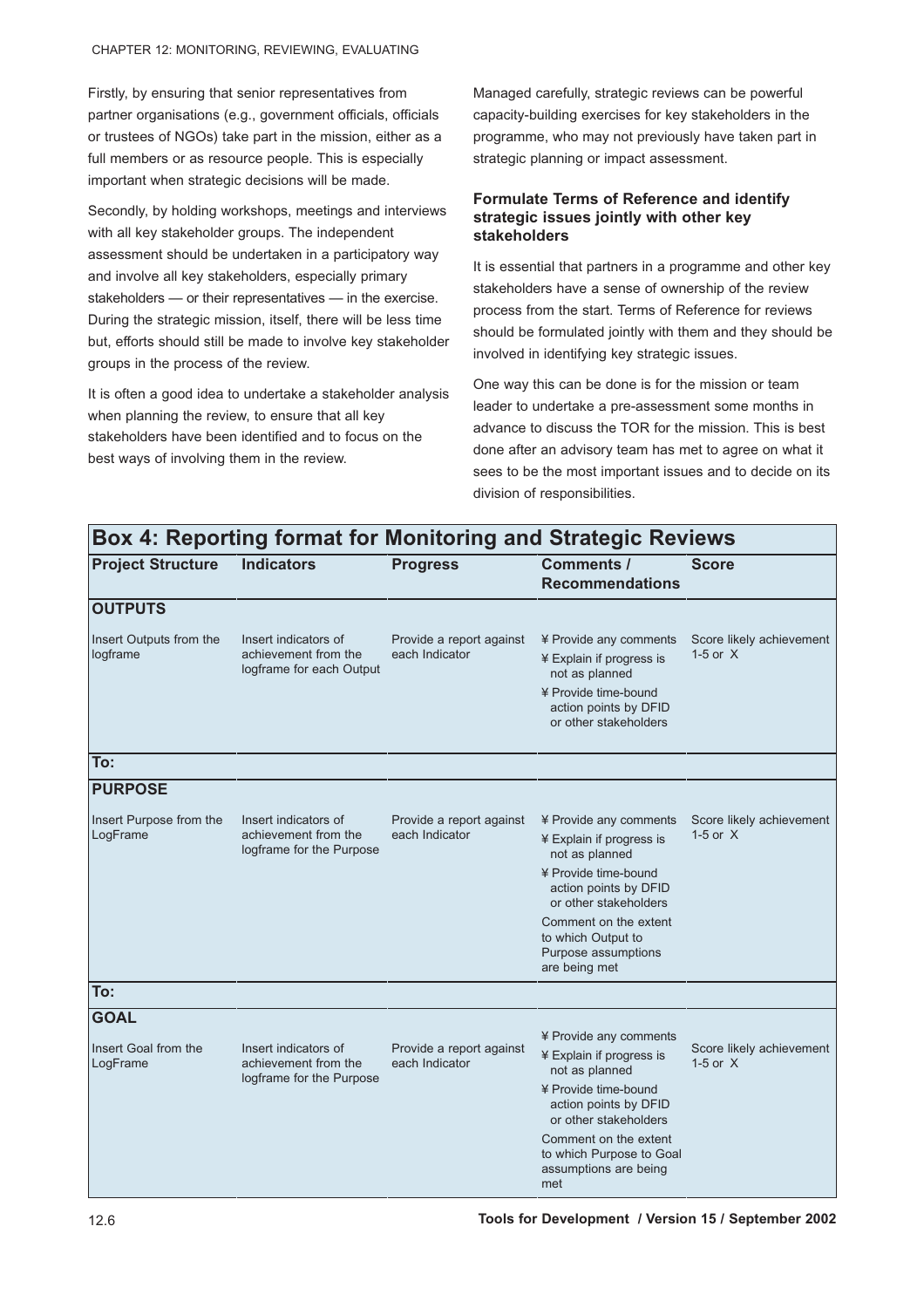Firstly, by ensuring that senior representatives from partner organisations (e.g., government officials, officials or trustees of NGOs) take part in the mission, either as a full members or as resource people. This is especially important when strategic decisions will be made.

Secondly, by holding workshops, meetings and interviews with all key stakeholder groups. The independent assessment should be undertaken in a participatory way and involve all key stakeholders, especially primary stakeholders — or their representatives — in the exercise. During the strategic mission, itself, there will be less time but, efforts should still be made to involve key stakeholder groups in the process of the review.

It is often a good idea to undertake a stakeholder analysis when planning the review, to ensure that all key stakeholders have been identified and to focus on the best ways of involving them in the review.

Managed carefully, strategic reviews can be powerful capacity-building exercises for key stakeholders in the programme, who may not previously have taken part in strategic planning or impact assessment.

### Formulate Terms of Reference and identify strategic issues jointly with other key stakeholders

It is essential that partners in a programme and other key stakeholders have a sense of ownership of the review process from the start. Terms of Reference for reviews should be formulated jointly with them and they should be involved in identifying key strategic issues.

One way this can be done is for the mission or team leader to undertake a pre-assessment some months in advance to discuss the TOR for the mission. This is best done after an advisory team has met to agree on what it sees to be the most important issues and to decide on its division of responsibilities.

## Box 4: Reporting format for Monitoring and Strategic Reviews

| Project Structure | Indicators | Progress | Comments / Recommendations | Score |
|---|---|---|---|---|
| **OUTPUTS** | | | | |
| Insert Outputs from the logframe | Insert indicators of achievement from the logframe for each Output | Provide a report against each Indicator | ¥ Provide any comments<br>¥ Explain if progress is not as planned<br>¥ Provide time-bound action points by DFID or other stakeholders | Score likely achievement 1-5 or X |
| **To:** | | | | |
| **PURPOSE** | | | | |
| Insert Purpose from the LogFrame | Insert indicators of achievement from the logframe for the Purpose | Provide a report against each Indicator | ¥ Provide any comments<br>¥ Explain if progress is not as planned<br>¥ Provide time-bound action points by DFID or other stakeholders<br>Comment on the extent to which Output to Purpose assumptions are being met | Score likely achievement 1-5 or X |
| **To:** | | | | |
| **GOAL** | | | | |
| Insert Goal from the LogFrame | Insert indicators of achievement from the logframe for the Purpose | Provide a report against each Indicator | ¥ Provide any comments<br>¥ Explain if progress is not as planned<br>¥ Provide time-bound action points by DFID or other stakeholders<br>Comment on the extent to which Purpose to Goal assumptions are being met | Score likely achievement 1-5 or X |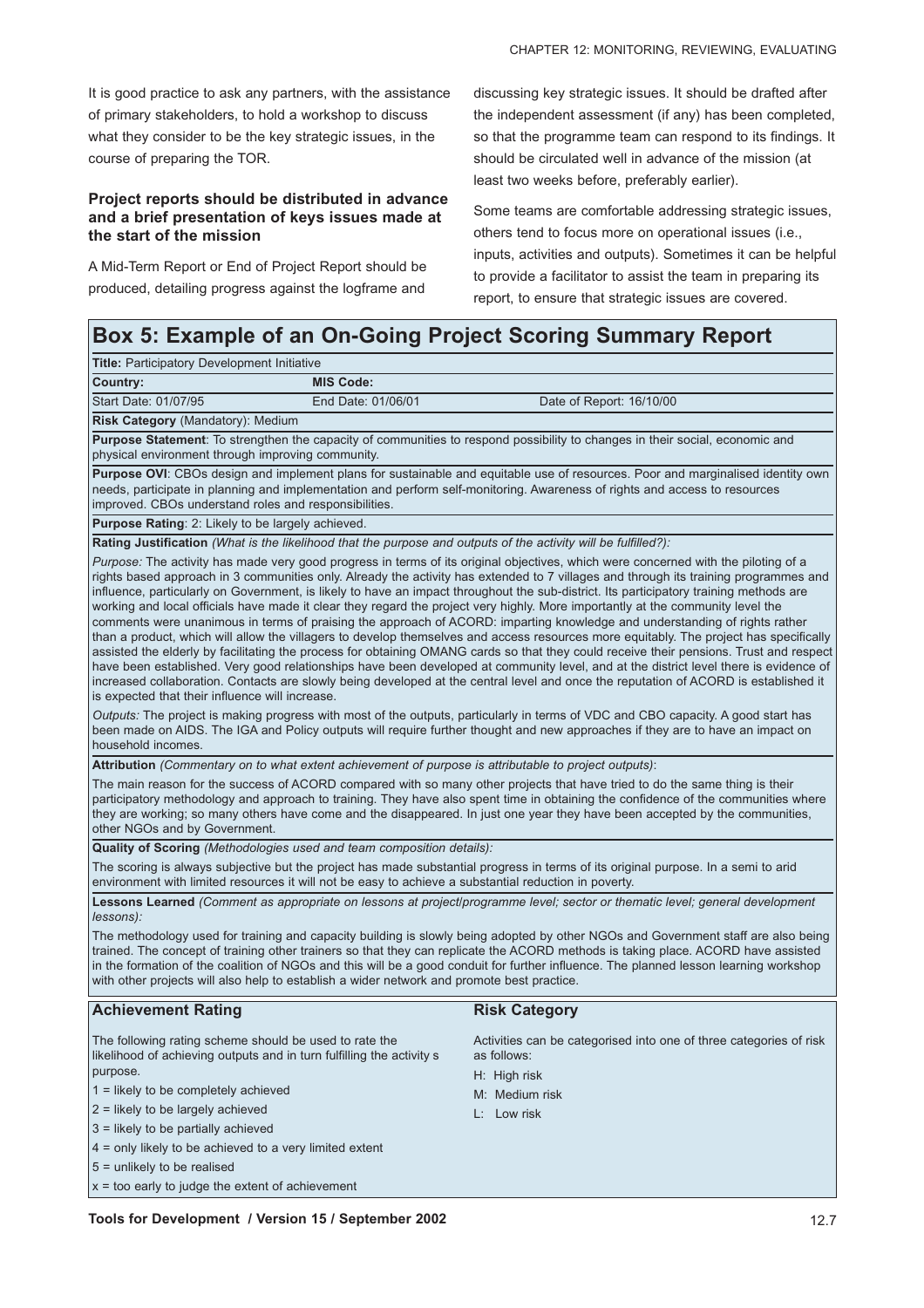It is good practice to ask any partners, with the assistance of primary stakeholders, to hold a workshop to discuss what they consider to be the key strategic issues, in the course of preparing the TOR.

**Project reports should be distributed in advance and a brief presentation of keys issues made at the start of the mission**

A Mid-Term Report or End of Project Report should be produced, detailing progress against the logframe and discussing key strategic issues. It should be drafted after the independent assessment (if any) has been completed, so that the programme team can respond to its findings. It should be circulated well in advance of the mission (at least two weeks before, preferably earlier).

Some teams are comfortable addressing strategic issues, others tend to focus more on operational issues (i.e., inputs, activities and outputs). Sometimes it can be helpful to provide a facilitator to assist the team in preparing its report, to ensure that strategic issues are covered.

## Box 5: Example of an On-Going Project Scoring Summary Report

**Title:** Participatory Development Initiative

| **Country:** | **MIS Code:** | |
|---|---|---|
| Start Date: 01/07/95 | End Date: 01/06/01 | Date of Report: 16/10/00 |

**Risk Category** (Mandatory): Medium

**Purpose Statement**: To strengthen the capacity of communities to respond possibility to changes in their social, economic and physical environment through improving community.

**Purpose OVI**: CBOs design and implement plans for sustainable and equitable use of resources. Poor and marginalised identity own needs, participate in planning and implementation and perform self-monitoring. Awareness of rights and access to resources improved. CBOs understand roles and responsibilities.

**Purpose Rating**: 2: Likely to be largely achieved.

**Rating Justification** *(What is the likelihood that the purpose and outputs of the activity will be fulfilled?):*

*Purpose:* The activity has made very good progress in terms of its original objectives, which were concerned with the piloting of a rights based approach in 3 communities only. Already the activity has extended to 7 villages and through its training programmes and influence, particularly on Government, is likely to have an impact throughout the sub-district. Its participatory training methods are working and local officials have made it clear they regard the project very highly. More importantly at the community level the comments were unanimous in terms of praising the approach of ACORD: imparting knowledge and understanding of rights rather than a product, which will allow the villagers to develop themselves and access resources more equitably. The project has specifically assisted the elderly by facilitating the process for obtaining OMANG cards so that they could receive their pensions. Trust and respect have been established. Very good relationships have been developed at community level, and at the district level there is evidence of increased collaboration. Contacts are slowly being developed at the central level and once the reputation of ACORD is established it is expected that their influence will increase.

*Outputs:* The project is making progress with most of the outputs, particularly in terms of VDC and CBO capacity. A good start has been made on AIDS. The IGA and Policy outputs will require further thought and new approaches if they are to have an impact on household incomes.

**Attribution** *(Commentary on to what extent achievement of purpose is attributable to project outputs)*:

The main reason for the success of ACORD compared with so many other projects that have tried to do the same thing is their participatory methodology and approach to training. They have also spent time in obtaining the confidence of the communities where they are working; so many others have come and the disappeared. In just one year they have been accepted by the communities, other NGOs and by Government.

**Quality of Scoring** *(Methodologies used and team composition details):*

The scoring is always subjective but the project has made substantial progress in terms of its original purpose. In a semi to arid environment with limited resources it will not be easy to achieve a substantial reduction in poverty.

**Lessons Learned** *(Comment as appropriate on lessons at project/programme level; sector or thematic level; general development lessons):*

The methodology used for training and capacity building is slowly being adopted by other NGOs and Government staff are also being trained. The concept of training other trainers so that they can replicate the ACORD methods is taking place. ACORD have assisted in the formation of the coalition of NGOs and this will be a good conduit for further influence. The planned lesson learning workshop with other projects will also help to establish a wider network and promote best practice.

### Achievement Rating

The following rating scheme should be used to rate the likelihood of achieving outputs and in turn fulfilling the activity s purpose.

1 = likely to be completely achieved
2 = likely to be largely achieved
3 = likely to be partially achieved
4 = only likely to be achieved to a very limited extent
5 = unlikely to be realised
x = too early to judge the extent of achievement

### Risk Category

Activities can be categorised into one of three categories of risk as follows:

H: High risk
M: Medium risk
L: Low risk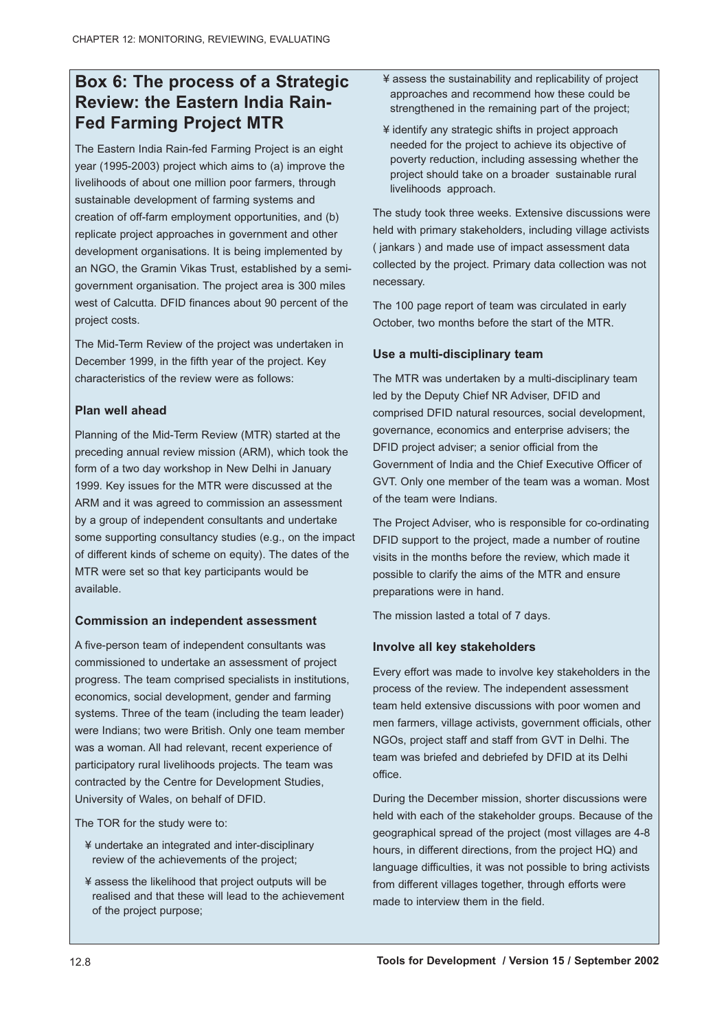## Box 6: The process of a Strategic Review: the Eastern India Rain-Fed Farming Project MTR

The Eastern India Rain-fed Farming Project is an eight year (1995-2003) project which aims to (a) improve the livelihoods of about one million poor farmers, through sustainable development of farming systems and creation of off-farm employment opportunities, and (b) replicate project approaches in government and other development organisations. It is being implemented by an NGO, the Gramin Vikas Trust, established by a semi-government organisation. The project area is 300 miles west of Calcutta. DFID finances about 90 percent of the project costs.

The Mid-Term Review of the project was undertaken in December 1999, in the fifth year of the project. Key characteristics of the review were as follows:

### Plan well ahead

Planning of the Mid-Term Review (MTR) started at the preceding annual review mission (ARM), which took the form of a two day workshop in New Delhi in January 1999. Key issues for the MTR were discussed at the ARM and it was agreed to commission an assessment by a group of independent consultants and undertake some supporting consultancy studies (e.g., on the impact of different kinds of scheme on equity). The dates of the MTR were set so that key participants would be available.

### Commission an independent assessment

A five-person team of independent consultants was commissioned to undertake an assessment of project progress. The team comprised specialists in institutions, economics, social development, gender and farming systems. Three of the team (including the team leader) were Indians; two were British. Only one team member was a woman. All had relevant, recent experience of participatory rural livelihoods projects. The team was contracted by the Centre for Development Studies, University of Wales, on behalf of DFID.

The TOR for the study were to:

- undertake an integrated and inter-disciplinary review of the achievements of the project;
- assess the likelihood that project outputs will be realised and that these will lead to the achievement of the project purpose;
- assess the sustainability and replicability of project approaches and recommend how these could be strengthened in the remaining part of the project;
- identify any strategic shifts in project approach needed for the project to achieve its objective of poverty reduction, including assessing whether the project should take on a broader sustainable rural livelihoods approach.

The study took three weeks. Extensive discussions were held with primary stakeholders, including village activists ( jankars ) and made use of impact assessment data collected by the project. Primary data collection was not necessary.

The 100 page report of team was circulated in early October, two months before the start of the MTR.

### Use a multi-disciplinary team

The MTR was undertaken by a multi-disciplinary team led by the Deputy Chief NR Adviser, DFID and comprised DFID natural resources, social development, governance, economics and enterprise advisers; the DFID project adviser; a senior official from the Government of India and the Chief Executive Officer of GVT. Only one member of the team was a woman. Most of the team were Indians.

The Project Adviser, who is responsible for co-ordinating DFID support to the project, made a number of routine visits in the months before the review, which made it possible to clarify the aims of the MTR and ensure preparations were in hand.

The mission lasted a total of 7 days.

### Involve all key stakeholders

Every effort was made to involve key stakeholders in the process of the review. The independent assessment team held extensive discussions with poor women and men farmers, village activists, government officials, other NGOs, project staff and staff from GVT in Delhi. The team was briefed and debriefed by DFID at its Delhi office.

During the December mission, shorter discussions were held with each of the stakeholder groups. Because of the geographical spread of the project (most villages are 4-8 hours, in different directions, from the project HQ) and language difficulties, it was not possible to bring activists from different villages together, through efforts were made to interview them in the field.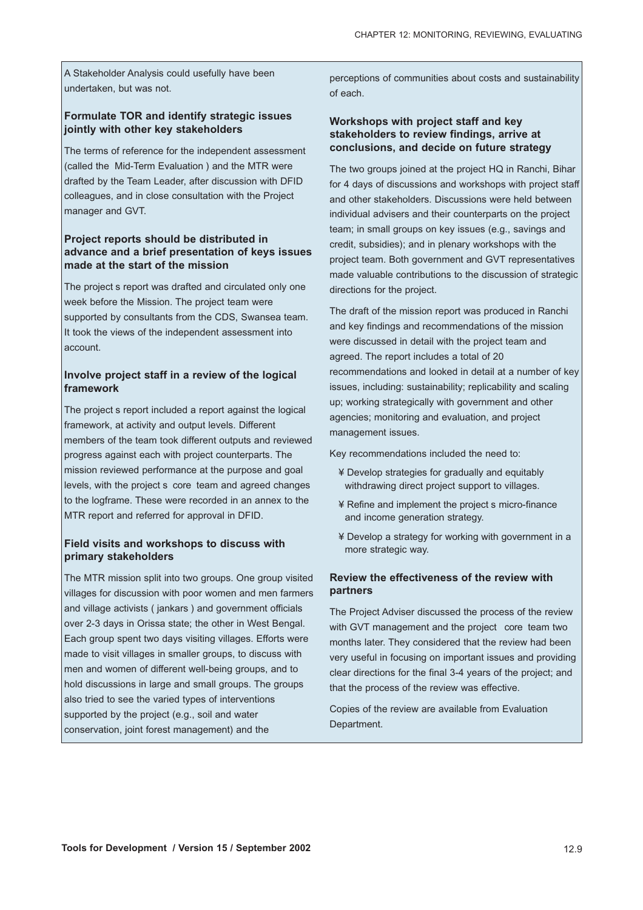A Stakeholder Analysis could usefully have been undertaken, but was not.

### Formulate TOR and identify strategic issues jointly with other key stakeholders

The terms of reference for the independent assessment (called the  Mid-Term Evaluation ) and the MTR were drafted by the Team Leader, after discussion with DFID colleagues, and in close consultation with the Project manager and GVT.

### Project reports should be distributed in advance and a brief presentation of keys issues made at the start of the mission

The project s report was drafted and circulated only one week before the Mission. The project team were supported by consultants from the CDS, Swansea team. It took the views of the independent assessment into account.

### Involve project staff in a review of the logical framework

The project s report included a report against the logical framework, at activity and output levels. Different members of the team took different outputs and reviewed progress against each with project counterparts. The mission reviewed performance at the purpose and goal levels, with the project s  core  team and agreed changes to the logframe. These were recorded in an annex to the MTR report and referred for approval in DFID.

### Field visits and workshops to discuss with primary stakeholders

The MTR mission split into two groups. One group visited villages for discussion with poor women and men farmers and village activists ( jankars ) and government officials over 2-3 days in Orissa state; the other in West Bengal. Each group spent two days visiting villages. Efforts were made to visit villages in smaller groups, to discuss with men and women of different well-being groups, and to hold discussions in large and small groups. The groups also tried to see the varied types of interventions supported by the project (e.g., soil and water conservation, joint forest management) and the perceptions of communities about costs and sustainability of each.

### Workshops with project staff and key stakeholders to review findings, arrive at conclusions, and decide on future strategy

The two groups joined at the project HQ in Ranchi, Bihar for 4 days of discussions and workshops with project staff and other stakeholders. Discussions were held between individual advisers and their counterparts on the project team; in small groups on key issues (e.g., savings and credit, subsidies); and in plenary workshops with the project team. Both government and GVT representatives made valuable contributions to the discussion of strategic directions for the project.

The draft of the mission report was produced in Ranchi and key findings and recommendations of the mission were discussed in detail with the project team and agreed. The report includes a total of 20 recommendations and looked in detail at a number of key issues, including: sustainability; replicability and scaling up; working strategically with government and other agencies; monitoring and evaluation, and project management issues.

Key recommendations included the need to:

- Develop strategies for gradually and equitably withdrawing direct project support to villages.
- Refine and implement the project s micro-finance and income generation strategy.
- Develop a strategy for working with government in a more strategic way.

### Review the effectiveness of the review with partners

The Project Adviser discussed the process of the review with GVT management and the project  core  team two months later. They considered that the review had been very useful in focusing on important issues and providing clear directions for the final 3-4 years of the project; and that the process of the review was effective.

Copies of the review are available from Evaluation Department.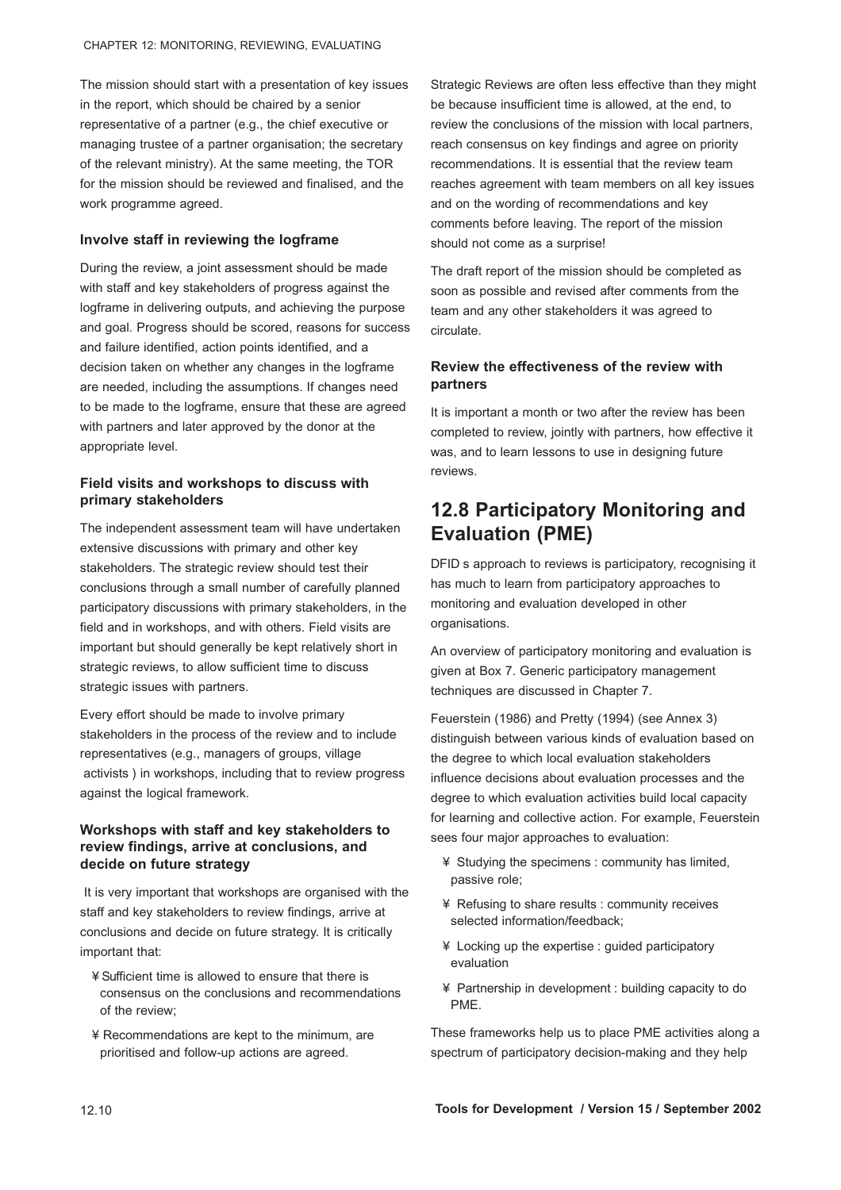The mission should start with a presentation of key issues in the report, which should be chaired by a senior representative of a partner (e.g., the chief executive or managing trustee of a partner organisation; the secretary of the relevant ministry). At the same meeting, the TOR for the mission should be reviewed and finalised, and the work programme agreed.

### Involve staff in reviewing the logframe

During the review, a joint assessment should be made with staff and key stakeholders of progress against the logframe in delivering outputs, and achieving the purpose and goal. Progress should be scored, reasons for success and failure identified, action points identified, and a decision taken on whether any changes in the logframe are needed, including the assumptions. If changes need to be made to the logframe, ensure that these are agreed with partners and later approved by the donor at the appropriate level.

### Field visits and workshops to discuss with primary stakeholders

The independent assessment team will have undertaken extensive discussions with primary and other key stakeholders. The strategic review should test their conclusions through a small number of carefully planned participatory discussions with primary stakeholders, in the field and in workshops, and with others. Field visits are important but should generally be kept relatively short in strategic reviews, to allow sufficient time to discuss strategic issues with partners.

Every effort should be made to involve primary stakeholders in the process of the review and to include representatives (e.g., managers of groups, village activists ) in workshops, including that to review progress against the logical framework.

### Workshops with staff and key stakeholders to review findings, arrive at conclusions, and decide on future strategy

It is very important that workshops are organised with the staff and key stakeholders to review findings, arrive at conclusions and decide on future strategy. It is critically important that:

- Sufficient time is allowed to ensure that there is consensus on the conclusions and recommendations of the review;
- Recommendations are kept to the minimum, are prioritised and follow-up actions are agreed.

Strategic Reviews are often less effective than they might be because insufficient time is allowed, at the end, to review the conclusions of the mission with local partners, reach consensus on key findings and agree on priority recommendations. It is essential that the review team reaches agreement with team members on all key issues and on the wording of recommendations and key comments before leaving. The report of the mission should not come as a surprise!

The draft report of the mission should be completed as soon as possible and revised after comments from the team and any other stakeholders it was agreed to circulate.

### Review the effectiveness of the review with partners

It is important a month or two after the review has been completed to review, jointly with partners, how effective it was, and to learn lessons to use in designing future reviews.

## 12.8 Participatory Monitoring and Evaluation (PME)

DFID s approach to reviews is participatory, recognising it has much to learn from participatory approaches to monitoring and evaluation developed in other organisations.

An overview of participatory monitoring and evaluation is given at Box 7. Generic participatory management techniques are discussed in Chapter 7.

Feuerstein (1986) and Pretty (1994) (see Annex 3) distinguish between various kinds of evaluation based on the degree to which local evaluation stakeholders influence decisions about evaluation processes and the degree to which evaluation activities build local capacity for learning and collective action. For example, Feuerstein sees four major approaches to evaluation:

- Studying the specimens : community has limited, passive role;
- Refusing to share results : community receives selected information/feedback;
- Locking up the expertise : guided participatory evaluation
- Partnership in development : building capacity to do PME.

These frameworks help us to place PME activities along a spectrum of participatory decision-making and they help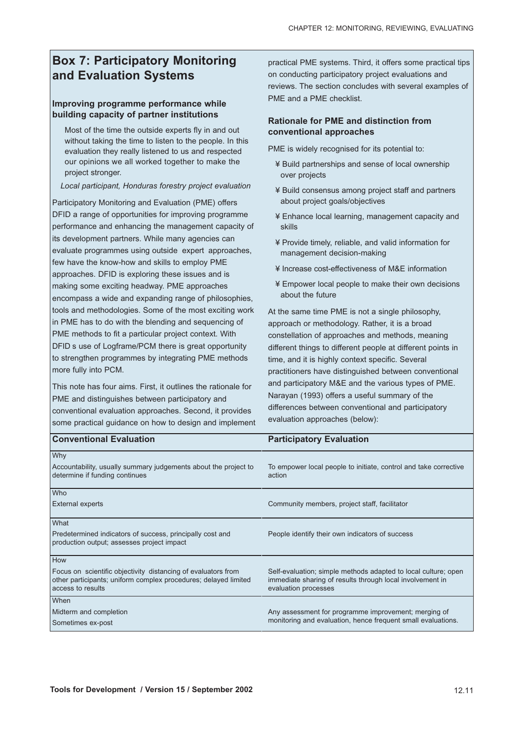## Box 7: Participatory Monitoring and Evaluation Systems

### Improving programme performance while building capacity of partner institutions

> Most of the time the outside experts fly in and out without taking the time to listen to the people. In this evaluation they really listened to us and respected our opinions we all worked together to make the project stronger.
>
> *Local participant, Honduras forestry project evaluation*

Participatory Monitoring and Evaluation (PME) offers DFID a range of opportunities for improving programme performance and enhancing the management capacity of its development partners. While many agencies can evaluate programmes using outside expert approaches, few have the know-how and skills to employ PME approaches. DFID is exploring these issues and is making some exciting headway. PME approaches encompass a wide and expanding range of philosophies, tools and methodologies. Some of the most exciting work in PME has to do with the blending and sequencing of PME methods to fit a particular project context. With DFID s use of Logframe/PCM there is great opportunity to strengthen programmes by integrating PME methods more fully into PCM.

This note has four aims. First, it outlines the rationale for PME and distinguishes between participatory and conventional evaluation approaches. Second, it provides some practical guidance on how to design and implement practical PME systems. Third, it offers some practical tips on conducting participatory project evaluations and reviews. The section concludes with several examples of PME and a PME checklist.

### Rationale for PME and distinction from conventional approaches

PME is widely recognised for its potential to:

- Build partnerships and sense of local ownership over projects
- Build consensus among project staff and partners about project goals/objectives
- Enhance local learning, management capacity and skills
- Provide timely, reliable, and valid information for management decision-making
- Increase cost-effectiveness of M&E information
- Empower local people to make their own decisions about the future

At the same time PME is not a single philosophy, approach or methodology. Rather, it is a broad constellation of approaches and methods, meaning different things to different people at different points in time, and it is highly context specific. Several practitioners have distinguished between conventional and participatory M&E and the various types of PME. Narayan (1993) offers a useful summary of the differences between conventional and participatory evaluation approaches (below):

| Conventional Evaluation | Participatory Evaluation |
|---|---|
| **Why** | |
| Accountability, usually summary judgements about the project to determine if funding continues | To empower local people to initiate, control and take corrective action |
| **Who** | |
| External experts | Community members, project staff, facilitator |
| **What** | |
| Predetermined indicators of success, principally cost and production output; assesses project impact | People identify their own indicators of success |
| **How** | |
| Focus on scientific objectivity distancing of evaluators from other participants; uniform complex procedures; delayed limited access to results | Self-evaluation; simple methods adapted to local culture; open immediate sharing of results through local involvement in evaluation processes |
| **When** | |
| Midterm and completion<br>Sometimes ex-post | Any assessment for programme improvement; merging of monitoring and evaluation, hence frequent small evaluations. |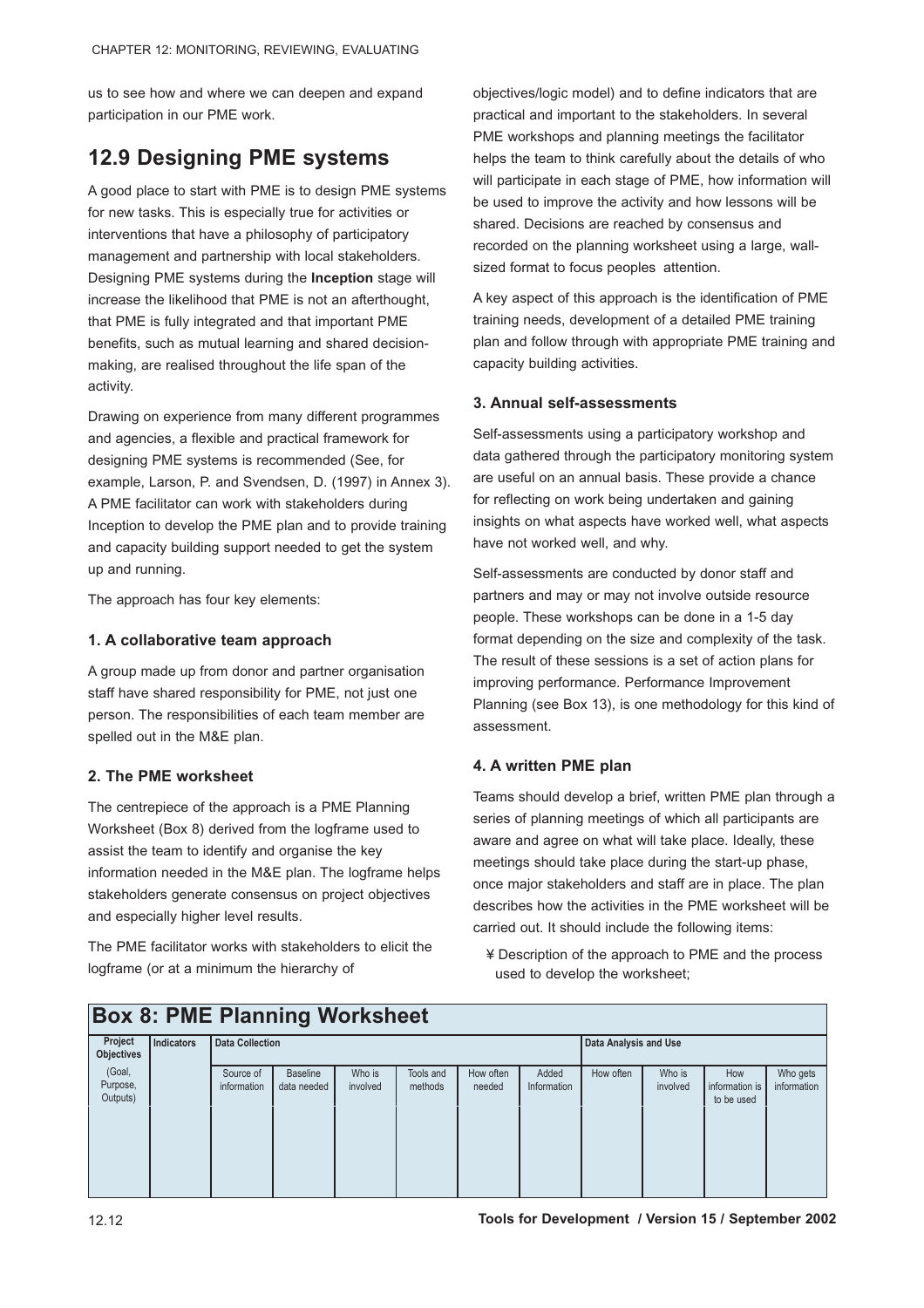us to see how and where we can deepen and expand participation in our PME work.

## 12.9 Designing PME systems

A good place to start with PME is to design PME systems for new tasks. This is especially true for activities or interventions that have a philosophy of participatory management and partnership with local stakeholders. Designing PME systems during the **Inception** stage will increase the likelihood that PME is not an afterthought, that PME is fully integrated and that important PME benefits, such as mutual learning and shared decision-making, are realised throughout the life span of the activity.

Drawing on experience from many different programmes and agencies, a flexible and practical framework for designing PME systems is recommended (See, for example, Larson, P. and Svendsen, D. (1997) in Annex 3). A PME facilitator can work with stakeholders during Inception to develop the PME plan and to provide training and capacity building support needed to get the system up and running.

The approach has four key elements:

### 1. A collaborative team approach

A group made up from donor and partner organisation staff have shared responsibility for PME, not just one person. The responsibilities of each team member are spelled out in the M&E plan.

### 2. The PME worksheet

The centrepiece of the approach is a PME Planning Worksheet (Box 8) derived from the logframe used to assist the team to identify and organise the key information needed in the M&E plan. The logframe helps stakeholders generate consensus on project objectives and especially higher level results.

The PME facilitator works with stakeholders to elicit the logframe (or at a minimum the hierarchy of objectives/logic model) and to define indicators that are practical and important to the stakeholders. In several PME workshops and planning meetings the facilitator helps the team to think carefully about the details of who will participate in each stage of PME, how information will be used to improve the activity and how lessons will be shared. Decisions are reached by consensus and recorded on the planning worksheet using a large, wall-sized format to focus peoples attention.

A key aspect of this approach is the identification of PME training needs, development of a detailed PME training plan and follow through with appropriate PME training and capacity building activities.

### 3. Annual self-assessments

Self-assessments using a participatory workshop and data gathered through the participatory monitoring system are useful on an annual basis. These provide a chance for reflecting on work being undertaken and gaining insights on what aspects have worked well, what aspects have not worked well, and why.

Self-assessments are conducted by donor staff and partners and may or may not involve outside resource people. These workshops can be done in a 1-5 day format depending on the size and complexity of the task. The result of these sessions is a set of action plans for improving performance. Performance Improvement Planning (see Box 13), is one methodology for this kind of assessment.

### 4. A written PME plan

Teams should develop a brief, written PME plan through a series of planning meetings of which all participants are aware and agree on what will take place. Ideally, these meetings should take place during the start-up phase, once major stakeholders and staff are in place. The plan describes how the activities in the PME worksheet will be carried out. It should include the following items:

- Description of the approach to PME and the process used to develop the worksheet;

### Box 8: PME Planning Worksheet

| Project Objectives | Indicators | Data Collection | | | | | | Data Analysis and Use | | | |
|---|---|---|---|---|---|---|---|---|---|---|---|
| (Goal, Purpose, Outputs) | | Source of information | Baseline data needed | Who is involved | Tools and methods | How often needed | Added Information | How often | Who is involved | How information is to be used | Who gets information |
| | | | | | | | | | | | |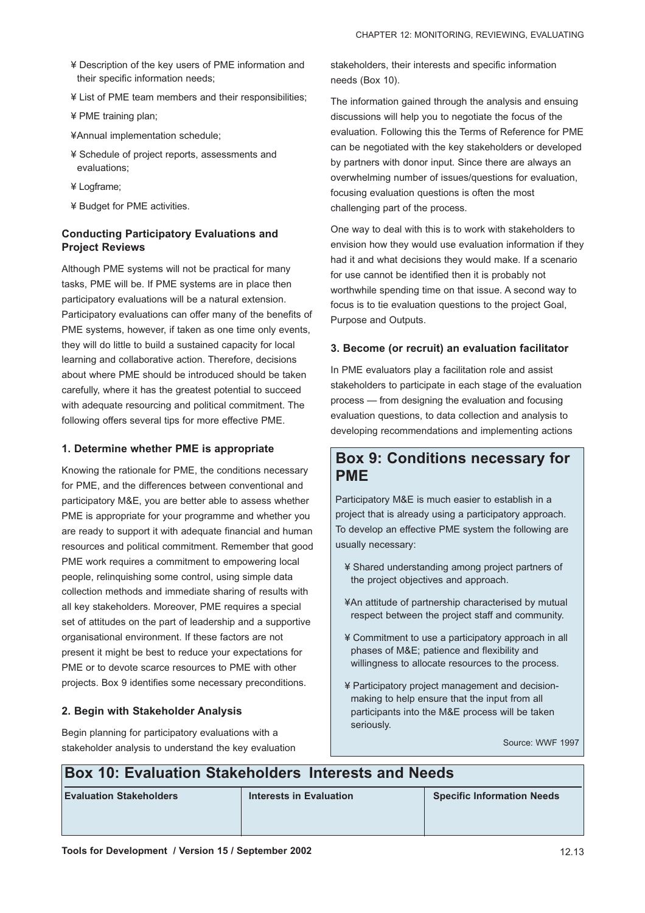- ¥ Description of the key users of PME information and their specific information needs;
- ¥ List of PME team members and their responsibilities;
- ¥ PME training plan;
- ¥Annual implementation schedule;
- ¥ Schedule of project reports, assessments and evaluations;
- ¥ Logframe;
- ¥ Budget for PME activities.

### Conducting Participatory Evaluations and Project Reviews

Although PME systems will not be practical for many tasks, PME will be. If PME systems are in place then participatory evaluations will be a natural extension. Participatory evaluations can offer many of the benefits of PME systems, however, if taken as one time only events, they will do little to build a sustained capacity for local learning and collaborative action. Therefore, decisions about where PME should be introduced should be taken carefully, where it has the greatest potential to succeed with adequate resourcing and political commitment. The following offers several tips for more effective PME.

#### 1. Determine whether PME is appropriate

Knowing the rationale for PME, the conditions necessary for PME, and the differences between conventional and participatory M&E, you are better able to assess whether PME is appropriate for your programme and whether you are ready to support it with adequate financial and human resources and political commitment. Remember that good PME work requires a commitment to empowering local people, relinquishing some control, using simple data collection methods and immediate sharing of results with all key stakeholders. Moreover, PME requires a special set of attitudes on the part of leadership and a supportive organisational environment. If these factors are not present it might be best to reduce your expectations for PME or to devote scarce resources to PME with other projects. Box 9 identifies some necessary preconditions.

#### 2. Begin with Stakeholder Analysis

Begin planning for participatory evaluations with a stakeholder analysis to understand the key evaluation stakeholders, their interests and specific information needs (Box 10).

The information gained through the analysis and ensuing discussions will help you to negotiate the focus of the evaluation. Following this the Terms of Reference for PME can be negotiated with the key stakeholders or developed by partners with donor input. Since there are always an overwhelming number of issues/questions for evaluation, focusing evaluation questions is often the most challenging part of the process.

One way to deal with this is to work with stakeholders to envision how they would use evaluation information if they had it and what decisions they would make. If a scenario for use cannot be identified then it is probably not worthwhile spending time on that issue. A second way to focus is to tie evaluation questions to the project Goal, Purpose and Outputs.

#### 3. Become (or recruit) an evaluation facilitator

In PME evaluators play a facilitation role and assist stakeholders to participate in each stage of the evaluation process — from designing the evaluation and focusing evaluation questions, to data collection and analysis to developing recommendations and implementing actions

## Box 9: Conditions necessary for PME

Participatory M&E is much easier to establish in a project that is already using a participatory approach. To develop an effective PME system the following are usually necessary:

- ¥ Shared understanding among project partners of the project objectives and approach.
- ¥An attitude of partnership characterised by mutual respect between the project staff and community.
- ¥ Commitment to use a participatory approach in all phases of M&E; patience and flexibility and willingness to allocate resources to the process.
- ¥ Participatory project management and decision-making to help ensure that the input from all participants into the M&E process will be taken seriously.

Source: WWF 1997

## Box 10: Evaluation Stakeholders Interests and Needs

| Evaluation Stakeholders | Interests in Evaluation | Specific Information Needs |
|---|---|---|
| | | |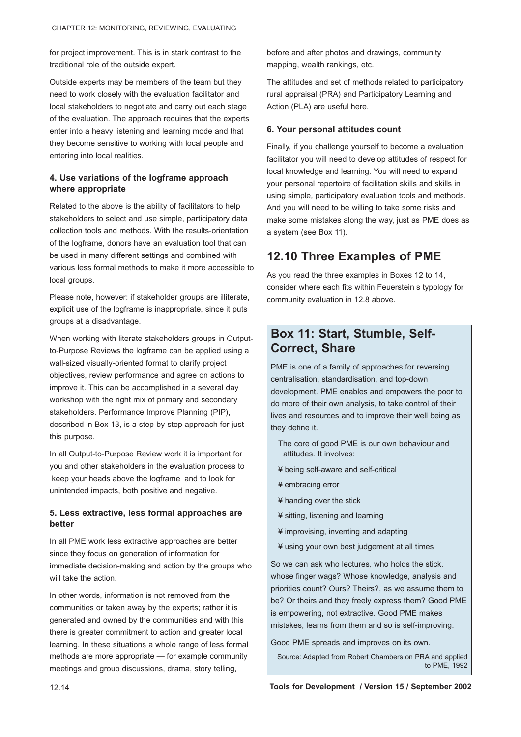for project improvement. This is in stark contrast to the traditional role of the outside expert.

Outside experts may be members of the team but they need to work closely with the evaluation facilitator and local stakeholders to negotiate and carry out each stage of the evaluation. The approach requires that the experts enter into a heavy listening and learning mode and that they become sensitive to working with local people and entering into local realities.

### 4. Use variations of the logframe approach where appropriate

Related to the above is the ability of facilitators to help stakeholders to select and use simple, participatory data collection tools and methods. With the results-orientation of the logframe, donors have an evaluation tool that can be used in many different settings and combined with various less formal methods to make it more accessible to local groups.

Please note, however: if stakeholder groups are illiterate, explicit use of the logframe is inappropriate, since it puts groups at a disadvantage.

When working with literate stakeholders groups in Output-to-Purpose Reviews the logframe can be applied using a wall-sized visually-oriented format to clarify project objectives, review performance and agree on actions to improve it. This can be accomplished in a several day workshop with the right mix of primary and secondary stakeholders. Performance Improve Planning (PIP), described in Box 13, is a step-by-step approach for just this purpose.

In all Output-to-Purpose Review work it is important for you and other stakeholders in the evaluation process to keep your heads above the logframe and to look for unintended impacts, both positive and negative.

### 5. Less extractive, less formal approaches are better

In all PME work less extractive approaches are better since they focus on generation of information for immediate decision-making and action by the groups who will take the action.

In other words, information is not removed from the communities or taken away by the experts; rather it is generated and owned by the communities and with this there is greater commitment to action and greater local learning. In these situations a whole range of less formal methods are more appropriate — for example community meetings and group discussions, drama, story telling, before and after photos and drawings, community mapping, wealth rankings, etc.

The attitudes and set of methods related to participatory rural appraisal (PRA) and Participatory Learning and Action (PLA) are useful here.

### 6. Your personal attitudes count

Finally, if you challenge yourself to become a evaluation facilitator you will need to develop attitudes of respect for local knowledge and learning. You will need to expand your personal repertoire of facilitation skills and skills in using simple, participatory evaluation tools and methods. And you will need to be willing to take some risks and make some mistakes along the way, just as PME does as a system (see Box 11).

## 12.10 Three Examples of PME

As you read the three examples in Boxes 12 to 14, consider where each fits within Feuerstein s typology for community evaluation in 12.8 above.

## Box 11: Start, Stumble, Self-Correct, Share

PME is one of a family of approaches for reversing centralisation, standardisation, and top-down development. PME enables and empowers the poor to do more of their own analysis, to take control of their lives and resources and to improve their well being as they define it.

The core of good PME is our own behaviour and attitudes. It involves:

- being self-aware and self-critical
- embracing error
- handing over the stick
- sitting, listening and learning
- improvising, inventing and adapting
- using your own best judgement at all times

So we can ask who lectures, who holds the stick, whose finger wags? Whose knowledge, analysis and priorities count? Ours? Theirs?, as we assume them to be? Or theirs and they freely express them? Good PME is empowering, not extractive. Good PME makes mistakes, learns from them and so is self-improving.

Good PME spreads and improves on its own.

Source: Adapted from Robert Chambers on PRA and applied to PME, 1992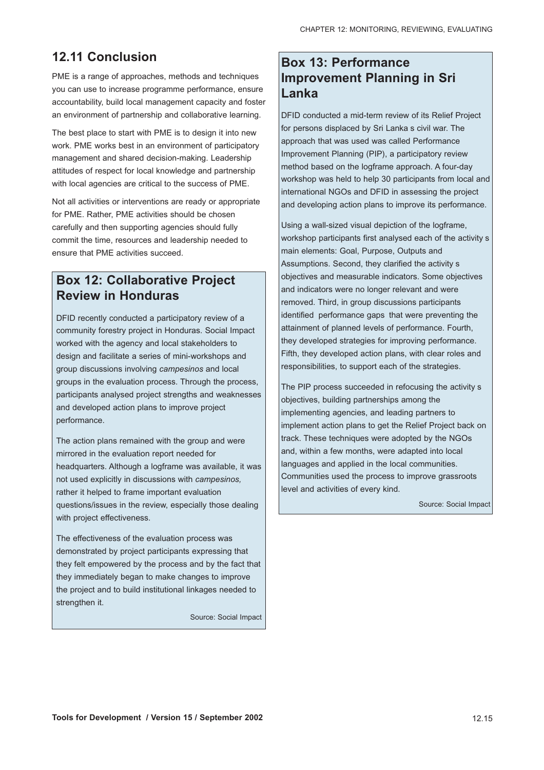## 12.11 Conclusion

PME is a range of approaches, methods and techniques you can use to increase programme performance, ensure accountability, build local management capacity and foster an environment of partnership and collaborative learning.

The best place to start with PME is to design it into new work. PME works best in an environment of participatory management and shared decision-making. Leadership attitudes of respect for local knowledge and partnership with local agencies are critical to the success of PME.

Not all activities or interventions are ready or appropriate for PME. Rather, PME activities should be chosen carefully and then supporting agencies should fully commit the time, resources and leadership needed to ensure that PME activities succeed.

### Box 12: Collaborative Project Review in Honduras

DFID recently conducted a participatory review of a community forestry project in Honduras. Social Impact worked with the agency and local stakeholders to design and facilitate a series of mini-workshops and group discussions involving *campesinos* and local groups in the evaluation process. Through the process, participants analysed project strengths and weaknesses and developed action plans to improve project performance.

The action plans remained with the group and were mirrored in the evaluation report needed for headquarters. Although a logframe was available, it was not used explicitly in discussions with *campesinos,* rather it helped to frame important evaluation questions/issues in the review, especially those dealing with project effectiveness.

The effectiveness of the evaluation process was demonstrated by project participants expressing that they felt empowered by the process and by the fact that they immediately began to make changes to improve the project and to build institutional linkages needed to strengthen it.

Source: Social Impact

### Box 13: Performance Improvement Planning in Sri Lanka

DFID conducted a mid-term review of its Relief Project for persons displaced by Sri Lanka s civil war. The approach that was used was called Performance Improvement Planning (PIP), a participatory review method based on the logframe approach. A four-day workshop was held to help 30 participants from local and international NGOs and DFID in assessing the project and developing action plans to improve its performance.

Using a wall-sized visual depiction of the logframe, workshop participants first analysed each of the activity s main elements: Goal, Purpose, Outputs and Assumptions. Second, they clarified the activity s objectives and measurable indicators. Some objectives and indicators were no longer relevant and were removed. Third, in group discussions participants identified performance gaps that were preventing the attainment of planned levels of performance. Fourth, they developed strategies for improving performance. Fifth, they developed action plans, with clear roles and responsibilities, to support each of the strategies.

The PIP process succeeded in refocusing the activity s objectives, building partnerships among the implementing agencies, and leading partners to implement action plans to get the Relief Project back on track. These techniques were adopted by the NGOs and, within a few months, were adapted into local languages and applied in the local communities. Communities used the process to improve grassroots level and activities of every kind.

Source: Social Impact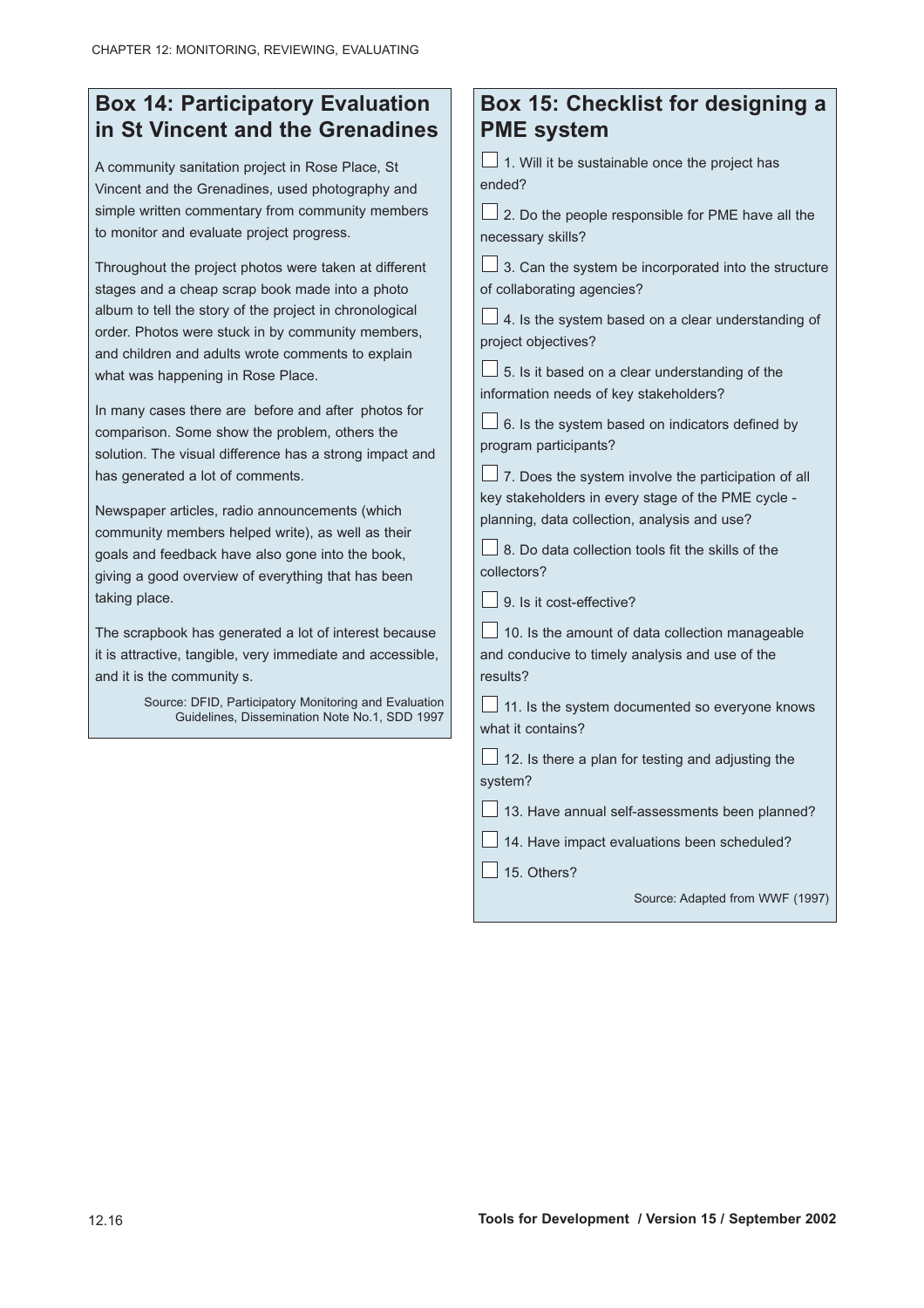## Box 14: Participatory Evaluation in St Vincent and the Grenadines

A community sanitation project in Rose Place, St Vincent and the Grenadines, used photography and simple written commentary from community members to monitor and evaluate project progress.

Throughout the project photos were taken at different stages and a cheap scrap book made into a photo album to tell the story of the project in chronological order. Photos were stuck in by community members, and children and adults wrote comments to explain what was happening in Rose Place.

In many cases there are before and after photos for comparison. Some show the problem, others the solution. The visual difference has a strong impact and has generated a lot of comments.

Newspaper articles, radio announcements (which community members helped write), as well as their goals and feedback have also gone into the book, giving a good overview of everything that has been taking place.

The scrapbook has generated a lot of interest because it is attractive, tangible, very immediate and accessible, and it is the community s.

Source: DFID, Participatory Monitoring and Evaluation Guidelines, Dissemination Note No.1, SDD 1997

## Box 15: Checklist for designing a PME system

- [ ] 1. Will it be sustainable once the project has ended?
- [ ] 2. Do the people responsible for PME have all the necessary skills?
- [ ] 3. Can the system be incorporated into the structure of collaborating agencies?
- [ ] 4. Is the system based on a clear understanding of project objectives?
- [ ] 5. Is it based on a clear understanding of the information needs of key stakeholders?
- [ ] 6. Is the system based on indicators defined by program participants?
- [ ] 7. Does the system involve the participation of all key stakeholders in every stage of the PME cycle - planning, data collection, analysis and use?
- [ ] 8. Do data collection tools fit the skills of the collectors?
- [ ] 9. Is it cost-effective?
- [ ] 10. Is the amount of data collection manageable and conducive to timely analysis and use of the results?
- [ ] 11. Is the system documented so everyone knows what it contains?
- [ ] 12. Is there a plan for testing and adjusting the system?
- [ ] 13. Have annual self-assessments been planned?
- [ ] 14. Have impact evaluations been scheduled?
- [ ] 15. Others?

Source: Adapted from WWF (1997)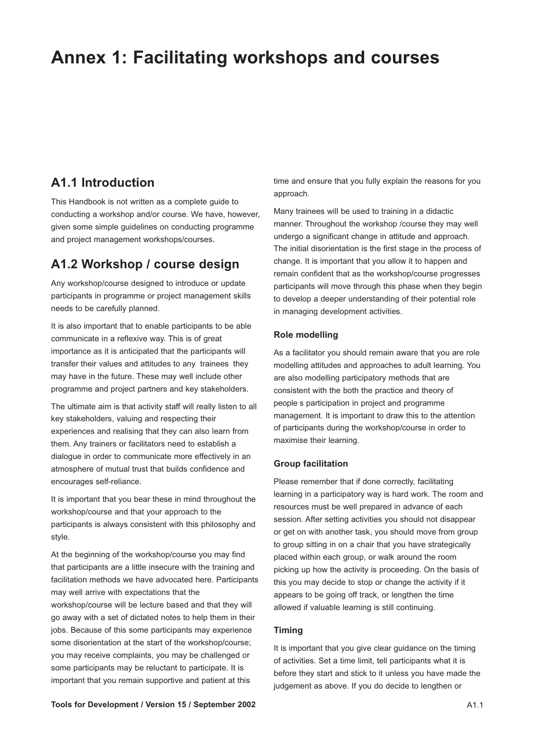# Annex 1: Facilitating workshops and courses

## A1.1 Introduction

This Handbook is not written as a complete guide to conducting a workshop and/or course. We have, however, given some simple guidelines on conducting programme and project management workshops/courses.

## A1.2 Workshop / course design

Any workshop/course designed to introduce or update participants in programme or project management skills needs to be carefully planned.

It is also important that to enable participants to be able communicate in a reflexive way. This is of great importance as it is anticipated that the participants will transfer their values and attitudes to any trainees they may have in the future. These may well include other programme and project partners and key stakeholders.

The ultimate aim is that activity staff will really listen to all key stakeholders, valuing and respecting their experiences and realising that they can also learn from them. Any trainers or facilitators need to establish a dialogue in order to communicate more effectively in an atmosphere of mutual trust that builds confidence and encourages self-reliance.

It is important that you bear these in mind throughout the workshop/course and that your approach to the participants is always consistent with this philosophy and style.

At the beginning of the workshop/course you may find that participants are a little insecure with the training and facilitation methods we have advocated here. Participants may well arrive with expectations that the workshop/course will be lecture based and that they will go away with a set of dictated notes to help them in their jobs. Because of this some participants may experience some disorientation at the start of the workshop/course; you may receive complaints, you may be challenged or some participants may be reluctant to participate. It is important that you remain supportive and patient at this time and ensure that you fully explain the reasons for you approach.

Many trainees will be used to training in a didactic manner. Throughout the workshop /course they may well undergo a significant change in attitude and approach. The initial disorientation is the first stage in the process of change. It is important that you allow it to happen and remain confident that as the workshop/course progresses participants will move through this phase when they begin to develop a deeper understanding of their potential role in managing development activities.

### Role modelling

As a facilitator you should remain aware that you are role modelling attitudes and approaches to adult learning. You are also modelling participatory methods that are consistent with the both the practice and theory of people s participation in project and programme management. It is important to draw this to the attention of participants during the workshop/course in order to maximise their learning.

### Group facilitation

Please remember that if done correctly, facilitating learning in a participatory way is hard work. The room and resources must be well prepared in advance of each session. After setting activities you should not disappear or get on with another task, you should move from group to group sitting in on a chair that you have strategically placed within each group, or walk around the room picking up how the activity is proceeding. On the basis of this you may decide to stop or change the activity if it appears to be going off track, or lengthen the time allowed if valuable learning is still continuing.

### Timing

It is important that you give clear guidance on the timing of activities. Set a time limit, tell participants what it is before they start and stick to it unless you have made the judgement as above. If you do decide to lengthen or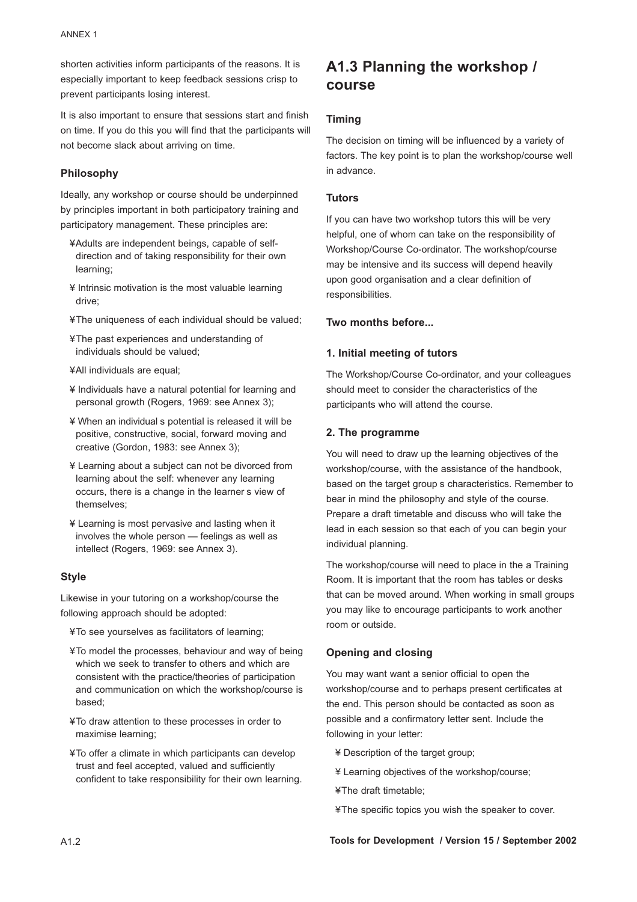shorten activities inform participants of the reasons. It is especially important to keep feedback sessions crisp to prevent participants losing interest.

It is also important to ensure that sessions start and finish on time. If you do this you will find that the participants will not become slack about arriving on time.

### Philosophy

Ideally, any workshop or course should be underpinned by principles important in both participatory training and participatory management. These principles are:

- Adults are independent beings, capable of self-direction and of taking responsibility for their own learning;
- Intrinsic motivation is the most valuable learning drive;
- The uniqueness of each individual should be valued;
- The past experiences and understanding of individuals should be valued;
- All individuals are equal;
- Individuals have a natural potential for learning and personal growth (Rogers, 1969: see Annex 3);
- When an individual s potential is released it will be positive, constructive, social, forward moving and creative (Gordon, 1983: see Annex 3);
- Learning about a subject can not be divorced from learning about the self: whenever any learning occurs, there is a change in the learner s view of themselves;
- Learning is most pervasive and lasting when it involves the whole person — feelings as well as intellect (Rogers, 1969: see Annex 3).

### Style

Likewise in your tutoring on a workshop/course the following approach should be adopted:

- To see yourselves as facilitators of learning;
- To model the processes, behaviour and way of being which we seek to transfer to others and which are consistent with the practice/theories of participation and communication on which the workshop/course is based;
- To draw attention to these processes in order to maximise learning;
- To offer a climate in which participants can develop trust and feel accepted, valued and sufficiently confident to take responsibility for their own learning.

## A1.3 Planning the workshop / course

### Timing

The decision on timing will be influenced by a variety of factors. The key point is to plan the workshop/course well in advance.

### Tutors

If you can have two workshop tutors this will be very helpful, one of whom can take on the responsibility of Workshop/Course Co-ordinator. The workshop/course may be intensive and its success will depend heavily upon good organisation and a clear definition of responsibilities.

### Two months before...

#### 1. Initial meeting of tutors

The Workshop/Course Co-ordinator, and your colleagues should meet to consider the characteristics of the participants who will attend the course.

#### 2. The programme

You will need to draw up the learning objectives of the workshop/course, with the assistance of the handbook, based on the target group s characteristics. Remember to bear in mind the philosophy and style of the course. Prepare a draft timetable and discuss who will take the lead in each session so that each of you can begin your individual planning.

The workshop/course will need to place in the a Training Room. It is important that the room has tables or desks that can be moved around. When working in small groups you may like to encourage participants to work another room or outside.

### Opening and closing

You may want want a senior official to open the workshop/course and to perhaps present certificates at the end. This person should be contacted as soon as possible and a confirmatory letter sent. Include the following in your letter:

- Description of the target group;
- Learning objectives of the workshop/course;
- The draft timetable;
- The specific topics you wish the speaker to cover.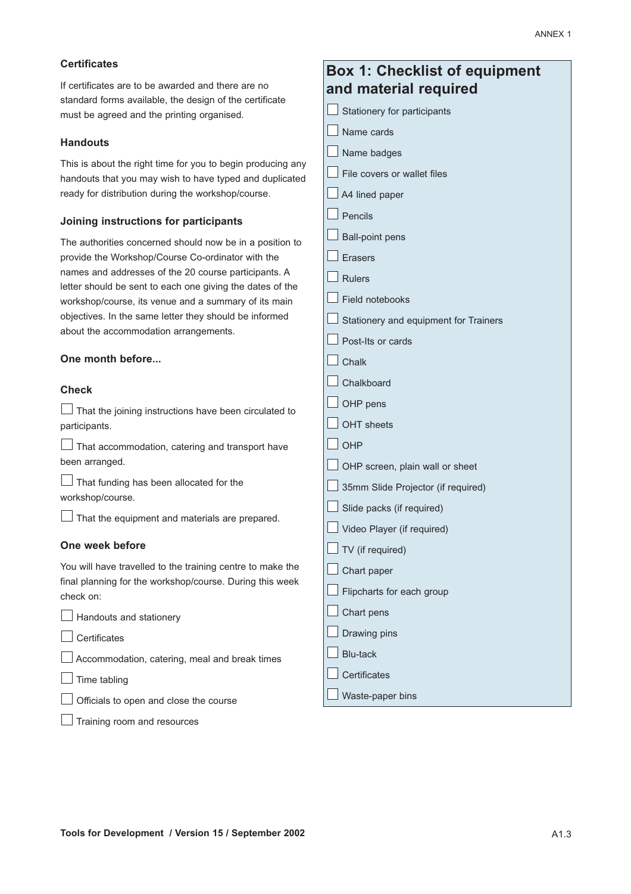### Certificates

If certificates are to be awarded and there are no standard forms available, the design of the certificate must be agreed and the printing organised.

### Handouts

This is about the right time for you to begin producing any handouts that you may wish to have typed and duplicated ready for distribution during the workshop/course.

### Joining instructions for participants

The authorities concerned should now be in a position to provide the Workshop/Course Co-ordinator with the names and addresses of the 20 course participants. A letter should be sent to each one giving the dates of the workshop/course, its venue and a summary of its main objectives. In the same letter they should be informed about the accommodation arrangements.

### One month before...

### Check

- ☐ That the joining instructions have been circulated to participants.
- ☐ That accommodation, catering and transport have been arranged.
- ☐ That funding has been allocated for the workshop/course.
- ☐ That the equipment and materials are prepared.

### One week before

You will have travelled to the training centre to make the final planning for the workshop/course. During this week check on:

- ☐ Handouts and stationery
- ☐ Certificates
- ☐ Accommodation, catering, meal and break times
- ☐ Time tabling
- ☐ Officials to open and close the course
- ☐ Training room and resources

## Box 1: Checklist of equipment and material required

- ☐ Stationery for participants
- ☐ Name cards
- ☐ Name badges
- ☐ File covers or wallet files
- ☐ A4 lined paper
- ☐ Pencils
- ☐ Ball-point pens
- ☐ Erasers
- ☐ Rulers
- ☐ Field notebooks
- ☐ Stationery and equipment for Trainers
- ☐ Post-Its or cards
- ☐ Chalk
- ☐ Chalkboard
- ☐ OHP pens
- ☐ OHT sheets
- ☐ OHP
- ☐ OHP screen, plain wall or sheet
- ☐ 35mm Slide Projector (if required)
- ☐ Slide packs (if required)
- ☐ Video Player (if required)
- ☐ TV (if required)
- ☐ Chart paper
- ☐ Flipcharts for each group
- ☐ Chart pens
- ☐ Drawing pins
- ☐ Blu-tack
- ☐ Certificates
- ☐ Waste-paper bins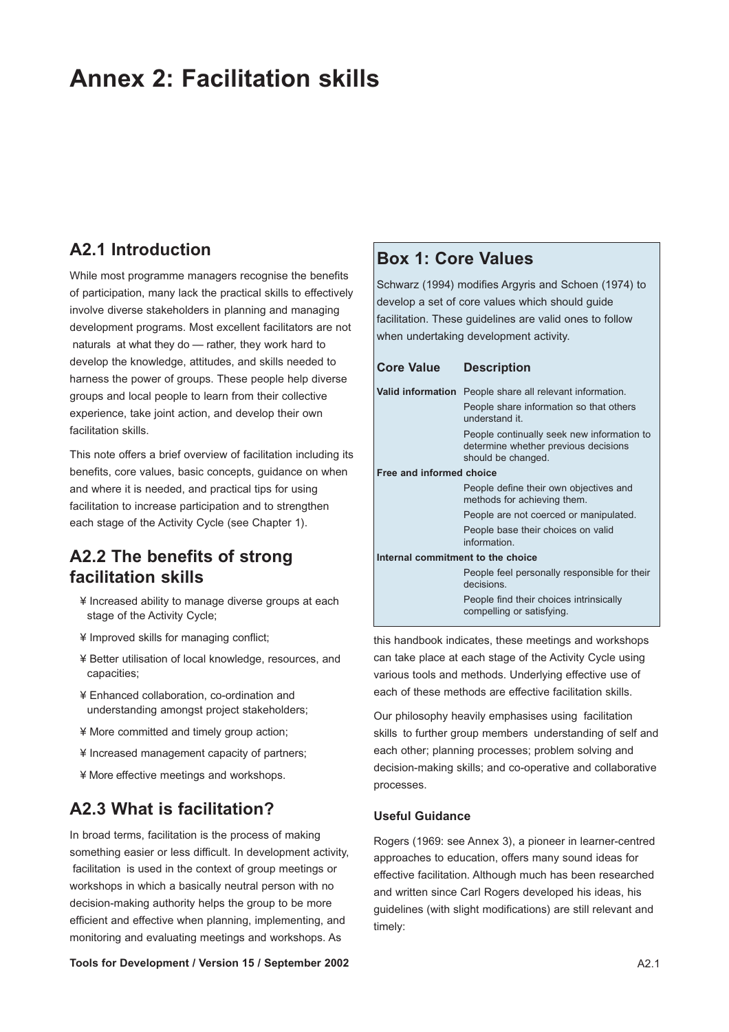# Annex 2: Facilitation skills

## A2.1 Introduction

While most programme managers recognise the benefits of participation, many lack the practical skills to effectively involve diverse stakeholders in planning and managing development programs. Most excellent facilitators are not naturals at what they do — rather, they work hard to develop the knowledge, attitudes, and skills needed to harness the power of groups. These people help diverse groups and local people to learn from their collective experience, take joint action, and develop their own facilitation skills.

This note offers a brief overview of facilitation including its benefits, core values, basic concepts, guidance on when and where it is needed, and practical tips for using facilitation to increase participation and to strengthen each stage of the Activity Cycle (see Chapter 1).

## A2.2 The benefits of strong facilitation skills

- Increased ability to manage diverse groups at each stage of the Activity Cycle;
- Improved skills for managing conflict;
- Better utilisation of local knowledge, resources, and capacities;
- Enhanced collaboration, co-ordination and understanding amongst project stakeholders;
- More committed and timely group action;
- Increased management capacity of partners;
- More effective meetings and workshops.

## A2.3 What is facilitation?

In broad terms, facilitation is the process of making something easier or less difficult. In development activity, facilitation is used in the context of group meetings or workshops in which a basically neutral person with no decision-making authority helps the group to be more efficient and effective when planning, implementing, and monitoring and evaluating meetings and workshops. As this handbook indicates, these meetings and workshops can take place at each stage of the Activity Cycle using various tools and methods. Underlying effective use of each of these methods are effective facilitation skills.

Our philosophy heavily emphasises using facilitation skills to further group members understanding of self and each other; planning processes; problem solving and decision-making skills; and co-operative and collaborative processes.

### Box 1: Core Values

Schwarz (1994) modifies Argyris and Schoen (1974) to develop a set of core values which should guide facilitation. These guidelines are valid ones to follow when undertaking development activity.

| Core Value | Description |
| --- | --- |
| **Valid information** | People share all relevant information. |
| | People share information so that others understand it. |
| | People continually seek new information to determine whether previous decisions should be changed. |
| **Free and informed choice** | |
| | People define their own objectives and methods for achieving them. |
| | People are not coerced or manipulated. |
| | People base their choices on valid information. |
| **Internal commitment to the choice** | |
| | People feel personally responsible for their decisions. |
| | People find their choices intrinsically compelling or satisfying. |

#### Useful Guidance

Rogers (1969: see Annex 3), a pioneer in learner-centred approaches to education, offers many sound ideas for effective facilitation. Although much has been researched and written since Carl Rogers developed his ideas, his guidelines (with slight modifications) are still relevant and timely: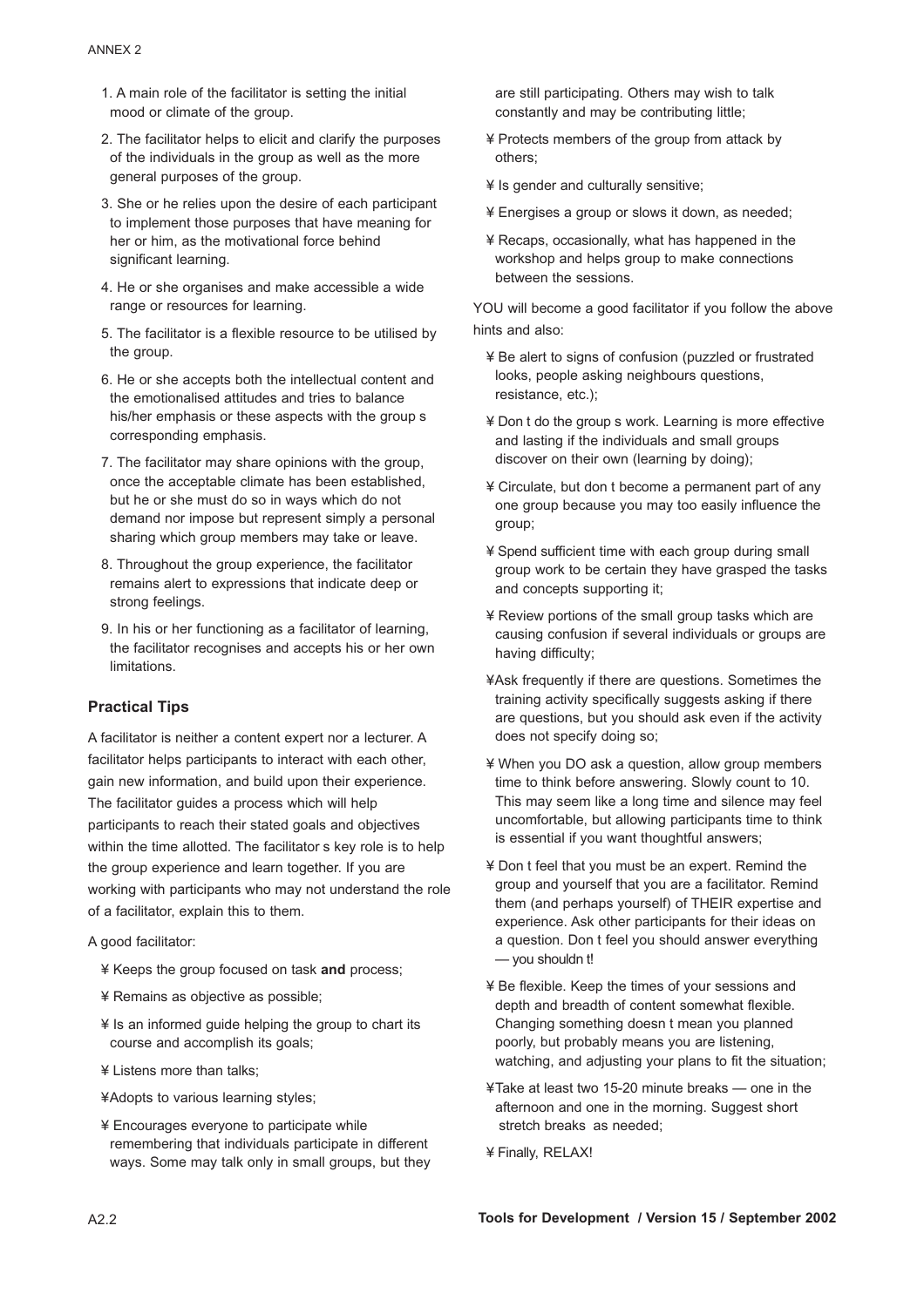1. A main role of the facilitator is setting the initial mood or climate of the group.
2. The facilitator helps to elicit and clarify the purposes of the individuals in the group as well as the more general purposes of the group.
3. She or he relies upon the desire of each participant to implement those purposes that have meaning for her or him, as the motivational force behind significant learning.
4. He or she organises and make accessible a wide range or resources for learning.
5. The facilitator is a flexible resource to be utilised by the group.
6. He or she accepts both the intellectual content and the emotionalised attitudes and tries to balance his/her emphasis or these aspects with the group s corresponding emphasis.
7. The facilitator may share opinions with the group, once the acceptable climate has been established, but he or she must do so in ways which do not demand nor impose but represent simply a personal sharing which group members may take or leave.
8. Throughout the group experience, the facilitator remains alert to expressions that indicate deep or strong feelings.
9. In his or her functioning as a facilitator of learning, the facilitator recognises and accepts his or her own limitations.

### Practical Tips

A facilitator is neither a content expert nor a lecturer. A facilitator helps participants to interact with each other, gain new information, and build upon their experience. The facilitator guides a process which will help participants to reach their stated goals and objectives within the time allotted. The facilitator s key role is to help the group experience and learn together. If you are working with participants who may not understand the role of a facilitator, explain this to them.

A good facilitator:

- Keeps the group focused on task **and** process;
- Remains as objective as possible;
- Is an informed guide helping the group to chart its course and accomplish its goals;
- Listens more than talks;
- Adopts to various learning styles;
- Encourages everyone to participate while remembering that individuals participate in different ways. Some may talk only in small groups, but they are still participating. Others may wish to talk constantly and may be contributing little;
- Protects members of the group from attack by others;
- Is gender and culturally sensitive;
- Energises a group or slows it down, as needed;
- Recaps, occasionally, what has happened in the workshop and helps group to make connections between the sessions.

YOU will become a good facilitator if you follow the above hints and also:

- Be alert to signs of confusion (puzzled or frustrated looks, people asking neighbours questions, resistance, etc.);
- Don t do the group s work. Learning is more effective and lasting if the individuals and small groups discover on their own (learning by doing);
- Circulate, but don t become a permanent part of any one group because you may too easily influence the group;
- Spend sufficient time with each group during small group work to be certain they have grasped the tasks and concepts supporting it;
- Review portions of the small group tasks which are causing confusion if several individuals or groups are having difficulty;
- Ask frequently if there are questions. Sometimes the training activity specifically suggests asking if there are questions, but you should ask even if the activity does not specify doing so;
- When you DO ask a question, allow group members time to think before answering. Slowly count to 10. This may seem like a long time and silence may feel uncomfortable, but allowing participants time to think is essential if you want thoughtful answers;
- Don t feel that you must be an expert. Remind the group and yourself that you are a facilitator. Remind them (and perhaps yourself) of THEIR expertise and experience. Ask other participants for their ideas on a question. Don t feel you should answer everything — you shouldn t!
- Be flexible. Keep the times of your sessions and depth and breadth of content somewhat flexible. Changing something doesn t mean you planned poorly, but probably means you are listening, watching, and adjusting your plans to fit the situation;
- Take at least two 15-20 minute breaks — one in the afternoon and one in the morning. Suggest short stretch breaks as needed;
- Finally, RELAX!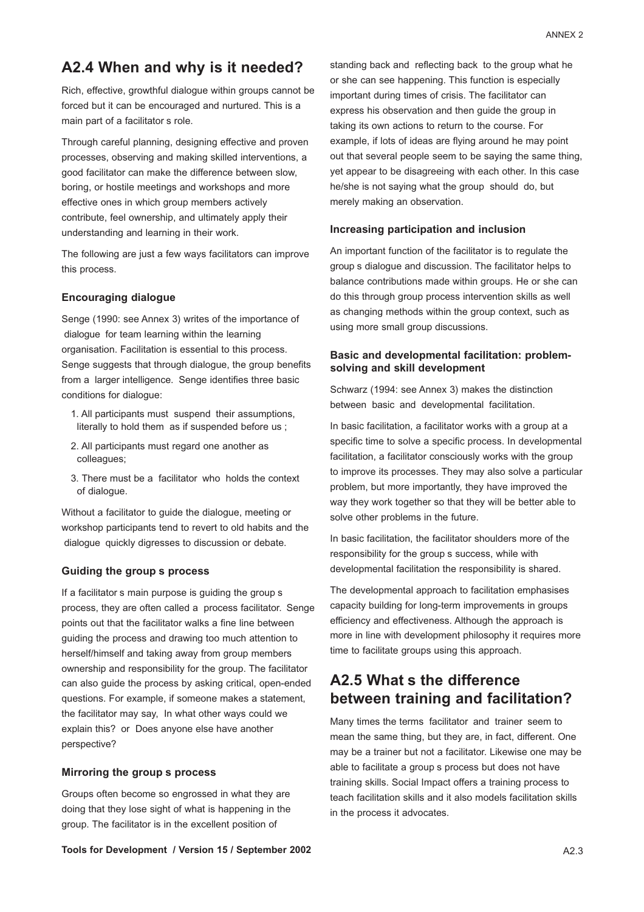## A2.4 When and why is it needed?

Rich, effective, growthful dialogue within groups cannot be forced but it can be encouraged and nurtured. This is a main part of a facilitator s role.

Through careful planning, designing effective and proven processes, observing and making skilled interventions, a good facilitator can make the difference between slow, boring, or hostile meetings and workshops and more effective ones in which group members actively contribute, feel ownership, and ultimately apply their understanding and learning in their work.

The following are just a few ways facilitators can improve this process.

### Encouraging dialogue

Senge (1990: see Annex 3) writes of the importance of dialogue for team learning within the learning organisation. Facilitation is essential to this process. Senge suggests that through dialogue, the group benefits from a larger intelligence. Senge identifies three basic conditions for dialogue:

1. All participants must suspend their assumptions, literally to hold them as if suspended before us ;
2. All participants must regard one another as colleagues;
3. There must be a facilitator who holds the context of dialogue.

Without a facilitator to guide the dialogue, meeting or workshop participants tend to revert to old habits and the dialogue quickly digresses to discussion or debate.

### Guiding the group s process

If a facilitator s main purpose is guiding the group s process, they are often called a process facilitator. Senge points out that the facilitator walks a fine line between guiding the process and drawing too much attention to herself/himself and taking away from group members ownership and responsibility for the group. The facilitator can also guide the process by asking critical, open-ended questions. For example, if someone makes a statement, the facilitator may say, In what other ways could we explain this? or Does anyone else have another perspective?

### Mirroring the group s process

Groups often become so engrossed in what they are doing that they lose sight of what is happening in the group. The facilitator is in the excellent position of standing back and reflecting back to the group what he or she can see happening. This function is especially important during times of crisis. The facilitator can express his observation and then guide the group in taking its own actions to return to the course. For example, if lots of ideas are flying around he may point out that several people seem to be saying the same thing, yet appear to be disagreeing with each other. In this case he/she is not saying what the group should do, but merely making an observation.

### Increasing participation and inclusion

An important function of the facilitator is to regulate the group s dialogue and discussion. The facilitator helps to balance contributions made within groups. He or she can do this through group process intervention skills as well as changing methods within the group context, such as using more small group discussions.

### Basic and developmental facilitation: problem-solving and skill development

Schwarz (1994: see Annex 3) makes the distinction between basic and developmental facilitation.

In basic facilitation, a facilitator works with a group at a specific time to solve a specific process. In developmental facilitation, a facilitator consciously works with the group to improve its processes. They may also solve a particular problem, but more importantly, they have improved the way they work together so that they will be better able to solve other problems in the future.

In basic facilitation, the facilitator shoulders more of the responsibility for the group s success, while with developmental facilitation the responsibility is shared.

The developmental approach to facilitation emphasises capacity building for long-term improvements in groups efficiency and effectiveness. Although the approach is more in line with development philosophy it requires more time to facilitate groups using this approach.

## A2.5 What s the difference between training and facilitation?

Many times the terms facilitator and trainer seem to mean the same thing, but they are, in fact, different. One may be a trainer but not a facilitator. Likewise one may be able to facilitate a group s process but does not have training skills. Social Impact offers a training process to teach facilitation skills and it also models facilitation skills in the process it advocates.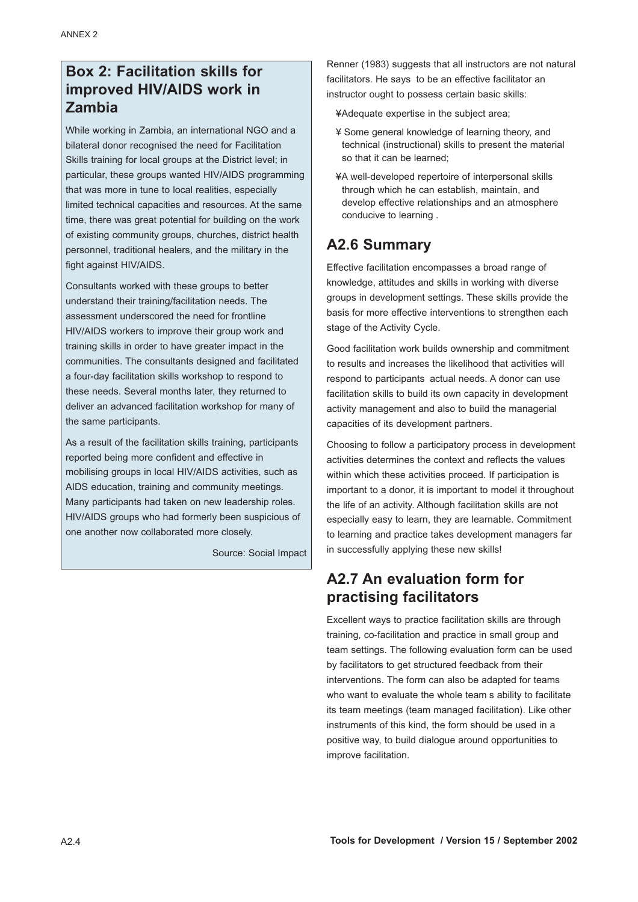## Box 2: Facilitation skills for improved HIV/AIDS work in Zambia

While working in Zambia, an international NGO and a bilateral donor recognised the need for Facilitation Skills training for local groups at the District level; in particular, these groups wanted HIV/AIDS programming that was more in tune to local realities, especially limited technical capacities and resources. At the same time, there was great potential for building on the work of existing community groups, churches, district health personnel, traditional healers, and the military in the fight against HIV/AIDS.

Consultants worked with these groups to better understand their training/facilitation needs. The assessment underscored the need for frontline HIV/AIDS workers to improve their group work and training skills in order to have greater impact in the communities. The consultants designed and facilitated a four-day facilitation skills workshop to respond to these needs. Several months later, they returned to deliver an advanced facilitation workshop for many of the same participants.

As a result of the facilitation skills training, participants reported being more confident and effective in mobilising groups in local HIV/AIDS activities, such as AIDS education, training and community meetings. Many participants had taken on new leadership roles. HIV/AIDS groups who had formerly been suspicious of one another now collaborated more closely.

Source: Social Impact

Renner (1983) suggests that all instructors are not natural facilitators. He says to be an effective facilitator an instructor ought to possess certain basic skills:

- Adequate expertise in the subject area;
- Some general knowledge of learning theory, and technical (instructional) skills to present the material so that it can be learned;
- A well-developed repertoire of interpersonal skills through which he can establish, maintain, and develop effective relationships and an atmosphere conducive to learning .

## A2.6 Summary

Effective facilitation encompasses a broad range of knowledge, attitudes and skills in working with diverse groups in development settings. These skills provide the basis for more effective interventions to strengthen each stage of the Activity Cycle.

Good facilitation work builds ownership and commitment to results and increases the likelihood that activities will respond to participants actual needs. A donor can use facilitation skills to build its own capacity in development activity management and also to build the managerial capacities of its development partners.

Choosing to follow a participatory process in development activities determines the context and reflects the values within which these activities proceed. If participation is important to a donor, it is important to model it throughout the life of an activity. Although facilitation skills are not especially easy to learn, they are learnable. Commitment to learning and practice takes development managers far in successfully applying these new skills!

## A2.7 An evaluation form for practising facilitators

Excellent ways to practice facilitation skills are through training, co-facilitation and practice in small group and team settings. The following evaluation form can be used by facilitators to get structured feedback from their interventions. The form can also be adapted for teams who want to evaluate the whole team s ability to facilitate its team meetings (team managed facilitation). Like other instruments of this kind, the form should be used in a positive way, to build dialogue around opportunities to improve facilitation.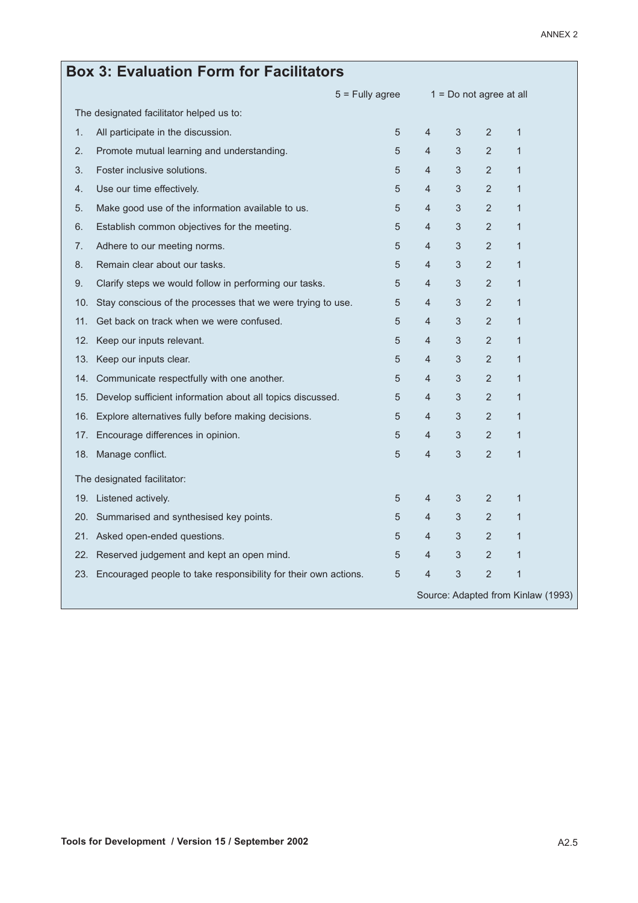## Box 3: Evaluation Form for Facilitators

5 = Fully agree 1 = Do not agree at all

| | | | | | | |
|---|---|---|---|---|---|---|
| **The designated facilitator helped us to:** | | | | | | |
| 1. | All participate in the discussion. | 5 | 4 | 3 | 2 | 1 |
| 2. | Promote mutual learning and understanding. | 5 | 4 | 3 | 2 | 1 |
| 3. | Foster inclusive solutions. | 5 | 4 | 3 | 2 | 1 |
| 4. | Use our time effectively. | 5 | 4 | 3 | 2 | 1 |
| 5. | Make good use of the information available to us. | 5 | 4 | 3 | 2 | 1 |
| 6. | Establish common objectives for the meeting. | 5 | 4 | 3 | 2 | 1 |
| 7. | Adhere to our meeting norms. | 5 | 4 | 3 | 2 | 1 |
| 8. | Remain clear about our tasks. | 5 | 4 | 3 | 2 | 1 |
| 9. | Clarify steps we would follow in performing our tasks. | 5 | 4 | 3 | 2 | 1 |
| 10. | Stay conscious of the processes that we were trying to use. | 5 | 4 | 3 | 2 | 1 |
| 11. | Get back on track when we were confused. | 5 | 4 | 3 | 2 | 1 |
| 12. | Keep our inputs relevant. | 5 | 4 | 3 | 2 | 1 |
| 13. | Keep our inputs clear. | 5 | 4 | 3 | 2 | 1 |
| 14. | Communicate respectfully with one another. | 5 | 4 | 3 | 2 | 1 |
| 15. | Develop sufficient information about all topics discussed. | 5 | 4 | 3 | 2 | 1 |
| 16. | Explore alternatives fully before making decisions. | 5 | 4 | 3 | 2 | 1 |
| 17. | Encourage differences in opinion. | 5 | 4 | 3 | 2 | 1 |
| 18. | Manage conflict. | 5 | 4 | 3 | 2 | 1 |
| **The designated facilitator:** | | | | | | |
| 19. | Listened actively. | 5 | 4 | 3 | 2 | 1 |
| 20. | Summarised and synthesised key points. | 5 | 4 | 3 | 2 | 1 |
| 21. | Asked open-ended questions. | 5 | 4 | 3 | 2 | 1 |
| 22. | Reserved judgement and kept an open mind. | 5 | 4 | 3 | 2 | 1 |
| 23. | Encouraged people to take responsibility for their own actions. | 5 | 4 | 3 | 2 | 1 |

Source: Adapted from Kinlaw (1993)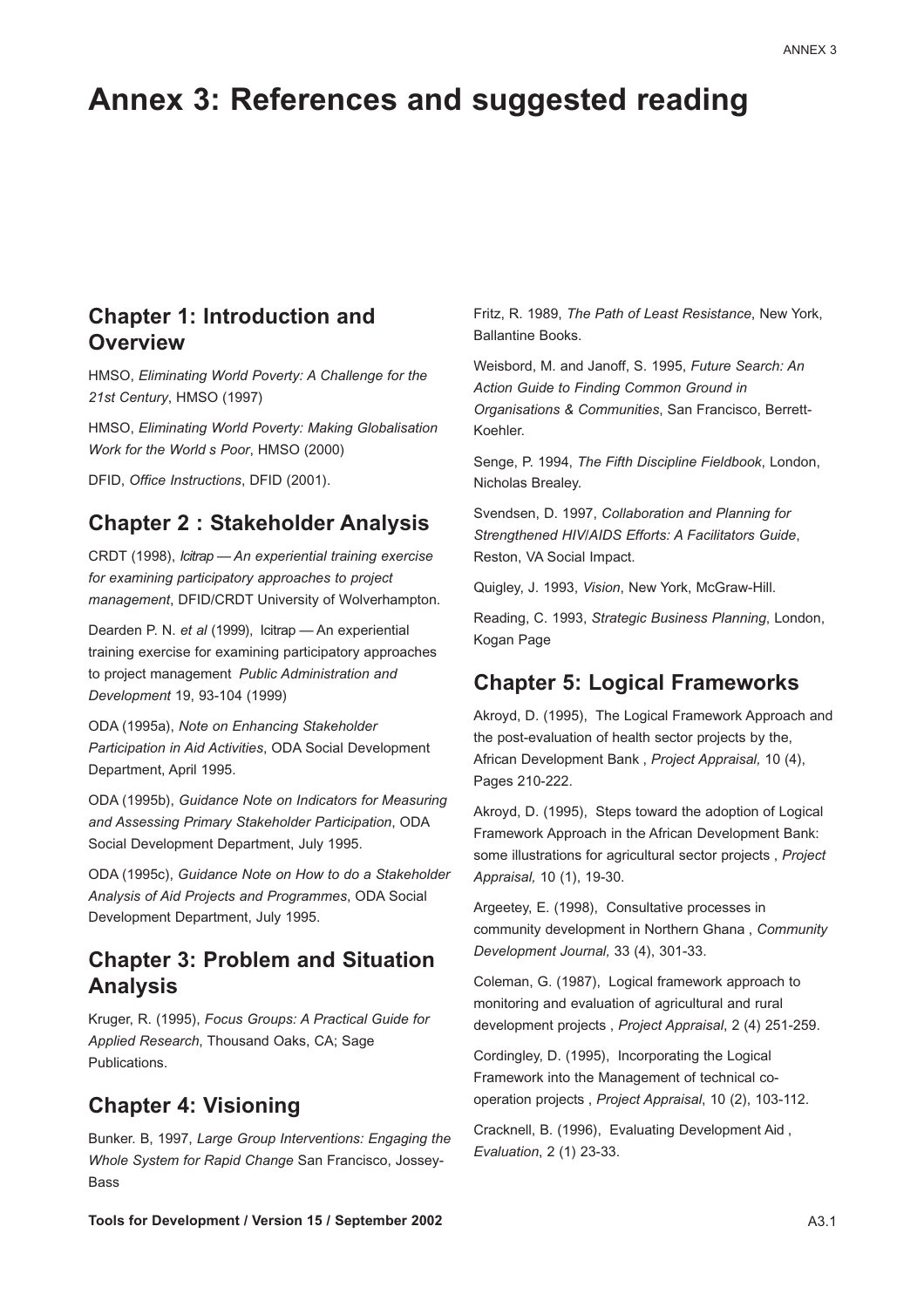# Annex 3: References and suggested reading

## Chapter 1: Introduction and Overview

HMSO, *Eliminating World Poverty: A Challenge for the 21st Century*, HMSO (1997)

HMSO, *Eliminating World Poverty: Making Globalisation Work for the World s Poor*, HMSO (2000)

DFID, *Office Instructions*, DFID (2001).

## Chapter 2 : Stakeholder Analysis

CRDT (1998), *Icitrap — An experiential training exercise for examining participatory approaches to project management*, DFID/CRDT University of Wolverhampton.

Dearden P. N. *et al* (1999), Icitrap — An experiential training exercise for examining participatory approaches to project management *Public Administration and Development* 19, 93-104 (1999)

ODA (1995a), *Note on Enhancing Stakeholder Participation in Aid Activities*, ODA Social Development Department, April 1995.

ODA (1995b), *Guidance Note on Indicators for Measuring and Assessing Primary Stakeholder Participation*, ODA Social Development Department, July 1995.

ODA (1995c), *Guidance Note on How to do a Stakeholder Analysis of Aid Projects and Programmes*, ODA Social Development Department, July 1995.

## Chapter 3: Problem and Situation Analysis

Kruger, R. (1995), *Focus Groups: A Practical Guide for Applied Research*, Thousand Oaks, CA; Sage Publications.

## Chapter 4: Visioning

Bunker. B, 1997, *Large Group Interventions: Engaging the Whole System for Rapid Change* San Francisco, Jossey-Bass

Fritz, R. 1989, *The Path of Least Resistance*, New York, Ballantine Books.

Weisbord, M. and Janoff, S. 1995, *Future Search: An Action Guide to Finding Common Ground in Organisations & Communities*, San Francisco, Berrett-Koehler.

Senge, P. 1994, *The Fifth Discipline Fieldbook*, London, Nicholas Brealey.

Svendsen, D. 1997, *Collaboration and Planning for Strengthened HIV/AIDS Efforts: A Facilitators Guide*, Reston, VA Social Impact.

Quigley, J. 1993, *Vision*, New York, McGraw-Hill.

Reading, C. 1993, *Strategic Business Planning*, London, Kogan Page

## Chapter 5: Logical Frameworks

Akroyd, D. (1995), The Logical Framework Approach and the post-evaluation of health sector projects by the, African Development Bank , *Project Appraisal,* 10 (4), Pages 210-222.

Akroyd, D. (1995), Steps toward the adoption of Logical Framework Approach in the African Development Bank: some illustrations for agricultural sector projects , *Project Appraisal,* 10 (1), 19-30.

Argeetey, E. (1998), Consultative processes in community development in Northern Ghana , *Community Development Journal,* 33 (4), 301-33.

Coleman, G. (1987), Logical framework approach to monitoring and evaluation of agricultural and rural development projects , *Project Appraisal*, 2 (4) 251-259.

Cordingley, D. (1995), Incorporating the Logical Framework into the Management of technical co-operation projects , *Project Appraisal*, 10 (2), 103-112.

Cracknell, B. (1996), Evaluating Development Aid , *Evaluation*, 2 (1) 23-33.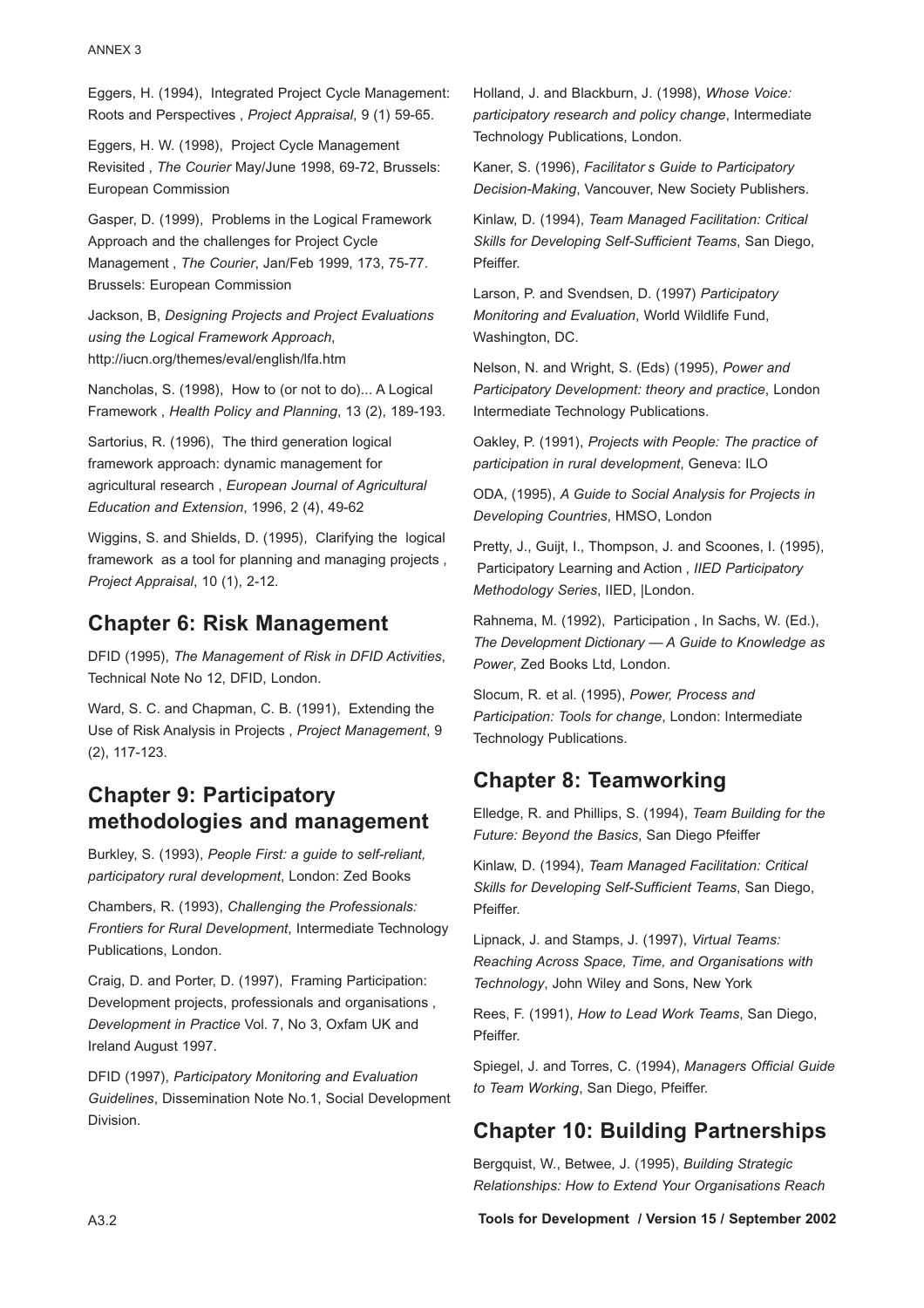Eggers, H. (1994), Integrated Project Cycle Management: Roots and Perspectives , *Project Appraisal*, 9 (1) 59-65.

Eggers, H. W. (1998), Project Cycle Management Revisited , *The Courier* May/June 1998, 69-72, Brussels: European Commission

Gasper, D. (1999), Problems in the Logical Framework Approach and the challenges for Project Cycle Management , *The Courier*, Jan/Feb 1999, 173, 75-77. Brussels: European Commission

Jackson, B, *Designing Projects and Project Evaluations using the Logical Framework Approach*, http://iucn.org/themes/eval/english/lfa.htm

Nancholas, S. (1998), How to (or not to do)... A Logical Framework , *Health Policy and Planning*, 13 (2), 189-193.

Sartorius, R. (1996), The third generation logical framework approach: dynamic management for agricultural research , *European Journal of Agricultural Education and Extension*, 1996, 2 (4), 49-62

Wiggins, S. and Shields, D. (1995), Clarifying the logical framework as a tool for planning and managing projects , *Project Appraisal*, 10 (1), 2-12.

## Chapter 6: Risk Management

DFID (1995), *The Management of Risk in DFID Activities*, Technical Note No 12, DFID, London.

Ward, S. C. and Chapman, C. B. (1991), Extending the Use of Risk Analysis in Projects , *Project Management*, 9 (2), 117-123.

## Chapter 9: Participatory methodologies and management

Burkley, S. (1993), *People First: a guide to self-reliant, participatory rural development*, London: Zed Books

Chambers, R. (1993), *Challenging the Professionals: Frontiers for Rural Development*, Intermediate Technology Publications, London.

Craig, D. and Porter, D. (1997), Framing Participation: Development projects, professionals and organisations , *Development in Practice* Vol. 7, No 3, Oxfam UK and Ireland August 1997.

DFID (1997), *Participatory Monitoring and Evaluation Guidelines*, Dissemination Note No.1, Social Development Division.

Holland, J. and Blackburn, J. (1998), *Whose Voice: participatory research and policy change*, Intermediate Technology Publications, London.

Kaner, S. (1996), *Facilitator s Guide to Participatory Decision-Making*, Vancouver, New Society Publishers.

Kinlaw, D. (1994), *Team Managed Facilitation: Critical Skills for Developing Self-Sufficient Teams*, San Diego, Pfeiffer.

Larson, P. and Svendsen, D. (1997) *Participatory Monitoring and Evaluation*, World Wildlife Fund, Washington, DC.

Nelson, N. and Wright, S. (Eds) (1995), *Power and Participatory Development: theory and practice*, London Intermediate Technology Publications.

Oakley, P. (1991), *Projects with People: The practice of participation in rural development*, Geneva: ILO

ODA, (1995), *A Guide to Social Analysis for Projects in Developing Countries*, HMSO, London

Pretty, J., Guijt, I., Thompson, J. and Scoones, I. (1995), Participatory Learning and Action , *IIED Participatory Methodology Series*, IIED, |London.

Rahnema, M. (1992), Participation , In Sachs, W. (Ed.), *The Development Dictionary — A Guide to Knowledge as Power*, Zed Books Ltd, London.

Slocum, R. et al. (1995), *Power, Process and Participation: Tools for change*, London: Intermediate Technology Publications.

## Chapter 8: Teamworking

Elledge, R. and Phillips, S. (1994), *Team Building for the Future: Beyond the Basics*, San Diego Pfeiffer

Kinlaw, D. (1994), *Team Managed Facilitation: Critical Skills for Developing Self-Sufficient Teams*, San Diego, Pfeiffer.

Lipnack, J. and Stamps, J. (1997), *Virtual Teams: Reaching Across Space, Time, and Organisations with Technology*, John Wiley and Sons, New York

Rees, F. (1991), *How to Lead Work Teams*, San Diego, Pfeiffer.

Spiegel, J. and Torres, C. (1994), *Managers Official Guide to Team Working*, San Diego, Pfeiffer.

## Chapter 10: Building Partnerships

Bergquist, W., Betwee, J. (1995), *Building Strategic Relationships: How to Extend Your Organisations Reach*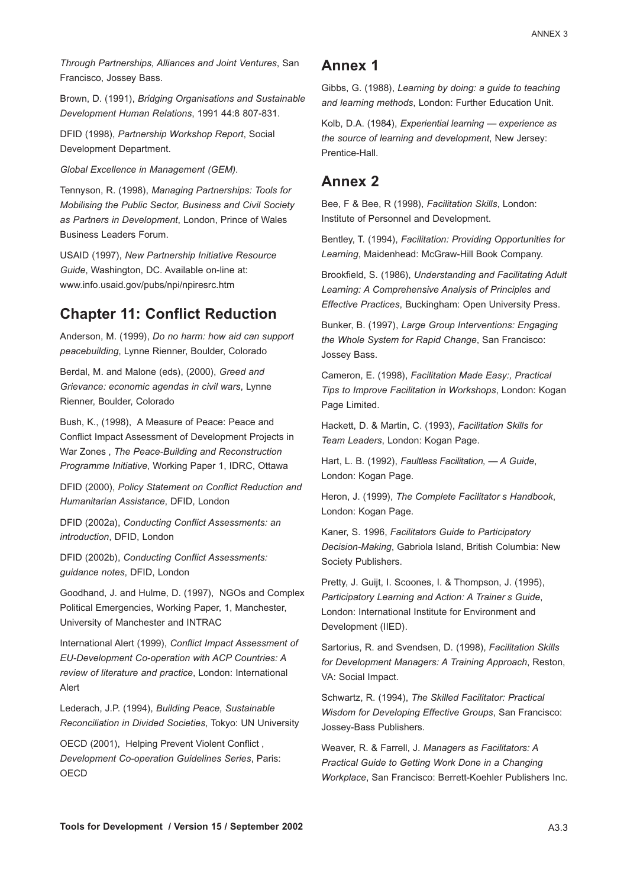*Through Partnerships, Alliances and Joint Ventures*, San Francisco, Jossey Bass.

Brown, D. (1991), *Bridging Organisations and Sustainable Development Human Relations*, 1991 44:8 807-831.

DFID (1998), *Partnership Workshop Report*, Social Development Department.

*Global Excellence in Management (GEM)*.

Tennyson, R. (1998), *Managing Partnerships: Tools for Mobilising the Public Sector, Business and Civil Society as Partners in Development*, London, Prince of Wales Business Leaders Forum.

USAID (1997), *New Partnership Initiative Resource Guide*, Washington, DC. Available on-line at: www.info.usaid.gov/pubs/npi/npiresrc.htm

## Chapter 11: Conflict Reduction

Anderson, M. (1999), *Do no harm: how aid can support peacebuilding*, Lynne Rienner, Boulder, Colorado

Berdal, M. and Malone (eds), (2000), *Greed and Grievance: economic agendas in civil wars*, Lynne Rienner, Boulder, Colorado

Bush, K., (1998), A Measure of Peace: Peace and Conflict Impact Assessment of Development Projects in War Zones , *The Peace-Building and Reconstruction Programme Initiative*, Working Paper 1, IDRC, Ottawa

DFID (2000), *Policy Statement on Conflict Reduction and Humanitarian Assistance*, DFID, London

DFID (2002a), *Conducting Conflict Assessments: an introduction*, DFID, London

DFID (2002b), *Conducting Conflict Assessments: guidance notes*, DFID, London

Goodhand, J. and Hulme, D. (1997), NGOs and Complex Political Emergencies, Working Paper, 1, Manchester, University of Manchester and INTRAC

International Alert (1999), *Conflict Impact Assessment of EU-Development Co-operation with ACP Countries: A review of literature and practice*, London: International Alert

Lederach, J.P. (1994), *Building Peace, Sustainable Reconciliation in Divided Societies*, Tokyo: UN University

OECD (2001), Helping Prevent Violent Conflict , *Development Co-operation Guidelines Series*, Paris: OECD

## Annex 1

Gibbs, G. (1988), *Learning by doing: a guide to teaching and learning methods*, London: Further Education Unit.

Kolb, D.A. (1984), *Experiential learning — experience as the source of learning and development*, New Jersey: Prentice-Hall.

## Annex 2

Bee, F & Bee, R (1998), *Facilitation Skills*, London: Institute of Personnel and Development.

Bentley, T. (1994), *Facilitation: Providing Opportunities for Learning*, Maidenhead: McGraw-Hill Book Company.

Brookfield, S. (1986), *Understanding and Facilitating Adult Learning: A Comprehensive Analysis of Principles and Effective Practices*, Buckingham: Open University Press.

Bunker, B. (1997), *Large Group Interventions: Engaging the Whole System for Rapid Change*, San Francisco: Jossey Bass.

Cameron, E. (1998), *Facilitation Made Easy:, Practical Tips to Improve Facilitation in Workshops*, London: Kogan Page Limited.

Hackett, D. & Martin, C. (1993), *Facilitation Skills for Team Leaders*, London: Kogan Page.

Hart, L. B. (1992), *Faultless Facilitation, — A Guide*, London: Kogan Page.

Heron, J. (1999), *The Complete Facilitator s Handbook*, London: Kogan Page.

Kaner, S. 1996, *Facilitators Guide to Participatory Decision-Making*, Gabriola Island, British Columbia: New Society Publishers.

Pretty, J. Guijt, I. Scoones, I. & Thompson, J. (1995), *Participatory Learning and Action: A Trainer s Guide*, London: International Institute for Environment and Development (IIED).

Sartorius, R. and Svendsen, D. (1998), *Facilitation Skills for Development Managers: A Training Approach*, Reston, VA: Social Impact.

Schwartz, R. (1994), *The Skilled Facilitator: Practical Wisdom for Developing Effective Groups*, San Francisco: Jossey-Bass Publishers.

Weaver, R. & Farrell, J. *Managers as Facilitators: A Practical Guide to Getting Work Done in a Changing Workplace*, San Francisco: Berrett-Koehler Publishers Inc.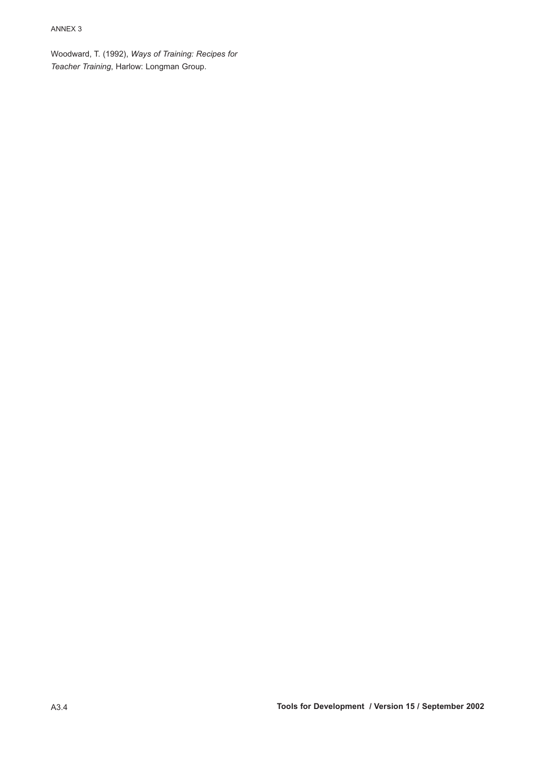Woodward, T. (1992), *Ways of Training: Recipes for Teacher Training*, Harlow: Longman Group.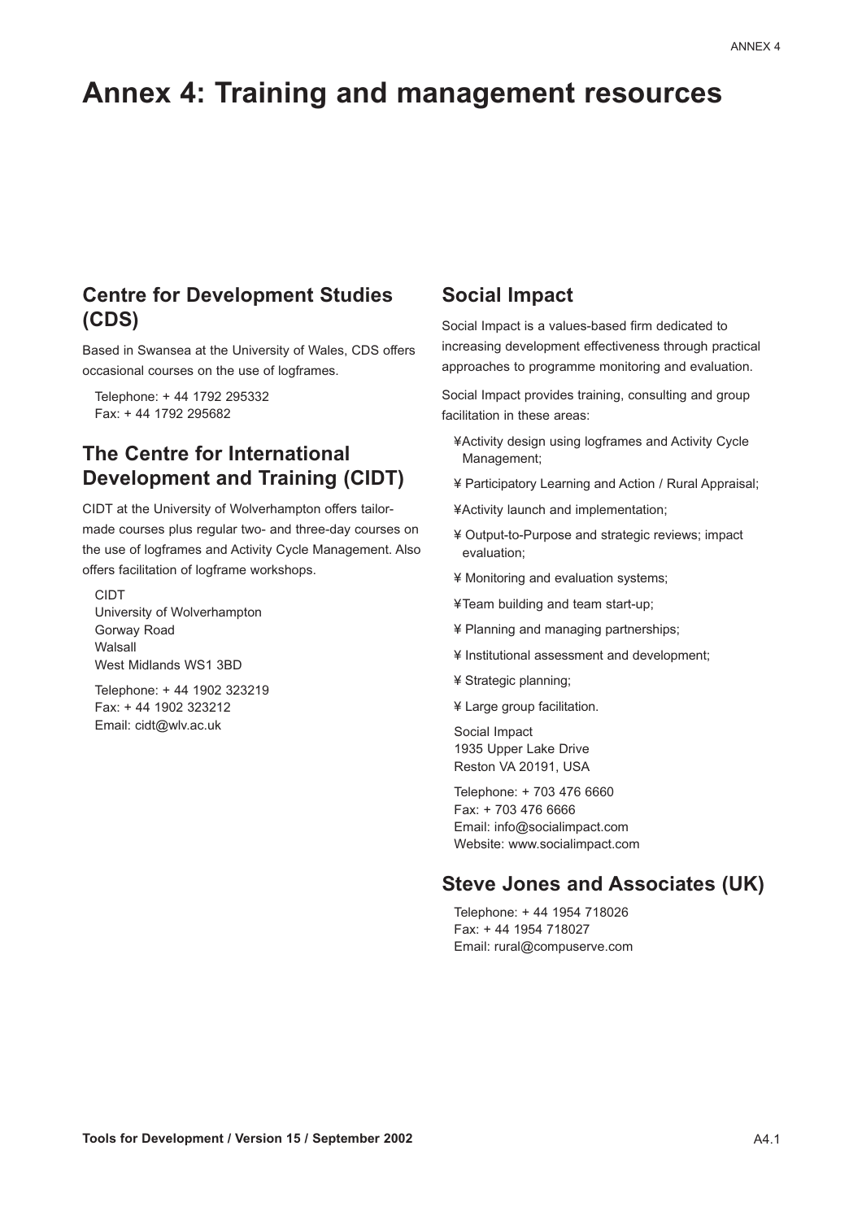# Annex 4: Training and management resources

## Centre for Development Studies (CDS)

Based in Swansea at the University of Wales, CDS offers occasional courses on the use of logframes.

Telephone: + 44 1792 295332
Fax: + 44 1792 295682

## The Centre for International Development and Training (CIDT)

CIDT at the University of Wolverhampton offers tailor-made courses plus regular two- and three-day courses on the use of logframes and Activity Cycle Management. Also offers facilitation of logframe workshops.

CIDT
University of Wolverhampton
Gorway Road
Walsall
West Midlands WS1 3BD

Telephone: + 44 1902 323219
Fax: + 44 1902 323212
Email: cidt@wlv.ac.uk

## Social Impact

Social Impact is a values-based firm dedicated to increasing development effectiveness through practical approaches to programme monitoring and evaluation.

Social Impact provides training, consulting and group facilitation in these areas:

- Activity design using logframes and Activity Cycle Management;
- Participatory Learning and Action / Rural Appraisal;
- Activity launch and implementation;
- Output-to-Purpose and strategic reviews; impact evaluation;
- Monitoring and evaluation systems;
- Team building and team start-up;
- Planning and managing partnerships;
- Institutional assessment and development;
- Strategic planning;
- Large group facilitation.

Social Impact
1935 Upper Lake Drive
Reston VA 20191, USA

Telephone: + 703 476 6660
Fax: + 703 476 6666
Email: info@socialimpact.com
Website: www.socialimpact.com

## Steve Jones and Associates (UK)

Telephone: + 44 1954 718026
Fax: + 44 1954 718027
Email: rural@compuserve.com